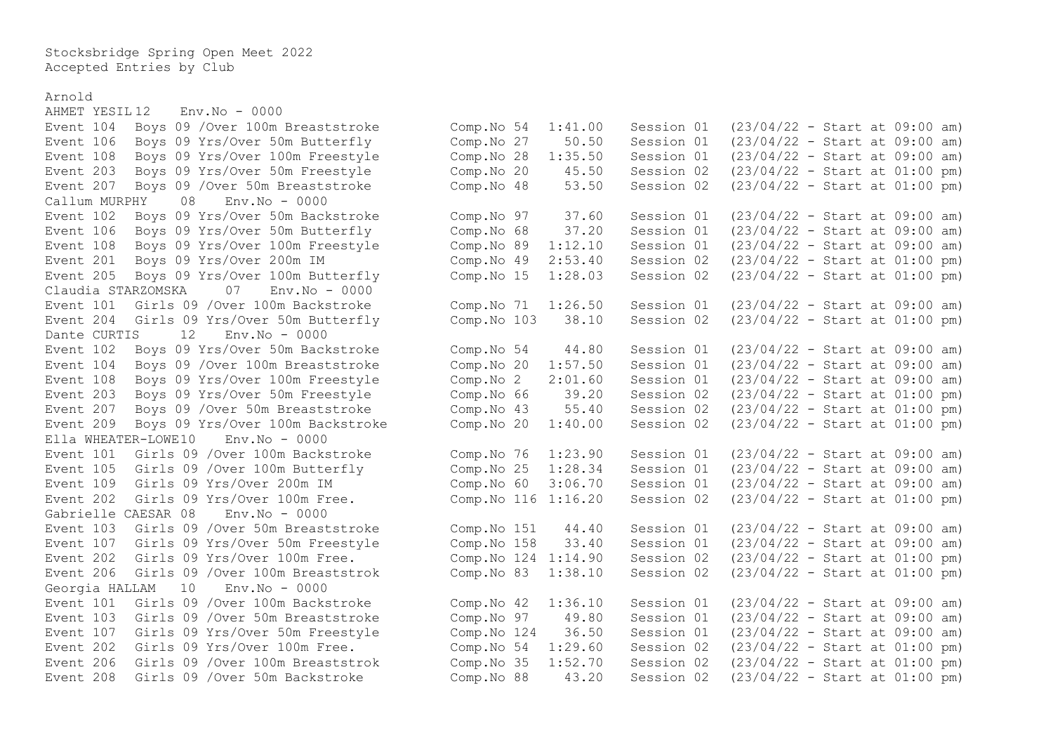Stocksbridge Spring Open Meet 2022
Accepted Entries by Club

Arnold

AHMET YESIL 12 Env.No - 0000

| Event | Description | Comp.No | Time | Session | Date/Start |
|---|---|---|---|---|---|
| Event 104 | Boys 09 /Over 100m Breaststroke | Comp.No 54 | 1:41.00 | Session 01 | (23/04/22 - Start at 09:00 am) |
| Event 106 | Boys 09 Yrs/Over 50m Butterfly | Comp.No 27 | 50.50 | Session 01 | (23/04/22 - Start at 09:00 am) |
| Event 108 | Boys 09 Yrs/Over 100m Freestyle | Comp.No 28 | 1:35.50 | Session 01 | (23/04/22 - Start at 09:00 am) |
| Event 203 | Boys 09 Yrs/Over 50m Freestyle | Comp.No 20 | 45.50 | Session 02 | (23/04/22 - Start at 01:00 pm) |
| Event 207 | Boys 09 /Over 50m Breaststroke | Comp.No 48 | 53.50 | Session 02 | (23/04/22 - Start at 01:00 pm) |

Callum MURPHY 08 Env.No - 0000

| Event | Description | Comp.No | Time | Session | Date/Start |
|---|---|---|---|---|---|
| Event 102 | Boys 09 Yrs/Over 50m Backstroke | Comp.No 97 | 37.60 | Session 01 | (23/04/22 - Start at 09:00 am) |
| Event 106 | Boys 09 Yrs/Over 50m Butterfly | Comp.No 68 | 37.20 | Session 01 | (23/04/22 - Start at 09:00 am) |
| Event 108 | Boys 09 Yrs/Over 100m Freestyle | Comp.No 89 | 1:12.10 | Session 01 | (23/04/22 - Start at 09:00 am) |
| Event 201 | Boys 09 Yrs/Over 200m IM | Comp.No 49 | 2:53.40 | Session 02 | (23/04/22 - Start at 01:00 pm) |
| Event 205 | Boys 09 Yrs/Over 100m Butterfly | Comp.No 15 | 1:28.03 | Session 02 | (23/04/22 - Start at 01:00 pm) |

Claudia STARZOMSKA 07 Env.No - 0000

| Event | Description | Comp.No | Time | Session | Date/Start |
|---|---|---|---|---|---|
| Event 101 | Girls 09 /Over 100m Backstroke | Comp.No 71 | 1:26.50 | Session 01 | (23/04/22 - Start at 09:00 am) |
| Event 204 | Girls 09 Yrs/Over 50m Butterfly | Comp.No 103 | 38.10 | Session 02 | (23/04/22 - Start at 01:00 pm) |

Dante CURTIS 12 Env.No - 0000

| Event | Description | Comp.No | Time | Session | Date/Start |
|---|---|---|---|---|---|
| Event 102 | Boys 09 Yrs/Over 50m Backstroke | Comp.No 54 | 44.80 | Session 01 | (23/04/22 - Start at 09:00 am) |
| Event 104 | Boys 09 /Over 100m Breaststroke | Comp.No 20 | 1:57.50 | Session 01 | (23/04/22 - Start at 09:00 am) |
| Event 108 | Boys 09 Yrs/Over 100m Freestyle | Comp.No 2 | 2:01.60 | Session 01 | (23/04/22 - Start at 09:00 am) |
| Event 203 | Boys 09 Yrs/Over 50m Freestyle | Comp.No 66 | 39.20 | Session 02 | (23/04/22 - Start at 01:00 pm) |
| Event 207 | Boys 09 /Over 50m Breaststroke | Comp.No 43 | 55.40 | Session 02 | (23/04/22 - Start at 01:00 pm) |
| Event 209 | Boys 09 Yrs/Over 100m Backstroke | Comp.No 20 | 1:40.00 | Session 02 | (23/04/22 - Start at 01:00 pm) |

Ella WHEATER-LOWE 10 Env.No - 0000

| Event | Description | Comp.No | Time | Session | Date/Start |
|---|---|---|---|---|---|
| Event 101 | Girls 09 /Over 100m Backstroke | Comp.No 76 | 1:23.90 | Session 01 | (23/04/22 - Start at 09:00 am) |
| Event 105 | Girls 09 /Over 100m Butterfly | Comp.No 25 | 1:28.34 | Session 01 | (23/04/22 - Start at 09:00 am) |
| Event 109 | Girls 09 Yrs/Over 200m IM | Comp.No 60 | 3:06.70 | Session 01 | (23/04/22 - Start at 09:00 am) |
| Event 202 | Girls 09 Yrs/Over 100m Free. | Comp.No 116 | 1:16.20 | Session 02 | (23/04/22 - Start at 01:00 pm) |

Gabrielle CAESAR 08 Env.No - 0000

| Event | Description | Comp.No | Time | Session | Date/Start |
|---|---|---|---|---|---|
| Event 103 | Girls 09 /Over 50m Breaststroke | Comp.No 151 | 44.40 | Session 01 | (23/04/22 - Start at 09:00 am) |
| Event 107 | Girls 09 Yrs/Over 50m Freestyle | Comp.No 158 | 33.40 | Session 01 | (23/04/22 - Start at 09:00 am) |
| Event 202 | Girls 09 Yrs/Over 100m Free. | Comp.No 124 | 1:14.90 | Session 02 | (23/04/22 - Start at 01:00 pm) |
| Event 206 | Girls 09 /Over 100m Breaststrok | Comp.No 83 | 1:38.10 | Session 02 | (23/04/22 - Start at 01:00 pm) |

Georgia HALLAM 10 Env.No - 0000

| Event | Description | Comp.No | Time | Session | Date/Start |
|---|---|---|---|---|---|
| Event 101 | Girls 09 /Over 100m Backstroke | Comp.No 42 | 1:36.10 | Session 01 | (23/04/22 - Start at 09:00 am) |
| Event 103 | Girls 09 /Over 50m Breaststroke | Comp.No 97 | 49.80 | Session 01 | (23/04/22 - Start at 09:00 am) |
| Event 107 | Girls 09 Yrs/Over 50m Freestyle | Comp.No 124 | 36.50 | Session 01 | (23/04/22 - Start at 09:00 am) |
| Event 202 | Girls 09 Yrs/Over 100m Free. | Comp.No 54 | 1:29.60 | Session 02 | (23/04/22 - Start at 01:00 pm) |
| Event 206 | Girls 09 /Over 100m Breaststrok | Comp.No 35 | 1:52.70 | Session 02 | (23/04/22 - Start at 01:00 pm) |
| Event 208 | Girls 09 /Over 50m Backstroke | Comp.No 88 | 43.20 | Session 02 | (23/04/22 - Start at 01:00 pm) |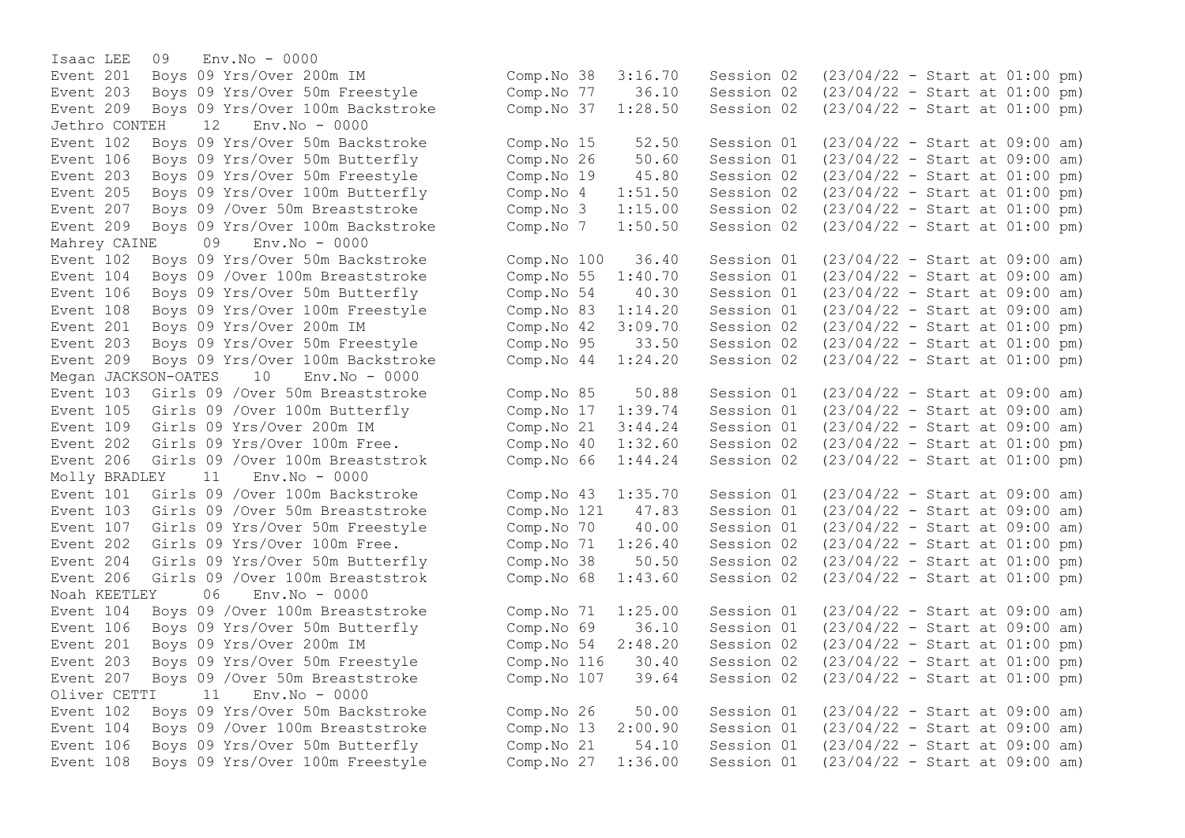Isaac LEE 09 Env.No - 0000

| Event | Description | Comp.No | Time | Session | Date/Start |
|---|---|---|---|---|---|
| Event 201 | Boys 09 Yrs/Over 200m IM | Comp.No 38 | 3:16.70 | Session 02 | (23/04/22 - Start at 01:00 pm) |
| Event 203 | Boys 09 Yrs/Over 50m Freestyle | Comp.No 77 | 36.10 | Session 02 | (23/04/22 - Start at 01:00 pm) |
| Event 209 | Boys 09 Yrs/Over 100m Backstroke | Comp.No 37 | 1:28.50 | Session 02 | (23/04/22 - Start at 01:00 pm) |

Jethro CONTEH 12 Env.No - 0000

| Event | Description | Comp.No | Time | Session | Date/Start |
|---|---|---|---|---|---|
| Event 102 | Boys 09 Yrs/Over 50m Backstroke | Comp.No 15 | 52.50 | Session 01 | (23/04/22 - Start at 09:00 am) |
| Event 106 | Boys 09 Yrs/Over 50m Butterfly | Comp.No 26 | 50.60 | Session 01 | (23/04/22 - Start at 09:00 am) |
| Event 203 | Boys 09 Yrs/Over 50m Freestyle | Comp.No 19 | 45.80 | Session 02 | (23/04/22 - Start at 01:00 pm) |
| Event 205 | Boys 09 Yrs/Over 100m Butterfly | Comp.No 4 | 1:51.50 | Session 02 | (23/04/22 - Start at 01:00 pm) |
| Event 207 | Boys 09 /Over 50m Breaststroke | Comp.No 3 | 1:15.00 | Session 02 | (23/04/22 - Start at 01:00 pm) |
| Event 209 | Boys 09 Yrs/Over 100m Backstroke | Comp.No 7 | 1:50.50 | Session 02 | (23/04/22 - Start at 01:00 pm) |

Mahrey CAINE 09 Env.No - 0000

| Event | Description | Comp.No | Time | Session | Date/Start |
|---|---|---|---|---|---|
| Event 102 | Boys 09 Yrs/Over 50m Backstroke | Comp.No 100 | 36.40 | Session 01 | (23/04/22 - Start at 09:00 am) |
| Event 104 | Boys 09 /Over 100m Breaststroke | Comp.No 55 | 1:40.70 | Session 01 | (23/04/22 - Start at 09:00 am) |
| Event 106 | Boys 09 Yrs/Over 50m Butterfly | Comp.No 54 | 40.30 | Session 01 | (23/04/22 - Start at 09:00 am) |
| Event 108 | Boys 09 Yrs/Over 100m Freestyle | Comp.No 83 | 1:14.20 | Session 01 | (23/04/22 - Start at 09:00 am) |
| Event 201 | Boys 09 Yrs/Over 200m IM | Comp.No 42 | 3:09.70 | Session 02 | (23/04/22 - Start at 01:00 pm) |
| Event 203 | Boys 09 Yrs/Over 50m Freestyle | Comp.No 95 | 33.50 | Session 02 | (23/04/22 - Start at 01:00 pm) |
| Event 209 | Boys 09 Yrs/Over 100m Backstroke | Comp.No 44 | 1:24.20 | Session 02 | (23/04/22 - Start at 01:00 pm) |

Megan JACKSON-OATES 10 Env.No - 0000

| Event | Description | Comp.No | Time | Session | Date/Start |
|---|---|---|---|---|---|
| Event 103 | Girls 09 /Over 50m Breaststroke | Comp.No 85 | 50.88 | Session 01 | (23/04/22 - Start at 09:00 am) |
| Event 105 | Girls 09 /Over 100m Butterfly | Comp.No 17 | 1:39.74 | Session 01 | (23/04/22 - Start at 09:00 am) |
| Event 109 | Girls 09 Yrs/Over 200m IM | Comp.No 21 | 3:44.24 | Session 01 | (23/04/22 - Start at 09:00 am) |
| Event 202 | Girls 09 Yrs/Over 100m Free. | Comp.No 40 | 1:32.60 | Session 02 | (23/04/22 - Start at 01:00 pm) |
| Event 206 | Girls 09 /Over 100m Breaststrok | Comp.No 66 | 1:44.24 | Session 02 | (23/04/22 - Start at 01:00 pm) |

Molly BRADLEY 11 Env.No - 0000

| Event | Description | Comp.No | Time | Session | Date/Start |
|---|---|---|---|---|---|
| Event 101 | Girls 09 /Over 100m Backstroke | Comp.No 43 | 1:35.70 | Session 01 | (23/04/22 - Start at 09:00 am) |
| Event 103 | Girls 09 /Over 50m Breaststroke | Comp.No 121 | 47.83 | Session 01 | (23/04/22 - Start at 09:00 am) |
| Event 107 | Girls 09 Yrs/Over 50m Freestyle | Comp.No 70 | 40.00 | Session 01 | (23/04/22 - Start at 09:00 am) |
| Event 202 | Girls 09 Yrs/Over 100m Free. | Comp.No 71 | 1:26.40 | Session 02 | (23/04/22 - Start at 01:00 pm) |
| Event 204 | Girls 09 Yrs/Over 50m Butterfly | Comp.No 38 | 50.50 | Session 02 | (23/04/22 - Start at 01:00 pm) |
| Event 206 | Girls 09 /Over 100m Breaststrok | Comp.No 68 | 1:43.60 | Session 02 | (23/04/22 - Start at 01:00 pm) |

Noah KEETLEY 06 Env.No - 0000

| Event | Description | Comp.No | Time | Session | Date/Start |
|---|---|---|---|---|---|
| Event 104 | Boys 09 /Over 100m Breaststroke | Comp.No 71 | 1:25.00 | Session 01 | (23/04/22 - Start at 09:00 am) |
| Event 106 | Boys 09 Yrs/Over 50m Butterfly | Comp.No 69 | 36.10 | Session 01 | (23/04/22 - Start at 09:00 am) |
| Event 201 | Boys 09 Yrs/Over 200m IM | Comp.No 54 | 2:48.20 | Session 02 | (23/04/22 - Start at 01:00 pm) |
| Event 203 | Boys 09 Yrs/Over 50m Freestyle | Comp.No 116 | 30.40 | Session 02 | (23/04/22 - Start at 01:00 pm) |
| Event 207 | Boys 09 /Over 50m Breaststroke | Comp.No 107 | 39.64 | Session 02 | (23/04/22 - Start at 01:00 pm) |

Oliver CETTI 11 Env.No - 0000

| Event | Description | Comp.No | Time | Session | Date/Start |
|---|---|---|---|---|---|
| Event 102 | Boys 09 Yrs/Over 50m Backstroke | Comp.No 26 | 50.00 | Session 01 | (23/04/22 - Start at 09:00 am) |
| Event 104 | Boys 09 /Over 100m Breaststroke | Comp.No 13 | 2:00.90 | Session 01 | (23/04/22 - Start at 09:00 am) |
| Event 106 | Boys 09 Yrs/Over 50m Butterfly | Comp.No 21 | 54.10 | Session 01 | (23/04/22 - Start at 09:00 am) |
| Event 108 | Boys 09 Yrs/Over 100m Freestyle | Comp.No 27 | 1:36.00 | Session 01 | (23/04/22 - Start at 09:00 am) |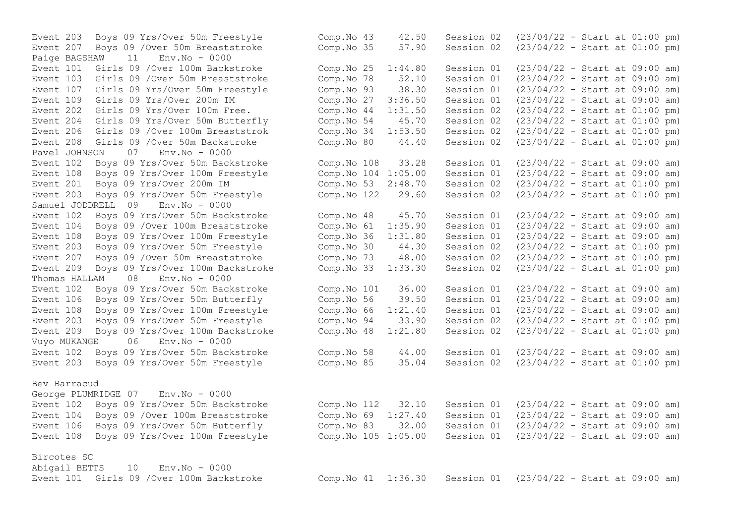```
Event 203  Boys 09 Yrs/Over 50m Freestyle          Comp.No 43     42.50   Session 02  (23/04/22 - Start at 01:00 pm)
Event 207  Boys 09 /Over 50m Breaststroke          Comp.No 35     57.90   Session 02  (23/04/22 - Start at 01:00 pm)
Paige BAGSHAW    11   Env.No - 0000
Event 101  Girls 09 /Over 100m Backstroke          Comp.No 25  1:44.80    Session 01  (23/04/22 - Start at 09:00 am)
Event 103  Girls 09 /Over 50m Breaststroke         Comp.No 78     52.10   Session 01  (23/04/22 - Start at 09:00 am)
Event 107  Girls 09 Yrs/Over 50m Freestyle         Comp.No 93     38.30   Session 01  (23/04/22 - Start at 09:00 am)
Event 109  Girls 09 Yrs/Over 200m IM               Comp.No 27  3:36.50    Session 01  (23/04/22 - Start at 09:00 am)
Event 202  Girls 09 Yrs/Over 100m Free.            Comp.No 44  1:31.50    Session 02  (23/04/22 - Start at 01:00 pm)
Event 204  Girls 09 Yrs/Over 50m Butterfly         Comp.No 54     45.70   Session 02  (23/04/22 - Start at 01:00 pm)
Event 206  Girls 09 /Over 100m Breaststrok         Comp.No 34  1:53.50    Session 02  (23/04/22 - Start at 01:00 pm)
Event 208  Girls 09 /Over 50m Backstroke           Comp.No 80     44.40   Session 02  (23/04/22 - Start at 01:00 pm)
Pavel JOHNSON    07   Env.No - 0000
Event 102  Boys 09 Yrs/Over 50m Backstroke         Comp.No 108    33.28   Session 01  (23/04/22 - Start at 09:00 am)
Event 108  Boys 09 Yrs/Over 100m Freestyle         Comp.No 104 1:05.00    Session 01  (23/04/22 - Start at 09:00 am)
Event 201  Boys 09 Yrs/Over 200m IM                Comp.No 53  2:48.70    Session 02  (23/04/22 - Start at 01:00 pm)
Event 203  Boys 09 Yrs/Over 50m Freestyle          Comp.No 122    29.60   Session 02  (23/04/22 - Start at 01:00 pm)
Samuel JODDRELL  09   Env.No - 0000
Event 102  Boys 09 Yrs/Over 50m Backstroke         Comp.No 48     45.70   Session 01  (23/04/22 - Start at 09:00 am)
Event 104  Boys 09 /Over 100m Breaststroke         Comp.No 61  1:35.90    Session 01  (23/04/22 - Start at 09:00 am)
Event 108  Boys 09 Yrs/Over 100m Freestyle         Comp.No 36  1:31.80    Session 01  (23/04/22 - Start at 09:00 am)
Event 203  Boys 09 Yrs/Over 50m Freestyle          Comp.No 30     44.30   Session 02  (23/04/22 - Start at 01:00 pm)
Event 207  Boys 09 /Over 50m Breaststroke          Comp.No 73     48.00   Session 02  (23/04/22 - Start at 01:00 pm)
Event 209  Boys 09 Yrs/Over 100m Backstroke        Comp.No 33  1:33.30    Session 02  (23/04/22 - Start at 01:00 pm)
Thomas HALLAM    08   Env.No - 0000
Event 102  Boys 09 Yrs/Over 50m Backstroke         Comp.No 101    36.00   Session 01  (23/04/22 - Start at 09:00 am)
Event 106  Boys 09 Yrs/Over 50m Butterfly          Comp.No 56     39.50   Session 01  (23/04/22 - Start at 09:00 am)
Event 108  Boys 09 Yrs/Over 100m Freestyle         Comp.No 66  1:21.40    Session 01  (23/04/22 - Start at 09:00 am)
Event 203  Boys 09 Yrs/Over 50m Freestyle          Comp.No 94     33.90   Session 02  (23/04/22 - Start at 01:00 pm)
Event 209  Boys 09 Yrs/Over 100m Backstroke        Comp.No 48  1:21.80    Session 02  (23/04/22 - Start at 01:00 pm)
Vuyo MUKANGE     06   Env.No - 0000
Event 102  Boys 09 Yrs/Over 50m Backstroke         Comp.No 58     44.00   Session 01  (23/04/22 - Start at 09:00 am)
Event 203  Boys 09 Yrs/Over 50m Freestyle          Comp.No 85     35.04   Session 02  (23/04/22 - Start at 01:00 pm)

Bev Barracud
George PLUMRIDGE 07   Env.No - 0000
Event 102  Boys 09 Yrs/Over 50m Backstroke         Comp.No 112    32.10   Session 01  (23/04/22 - Start at 09:00 am)
Event 104  Boys 09 /Over 100m Breaststroke         Comp.No 69  1:27.40    Session 01  (23/04/22 - Start at 09:00 am)
Event 106  Boys 09 Yrs/Over 50m Butterfly          Comp.No 83     32.00   Session 01  (23/04/22 - Start at 09:00 am)
Event 108  Boys 09 Yrs/Over 100m Freestyle         Comp.No 105 1:05.00    Session 01  (23/04/22 - Start at 09:00 am)

Bircotes SC
Abigail BETTS    10   Env.No - 0000
Event 101  Girls 09 /Over 100m Backstroke          Comp.No 41  1:36.30    Session 01  (23/04/22 - Start at 09:00 am)
```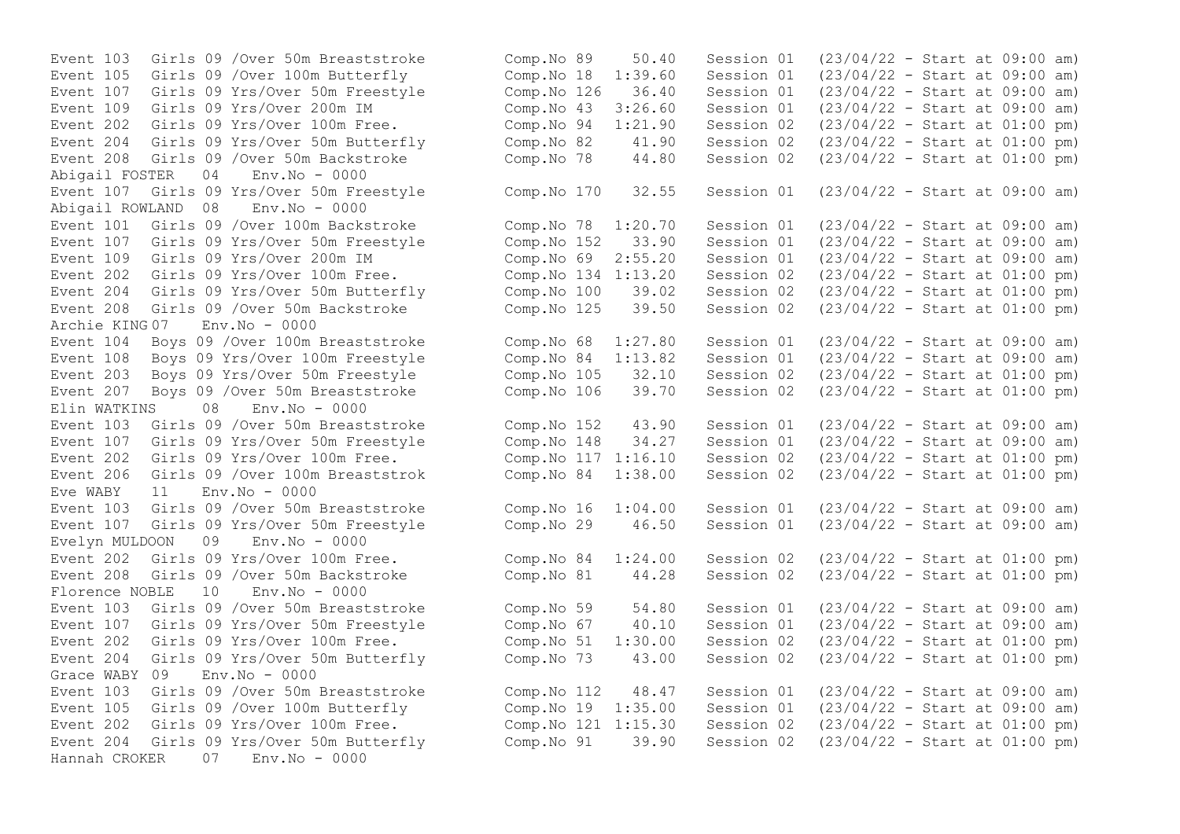```
Event 103  Girls 09 /Over 50m Breaststroke       Comp.No 89    50.40   Session 01  (23/04/22 - Start at 09:00 am)
Event 105  Girls 09 /Over 100m Butterfly         Comp.No 18  1:39.60   Session 01  (23/04/22 - Start at 09:00 am)
Event 107  Girls 09 Yrs/Over 50m Freestyle       Comp.No 126   36.40   Session 01  (23/04/22 - Start at 09:00 am)
Event 109  Girls 09 Yrs/Over 200m IM             Comp.No 43  3:26.60   Session 01  (23/04/22 - Start at 09:00 am)
Event 202  Girls 09 Yrs/Over 100m Free.          Comp.No 94  1:21.90   Session 02  (23/04/22 - Start at 01:00 pm)
Event 204  Girls 09 Yrs/Over 50m Butterfly       Comp.No 82    41.90   Session 02  (23/04/22 - Start at 01:00 pm)
Event 208  Girls 09 /Over 50m Backstroke         Comp.No 78    44.80   Session 02  (23/04/22 - Start at 01:00 pm)
Abigail FOSTER   04    Env.No - 0000
Event 107  Girls 09 Yrs/Over 50m Freestyle       Comp.No 170   32.55   Session 01  (23/04/22 - Start at 09:00 am)
Abigail ROWLAND  08    Env.No - 0000
Event 101  Girls 09 /Over 100m Backstroke        Comp.No 78  1:20.70   Session 01  (23/04/22 - Start at 09:00 am)
Event 107  Girls 09 Yrs/Over 50m Freestyle       Comp.No 152   33.90   Session 01  (23/04/22 - Start at 09:00 am)
Event 109  Girls 09 Yrs/Over 200m IM             Comp.No 69  2:55.20   Session 01  (23/04/22 - Start at 09:00 am)
Event 202  Girls 09 Yrs/Over 100m Free.          Comp.No 134 1:13.20   Session 02  (23/04/22 - Start at 01:00 pm)
Event 204  Girls 09 Yrs/Over 50m Butterfly       Comp.No 100   39.02   Session 02  (23/04/22 - Start at 01:00 pm)
Event 208  Girls 09 /Over 50m Backstroke         Comp.No 125   39.50   Session 02  (23/04/22 - Start at 01:00 pm)
Archie KING 07    Env.No - 0000
Event 104  Boys 09 /Over 100m Breaststroke       Comp.No 68  1:27.80   Session 01  (23/04/22 - Start at 09:00 am)
Event 108  Boys 09 Yrs/Over 100m Freestyle       Comp.No 84  1:13.82   Session 01  (23/04/22 - Start at 09:00 am)
Event 203  Boys 09 Yrs/Over 50m Freestyle        Comp.No 105   32.10   Session 02  (23/04/22 - Start at 01:00 pm)
Event 207  Boys 09 /Over 50m Breaststroke        Comp.No 106   39.70   Session 02  (23/04/22 - Start at 01:00 pm)
Elin WATKINS     08    Env.No - 0000
Event 103  Girls 09 /Over 50m Breaststroke       Comp.No 152   43.90   Session 01  (23/04/22 - Start at 09:00 am)
Event 107  Girls 09 Yrs/Over 50m Freestyle       Comp.No 148   34.27   Session 01  (23/04/22 - Start at 09:00 am)
Event 202  Girls 09 Yrs/Over 100m Free.          Comp.No 117 1:16.10   Session 02  (23/04/22 - Start at 01:00 pm)
Event 206  Girls 09 /Over 100m Breaststrok       Comp.No 84  1:38.00   Session 02  (23/04/22 - Start at 01:00 pm)
Eve WABY    11    Env.No - 0000
Event 103  Girls 09 /Over 50m Breaststroke       Comp.No 16  1:04.00   Session 01  (23/04/22 - Start at 09:00 am)
Event 107  Girls 09 Yrs/Over 50m Freestyle       Comp.No 29    46.50   Session 01  (23/04/22 - Start at 09:00 am)
Evelyn MULDOON   09    Env.No - 0000
Event 202  Girls 09 Yrs/Over 100m Free.          Comp.No 84  1:24.00   Session 02  (23/04/22 - Start at 01:00 pm)
Event 208  Girls 09 /Over 50m Backstroke         Comp.No 81    44.28   Session 02  (23/04/22 - Start at 01:00 pm)
Florence NOBLE   10    Env.No - 0000
Event 103  Girls 09 /Over 50m Breaststroke       Comp.No 59    54.80   Session 01  (23/04/22 - Start at 09:00 am)
Event 107  Girls 09 Yrs/Over 50m Freestyle       Comp.No 67    40.10   Session 01  (23/04/22 - Start at 09:00 am)
Event 202  Girls 09 Yrs/Over 100m Free.          Comp.No 51  1:30.00   Session 02  (23/04/22 - Start at 01:00 pm)
Event 204  Girls 09 Yrs/Over 50m Butterfly       Comp.No 73    43.00   Session 02  (23/04/22 - Start at 01:00 pm)
Grace WABY 09    Env.No - 0000
Event 103  Girls 09 /Over 50m Breaststroke       Comp.No 112   48.47   Session 01  (23/04/22 - Start at 09:00 am)
Event 105  Girls 09 /Over 100m Butterfly         Comp.No 19  1:35.00   Session 01  (23/04/22 - Start at 09:00 am)
Event 202  Girls 09 Yrs/Over 100m Free.          Comp.No 121 1:15.30   Session 02  (23/04/22 - Start at 01:00 pm)
Event 204  Girls 09 Yrs/Over 50m Butterfly       Comp.No 91    39.90   Session 02  (23/04/22 - Start at 01:00 pm)
Hannah CROKER    07    Env.No - 0000
```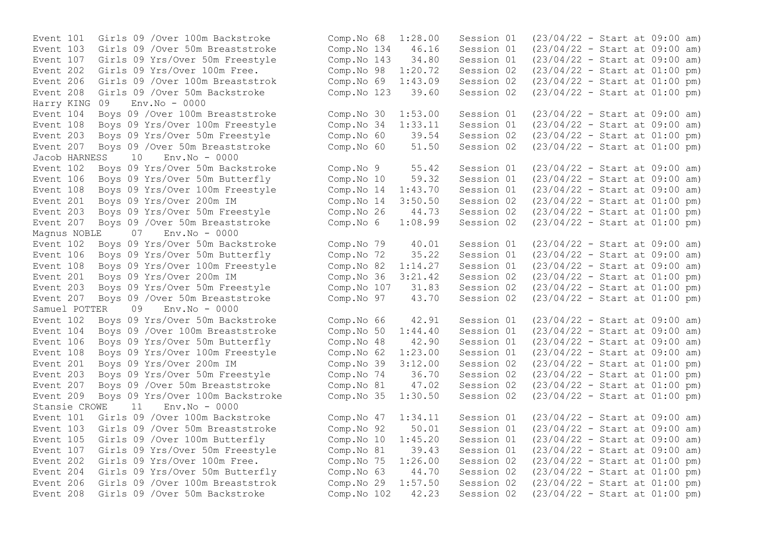```
Event 101  Girls 09 /Over 100m Backstroke        Comp.No 68  1:28.00   Session 01  (23/04/22 - Start at 09:00 am)
Event 103  Girls 09 /Over 50m Breaststroke       Comp.No 134   46.16   Session 01  (23/04/22 - Start at 09:00 am)
Event 107  Girls 09 Yrs/Over 50m Freestyle       Comp.No 143   34.80   Session 01  (23/04/22 - Start at 09:00 am)
Event 202  Girls 09 Yrs/Over 100m Free.          Comp.No 98  1:20.72   Session 02  (23/04/22 - Start at 01:00 pm)
Event 206  Girls 09 /Over 100m Breaststrok       Comp.No 69  1:43.09   Session 02  (23/04/22 - Start at 01:00 pm)
Event 208  Girls 09 /Over 50m Backstroke         Comp.No 123   39.60   Session 02  (23/04/22 - Start at 01:00 pm)
Harry KING 09   Env.No - 0000
Event 104  Boys 09 /Over 100m Breaststroke       Comp.No 30  1:53.00   Session 01  (23/04/22 - Start at 09:00 am)
Event 108  Boys 09 Yrs/Over 100m Freestyle       Comp.No 34  1:33.11   Session 01  (23/04/22 - Start at 09:00 am)
Event 203  Boys 09 Yrs/Over 50m Freestyle        Comp.No 60    39.54   Session 02  (23/04/22 - Start at 01:00 pm)
Event 207  Boys 09 /Over 50m Breaststroke        Comp.No 60    51.50   Session 02  (23/04/22 - Start at 01:00 pm)
Jacob HARNESS    10   Env.No - 0000
Event 102  Boys 09 Yrs/Over 50m Backstroke       Comp.No 9     55.42   Session 01  (23/04/22 - Start at 09:00 am)
Event 106  Boys 09 Yrs/Over 50m Butterfly        Comp.No 10    59.32   Session 01  (23/04/22 - Start at 09:00 am)
Event 108  Boys 09 Yrs/Over 100m Freestyle       Comp.No 14  1:43.70   Session 01  (23/04/22 - Start at 09:00 am)
Event 201  Boys 09 Yrs/Over 200m IM              Comp.No 14  3:50.50   Session 02  (23/04/22 - Start at 01:00 pm)
Event 203  Boys 09 Yrs/Over 50m Freestyle        Comp.No 26    44.73   Session 02  (23/04/22 - Start at 01:00 pm)
Event 207  Boys 09 /Over 50m Breaststroke        Comp.No 6   1:08.99   Session 02  (23/04/22 - Start at 01:00 pm)
Magnus NOBLE     07   Env.No - 0000
Event 102  Boys 09 Yrs/Over 50m Backstroke       Comp.No 79    40.01   Session 01  (23/04/22 - Start at 09:00 am)
Event 106  Boys 09 Yrs/Over 50m Butterfly        Comp.No 72    35.22   Session 01  (23/04/22 - Start at 09:00 am)
Event 108  Boys 09 Yrs/Over 100m Freestyle       Comp.No 82  1:14.27   Session 01  (23/04/22 - Start at 09:00 am)
Event 201  Boys 09 Yrs/Over 200m IM              Comp.No 36  3:21.42   Session 02  (23/04/22 - Start at 01:00 pm)
Event 203  Boys 09 Yrs/Over 50m Freestyle        Comp.No 107   31.83   Session 02  (23/04/22 - Start at 01:00 pm)
Event 207  Boys 09 /Over 50m Breaststroke        Comp.No 97    43.70   Session 02  (23/04/22 - Start at 01:00 pm)
Samuel POTTER    09   Env.No - 0000
Event 102  Boys 09 Yrs/Over 50m Backstroke       Comp.No 66    42.91   Session 01  (23/04/22 - Start at 09:00 am)
Event 104  Boys 09 /Over 100m Breaststroke       Comp.No 50  1:44.40   Session 01  (23/04/22 - Start at 09:00 am)
Event 106  Boys 09 Yrs/Over 50m Butterfly        Comp.No 48    42.90   Session 01  (23/04/22 - Start at 09:00 am)
Event 108  Boys 09 Yrs/Over 100m Freestyle       Comp.No 62  1:23.00   Session 01  (23/04/22 - Start at 09:00 am)
Event 201  Boys 09 Yrs/Over 200m IM              Comp.No 39  3:12.00   Session 02  (23/04/22 - Start at 01:00 pm)
Event 203  Boys 09 Yrs/Over 50m Freestyle        Comp.No 74    36.70   Session 02  (23/04/22 - Start at 01:00 pm)
Event 207  Boys 09 /Over 50m Breaststroke        Comp.No 81    47.02   Session 02  (23/04/22 - Start at 01:00 pm)
Event 209  Boys 09 Yrs/Over 100m Backstroke      Comp.No 35  1:30.50   Session 02  (23/04/22 - Start at 01:00 pm)
Stansie CROWE    11   Env.No - 0000
Event 101  Girls 09 /Over 100m Backstroke        Comp.No 47  1:34.11   Session 01  (23/04/22 - Start at 09:00 am)
Event 103  Girls 09 /Over 50m Breaststroke       Comp.No 92    50.01   Session 01  (23/04/22 - Start at 09:00 am)
Event 105  Girls 09 /Over 100m Butterfly         Comp.No 10  1:45.20   Session 01  (23/04/22 - Start at 09:00 am)
Event 107  Girls 09 Yrs/Over 50m Freestyle       Comp.No 81    39.43   Session 01  (23/04/22 - Start at 09:00 am)
Event 202  Girls 09 Yrs/Over 100m Free.          Comp.No 75  1:26.00   Session 02  (23/04/22 - Start at 01:00 pm)
Event 204  Girls 09 Yrs/Over 50m Butterfly       Comp.No 63    44.70   Session 02  (23/04/22 - Start at 01:00 pm)
Event 206  Girls 09 /Over 100m Breaststrok       Comp.No 29  1:57.50   Session 02  (23/04/22 - Start at 01:00 pm)
Event 208  Girls 09 /Over 50m Backstroke         Comp.No 102   42.23   Session 02  (23/04/22 - Start at 01:00 pm)
```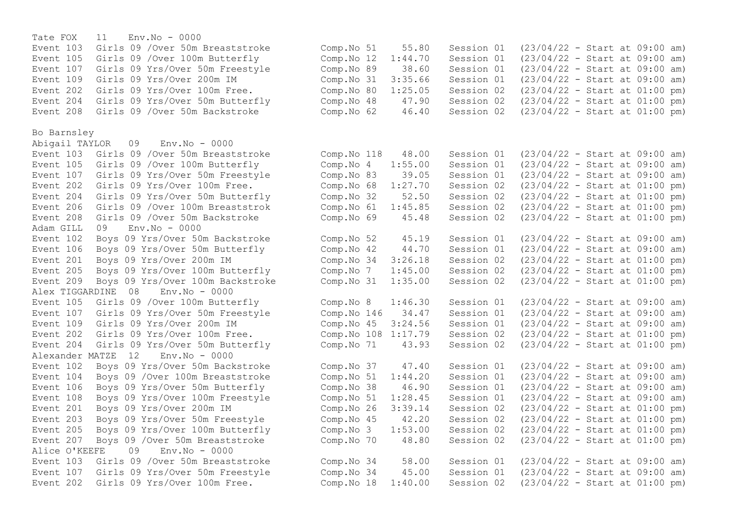Tate FOX 11 Env.No - 0000

| | | | | | |
|---|---|---|---|---|---|
| Event 103 | Girls 09 /Over 50m Breaststroke | Comp.No 51 | 55.80 | Session 01 | (23/04/22 - Start at 09:00 am) |
| Event 105 | Girls 09 /Over 100m Butterfly | Comp.No 12 | 1:44.70 | Session 01 | (23/04/22 - Start at 09:00 am) |
| Event 107 | Girls 09 Yrs/Over 50m Freestyle | Comp.No 89 | 38.60 | Session 01 | (23/04/22 - Start at 09:00 am) |
| Event 109 | Girls 09 Yrs/Over 200m IM | Comp.No 31 | 3:35.66 | Session 01 | (23/04/22 - Start at 09:00 am) |
| Event 202 | Girls 09 Yrs/Over 100m Free. | Comp.No 80 | 1:25.05 | Session 02 | (23/04/22 - Start at 01:00 pm) |
| Event 204 | Girls 09 Yrs/Over 50m Butterfly | Comp.No 48 | 47.90 | Session 02 | (23/04/22 - Start at 01:00 pm) |
| Event 208 | Girls 09 /Over 50m Backstroke | Comp.No 62 | 46.40 | Session 02 | (23/04/22 - Start at 01:00 pm) |

Bo Barnsley

Abigail TAYLOR 09 Env.No - 0000

| | | | | | |
|---|---|---|---|---|---|
| Event 103 | Girls 09 /Over 50m Breaststroke | Comp.No 118 | 48.00 | Session 01 | (23/04/22 - Start at 09:00 am) |
| Event 105 | Girls 09 /Over 100m Butterfly | Comp.No 4 | 1:55.00 | Session 01 | (23/04/22 - Start at 09:00 am) |
| Event 107 | Girls 09 Yrs/Over 50m Freestyle | Comp.No 83 | 39.05 | Session 01 | (23/04/22 - Start at 09:00 am) |
| Event 202 | Girls 09 Yrs/Over 100m Free. | Comp.No 68 | 1:27.70 | Session 02 | (23/04/22 - Start at 01:00 pm) |
| Event 204 | Girls 09 Yrs/Over 50m Butterfly | Comp.No 32 | 52.50 | Session 02 | (23/04/22 - Start at 01:00 pm) |
| Event 206 | Girls 09 /Over 100m Breaststrok | Comp.No 61 | 1:45.85 | Session 02 | (23/04/22 - Start at 01:00 pm) |
| Event 208 | Girls 09 /Over 50m Backstroke | Comp.No 69 | 45.48 | Session 02 | (23/04/22 - Start at 01:00 pm) |

Adam GILL 09 Env.No - 0000

| | | | | | |
|---|---|---|---|---|---|
| Event 102 | Boys 09 Yrs/Over 50m Backstroke | Comp.No 52 | 45.19 | Session 01 | (23/04/22 - Start at 09:00 am) |
| Event 106 | Boys 09 Yrs/Over 50m Butterfly | Comp.No 42 | 44.70 | Session 01 | (23/04/22 - Start at 09:00 am) |
| Event 201 | Boys 09 Yrs/Over 200m IM | Comp.No 34 | 3:26.18 | Session 02 | (23/04/22 - Start at 01:00 pm) |
| Event 205 | Boys 09 Yrs/Over 100m Butterfly | Comp.No 7 | 1:45.00 | Session 02 | (23/04/22 - Start at 01:00 pm) |
| Event 209 | Boys 09 Yrs/Over 100m Backstroke | Comp.No 31 | 1:35.00 | Session 02 | (23/04/22 - Start at 01:00 pm) |

Alex TIGGARDINE 08 Env.No - 0000

| | | | | | |
|---|---|---|---|---|---|
| Event 105 | Girls 09 /Over 100m Butterfly | Comp.No 8 | 1:46.30 | Session 01 | (23/04/22 - Start at 09:00 am) |
| Event 107 | Girls 09 Yrs/Over 50m Freestyle | Comp.No 146 | 34.47 | Session 01 | (23/04/22 - Start at 09:00 am) |
| Event 109 | Girls 09 Yrs/Over 200m IM | Comp.No 45 | 3:24.56 | Session 01 | (23/04/22 - Start at 09:00 am) |
| Event 202 | Girls 09 Yrs/Over 100m Free. | Comp.No 108 | 1:17.79 | Session 02 | (23/04/22 - Start at 01:00 pm) |
| Event 204 | Girls 09 Yrs/Over 50m Butterfly | Comp.No 71 | 43.93 | Session 02 | (23/04/22 - Start at 01:00 pm) |

Alexander MATZE 12 Env.No - 0000

| | | | | | |
|---|---|---|---|---|---|
| Event 102 | Boys 09 Yrs/Over 50m Backstroke | Comp.No 37 | 47.40 | Session 01 | (23/04/22 - Start at 09:00 am) |
| Event 104 | Boys 09 /Over 100m Breaststroke | Comp.No 51 | 1:44.20 | Session 01 | (23/04/22 - Start at 09:00 am) |
| Event 106 | Boys 09 Yrs/Over 50m Butterfly | Comp.No 38 | 46.90 | Session 01 | (23/04/22 - Start at 09:00 am) |
| Event 108 | Boys 09 Yrs/Over 100m Freestyle | Comp.No 51 | 1:28.45 | Session 01 | (23/04/22 - Start at 09:00 am) |
| Event 201 | Boys 09 Yrs/Over 200m IM | Comp.No 26 | 3:39.14 | Session 02 | (23/04/22 - Start at 01:00 pm) |
| Event 203 | Boys 09 Yrs/Over 50m Freestyle | Comp.No 45 | 42.20 | Session 02 | (23/04/22 - Start at 01:00 pm) |
| Event 205 | Boys 09 Yrs/Over 100m Butterfly | Comp.No 3 | 1:53.00 | Session 02 | (23/04/22 - Start at 01:00 pm) |
| Event 207 | Boys 09 /Over 50m Breaststroke | Comp.No 70 | 48.80 | Session 02 | (23/04/22 - Start at 01:00 pm) |

Alice O'KEEFE 09 Env.No - 0000

| | | | | | |
|---|---|---|---|---|---|
| Event 103 | Girls 09 /Over 50m Breaststroke | Comp.No 34 | 58.00 | Session 01 | (23/04/22 - Start at 09:00 am) |
| Event 107 | Girls 09 Yrs/Over 50m Freestyle | Comp.No 34 | 45.00 | Session 01 | (23/04/22 - Start at 09:00 am) |
| Event 202 | Girls 09 Yrs/Over 100m Free. | Comp.No 18 | 1:40.00 | Session 02 | (23/04/22 - Start at 01:00 pm) |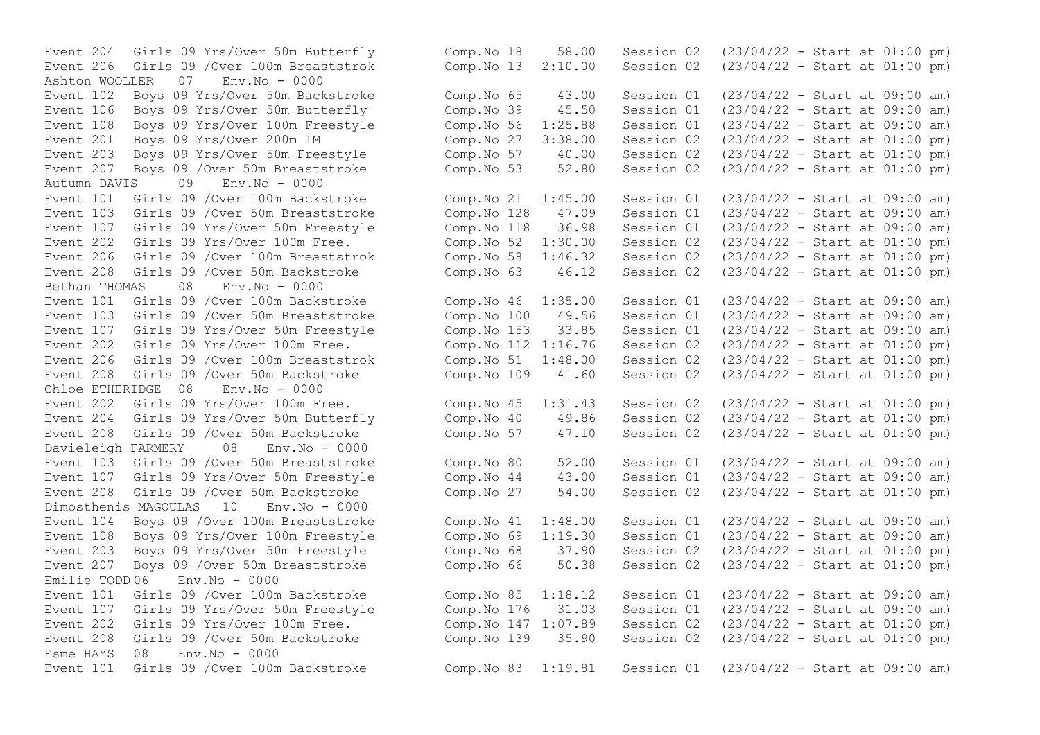```
Event 204  Girls 09 Yrs/Over 50m Butterfly        Comp.No 18    58.00   Session 02  (23/04/22 - Start at 01:00 pm)
Event 206  Girls 09 /Over 100m Breaststrok        Comp.No 13  2:10.00   Session 02  (23/04/22 - Start at 01:00 pm)
Ashton WOOLLER   07   Env.No - 0000
Event 102  Boys 09 Yrs/Over 50m Backstroke        Comp.No 65    43.00   Session 01  (23/04/22 - Start at 09:00 am)
Event 106  Boys 09 Yrs/Over 50m Butterfly         Comp.No 39    45.50   Session 01  (23/04/22 - Start at 09:00 am)
Event 108  Boys 09 Yrs/Over 100m Freestyle        Comp.No 56  1:25.88   Session 01  (23/04/22 - Start at 09:00 am)
Event 201  Boys 09 Yrs/Over 200m IM               Comp.No 27  3:38.00   Session 02  (23/04/22 - Start at 01:00 pm)
Event 203  Boys 09 Yrs/Over 50m Freestyle         Comp.No 57    40.00   Session 02  (23/04/22 - Start at 01:00 pm)
Event 207  Boys 09 /Over 50m Breaststroke         Comp.No 53    52.80   Session 02  (23/04/22 - Start at 01:00 pm)
Autumn DAVIS     09   Env.No - 0000
Event 101  Girls 09 /Over 100m Backstroke         Comp.No 21  1:45.00   Session 01  (23/04/22 - Start at 09:00 am)
Event 103  Girls 09 /Over 50m Breaststroke        Comp.No 128   47.09   Session 01  (23/04/22 - Start at 09:00 am)
Event 107  Girls 09 Yrs/Over 50m Freestyle        Comp.No 118   36.98   Session 01  (23/04/22 - Start at 09:00 am)
Event 202  Girls 09 Yrs/Over 100m Free.           Comp.No 52  1:30.00   Session 02  (23/04/22 - Start at 01:00 pm)
Event 206  Girls 09 /Over 100m Breaststrok        Comp.No 58  1:46.32   Session 02  (23/04/22 - Start at 01:00 pm)
Event 208  Girls 09 /Over 50m Backstroke          Comp.No 63    46.12   Session 02  (23/04/22 - Start at 01:00 pm)
Bethan THOMAS    08   Env.No - 0000
Event 101  Girls 09 /Over 100m Backstroke         Comp.No 46  1:35.00   Session 01  (23/04/22 - Start at 09:00 am)
Event 103  Girls 09 /Over 50m Breaststroke        Comp.No 100   49.56   Session 01  (23/04/22 - Start at 09:00 am)
Event 107  Girls 09 Yrs/Over 50m Freestyle        Comp.No 153   33.85   Session 01  (23/04/22 - Start at 09:00 am)
Event 202  Girls 09 Yrs/Over 100m Free.           Comp.No 112 1:16.76   Session 02  (23/04/22 - Start at 01:00 pm)
Event 206  Girls 09 /Over 100m Breaststrok        Comp.No 51  1:48.00   Session 02  (23/04/22 - Start at 01:00 pm)
Event 208  Girls 09 /Over 50m Backstroke          Comp.No 109   41.60   Session 02  (23/04/22 - Start at 01:00 pm)
Chloe ETHERIDGE  08   Env.No - 0000
Event 202  Girls 09 Yrs/Over 100m Free.           Comp.No 45  1:31.43   Session 02  (23/04/22 - Start at 01:00 pm)
Event 204  Girls 09 Yrs/Over 50m Butterfly        Comp.No 40    49.86   Session 02  (23/04/22 - Start at 01:00 pm)
Event 208  Girls 09 /Over 50m Backstroke          Comp.No 57    47.10   Session 02  (23/04/22 - Start at 01:00 pm)
Davieleigh FARMERY     08   Env.No - 0000
Event 103  Girls 09 /Over 50m Breaststroke        Comp.No 80    52.00   Session 01  (23/04/22 - Start at 09:00 am)
Event 107  Girls 09 Yrs/Over 50m Freestyle        Comp.No 44    43.00   Session 01  (23/04/22 - Start at 09:00 am)
Event 208  Girls 09 /Over 50m Backstroke          Comp.No 27    54.00   Session 02  (23/04/22 - Start at 01:00 pm)
Dimosthenis MAGOULAS   10   Env.No - 0000
Event 104  Boys 09 /Over 100m Breaststroke        Comp.No 41  1:48.00   Session 01  (23/04/22 - Start at 09:00 am)
Event 108  Boys 09 Yrs/Over 100m Freestyle        Comp.No 69  1:19.30   Session 01  (23/04/22 - Start at 09:00 am)
Event 203  Boys 09 Yrs/Over 50m Freestyle         Comp.No 68    37.90   Session 02  (23/04/22 - Start at 01:00 pm)
Event 207  Boys 09 /Over 50m Breaststroke         Comp.No 66    50.38   Session 02  (23/04/22 - Start at 01:00 pm)
Emilie TODD 06   Env.No - 0000
Event 101  Girls 09 /Over 100m Backstroke         Comp.No 85  1:18.12   Session 01  (23/04/22 - Start at 09:00 am)
Event 107  Girls 09 Yrs/Over 50m Freestyle        Comp.No 176   31.03   Session 01  (23/04/22 - Start at 09:00 am)
Event 202  Girls 09 Yrs/Over 100m Free.           Comp.No 147 1:07.89   Session 02  (23/04/22 - Start at 01:00 pm)
Event 208  Girls 09 /Over 50m Backstroke          Comp.No 139   35.90   Session 02  (23/04/22 - Start at 01:00 pm)
Esme HAYS   08   Env.No - 0000
Event 101  Girls 09 /Over 100m Backstroke         Comp.No 83  1:19.81   Session 01  (23/04/22 - Start at 09:00 am)
```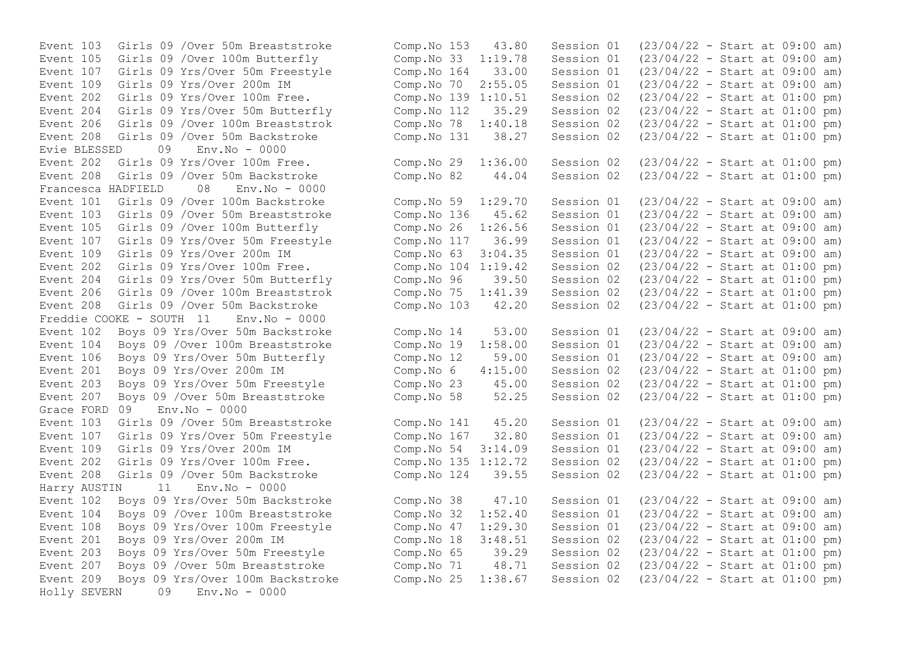```
Event 103  Girls 09 /Over 50m Breaststroke        Comp.No 153   43.80   Session 01  (23/04/22 - Start at 09:00 am)
Event 105  Girls 09 /Over 100m Butterfly          Comp.No 33  1:19.78   Session 01  (23/04/22 - Start at 09:00 am)
Event 107  Girls 09 Yrs/Over 50m Freestyle        Comp.No 164   33.00   Session 01  (23/04/22 - Start at 09:00 am)
Event 109  Girls 09 Yrs/Over 200m IM              Comp.No 70  2:55.05   Session 01  (23/04/22 - Start at 09:00 am)
Event 202  Girls 09 Yrs/Over 100m Free.           Comp.No 139 1:10.51   Session 02  (23/04/22 - Start at 01:00 pm)
Event 204  Girls 09 Yrs/Over 50m Butterfly        Comp.No 112   35.29   Session 02  (23/04/22 - Start at 01:00 pm)
Event 206  Girls 09 /Over 100m Breaststrok        Comp.No 78  1:40.18   Session 02  (23/04/22 - Start at 01:00 pm)
Event 208  Girls 09 /Over 50m Backstroke          Comp.No 131   38.27   Session 02  (23/04/22 - Start at 01:00 pm)
Evie BLESSED     09   Env.No - 0000
Event 202  Girls 09 Yrs/Over 100m Free.           Comp.No 29  1:36.00   Session 02  (23/04/22 - Start at 01:00 pm)
Event 208  Girls 09 /Over 50m Backstroke          Comp.No 82    44.04   Session 02  (23/04/22 - Start at 01:00 pm)
Francesca HADFIELD     08   Env.No - 0000
Event 101  Girls 09 /Over 100m Backstroke         Comp.No 59  1:29.70   Session 01  (23/04/22 - Start at 09:00 am)
Event 103  Girls 09 /Over 50m Breaststroke        Comp.No 136   45.62   Session 01  (23/04/22 - Start at 09:00 am)
Event 105  Girls 09 /Over 100m Butterfly          Comp.No 26  1:26.56   Session 01  (23/04/22 - Start at 09:00 am)
Event 107  Girls 09 Yrs/Over 50m Freestyle        Comp.No 117   36.99   Session 01  (23/04/22 - Start at 09:00 am)
Event 109  Girls 09 Yrs/Over 200m IM              Comp.No 63  3:04.35   Session 01  (23/04/22 - Start at 09:00 am)
Event 202  Girls 09 Yrs/Over 100m Free.           Comp.No 104 1:19.42   Session 02  (23/04/22 - Start at 01:00 pm)
Event 204  Girls 09 Yrs/Over 50m Butterfly        Comp.No 96    39.50   Session 02  (23/04/22 - Start at 01:00 pm)
Event 206  Girls 09 /Over 100m Breaststrok        Comp.No 75  1:41.39   Session 02  (23/04/22 - Start at 01:00 pm)
Event 208  Girls 09 /Over 50m Backstroke          Comp.No 103   42.20   Session 02  (23/04/22 - Start at 01:00 pm)
Freddie COOKE - SOUTH  11   Env.No - 0000
Event 102  Boys 09 Yrs/Over 50m Backstroke        Comp.No 14    53.00   Session 01  (23/04/22 - Start at 09:00 am)
Event 104  Boys 09 /Over 100m Breaststroke        Comp.No 19  1:58.00   Session 01  (23/04/22 - Start at 09:00 am)
Event 106  Boys 09 Yrs/Over 50m Butterfly         Comp.No 12    59.00   Session 01  (23/04/22 - Start at 09:00 am)
Event 201  Boys 09 Yrs/Over 200m IM               Comp.No 6   4:15.00   Session 02  (23/04/22 - Start at 01:00 pm)
Event 203  Boys 09 Yrs/Over 50m Freestyle         Comp.No 23    45.00   Session 02  (23/04/22 - Start at 01:00 pm)
Event 207  Boys 09 /Over 50m Breaststroke         Comp.No 58    52.25   Session 02  (23/04/22 - Start at 01:00 pm)
Grace FORD  09   Env.No - 0000
Event 103  Girls 09 /Over 50m Breaststroke        Comp.No 141   45.20   Session 01  (23/04/22 - Start at 09:00 am)
Event 107  Girls 09 Yrs/Over 50m Freestyle        Comp.No 167   32.80   Session 01  (23/04/22 - Start at 09:00 am)
Event 109  Girls 09 Yrs/Over 200m IM              Comp.No 54  3:14.09   Session 01  (23/04/22 - Start at 09:00 am)
Event 202  Girls 09 Yrs/Over 100m Free.           Comp.No 135 1:12.72   Session 02  (23/04/22 - Start at 01:00 pm)
Event 208  Girls 09 /Over 50m Backstroke          Comp.No 124   39.55   Session 02  (23/04/22 - Start at 01:00 pm)
Harry AUSTIN     11   Env.No - 0000
Event 102  Boys 09 Yrs/Over 50m Backstroke        Comp.No 38    47.10   Session 01  (23/04/22 - Start at 09:00 am)
Event 104  Boys 09 /Over 100m Breaststroke        Comp.No 32  1:52.40   Session 01  (23/04/22 - Start at 09:00 am)
Event 108  Boys 09 Yrs/Over 100m Freestyle        Comp.No 47  1:29.30   Session 01  (23/04/22 - Start at 09:00 am)
Event 201  Boys 09 Yrs/Over 200m IM               Comp.No 18  3:48.51   Session 02  (23/04/22 - Start at 01:00 pm)
Event 203  Boys 09 Yrs/Over 50m Freestyle         Comp.No 65    39.29   Session 02  (23/04/22 - Start at 01:00 pm)
Event 207  Boys 09 /Over 50m Breaststroke         Comp.No 71    48.71   Session 02  (23/04/22 - Start at 01:00 pm)
Event 209  Boys 09 Yrs/Over 100m Backstroke       Comp.No 25  1:38.67   Session 02  (23/04/22 - Start at 01:00 pm)
Holly SEVERN     09   Env.No - 0000
```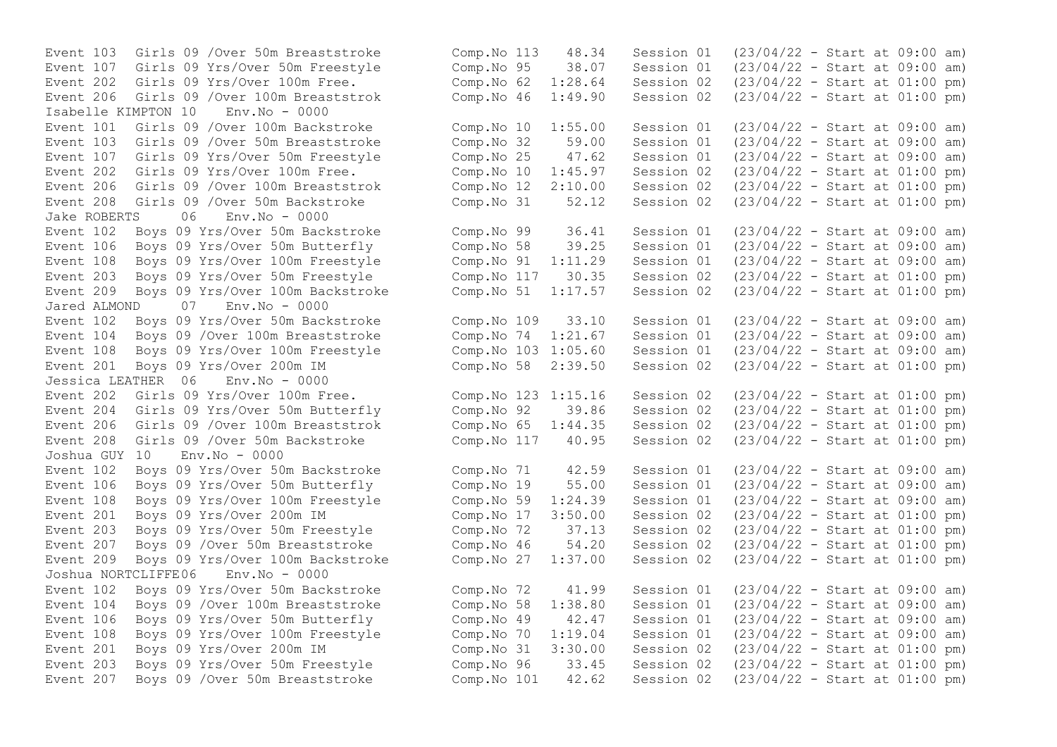```
Event 103  Girls 09 /Over 50m Breaststroke       Comp.No 113   48.34   Session 01  (23/04/22 - Start at 09:00 am)
Event 107  Girls 09 Yrs/Over 50m Freestyle       Comp.No 95    38.07   Session 01  (23/04/22 - Start at 09:00 am)
Event 202  Girls 09 Yrs/Over 100m Free.          Comp.No 62  1:28.64   Session 02  (23/04/22 - Start at 01:00 pm)
Event 206  Girls 09 /Over 100m Breaststrok       Comp.No 46  1:49.90   Session 02  (23/04/22 - Start at 01:00 pm)
Isabelle KIMPTON 10   Env.No - 0000
Event 101  Girls 09 /Over 100m Backstroke        Comp.No 10  1:55.00   Session 01  (23/04/22 - Start at 09:00 am)
Event 103  Girls 09 /Over 50m Breaststroke       Comp.No 32    59.00   Session 01  (23/04/22 - Start at 09:00 am)
Event 107  Girls 09 Yrs/Over 50m Freestyle       Comp.No 25    47.62   Session 01  (23/04/22 - Start at 09:00 am)
Event 202  Girls 09 Yrs/Over 100m Free.          Comp.No 10  1:45.97   Session 02  (23/04/22 - Start at 01:00 pm)
Event 206  Girls 09 /Over 100m Breaststrok       Comp.No 12  2:10.00   Session 02  (23/04/22 - Start at 01:00 pm)
Event 208  Girls 09 /Over 50m Backstroke         Comp.No 31    52.12   Session 02  (23/04/22 - Start at 01:00 pm)
Jake ROBERTS     06   Env.No - 0000
Event 102  Boys 09 Yrs/Over 50m Backstroke       Comp.No 99    36.41   Session 01  (23/04/22 - Start at 09:00 am)
Event 106  Boys 09 Yrs/Over 50m Butterfly        Comp.No 58    39.25   Session 01  (23/04/22 - Start at 09:00 am)
Event 108  Boys 09 Yrs/Over 100m Freestyle       Comp.No 91  1:11.29   Session 01  (23/04/22 - Start at 09:00 am)
Event 203  Boys 09 Yrs/Over 50m Freestyle        Comp.No 117   30.35   Session 02  (23/04/22 - Start at 01:00 pm)
Event 209  Boys 09 Yrs/Over 100m Backstroke      Comp.No 51  1:17.57   Session 02  (23/04/22 - Start at 01:00 pm)
Jared ALMOND     07   Env.No - 0000
Event 102  Boys 09 Yrs/Over 50m Backstroke       Comp.No 109   33.10   Session 01  (23/04/22 - Start at 09:00 am)
Event 104  Boys 09 /Over 100m Breaststroke       Comp.No 74  1:21.67   Session 01  (23/04/22 - Start at 09:00 am)
Event 108  Boys 09 Yrs/Over 100m Freestyle       Comp.No 103 1:05.60   Session 01  (23/04/22 - Start at 09:00 am)
Event 201  Boys 09 Yrs/Over 200m IM              Comp.No 58  2:39.50   Session 02  (23/04/22 - Start at 01:00 pm)
Jessica LEATHER  06   Env.No - 0000
Event 202  Girls 09 Yrs/Over 100m Free.          Comp.No 123 1:15.16   Session 02  (23/04/22 - Start at 01:00 pm)
Event 204  Girls 09 Yrs/Over 50m Butterfly       Comp.No 92    39.86   Session 02  (23/04/22 - Start at 01:00 pm)
Event 206  Girls 09 /Over 100m Breaststrok       Comp.No 65  1:44.35   Session 02  (23/04/22 - Start at 01:00 pm)
Event 208  Girls 09 /Over 50m Backstroke         Comp.No 117   40.95   Session 02  (23/04/22 - Start at 01:00 pm)
Joshua GUY 10   Env.No - 0000
Event 102  Boys 09 Yrs/Over 50m Backstroke       Comp.No 71    42.59   Session 01  (23/04/22 - Start at 09:00 am)
Event 106  Boys 09 Yrs/Over 50m Butterfly        Comp.No 19    55.00   Session 01  (23/04/22 - Start at 09:00 am)
Event 108  Boys 09 Yrs/Over 100m Freestyle       Comp.No 59  1:24.39   Session 01  (23/04/22 - Start at 09:00 am)
Event 201  Boys 09 Yrs/Over 200m IM              Comp.No 17  3:50.00   Session 02  (23/04/22 - Start at 01:00 pm)
Event 203  Boys 09 Yrs/Over 50m Freestyle        Comp.No 72    37.13   Session 02  (23/04/22 - Start at 01:00 pm)
Event 207  Boys 09 /Over 50m Breaststroke        Comp.No 46    54.20   Session 02  (23/04/22 - Start at 01:00 pm)
Event 209  Boys 09 Yrs/Over 100m Backstroke      Comp.No 27  1:37.00   Session 02  (23/04/22 - Start at 01:00 pm)
Joshua NORTCLIFFE06   Env.No - 0000
Event 102  Boys 09 Yrs/Over 50m Backstroke       Comp.No 72    41.99   Session 01  (23/04/22 - Start at 09:00 am)
Event 104  Boys 09 /Over 100m Breaststroke       Comp.No 58  1:38.80   Session 01  (23/04/22 - Start at 09:00 am)
Event 106  Boys 09 Yrs/Over 50m Butterfly        Comp.No 49    42.47   Session 01  (23/04/22 - Start at 09:00 am)
Event 108  Boys 09 Yrs/Over 100m Freestyle       Comp.No 70  1:19.04   Session 01  (23/04/22 - Start at 09:00 am)
Event 201  Boys 09 Yrs/Over 200m IM              Comp.No 31  3:30.00   Session 02  (23/04/22 - Start at 01:00 pm)
Event 203  Boys 09 Yrs/Over 50m Freestyle        Comp.No 96    33.45   Session 02  (23/04/22 - Start at 01:00 pm)
Event 207  Boys 09 /Over 50m Breaststroke        Comp.No 101   42.62   Session 02  (23/04/22 - Start at 01:00 pm)
```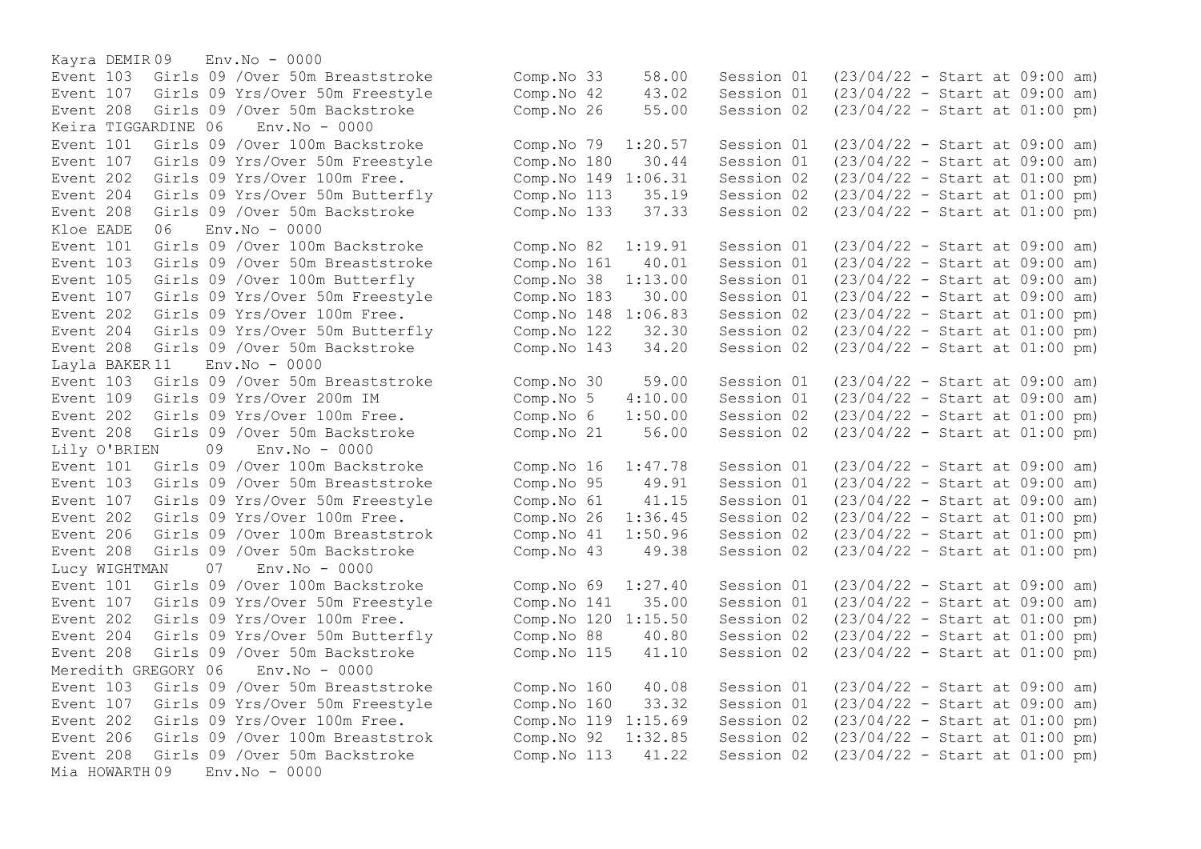```
Kayra DEMIR 09    Env.No - 0000
Event 103  Girls 09 /Over 50m Breaststroke        Comp.No 33     58.00   Session 01  (23/04/22 - Start at 09:00 am)
Event 107  Girls 09 Yrs/Over 50m Freestyle        Comp.No 42     43.02   Session 01  (23/04/22 - Start at 09:00 am)
Event 208  Girls 09 /Over 50m Backstroke          Comp.No 26     55.00   Session 02  (23/04/22 - Start at 01:00 pm)
Keira TIGGARDINE 06    Env.No - 0000
Event 101  Girls 09 /Over 100m Backstroke         Comp.No 79   1:20.57   Session 01  (23/04/22 - Start at 09:00 am)
Event 107  Girls 09 Yrs/Over 50m Freestyle        Comp.No 180    30.44   Session 01  (23/04/22 - Start at 09:00 am)
Event 202  Girls 09 Yrs/Over 100m Free.           Comp.No 149 1:06.31   Session 02  (23/04/22 - Start at 01:00 pm)
Event 204  Girls 09 Yrs/Over 50m Butterfly        Comp.No 113    35.19   Session 02  (23/04/22 - Start at 01:00 pm)
Event 208  Girls 09 /Over 50m Backstroke          Comp.No 133    37.33   Session 02  (23/04/22 - Start at 01:00 pm)
Kloe EADE   06    Env.No - 0000
Event 101  Girls 09 /Over 100m Backstroke         Comp.No 82   1:19.91   Session 01  (23/04/22 - Start at 09:00 am)
Event 103  Girls 09 /Over 50m Breaststroke        Comp.No 161    40.01   Session 01  (23/04/22 - Start at 09:00 am)
Event 105  Girls 09 /Over 100m Butterfly          Comp.No 38   1:13.00   Session 01  (23/04/22 - Start at 09:00 am)
Event 107  Girls 09 Yrs/Over 50m Freestyle        Comp.No 183    30.00   Session 01  (23/04/22 - Start at 09:00 am)
Event 202  Girls 09 Yrs/Over 100m Free.           Comp.No 148 1:06.83   Session 02  (23/04/22 - Start at 01:00 pm)
Event 204  Girls 09 Yrs/Over 50m Butterfly        Comp.No 122    32.30   Session 02  (23/04/22 - Start at 01:00 pm)
Event 208  Girls 09 /Over 50m Backstroke          Comp.No 143    34.20   Session 02  (23/04/22 - Start at 01:00 pm)
Layla BAKER 11    Env.No - 0000
Event 103  Girls 09 /Over 50m Breaststroke        Comp.No 30     59.00   Session 01  (23/04/22 - Start at 09:00 am)
Event 109  Girls 09 Yrs/Over 200m IM              Comp.No 5    4:10.00   Session 01  (23/04/22 - Start at 09:00 am)
Event 202  Girls 09 Yrs/Over 100m Free.           Comp.No 6    1:50.00   Session 02  (23/04/22 - Start at 01:00 pm)
Event 208  Girls 09 /Over 50m Backstroke          Comp.No 21     56.00   Session 02  (23/04/22 - Start at 01:00 pm)
Lily O'BRIEN     09    Env.No - 0000
Event 101  Girls 09 /Over 100m Backstroke         Comp.No 16   1:47.78   Session 01  (23/04/22 - Start at 09:00 am)
Event 103  Girls 09 /Over 50m Breaststroke        Comp.No 95     49.91   Session 01  (23/04/22 - Start at 09:00 am)
Event 107  Girls 09 Yrs/Over 50m Freestyle        Comp.No 61     41.15   Session 01  (23/04/22 - Start at 09:00 am)
Event 202  Girls 09 Yrs/Over 100m Free.           Comp.No 26   1:36.45   Session 02  (23/04/22 - Start at 01:00 pm)
Event 206  Girls 09 /Over 100m Breaststrok        Comp.No 41   1:50.96   Session 02  (23/04/22 - Start at 01:00 pm)
Event 208  Girls 09 /Over 50m Backstroke          Comp.No 43     49.38   Session 02  (23/04/22 - Start at 01:00 pm)
Lucy WIGHTMAN    07    Env.No - 0000
Event 101  Girls 09 /Over 100m Backstroke         Comp.No 69   1:27.40   Session 01  (23/04/22 - Start at 09:00 am)
Event 107  Girls 09 Yrs/Over 50m Freestyle        Comp.No 141    35.00   Session 01  (23/04/22 - Start at 09:00 am)
Event 202  Girls 09 Yrs/Over 100m Free.           Comp.No 120 1:15.50   Session 02  (23/04/22 - Start at 01:00 pm)
Event 204  Girls 09 Yrs/Over 50m Butterfly        Comp.No 88     40.80   Session 02  (23/04/22 - Start at 01:00 pm)
Event 208  Girls 09 /Over 50m Backstroke          Comp.No 115    41.10   Session 02  (23/04/22 - Start at 01:00 pm)
Meredith GREGORY 06    Env.No - 0000
Event 103  Girls 09 /Over 50m Breaststroke        Comp.No 160    40.08   Session 01  (23/04/22 - Start at 09:00 am)
Event 107  Girls 09 Yrs/Over 50m Freestyle        Comp.No 160    33.32   Session 01  (23/04/22 - Start at 09:00 am)
Event 202  Girls 09 Yrs/Over 100m Free.           Comp.No 119 1:15.69   Session 02  (23/04/22 - Start at 01:00 pm)
Event 206  Girls 09 /Over 100m Breaststrok        Comp.No 92   1:32.85   Session 02  (23/04/22 - Start at 01:00 pm)
Event 208  Girls 09 /Over 50m Backstroke          Comp.No 113    41.22   Session 02  (23/04/22 - Start at 01:00 pm)
Mia HOWARTH 09    Env.No - 0000
```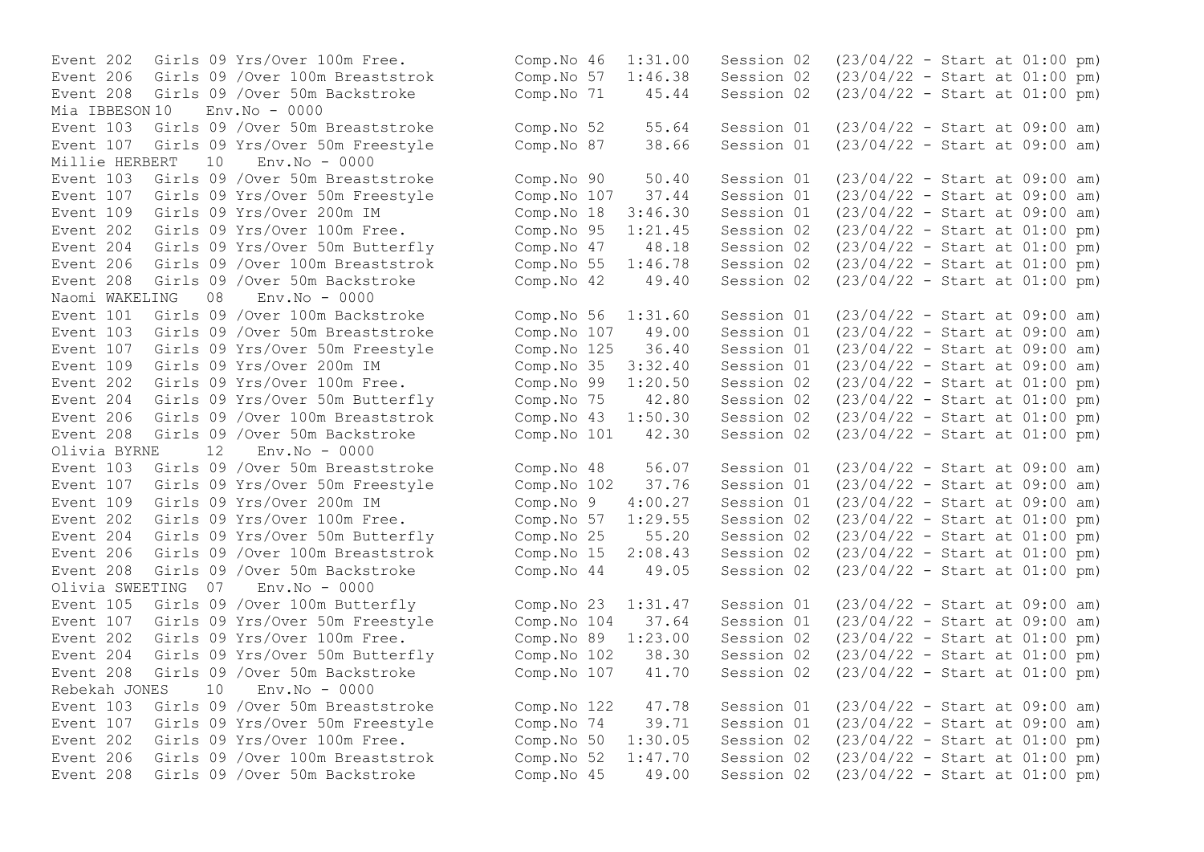Event 202 Girls 09 Yrs/Over 100m Free. Comp.No 46 1:31.00 Session 02 (23/04/22 - Start at 01:00 pm)
Event 206 Girls 09 /Over 100m Breaststrok Comp.No 57 1:46.38 Session 02 (23/04/22 - Start at 01:00 pm)
Event 208 Girls 09 /Over 50m Backstroke Comp.No 71 45.44 Session 02 (23/04/22 - Start at 01:00 pm)

Mia IBBESON 10 Env.No - 0000

Event 103 Girls 09 /Over 50m Breaststroke Comp.No 52 55.64 Session 01 (23/04/22 - Start at 09:00 am)
Event 107 Girls 09 Yrs/Over 50m Freestyle Comp.No 87 38.66 Session 01 (23/04/22 - Start at 09:00 am)

Millie HERBERT 10 Env.No - 0000

Event 103 Girls 09 /Over 50m Breaststroke Comp.No 90 50.40 Session 01 (23/04/22 - Start at 09:00 am)
Event 107 Girls 09 Yrs/Over 50m Freestyle Comp.No 107 37.44 Session 01 (23/04/22 - Start at 09:00 am)
Event 109 Girls 09 Yrs/Over 200m IM Comp.No 18 3:46.30 Session 01 (23/04/22 - Start at 09:00 am)
Event 202 Girls 09 Yrs/Over 100m Free. Comp.No 95 1:21.45 Session 02 (23/04/22 - Start at 01:00 pm)
Event 204 Girls 09 Yrs/Over 50m Butterfly Comp.No 47 48.18 Session 02 (23/04/22 - Start at 01:00 pm)
Event 206 Girls 09 /Over 100m Breaststrok Comp.No 55 1:46.78 Session 02 (23/04/22 - Start at 01:00 pm)
Event 208 Girls 09 /Over 50m Backstroke Comp.No 42 49.40 Session 02 (23/04/22 - Start at 01:00 pm)

Naomi WAKELING 08 Env.No - 0000

Event 101 Girls 09 /Over 100m Backstroke Comp.No 56 1:31.60 Session 01 (23/04/22 - Start at 09:00 am)
Event 103 Girls 09 /Over 50m Breaststroke Comp.No 107 49.00 Session 01 (23/04/22 - Start at 09:00 am)
Event 107 Girls 09 Yrs/Over 50m Freestyle Comp.No 125 36.40 Session 01 (23/04/22 - Start at 09:00 am)
Event 109 Girls 09 Yrs/Over 200m IM Comp.No 35 3:32.40 Session 01 (23/04/22 - Start at 09:00 am)
Event 202 Girls 09 Yrs/Over 100m Free. Comp.No 99 1:20.50 Session 02 (23/04/22 - Start at 01:00 pm)
Event 204 Girls 09 Yrs/Over 50m Butterfly Comp.No 75 42.80 Session 02 (23/04/22 - Start at 01:00 pm)
Event 206 Girls 09 /Over 100m Breaststrok Comp.No 43 1:50.30 Session 02 (23/04/22 - Start at 01:00 pm)
Event 208 Girls 09 /Over 50m Backstroke Comp.No 101 42.30 Session 02 (23/04/22 - Start at 01:00 pm)

Olivia BYRNE 12 Env.No - 0000

Event 103 Girls 09 /Over 50m Breaststroke Comp.No 48 56.07 Session 01 (23/04/22 - Start at 09:00 am)
Event 107 Girls 09 Yrs/Over 50m Freestyle Comp.No 102 37.76 Session 01 (23/04/22 - Start at 09:00 am)
Event 109 Girls 09 Yrs/Over 200m IM Comp.No 9 4:00.27 Session 01 (23/04/22 - Start at 09:00 am)
Event 202 Girls 09 Yrs/Over 100m Free. Comp.No 57 1:29.55 Session 02 (23/04/22 - Start at 01:00 pm)
Event 204 Girls 09 Yrs/Over 50m Butterfly Comp.No 25 55.20 Session 02 (23/04/22 - Start at 01:00 pm)
Event 206 Girls 09 /Over 100m Breaststrok Comp.No 15 2:08.43 Session 02 (23/04/22 - Start at 01:00 pm)
Event 208 Girls 09 /Over 50m Backstroke Comp.No 44 49.05 Session 02 (23/04/22 - Start at 01:00 pm)

Olivia SWEETING 07 Env.No - 0000

Event 105 Girls 09 /Over 100m Butterfly Comp.No 23 1:31.47 Session 01 (23/04/22 - Start at 09:00 am)
Event 107 Girls 09 Yrs/Over 50m Freestyle Comp.No 104 37.64 Session 01 (23/04/22 - Start at 09:00 am)
Event 202 Girls 09 Yrs/Over 100m Free. Comp.No 89 1:23.00 Session 02 (23/04/22 - Start at 01:00 pm)
Event 204 Girls 09 Yrs/Over 50m Butterfly Comp.No 102 38.30 Session 02 (23/04/22 - Start at 01:00 pm)
Event 208 Girls 09 /Over 50m Backstroke Comp.No 107 41.70 Session 02 (23/04/22 - Start at 01:00 pm)

Rebekah JONES 10 Env.No - 0000

Event 103 Girls 09 /Over 50m Breaststroke Comp.No 122 47.78 Session 01 (23/04/22 - Start at 09:00 am)
Event 107 Girls 09 Yrs/Over 50m Freestyle Comp.No 74 39.71 Session 01 (23/04/22 - Start at 09:00 am)
Event 202 Girls 09 Yrs/Over 100m Free. Comp.No 50 1:30.05 Session 02 (23/04/22 - Start at 01:00 pm)
Event 206 Girls 09 /Over 100m Breaststrok Comp.No 52 1:47.70 Session 02 (23/04/22 - Start at 01:00 pm)
Event 208 Girls 09 /Over 50m Backstroke Comp.No 45 49.00 Session 02 (23/04/22 - Start at 01:00 pm)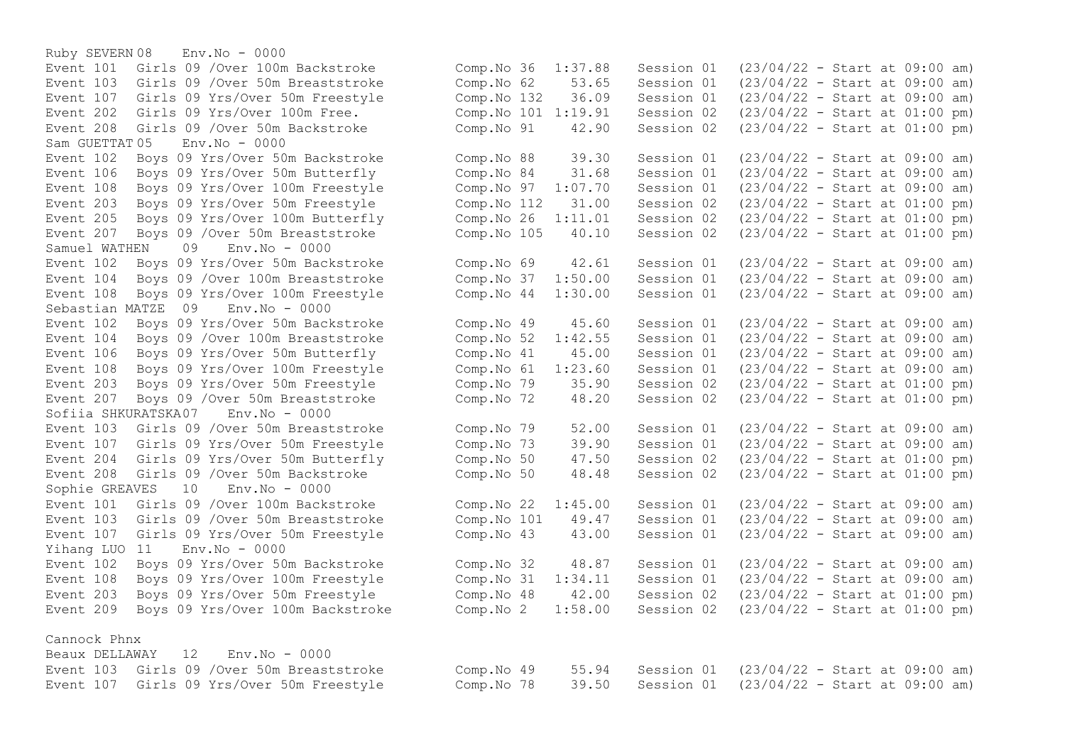```
Ruby SEVERN 08    Env.No - 0000
Event 101  Girls 09 /Over 100m Backstroke       Comp.No 36  1:37.88   Session 01  (23/04/22 - Start at 09:00 am)
Event 103  Girls 09 /Over 50m Breaststroke      Comp.No 62     53.65   Session 01  (23/04/22 - Start at 09:00 am)
Event 107  Girls 09 Yrs/Over 50m Freestyle      Comp.No 132    36.09   Session 01  (23/04/22 - Start at 09:00 am)
Event 202  Girls 09 Yrs/Over 100m Free.         Comp.No 101 1:19.91   Session 02  (23/04/22 - Start at 01:00 pm)
Event 208  Girls 09 /Over 50m Backstroke        Comp.No 91     42.90   Session 02  (23/04/22 - Start at 01:00 pm)
Sam GUETTAT 05    Env.No - 0000
Event 102  Boys 09 Yrs/Over 50m Backstroke      Comp.No 88     39.30   Session 01  (23/04/22 - Start at 09:00 am)
Event 106  Boys 09 Yrs/Over 50m Butterfly       Comp.No 84     31.68   Session 01  (23/04/22 - Start at 09:00 am)
Event 108  Boys 09 Yrs/Over 100m Freestyle      Comp.No 97  1:07.70   Session 01  (23/04/22 - Start at 09:00 am)
Event 203  Boys 09 Yrs/Over 50m Freestyle       Comp.No 112    31.00   Session 02  (23/04/22 - Start at 01:00 pm)
Event 205  Boys 09 Yrs/Over 100m Butterfly      Comp.No 26  1:11.01   Session 02  (23/04/22 - Start at 01:00 pm)
Event 207  Boys 09 /Over 50m Breaststroke       Comp.No 105    40.10   Session 02  (23/04/22 - Start at 01:00 pm)
Samuel WATHEN    09    Env.No - 0000
Event 102  Boys 09 Yrs/Over 50m Backstroke      Comp.No 69     42.61   Session 01  (23/04/22 - Start at 09:00 am)
Event 104  Boys 09 /Over 100m Breaststroke      Comp.No 37  1:50.00   Session 01  (23/04/22 - Start at 09:00 am)
Event 108  Boys 09 Yrs/Over 100m Freestyle      Comp.No 44  1:30.00   Session 01  (23/04/22 - Start at 09:00 am)
Sebastian MATZE  09    Env.No - 0000
Event 102  Boys 09 Yrs/Over 50m Backstroke      Comp.No 49     45.60   Session 01  (23/04/22 - Start at 09:00 am)
Event 104  Boys 09 /Over 100m Breaststroke      Comp.No 52  1:42.55   Session 01  (23/04/22 - Start at 09:00 am)
Event 106  Boys 09 Yrs/Over 50m Butterfly       Comp.No 41     45.00   Session 01  (23/04/22 - Start at 09:00 am)
Event 108  Boys 09 Yrs/Over 100m Freestyle      Comp.No 61  1:23.60   Session 01  (23/04/22 - Start at 09:00 am)
Event 203  Boys 09 Yrs/Over 50m Freestyle       Comp.No 79     35.90   Session 02  (23/04/22 - Start at 01:00 pm)
Event 207  Boys 09 /Over 50m Breaststroke       Comp.No 72     48.20   Session 02  (23/04/22 - Start at 01:00 pm)
Sofiia SHKURATSKA07    Env.No - 0000
Event 103  Girls 09 /Over 50m Breaststroke      Comp.No 79     52.00   Session 01  (23/04/22 - Start at 09:00 am)
Event 107  Girls 09 Yrs/Over 50m Freestyle      Comp.No 73     39.90   Session 01  (23/04/22 - Start at 09:00 am)
Event 204  Girls 09 Yrs/Over 50m Butterfly      Comp.No 50     47.50   Session 02  (23/04/22 - Start at 01:00 pm)
Event 208  Girls 09 /Over 50m Backstroke        Comp.No 50     48.48   Session 02  (23/04/22 - Start at 01:00 pm)
Sophie GREAVES   10    Env.No - 0000
Event 101  Girls 09 /Over 100m Backstroke       Comp.No 22  1:45.00   Session 01  (23/04/22 - Start at 09:00 am)
Event 103  Girls 09 /Over 50m Breaststroke      Comp.No 101    49.47   Session 01  (23/04/22 - Start at 09:00 am)
Event 107  Girls 09 Yrs/Over 50m Freestyle      Comp.No 43     43.00   Session 01  (23/04/22 - Start at 09:00 am)
Yihang LUO 11    Env.No - 0000
Event 102  Boys 09 Yrs/Over 50m Backstroke      Comp.No 32     48.87   Session 01  (23/04/22 - Start at 09:00 am)
Event 108  Boys 09 Yrs/Over 100m Freestyle      Comp.No 31  1:34.11   Session 01  (23/04/22 - Start at 09:00 am)
Event 203  Boys 09 Yrs/Over 50m Freestyle       Comp.No 48     42.00   Session 02  (23/04/22 - Start at 01:00 pm)
Event 209  Boys 09 Yrs/Over 100m Backstroke     Comp.No 2   1:58.00   Session 02  (23/04/22 - Start at 01:00 pm)

Cannock Phnx
Beaux DELLAWAY   12    Env.No - 0000
Event 103  Girls 09 /Over 50m Breaststroke      Comp.No 49     55.94   Session 01  (23/04/22 - Start at 09:00 am)
Event 107  Girls 09 Yrs/Over 50m Freestyle      Comp.No 78     39.50   Session 01  (23/04/22 - Start at 09:00 am)
```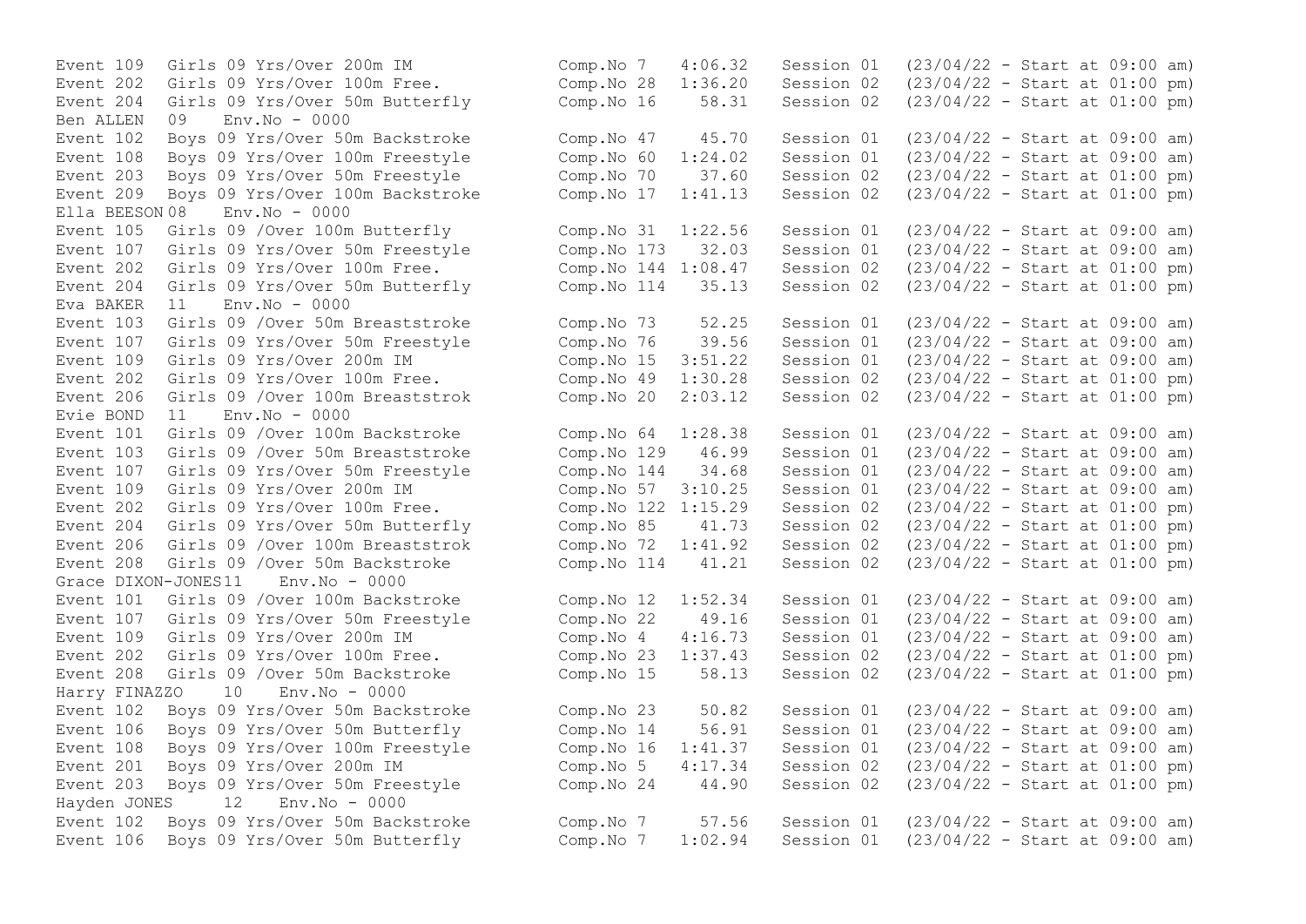Event 109 Girls 09 Yrs/Over 200m IM Comp.No 7 4:06.32 Session 01 (23/04/22 - Start at 09:00 am)
Event 202 Girls 09 Yrs/Over 100m Free. Comp.No 28 1:36.20 Session 02 (23/04/22 - Start at 01:00 pm)
Event 204 Girls 09 Yrs/Over 50m Butterfly Comp.No 16 58.31 Session 02 (23/04/22 - Start at 01:00 pm)

Ben ALLEN 09 Env.No - 0000

Event 102 Boys 09 Yrs/Over 50m Backstroke Comp.No 47 45.70 Session 01 (23/04/22 - Start at 09:00 am)
Event 108 Boys 09 Yrs/Over 100m Freestyle Comp.No 60 1:24.02 Session 01 (23/04/22 - Start at 09:00 am)
Event 203 Boys 09 Yrs/Over 50m Freestyle Comp.No 70 37.60 Session 02 (23/04/22 - Start at 01:00 pm)
Event 209 Boys 09 Yrs/Over 100m Backstroke Comp.No 17 1:41.13 Session 02 (23/04/22 - Start at 01:00 pm)

Ella BEESON 08 Env.No - 0000

Event 105 Girls 09 /Over 100m Butterfly Comp.No 31 1:22.56 Session 01 (23/04/22 - Start at 09:00 am)
Event 107 Girls 09 Yrs/Over 50m Freestyle Comp.No 173 32.03 Session 01 (23/04/22 - Start at 09:00 am)
Event 202 Girls 09 Yrs/Over 100m Free. Comp.No 144 1:08.47 Session 02 (23/04/22 - Start at 01:00 pm)
Event 204 Girls 09 Yrs/Over 50m Butterfly Comp.No 114 35.13 Session 02 (23/04/22 - Start at 01:00 pm)

Eva BAKER 11 Env.No - 0000

Event 103 Girls 09 /Over 50m Breaststroke Comp.No 73 52.25 Session 01 (23/04/22 - Start at 09:00 am)
Event 107 Girls 09 Yrs/Over 50m Freestyle Comp.No 76 39.56 Session 01 (23/04/22 - Start at 09:00 am)
Event 109 Girls 09 Yrs/Over 200m IM Comp.No 15 3:51.22 Session 01 (23/04/22 - Start at 09:00 am)
Event 202 Girls 09 Yrs/Over 100m Free. Comp.No 49 1:30.28 Session 02 (23/04/22 - Start at 01:00 pm)
Event 206 Girls 09 /Over 100m Breaststrok Comp.No 20 2:03.12 Session 02 (23/04/22 - Start at 01:00 pm)

Evie BOND 11 Env.No - 0000

Event 101 Girls 09 /Over 100m Backstroke Comp.No 64 1:28.38 Session 01 (23/04/22 - Start at 09:00 am)
Event 103 Girls 09 /Over 50m Breaststroke Comp.No 129 46.99 Session 01 (23/04/22 - Start at 09:00 am)
Event 107 Girls 09 Yrs/Over 50m Freestyle Comp.No 144 34.68 Session 01 (23/04/22 - Start at 09:00 am)
Event 109 Girls 09 Yrs/Over 200m IM Comp.No 57 3:10.25 Session 01 (23/04/22 - Start at 09:00 am)
Event 202 Girls 09 Yrs/Over 100m Free. Comp.No 122 1:15.29 Session 02 (23/04/22 - Start at 01:00 pm)
Event 204 Girls 09 Yrs/Over 50m Butterfly Comp.No 85 41.73 Session 02 (23/04/22 - Start at 01:00 pm)
Event 206 Girls 09 /Over 100m Breaststrok Comp.No 72 1:41.92 Session 02 (23/04/22 - Start at 01:00 pm)
Event 208 Girls 09 /Over 50m Backstroke Comp.No 114 41.21 Session 02 (23/04/22 - Start at 01:00 pm)

Grace DIXON-JONES 11 Env.No - 0000

Event 101 Girls 09 /Over 100m Backstroke Comp.No 12 1:52.34 Session 01 (23/04/22 - Start at 09:00 am)
Event 107 Girls 09 Yrs/Over 50m Freestyle Comp.No 22 49.16 Session 01 (23/04/22 - Start at 09:00 am)
Event 109 Girls 09 Yrs/Over 200m IM Comp.No 4 4:16.73 Session 01 (23/04/22 - Start at 09:00 am)
Event 202 Girls 09 Yrs/Over 100m Free. Comp.No 23 1:37.43 Session 02 (23/04/22 - Start at 01:00 pm)
Event 208 Girls 09 /Over 50m Backstroke Comp.No 15 58.13 Session 02 (23/04/22 - Start at 01:00 pm)

Harry FINAZZO 10 Env.No - 0000

Event 102 Boys 09 Yrs/Over 50m Backstroke Comp.No 23 50.82 Session 01 (23/04/22 - Start at 09:00 am)
Event 106 Boys 09 Yrs/Over 50m Butterfly Comp.No 14 56.91 Session 01 (23/04/22 - Start at 09:00 am)
Event 108 Boys 09 Yrs/Over 100m Freestyle Comp.No 16 1:41.37 Session 01 (23/04/22 - Start at 09:00 am)
Event 201 Boys 09 Yrs/Over 200m IM Comp.No 5 4:17.34 Session 02 (23/04/22 - Start at 01:00 pm)
Event 203 Boys 09 Yrs/Over 50m Freestyle Comp.No 24 44.90 Session 02 (23/04/22 - Start at 01:00 pm)

Hayden JONES 12 Env.No - 0000

Event 102 Boys 09 Yrs/Over 50m Backstroke Comp.No 7 57.56 Session 01 (23/04/22 - Start at 09:00 am)
Event 106 Boys 09 Yrs/Over 50m Butterfly Comp.No 7 1:02.94 Session 01 (23/04/22 - Start at 09:00 am)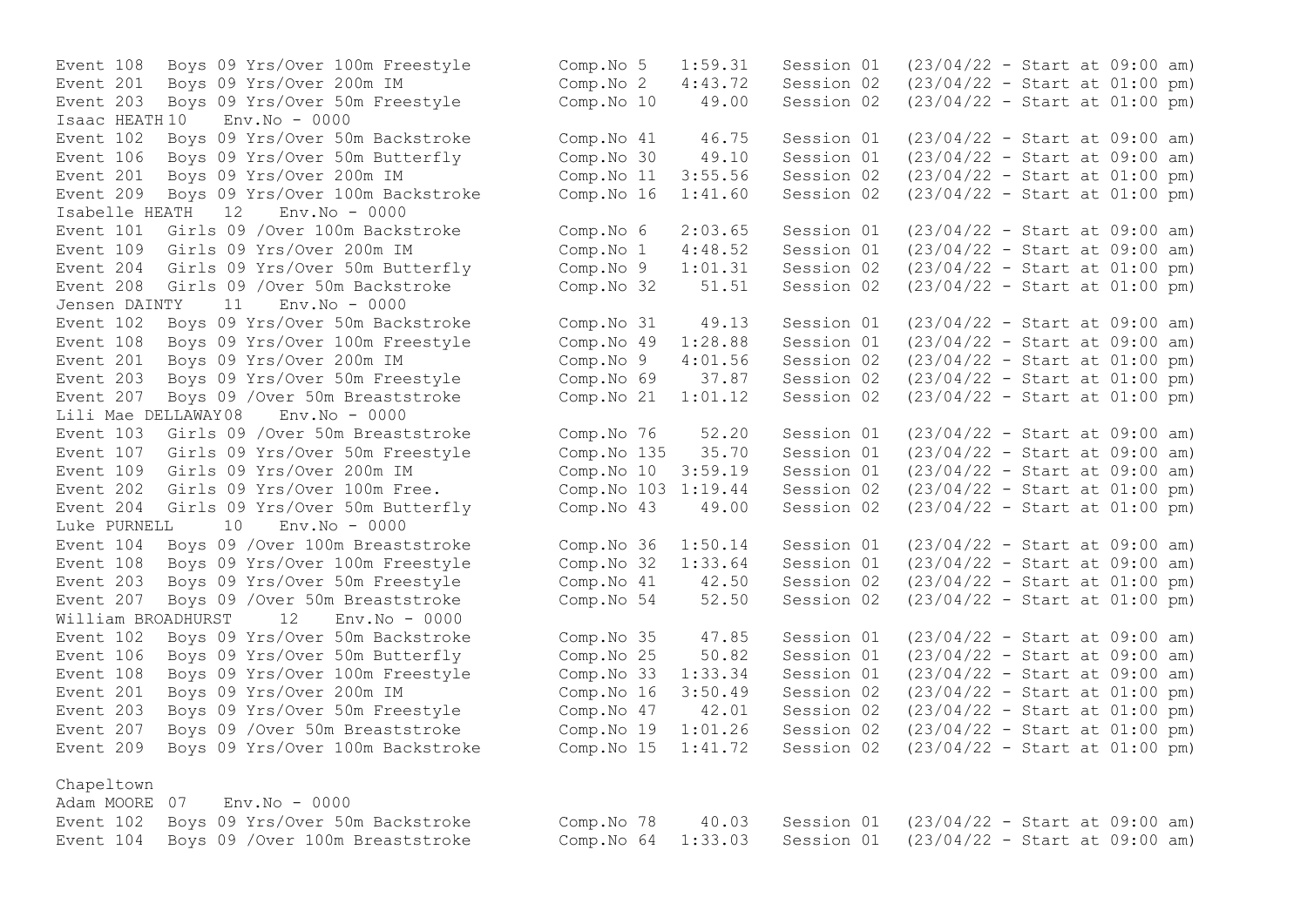Event 108 Boys 09 Yrs/Over 100m Freestyle Comp.No 5 1:59.31 Session 01 (23/04/22 - Start at 09:00 am)
Event 201 Boys 09 Yrs/Over 200m IM Comp.No 2 4:43.72 Session 02 (23/04/22 - Start at 01:00 pm)
Event 203 Boys 09 Yrs/Over 50m Freestyle Comp.No 10 49.00 Session 02 (23/04/22 - Start at 01:00 pm)

Isaac HEATH 10 Env.No - 0000

Event 102 Boys 09 Yrs/Over 50m Backstroke Comp.No 41 46.75 Session 01 (23/04/22 - Start at 09:00 am)
Event 106 Boys 09 Yrs/Over 50m Butterfly Comp.No 30 49.10 Session 01 (23/04/22 - Start at 09:00 am)
Event 201 Boys 09 Yrs/Over 200m IM Comp.No 11 3:55.56 Session 02 (23/04/22 - Start at 01:00 pm)
Event 209 Boys 09 Yrs/Over 100m Backstroke Comp.No 16 1:41.60 Session 02 (23/04/22 - Start at 01:00 pm)

Isabelle HEATH 12 Env.No - 0000

Event 101 Girls 09 /Over 100m Backstroke Comp.No 6 2:03.65 Session 01 (23/04/22 - Start at 09:00 am)
Event 109 Girls 09 Yrs/Over 200m IM Comp.No 1 4:48.52 Session 01 (23/04/22 - Start at 09:00 am)
Event 204 Girls 09 Yrs/Over 50m Butterfly Comp.No 9 1:01.31 Session 02 (23/04/22 - Start at 01:00 pm)
Event 208 Girls 09 /Over 50m Backstroke Comp.No 32 51.51 Session 02 (23/04/22 - Start at 01:00 pm)

Jensen DAINTY 11 Env.No - 0000

Event 102 Boys 09 Yrs/Over 50m Backstroke Comp.No 31 49.13 Session 01 (23/04/22 - Start at 09:00 am)
Event 108 Boys 09 Yrs/Over 100m Freestyle Comp.No 49 1:28.88 Session 01 (23/04/22 - Start at 09:00 am)
Event 201 Boys 09 Yrs/Over 200m IM Comp.No 9 4:01.56 Session 02 (23/04/22 - Start at 01:00 pm)
Event 203 Boys 09 Yrs/Over 50m Freestyle Comp.No 69 37.87 Session 02 (23/04/22 - Start at 01:00 pm)
Event 207 Boys 09 /Over 50m Breaststroke Comp.No 21 1:01.12 Session 02 (23/04/22 - Start at 01:00 pm)

Lili Mae DELLAWAY 08 Env.No - 0000

Event 103 Girls 09 /Over 50m Breaststroke Comp.No 76 52.20 Session 01 (23/04/22 - Start at 09:00 am)
Event 107 Girls 09 Yrs/Over 50m Freestyle Comp.No 135 35.70 Session 01 (23/04/22 - Start at 09:00 am)
Event 109 Girls 09 Yrs/Over 200m IM Comp.No 10 3:59.19 Session 01 (23/04/22 - Start at 09:00 am)
Event 202 Girls 09 Yrs/Over 100m Free. Comp.No 103 1:19.44 Session 02 (23/04/22 - Start at 01:00 pm)
Event 204 Girls 09 Yrs/Over 50m Butterfly Comp.No 43 49.00 Session 02 (23/04/22 - Start at 01:00 pm)

Luke PURNELL 10 Env.No - 0000

Event 104 Boys 09 /Over 100m Breaststroke Comp.No 36 1:50.14 Session 01 (23/04/22 - Start at 09:00 am)
Event 108 Boys 09 Yrs/Over 100m Freestyle Comp.No 32 1:33.64 Session 01 (23/04/22 - Start at 09:00 am)
Event 203 Boys 09 Yrs/Over 50m Freestyle Comp.No 41 42.50 Session 02 (23/04/22 - Start at 01:00 pm)
Event 207 Boys 09 /Over 50m Breaststroke Comp.No 54 52.50 Session 02 (23/04/22 - Start at 01:00 pm)

William BROADHURST 12 Env.No - 0000

Event 102 Boys 09 Yrs/Over 50m Backstroke Comp.No 35 47.85 Session 01 (23/04/22 - Start at 09:00 am)
Event 106 Boys 09 Yrs/Over 50m Butterfly Comp.No 25 50.82 Session 01 (23/04/22 - Start at 09:00 am)
Event 108 Boys 09 Yrs/Over 100m Freestyle Comp.No 33 1:33.34 Session 01 (23/04/22 - Start at 09:00 am)
Event 201 Boys 09 Yrs/Over 200m IM Comp.No 16 3:50.49 Session 02 (23/04/22 - Start at 01:00 pm)
Event 203 Boys 09 Yrs/Over 50m Freestyle Comp.No 47 42.01 Session 02 (23/04/22 - Start at 01:00 pm)
Event 207 Boys 09 /Over 50m Breaststroke Comp.No 19 1:01.26 Session 02 (23/04/22 - Start at 01:00 pm)
Event 209 Boys 09 Yrs/Over 100m Backstroke Comp.No 15 1:41.72 Session 02 (23/04/22 - Start at 01:00 pm)

Chapeltown

Adam MOORE 07 Env.No - 0000

Event 102 Boys 09 Yrs/Over 50m Backstroke Comp.No 78 40.03 Session 01 (23/04/22 - Start at 09:00 am)
Event 104 Boys 09 /Over 100m Breaststroke Comp.No 64 1:33.03 Session 01 (23/04/22 - Start at 09:00 am)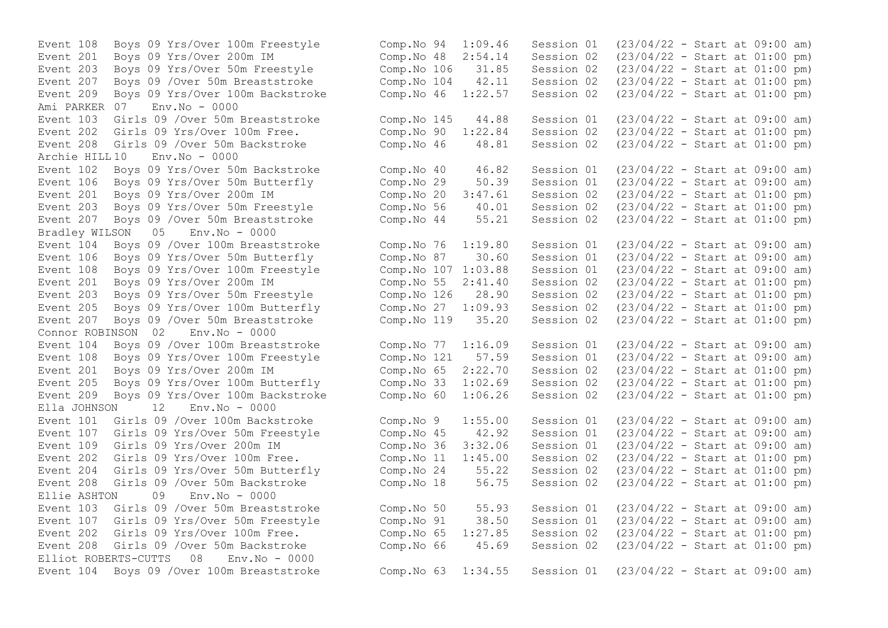```
Event 108  Boys 09 Yrs/Over 100m Freestyle         Comp.No 94  1:09.46    Session 01  (23/04/22 - Start at 09:00 am)
Event 201  Boys 09 Yrs/Over 200m IM                Comp.No 48  2:54.14    Session 02  (23/04/22 - Start at 01:00 pm)
Event 203  Boys 09 Yrs/Over 50m Freestyle          Comp.No 106   31.85    Session 02  (23/04/22 - Start at 01:00 pm)
Event 207  Boys 09 /Over 50m Breaststroke          Comp.No 104   42.11    Session 02  (23/04/22 - Start at 01:00 pm)
Event 209  Boys 09 Yrs/Over 100m Backstroke        Comp.No 46  1:22.57    Session 02  (23/04/22 - Start at 01:00 pm)
Ami PARKER 07    Env.No - 0000
Event 103  Girls 09 /Over 50m Breaststroke         Comp.No 145   44.88    Session 01  (23/04/22 - Start at 09:00 am)
Event 202  Girls 09 Yrs/Over 100m Free.            Comp.No 90  1:22.84    Session 02  (23/04/22 - Start at 01:00 pm)
Event 208  Girls 09 /Over 50m Backstroke           Comp.No 46    48.81    Session 02  (23/04/22 - Start at 01:00 pm)
Archie HILL 10    Env.No - 0000
Event 102  Boys 09 Yrs/Over 50m Backstroke         Comp.No 40    46.82    Session 01  (23/04/22 - Start at 09:00 am)
Event 106  Boys 09 Yrs/Over 50m Butterfly          Comp.No 29    50.39    Session 01  (23/04/22 - Start at 09:00 am)
Event 201  Boys 09 Yrs/Over 200m IM                Comp.No 20  3:47.61    Session 02  (23/04/22 - Start at 01:00 pm)
Event 203  Boys 09 Yrs/Over 50m Freestyle          Comp.No 56    40.01    Session 02  (23/04/22 - Start at 01:00 pm)
Event 207  Boys 09 /Over 50m Breaststroke          Comp.No 44    55.21    Session 02  (23/04/22 - Start at 01:00 pm)
Bradley WILSON   05    Env.No - 0000
Event 104  Boys 09 /Over 100m Breaststroke         Comp.No 76  1:19.80    Session 01  (23/04/22 - Start at 09:00 am)
Event 106  Boys 09 Yrs/Over 50m Butterfly          Comp.No 87    30.60    Session 01  (23/04/22 - Start at 09:00 am)
Event 108  Boys 09 Yrs/Over 100m Freestyle         Comp.No 107 1:03.88    Session 01  (23/04/22 - Start at 09:00 am)
Event 201  Boys 09 Yrs/Over 200m IM                Comp.No 55  2:41.40    Session 02  (23/04/22 - Start at 01:00 pm)
Event 203  Boys 09 Yrs/Over 50m Freestyle          Comp.No 126   28.90    Session 02  (23/04/22 - Start at 01:00 pm)
Event 205  Boys 09 Yrs/Over 100m Butterfly         Comp.No 27  1:09.93    Session 02  (23/04/22 - Start at 01:00 pm)
Event 207  Boys 09 /Over 50m Breaststroke          Comp.No 119   35.20    Session 02  (23/04/22 - Start at 01:00 pm)
Connor ROBINSON  02    Env.No - 0000
Event 104  Boys 09 /Over 100m Breaststroke         Comp.No 77  1:16.09    Session 01  (23/04/22 - Start at 09:00 am)
Event 108  Boys 09 Yrs/Over 100m Freestyle         Comp.No 121   57.59    Session 01  (23/04/22 - Start at 09:00 am)
Event 201  Boys 09 Yrs/Over 200m IM                Comp.No 65  2:22.70    Session 02  (23/04/22 - Start at 01:00 pm)
Event 205  Boys 09 Yrs/Over 100m Butterfly         Comp.No 33  1:02.69    Session 02  (23/04/22 - Start at 01:00 pm)
Event 209  Boys 09 Yrs/Over 100m Backstroke        Comp.No 60  1:06.26    Session 02  (23/04/22 - Start at 01:00 pm)
Ella JOHNSON     12    Env.No - 0000
Event 101  Girls 09 /Over 100m Backstroke          Comp.No 9   1:55.00    Session 01  (23/04/22 - Start at 09:00 am)
Event 107  Girls 09 Yrs/Over 50m Freestyle         Comp.No 45    42.92    Session 01  (23/04/22 - Start at 09:00 am)
Event 109  Girls 09 Yrs/Over 200m IM               Comp.No 36  3:32.06    Session 01  (23/04/22 - Start at 09:00 am)
Event 202  Girls 09 Yrs/Over 100m Free.            Comp.No 11  1:45.00    Session 02  (23/04/22 - Start at 01:00 pm)
Event 204  Girls 09 Yrs/Over 50m Butterfly         Comp.No 24    55.22    Session 02  (23/04/22 - Start at 01:00 pm)
Event 208  Girls 09 /Over 50m Backstroke           Comp.No 18    56.75    Session 02  (23/04/22 - Start at 01:00 pm)
Ellie ASHTON     09    Env.No - 0000
Event 103  Girls 09 /Over 50m Breaststroke         Comp.No 50    55.93    Session 01  (23/04/22 - Start at 09:00 am)
Event 107  Girls 09 Yrs/Over 50m Freestyle         Comp.No 91    38.50    Session 01  (23/04/22 - Start at 09:00 am)
Event 202  Girls 09 Yrs/Over 100m Free.            Comp.No 65  1:27.85    Session 02  (23/04/22 - Start at 01:00 pm)
Event 208  Girls 09 /Over 50m Backstroke           Comp.No 66    45.69    Session 02  (23/04/22 - Start at 01:00 pm)
Elliot ROBERTS-CUTTS   08    Env.No - 0000
Event 104  Boys 09 /Over 100m Breaststroke         Comp.No 63  1:34.55    Session 01  (23/04/22 - Start at 09:00 am)
```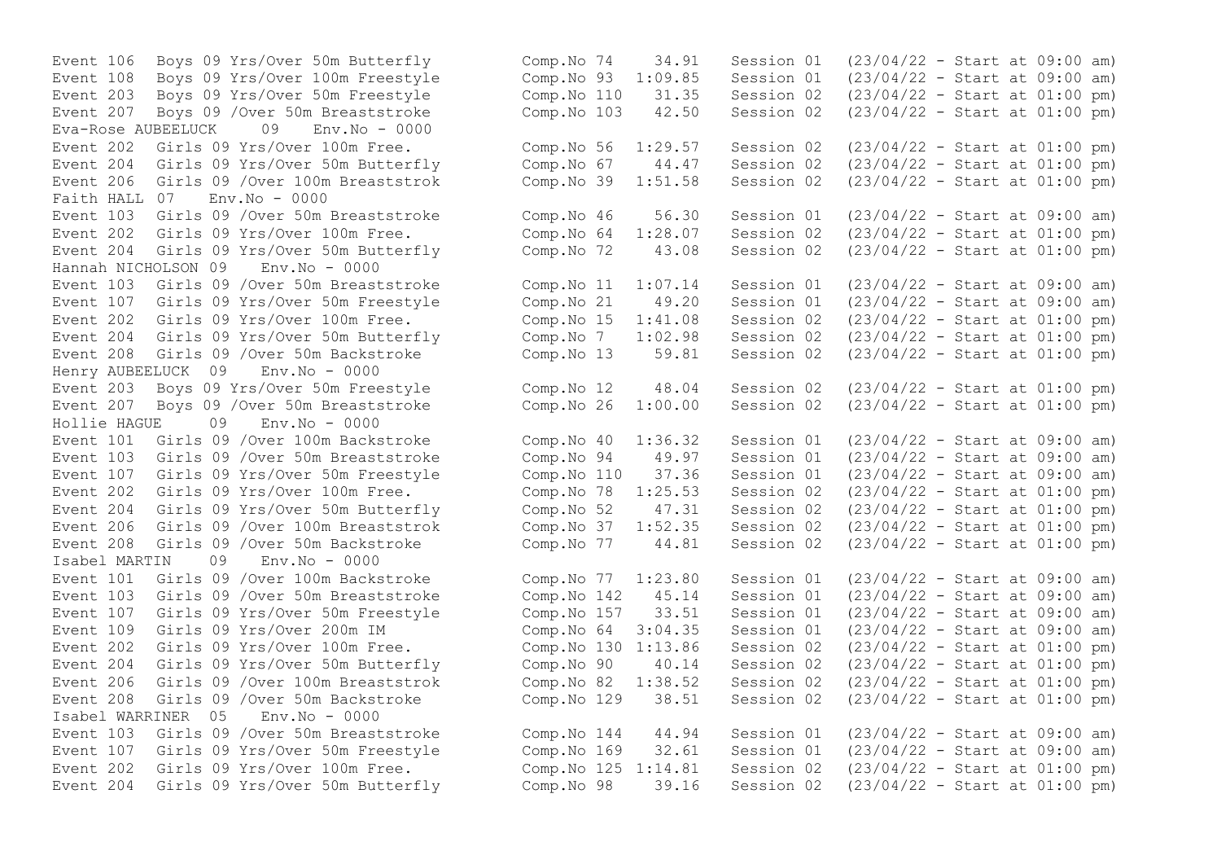```
Event 106  Boys 09 Yrs/Over 50m Butterfly        Comp.No 74    34.91   Session 01  (23/04/22 - Start at 09:00 am)
Event 108  Boys 09 Yrs/Over 100m Freestyle       Comp.No 93  1:09.85   Session 01  (23/04/22 - Start at 09:00 am)
Event 203  Boys 09 Yrs/Over 50m Freestyle        Comp.No 110   31.35   Session 02  (23/04/22 - Start at 01:00 pm)
Event 207  Boys 09 /Over 50m Breaststroke        Comp.No 103   42.50   Session 02  (23/04/22 - Start at 01:00 pm)
Eva-Rose AUBEELUCK    09   Env.No - 0000
Event 202  Girls 09 Yrs/Over 100m Free.          Comp.No 56  1:29.57   Session 02  (23/04/22 - Start at 01:00 pm)
Event 204  Girls 09 Yrs/Over 50m Butterfly       Comp.No 67    44.47   Session 02  (23/04/22 - Start at 01:00 pm)
Event 206  Girls 09 /Over 100m Breaststrok       Comp.No 39  1:51.58   Session 02  (23/04/22 - Start at 01:00 pm)
Faith HALL 07   Env.No - 0000
Event 103  Girls 09 /Over 50m Breaststroke       Comp.No 46    56.30   Session 01  (23/04/22 - Start at 09:00 am)
Event 202  Girls 09 Yrs/Over 100m Free.          Comp.No 64  1:28.07   Session 02  (23/04/22 - Start at 01:00 pm)
Event 204  Girls 09 Yrs/Over 50m Butterfly       Comp.No 72    43.08   Session 02  (23/04/22 - Start at 01:00 pm)
Hannah NICHOLSON 09   Env.No - 0000
Event 103  Girls 09 /Over 50m Breaststroke       Comp.No 11  1:07.14   Session 01  (23/04/22 - Start at 09:00 am)
Event 107  Girls 09 Yrs/Over 50m Freestyle       Comp.No 21    49.20   Session 01  (23/04/22 - Start at 09:00 am)
Event 202  Girls 09 Yrs/Over 100m Free.          Comp.No 15  1:41.08   Session 02  (23/04/22 - Start at 01:00 pm)
Event 204  Girls 09 Yrs/Over 50m Butterfly       Comp.No 7   1:02.98   Session 02  (23/04/22 - Start at 01:00 pm)
Event 208  Girls 09 /Over 50m Backstroke         Comp.No 13    59.81   Session 02  (23/04/22 - Start at 01:00 pm)
Henry AUBEELUCK  09   Env.No - 0000
Event 203  Boys 09 Yrs/Over 50m Freestyle        Comp.No 12    48.04   Session 02  (23/04/22 - Start at 01:00 pm)
Event 207  Boys 09 /Over 50m Breaststroke        Comp.No 26  1:00.00   Session 02  (23/04/22 - Start at 01:00 pm)
Hollie HAGUE     09   Env.No - 0000
Event 101  Girls 09 /Over 100m Backstroke        Comp.No 40  1:36.32   Session 01  (23/04/22 - Start at 09:00 am)
Event 103  Girls 09 /Over 50m Breaststroke       Comp.No 94    49.97   Session 01  (23/04/22 - Start at 09:00 am)
Event 107  Girls 09 Yrs/Over 50m Freestyle       Comp.No 110   37.36   Session 01  (23/04/22 - Start at 09:00 am)
Event 202  Girls 09 Yrs/Over 100m Free.          Comp.No 78  1:25.53   Session 02  (23/04/22 - Start at 01:00 pm)
Event 204  Girls 09 Yrs/Over 50m Butterfly       Comp.No 52    47.31   Session 02  (23/04/22 - Start at 01:00 pm)
Event 206  Girls 09 /Over 100m Breaststrok       Comp.No 37  1:52.35   Session 02  (23/04/22 - Start at 01:00 pm)
Event 208  Girls 09 /Over 50m Backstroke         Comp.No 77    44.81   Session 02  (23/04/22 - Start at 01:00 pm)
Isabel MARTIN    09   Env.No - 0000
Event 101  Girls 09 /Over 100m Backstroke        Comp.No 77  1:23.80   Session 01  (23/04/22 - Start at 09:00 am)
Event 103  Girls 09 /Over 50m Breaststroke       Comp.No 142   45.14   Session 01  (23/04/22 - Start at 09:00 am)
Event 107  Girls 09 Yrs/Over 50m Freestyle       Comp.No 157   33.51   Session 01  (23/04/22 - Start at 09:00 am)
Event 109  Girls 09 Yrs/Over 200m IM             Comp.No 64  3:04.35   Session 01  (23/04/22 - Start at 09:00 am)
Event 202  Girls 09 Yrs/Over 100m Free.          Comp.No 130 1:13.86   Session 02  (23/04/22 - Start at 01:00 pm)
Event 204  Girls 09 Yrs/Over 50m Butterfly       Comp.No 90    40.14   Session 02  (23/04/22 - Start at 01:00 pm)
Event 206  Girls 09 /Over 100m Breaststrok       Comp.No 82  1:38.52   Session 02  (23/04/22 - Start at 01:00 pm)
Event 208  Girls 09 /Over 50m Backstroke         Comp.No 129   38.51   Session 02  (23/04/22 - Start at 01:00 pm)
Isabel WARRINER  05   Env.No - 0000
Event 103  Girls 09 /Over 50m Breaststroke       Comp.No 144   44.94   Session 01  (23/04/22 - Start at 09:00 am)
Event 107  Girls 09 Yrs/Over 50m Freestyle       Comp.No 169   32.61   Session 01  (23/04/22 - Start at 09:00 am)
Event 202  Girls 09 Yrs/Over 100m Free.          Comp.No 125 1:14.81   Session 02  (23/04/22 - Start at 01:00 pm)
Event 204  Girls 09 Yrs/Over 50m Butterfly       Comp.No 98    39.16   Session 02  (23/04/22 - Start at 01:00 pm)
```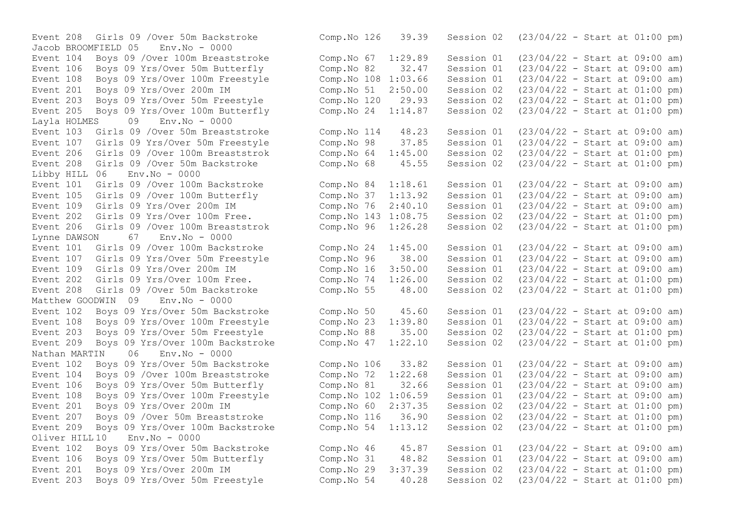Event 208  Girls 09 /Over 50m Backstroke  Comp.No 126  39.39  Session 02  (23/04/22 - Start at 01:00 pm)

Jacob BROOMFIELD 05  Env.No - 0000

Event 104  Boys 09 /Over 100m Breaststroke  Comp.No 67  1:29.89  Session 01  (23/04/22 - Start at 09:00 am)
Event 106  Boys 09 Yrs/Over 50m Butterfly  Comp.No 82  32.47  Session 01  (23/04/22 - Start at 09:00 am)
Event 108  Boys 09 Yrs/Over 100m Freestyle  Comp.No 108 1:03.66  Session 01  (23/04/22 - Start at 09:00 am)
Event 201  Boys 09 Yrs/Over 200m IM  Comp.No 51  2:50.00  Session 02  (23/04/22 - Start at 01:00 pm)
Event 203  Boys 09 Yrs/Over 50m Freestyle  Comp.No 120  29.93  Session 02  (23/04/22 - Start at 01:00 pm)
Event 205  Boys 09 Yrs/Over 100m Butterfly  Comp.No 24  1:14.87  Session 02  (23/04/22 - Start at 01:00 pm)

Layla HOLMES  09  Env.No - 0000

Event 103  Girls 09 /Over 50m Breaststroke  Comp.No 114  48.23  Session 01  (23/04/22 - Start at 09:00 am)
Event 107  Girls 09 Yrs/Over 50m Freestyle  Comp.No 98  37.85  Session 01  (23/04/22 - Start at 09:00 am)
Event 206  Girls 09 /Over 100m Breaststrok  Comp.No 64  1:45.00  Session 02  (23/04/22 - Start at 01:00 pm)
Event 208  Girls 09 /Over 50m Backstroke  Comp.No 68  45.55  Session 02  (23/04/22 - Start at 01:00 pm)

Libby HILL 06  Env.No - 0000

Event 101  Girls 09 /Over 100m Backstroke  Comp.No 84  1:18.61  Session 01  (23/04/22 - Start at 09:00 am)
Event 105  Girls 09 /Over 100m Butterfly  Comp.No 37  1:13.92  Session 01  (23/04/22 - Start at 09:00 am)
Event 109  Girls 09 Yrs/Over 200m IM  Comp.No 76  2:40.10  Session 01  (23/04/22 - Start at 09:00 am)
Event 202  Girls 09 Yrs/Over 100m Free.  Comp.No 143 1:08.75  Session 02  (23/04/22 - Start at 01:00 pm)
Event 206  Girls 09 /Over 100m Breaststrok  Comp.No 96  1:26.28  Session 02  (23/04/22 - Start at 01:00 pm)

Lynne DAWSON  67  Env.No - 0000

Event 101  Girls 09 /Over 100m Backstroke  Comp.No 24  1:45.00  Session 01  (23/04/22 - Start at 09:00 am)
Event 107  Girls 09 Yrs/Over 50m Freestyle  Comp.No 96  38.00  Session 01  (23/04/22 - Start at 09:00 am)
Event 109  Girls 09 Yrs/Over 200m IM  Comp.No 16  3:50.00  Session 01  (23/04/22 - Start at 09:00 am)
Event 202  Girls 09 Yrs/Over 100m Free.  Comp.No 74  1:26.00  Session 02  (23/04/22 - Start at 01:00 pm)
Event 208  Girls 09 /Over 50m Backstroke  Comp.No 55  48.00  Session 02  (23/04/22 - Start at 01:00 pm)

Matthew GOODWIN  09  Env.No - 0000

Event 102  Boys 09 Yrs/Over 50m Backstroke  Comp.No 50  45.60  Session 01  (23/04/22 - Start at 09:00 am)
Event 108  Boys 09 Yrs/Over 100m Freestyle  Comp.No 23  1:39.80  Session 01  (23/04/22 - Start at 09:00 am)
Event 203  Boys 09 Yrs/Over 50m Freestyle  Comp.No 88  35.00  Session 02  (23/04/22 - Start at 01:00 pm)
Event 209  Boys 09 Yrs/Over 100m Backstroke  Comp.No 47  1:22.10  Session 02  (23/04/22 - Start at 01:00 pm)

Nathan MARTIN  06  Env.No - 0000

Event 102  Boys 09 Yrs/Over 50m Backstroke  Comp.No 106  33.82  Session 01  (23/04/22 - Start at 09:00 am)
Event 104  Boys 09 /Over 100m Breaststroke  Comp.No 72  1:22.68  Session 01  (23/04/22 - Start at 09:00 am)
Event 106  Boys 09 Yrs/Over 50m Butterfly  Comp.No 81  32.66  Session 01  (23/04/22 - Start at 09:00 am)
Event 108  Boys 09 Yrs/Over 100m Freestyle  Comp.No 102 1:06.59  Session 01  (23/04/22 - Start at 09:00 am)
Event 201  Boys 09 Yrs/Over 200m IM  Comp.No 60  2:37.35  Session 02  (23/04/22 - Start at 01:00 pm)
Event 207  Boys 09 /Over 50m Breaststroke  Comp.No 116  36.90  Session 02  (23/04/22 - Start at 01:00 pm)
Event 209  Boys 09 Yrs/Over 100m Backstroke  Comp.No 54  1:13.12  Session 02  (23/04/22 - Start at 01:00 pm)

Oliver HILL 10  Env.No - 0000

Event 102  Boys 09 Yrs/Over 50m Backstroke  Comp.No 46  45.87  Session 01  (23/04/22 - Start at 09:00 am)
Event 106  Boys 09 Yrs/Over 50m Butterfly  Comp.No 31  48.82  Session 01  (23/04/22 - Start at 09:00 am)
Event 201  Boys 09 Yrs/Over 200m IM  Comp.No 29  3:37.39  Session 02  (23/04/22 - Start at 01:00 pm)
Event 203  Boys 09 Yrs/Over 50m Freestyle  Comp.No 54  40.28  Session 02  (23/04/22 - Start at 01:00 pm)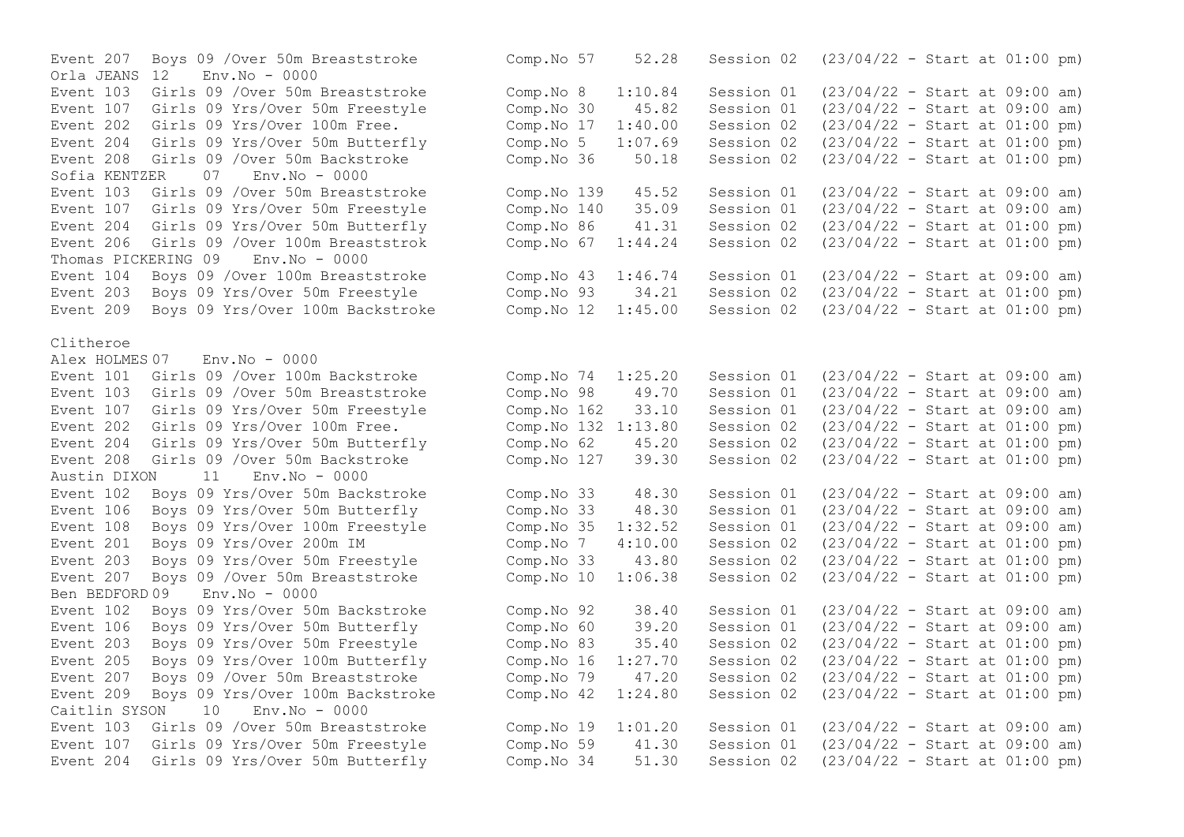Event 207  Boys 09 /Over 50m Breaststroke  Comp.No 57  52.28  Session 02  (23/04/22 - Start at 01:00 pm)

Orla JEANS 12  Env.No - 0000

Event 103  Girls 09 /Over 50m Breaststroke  Comp.No 8  1:10.84  Session 01  (23/04/22 - Start at 09:00 am)
Event 107  Girls 09 Yrs/Over 50m Freestyle  Comp.No 30  45.82  Session 01  (23/04/22 - Start at 09:00 am)
Event 202  Girls 09 Yrs/Over 100m Free.  Comp.No 17  1:40.00  Session 02  (23/04/22 - Start at 01:00 pm)
Event 204  Girls 09 Yrs/Over 50m Butterfly  Comp.No 5  1:07.69  Session 02  (23/04/22 - Start at 01:00 pm)
Event 208  Girls 09 /Over 50m Backstroke  Comp.No 36  50.18  Session 02  (23/04/22 - Start at 01:00 pm)

Sofia KENTZER  07  Env.No - 0000

Event 103  Girls 09 /Over 50m Breaststroke  Comp.No 139  45.52  Session 01  (23/04/22 - Start at 09:00 am)
Event 107  Girls 09 Yrs/Over 50m Freestyle  Comp.No 140  35.09  Session 01  (23/04/22 - Start at 09:00 am)
Event 204  Girls 09 Yrs/Over 50m Butterfly  Comp.No 86  41.31  Session 02  (23/04/22 - Start at 01:00 pm)
Event 206  Girls 09 /Over 100m Breaststrok  Comp.No 67  1:44.24  Session 02  (23/04/22 - Start at 01:00 pm)

Thomas PICKERING 09  Env.No - 0000

Event 104  Boys 09 /Over 100m Breaststroke  Comp.No 43  1:46.74  Session 01  (23/04/22 - Start at 09:00 am)
Event 203  Boys 09 Yrs/Over 50m Freestyle  Comp.No 93  34.21  Session 02  (23/04/22 - Start at 01:00 pm)
Event 209  Boys 09 Yrs/Over 100m Backstroke  Comp.No 12  1:45.00  Session 02  (23/04/22 - Start at 01:00 pm)

Clitheroe

Alex HOLMES 07  Env.No - 0000

Event 101  Girls 09 /Over 100m Backstroke  Comp.No 74  1:25.20  Session 01  (23/04/22 - Start at 09:00 am)
Event 103  Girls 09 /Over 50m Breaststroke  Comp.No 98  49.70  Session 01  (23/04/22 - Start at 09:00 am)
Event 107  Girls 09 Yrs/Over 50m Freestyle  Comp.No 162  33.10  Session 01  (23/04/22 - Start at 09:00 am)
Event 202  Girls 09 Yrs/Over 100m Free.  Comp.No 132  1:13.80  Session 02  (23/04/22 - Start at 01:00 pm)
Event 204  Girls 09 Yrs/Over 50m Butterfly  Comp.No 62  45.20  Session 02  (23/04/22 - Start at 01:00 pm)
Event 208  Girls 09 /Over 50m Backstroke  Comp.No 127  39.30  Session 02  (23/04/22 - Start at 01:00 pm)

Austin DIXON  11  Env.No - 0000

Event 102  Boys 09 Yrs/Over 50m Backstroke  Comp.No 33  48.30  Session 01  (23/04/22 - Start at 09:00 am)
Event 106  Boys 09 Yrs/Over 50m Butterfly  Comp.No 33  48.30  Session 01  (23/04/22 - Start at 09:00 am)
Event 108  Boys 09 Yrs/Over 100m Freestyle  Comp.No 35  1:32.52  Session 01  (23/04/22 - Start at 09:00 am)
Event 201  Boys 09 Yrs/Over 200m IM  Comp.No 7  4:10.00  Session 02  (23/04/22 - Start at 01:00 pm)
Event 203  Boys 09 Yrs/Over 50m Freestyle  Comp.No 33  43.80  Session 02  (23/04/22 - Start at 01:00 pm)
Event 207  Boys 09 /Over 50m Breaststroke  Comp.No 10  1:06.38  Session 02  (23/04/22 - Start at 01:00 pm)

Ben BEDFORD 09  Env.No - 0000

Event 102  Boys 09 Yrs/Over 50m Backstroke  Comp.No 92  38.40  Session 01  (23/04/22 - Start at 09:00 am)
Event 106  Boys 09 Yrs/Over 50m Butterfly  Comp.No 60  39.20  Session 01  (23/04/22 - Start at 09:00 am)
Event 203  Boys 09 Yrs/Over 50m Freestyle  Comp.No 83  35.40  Session 02  (23/04/22 - Start at 01:00 pm)
Event 205  Boys 09 Yrs/Over 100m Butterfly  Comp.No 16  1:27.70  Session 02  (23/04/22 - Start at 01:00 pm)
Event 207  Boys 09 /Over 50m Breaststroke  Comp.No 79  47.20  Session 02  (23/04/22 - Start at 01:00 pm)
Event 209  Boys 09 Yrs/Over 100m Backstroke  Comp.No 42  1:24.80  Session 02  (23/04/22 - Start at 01:00 pm)

Caitlin SYSON  10  Env.No - 0000

Event 103  Girls 09 /Over 50m Breaststroke  Comp.No 19  1:01.20  Session 01  (23/04/22 - Start at 09:00 am)
Event 107  Girls 09 Yrs/Over 50m Freestyle  Comp.No 59  41.30  Session 01  (23/04/22 - Start at 09:00 am)
Event 204  Girls 09 Yrs/Over 50m Butterfly  Comp.No 34  51.30  Session 02  (23/04/22 - Start at 01:00 pm)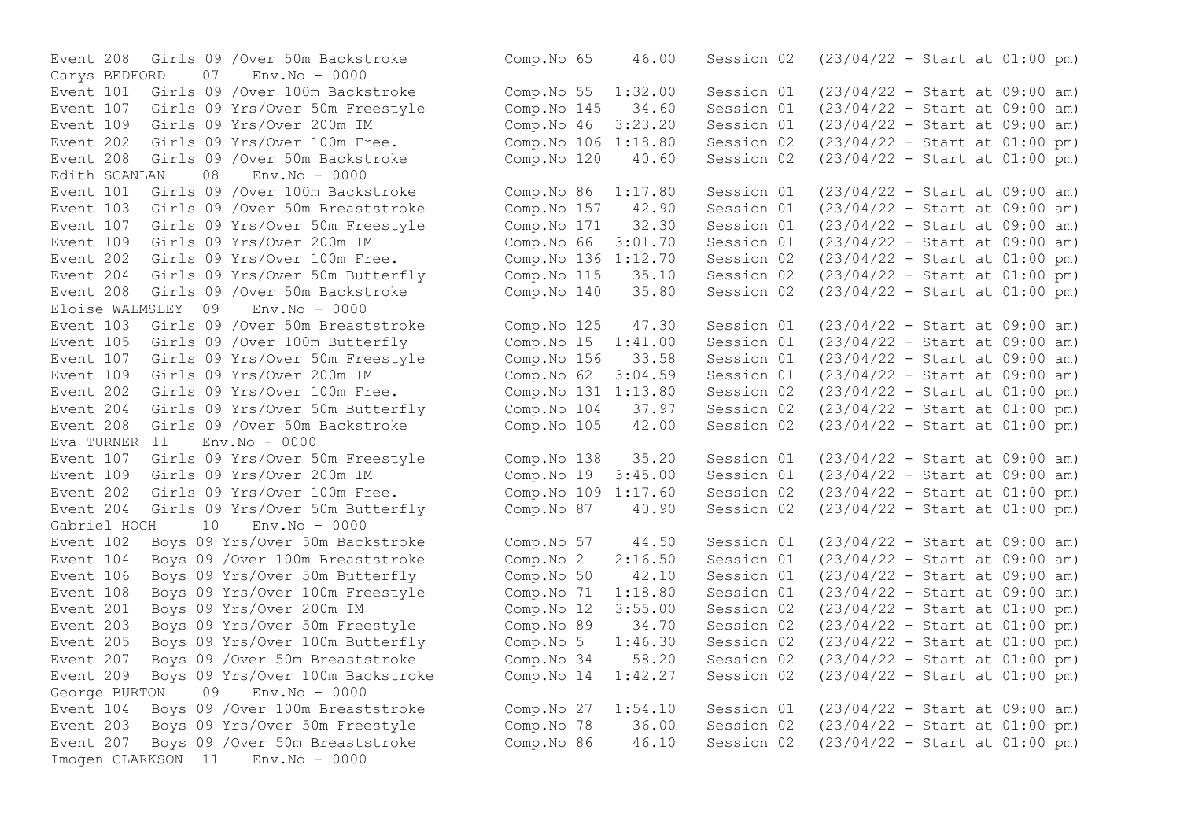```
Event 208  Girls 09 /Over 50m Backstroke        Comp.No 65    46.00   Session 02  (23/04/22 - Start at 01:00 pm)
Carys BEDFORD    07   Env.No - 0000
Event 101  Girls 09 /Over 100m Backstroke       Comp.No 55  1:32.00   Session 01  (23/04/22 - Start at 09:00 am)
Event 107  Girls 09 Yrs/Over 50m Freestyle      Comp.No 145   34.60   Session 01  (23/04/22 - Start at 09:00 am)
Event 109  Girls 09 Yrs/Over 200m IM            Comp.No 46  3:23.20   Session 01  (23/04/22 - Start at 09:00 am)
Event 202  Girls 09 Yrs/Over 100m Free.         Comp.No 106 1:18.80   Session 02  (23/04/22 - Start at 01:00 pm)
Event 208  Girls 09 /Over 50m Backstroke        Comp.No 120   40.60   Session 02  (23/04/22 - Start at 01:00 pm)
Edith SCANLAN    08   Env.No - 0000
Event 101  Girls 09 /Over 100m Backstroke       Comp.No 86  1:17.80   Session 01  (23/04/22 - Start at 09:00 am)
Event 103  Girls 09 /Over 50m Breaststroke      Comp.No 157   42.90   Session 01  (23/04/22 - Start at 09:00 am)
Event 107  Girls 09 Yrs/Over 50m Freestyle      Comp.No 171   32.30   Session 01  (23/04/22 - Start at 09:00 am)
Event 109  Girls 09 Yrs/Over 200m IM            Comp.No 66  3:01.70   Session 01  (23/04/22 - Start at 09:00 am)
Event 202  Girls 09 Yrs/Over 100m Free.         Comp.No 136 1:12.70   Session 02  (23/04/22 - Start at 01:00 pm)
Event 204  Girls 09 Yrs/Over 50m Butterfly      Comp.No 115   35.10   Session 02  (23/04/22 - Start at 01:00 pm)
Event 208  Girls 09 /Over 50m Backstroke        Comp.No 140   35.80   Session 02  (23/04/22 - Start at 01:00 pm)
Eloise WALMSLEY  09   Env.No - 0000
Event 103  Girls 09 /Over 50m Breaststroke      Comp.No 125   47.30   Session 01  (23/04/22 - Start at 09:00 am)
Event 105  Girls 09 /Over 100m Butterfly        Comp.No 15  1:41.00   Session 01  (23/04/22 - Start at 09:00 am)
Event 107  Girls 09 Yrs/Over 50m Freestyle      Comp.No 156   33.58   Session 01  (23/04/22 - Start at 09:00 am)
Event 109  Girls 09 Yrs/Over 200m IM            Comp.No 62  3:04.59   Session 01  (23/04/22 - Start at 09:00 am)
Event 202  Girls 09 Yrs/Over 100m Free.         Comp.No 131 1:13.80   Session 02  (23/04/22 - Start at 01:00 pm)
Event 204  Girls 09 Yrs/Over 50m Butterfly      Comp.No 104   37.97   Session 02  (23/04/22 - Start at 01:00 pm)
Event 208  Girls 09 /Over 50m Backstroke        Comp.No 105   42.00   Session 02  (23/04/22 - Start at 01:00 pm)
Eva TURNER  11   Env.No - 0000
Event 107  Girls 09 Yrs/Over 50m Freestyle      Comp.No 138   35.20   Session 01  (23/04/22 - Start at 09:00 am)
Event 109  Girls 09 Yrs/Over 200m IM            Comp.No 19  3:45.00   Session 01  (23/04/22 - Start at 09:00 am)
Event 202  Girls 09 Yrs/Over 100m Free.         Comp.No 109 1:17.60   Session 02  (23/04/22 - Start at 01:00 pm)
Event 204  Girls 09 Yrs/Over 50m Butterfly      Comp.No 87    40.90   Session 02  (23/04/22 - Start at 01:00 pm)
Gabriel HOCH     10   Env.No - 0000
Event 102  Boys 09 Yrs/Over 50m Backstroke      Comp.No 57    44.50   Session 01  (23/04/22 - Start at 09:00 am)
Event 104  Boys 09 /Over 100m Breaststroke      Comp.No 2   2:16.50   Session 01  (23/04/22 - Start at 09:00 am)
Event 106  Boys 09 Yrs/Over 50m Butterfly       Comp.No 50    42.10   Session 01  (23/04/22 - Start at 09:00 am)
Event 108  Boys 09 Yrs/Over 100m Freestyle      Comp.No 71  1:18.80   Session 01  (23/04/22 - Start at 09:00 am)
Event 201  Boys 09 Yrs/Over 200m IM             Comp.No 12  3:55.00   Session 02  (23/04/22 - Start at 01:00 pm)
Event 203  Boys 09 Yrs/Over 50m Freestyle       Comp.No 89    34.70   Session 02  (23/04/22 - Start at 01:00 pm)
Event 205  Boys 09 Yrs/Over 100m Butterfly      Comp.No 5   1:46.30   Session 02  (23/04/22 - Start at 01:00 pm)
Event 207  Boys 09 /Over 50m Breaststroke       Comp.No 34    58.20   Session 02  (23/04/22 - Start at 01:00 pm)
Event 209  Boys 09 Yrs/Over 100m Backstroke     Comp.No 14  1:42.27   Session 02  (23/04/22 - Start at 01:00 pm)
George BURTON    09   Env.No - 0000
Event 104  Boys 09 /Over 100m Breaststroke      Comp.No 27  1:54.10   Session 01  (23/04/22 - Start at 09:00 am)
Event 203  Boys 09 Yrs/Over 50m Freestyle       Comp.No 78    36.00   Session 02  (23/04/22 - Start at 01:00 pm)
Event 207  Boys 09 /Over 50m Breaststroke       Comp.No 86    46.10   Session 02  (23/04/22 - Start at 01:00 pm)
Imogen CLARKSON  11   Env.No - 0000
```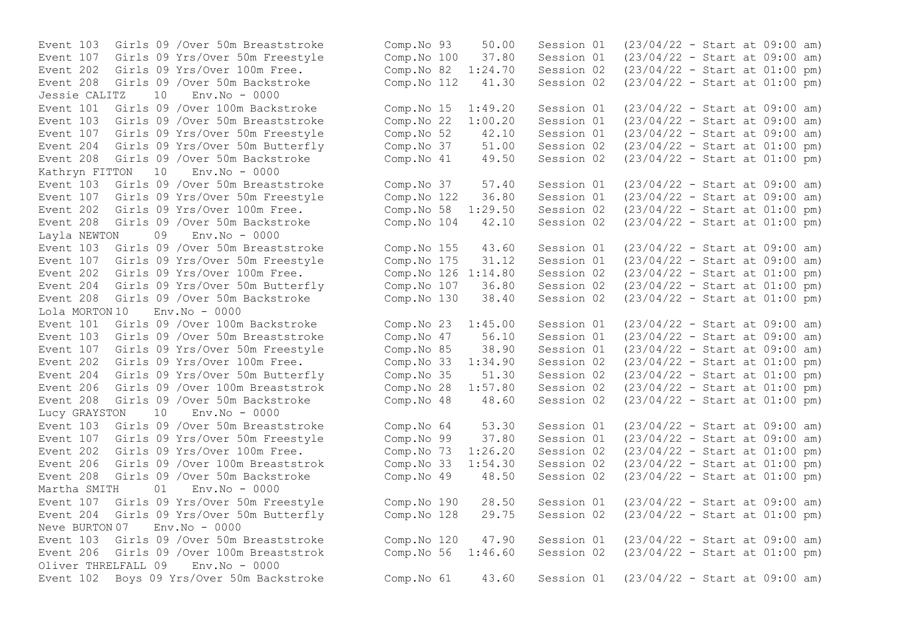```
Event 103  Girls 09 /Over 50m Breaststroke      Comp.No 93    50.00   Session 01  (23/04/22 - Start at 09:00 am)
Event 107  Girls 09 Yrs/Over 50m Freestyle      Comp.No 100   37.80   Session 01  (23/04/22 - Start at 09:00 am)
Event 202  Girls 09 Yrs/Over 100m Free.         Comp.No 82  1:24.70   Session 02  (23/04/22 - Start at 01:00 pm)
Event 208  Girls 09 /Over 50m Backstroke        Comp.No 112   41.30   Session 02  (23/04/22 - Start at 01:00 pm)
Jessie CALITZ    10   Env.No - 0000
Event 101  Girls 09 /Over 100m Backstroke       Comp.No 15  1:49.20   Session 01  (23/04/22 - Start at 09:00 am)
Event 103  Girls 09 /Over 50m Breaststroke      Comp.No 22  1:00.20   Session 01  (23/04/22 - Start at 09:00 am)
Event 107  Girls 09 Yrs/Over 50m Freestyle      Comp.No 52    42.10   Session 01  (23/04/22 - Start at 09:00 am)
Event 204  Girls 09 Yrs/Over 50m Butterfly      Comp.No 37    51.00   Session 02  (23/04/22 - Start at 01:00 pm)
Event 208  Girls 09 /Over 50m Backstroke        Comp.No 41    49.50   Session 02  (23/04/22 - Start at 01:00 pm)
Kathryn FITTON   10   Env.No - 0000
Event 103  Girls 09 /Over 50m Breaststroke      Comp.No 37    57.40   Session 01  (23/04/22 - Start at 09:00 am)
Event 107  Girls 09 Yrs/Over 50m Freestyle      Comp.No 122   36.80   Session 01  (23/04/22 - Start at 09:00 am)
Event 202  Girls 09 Yrs/Over 100m Free.         Comp.No 58  1:29.50   Session 02  (23/04/22 - Start at 01:00 pm)
Event 208  Girls 09 /Over 50m Backstroke        Comp.No 104   42.10   Session 02  (23/04/22 - Start at 01:00 pm)
Layla NEWTON     09   Env.No - 0000
Event 103  Girls 09 /Over 50m Breaststroke      Comp.No 155   43.60   Session 01  (23/04/22 - Start at 09:00 am)
Event 107  Girls 09 Yrs/Over 50m Freestyle      Comp.No 175   31.12   Session 01  (23/04/22 - Start at 09:00 am)
Event 202  Girls 09 Yrs/Over 100m Free.         Comp.No 126 1:14.80   Session 02  (23/04/22 - Start at 01:00 pm)
Event 204  Girls 09 Yrs/Over 50m Butterfly      Comp.No 107   36.80   Session 02  (23/04/22 - Start at 01:00 pm)
Event 208  Girls 09 /Over 50m Backstroke        Comp.No 130   38.40   Session 02  (23/04/22 - Start at 01:00 pm)
Lola MORTON 10    Env.No - 0000
Event 101  Girls 09 /Over 100m Backstroke       Comp.No 23  1:45.00   Session 01  (23/04/22 - Start at 09:00 am)
Event 103  Girls 09 /Over 50m Breaststroke      Comp.No 47    56.10   Session 01  (23/04/22 - Start at 09:00 am)
Event 107  Girls 09 Yrs/Over 50m Freestyle      Comp.No 85    38.90   Session 01  (23/04/22 - Start at 09:00 am)
Event 202  Girls 09 Yrs/Over 100m Free.         Comp.No 33  1:34.90   Session 02  (23/04/22 - Start at 01:00 pm)
Event 204  Girls 09 Yrs/Over 50m Butterfly      Comp.No 35    51.30   Session 02  (23/04/22 - Start at 01:00 pm)
Event 206  Girls 09 /Over 100m Breaststrok      Comp.No 28  1:57.80   Session 02  (23/04/22 - Start at 01:00 pm)
Event 208  Girls 09 /Over 50m Backstroke        Comp.No 48    48.60   Session 02  (23/04/22 - Start at 01:00 pm)
Lucy GRAYSTON    10   Env.No - 0000
Event 103  Girls 09 /Over 50m Breaststroke      Comp.No 64    53.30   Session 01  (23/04/22 - Start at 09:00 am)
Event 107  Girls 09 Yrs/Over 50m Freestyle      Comp.No 99    37.80   Session 01  (23/04/22 - Start at 09:00 am)
Event 202  Girls 09 Yrs/Over 100m Free.         Comp.No 73  1:26.20   Session 02  (23/04/22 - Start at 01:00 pm)
Event 206  Girls 09 /Over 100m Breaststrok      Comp.No 33  1:54.30   Session 02  (23/04/22 - Start at 01:00 pm)
Event 208  Girls 09 /Over 50m Backstroke        Comp.No 49    48.50   Session 02  (23/04/22 - Start at 01:00 pm)
Martha SMITH     01   Env.No - 0000
Event 107  Girls 09 Yrs/Over 50m Freestyle      Comp.No 190   28.50   Session 01  (23/04/22 - Start at 09:00 am)
Event 204  Girls 09 Yrs/Over 50m Butterfly      Comp.No 128   29.75   Session 02  (23/04/22 - Start at 01:00 pm)
Neve BURTON 07    Env.No - 0000
Event 103  Girls 09 /Over 50m Breaststroke      Comp.No 120   47.90   Session 01  (23/04/22 - Start at 09:00 am)
Event 206  Girls 09 /Over 100m Breaststrok      Comp.No 56  1:46.60   Session 02  (23/04/22 - Start at 01:00 pm)
Oliver THRELFALL 09   Env.No - 0000
Event 102  Boys 09 Yrs/Over 50m Backstroke      Comp.No 61    43.60   Session 01  (23/04/22 - Start at 09:00 am)
```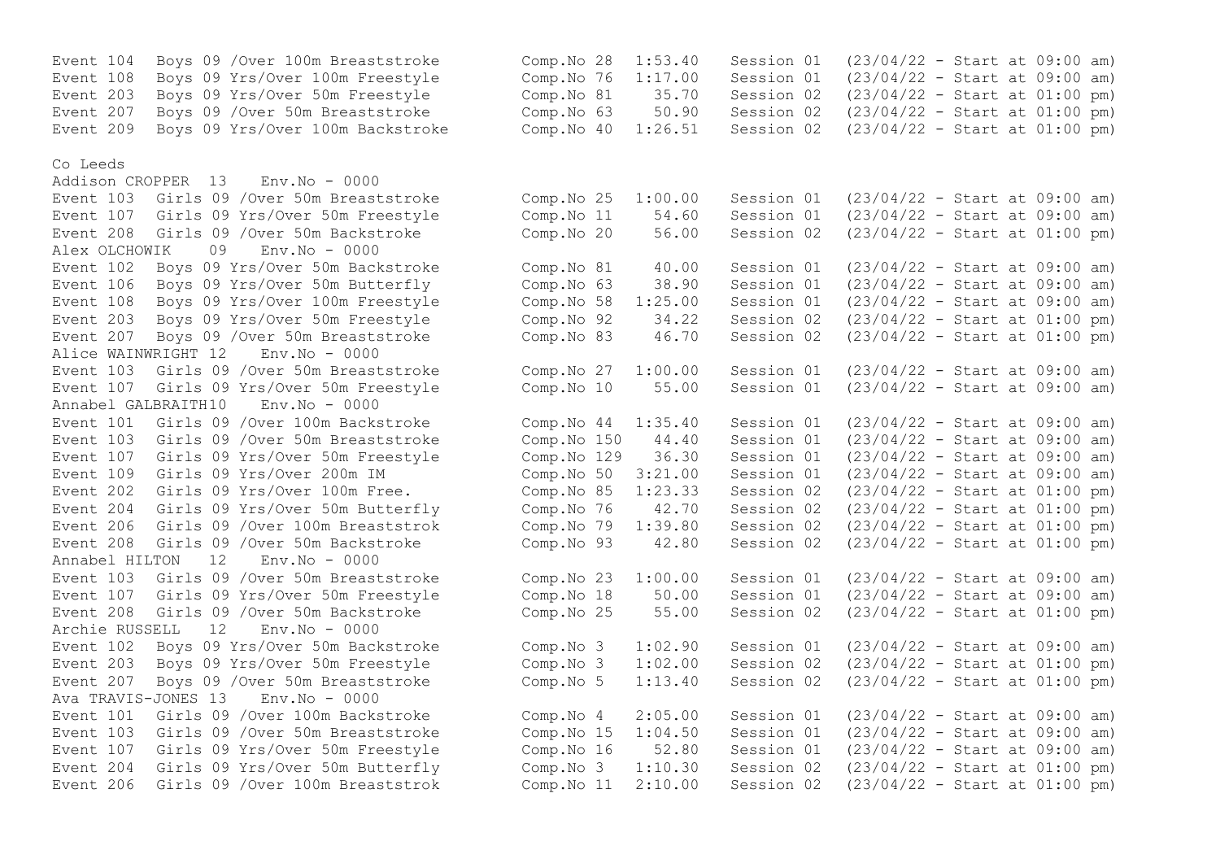```
Event 104  Boys 09 /Over 100m Breaststroke        Comp.No 28  1:53.40   Session 01  (23/04/22 - Start at 09:00 am)
Event 108  Boys 09 Yrs/Over 100m Freestyle        Comp.No 76  1:17.00   Session 01  (23/04/22 - Start at 09:00 am)
Event 203  Boys 09 Yrs/Over 50m Freestyle         Comp.No 81    35.70   Session 02  (23/04/22 - Start at 01:00 pm)
Event 207  Boys 09 /Over 50m Breaststroke         Comp.No 63    50.90   Session 02  (23/04/22 - Start at 01:00 pm)
Event 209  Boys 09 Yrs/Over 100m Backstroke       Comp.No 40  1:26.51   Session 02  (23/04/22 - Start at 01:00 pm)

Co Leeds
Addison CROPPER  13    Env.No - 0000
Event 103  Girls 09 /Over 50m Breaststroke        Comp.No 25  1:00.00   Session 01  (23/04/22 - Start at 09:00 am)
Event 107  Girls 09 Yrs/Over 50m Freestyle        Comp.No 11    54.60   Session 01  (23/04/22 - Start at 09:00 am)
Event 208  Girls 09 /Over 50m Backstroke          Comp.No 20    56.00   Session 02  (23/04/22 - Start at 01:00 pm)
Alex OLCHOWIK    09    Env.No - 0000
Event 102  Boys 09 Yrs/Over 50m Backstroke        Comp.No 81    40.00   Session 01  (23/04/22 - Start at 09:00 am)
Event 106  Boys 09 Yrs/Over 50m Butterfly         Comp.No 63    38.90   Session 01  (23/04/22 - Start at 09:00 am)
Event 108  Boys 09 Yrs/Over 100m Freestyle        Comp.No 58  1:25.00   Session 01  (23/04/22 - Start at 09:00 am)
Event 203  Boys 09 Yrs/Over 50m Freestyle         Comp.No 92    34.22   Session 02  (23/04/22 - Start at 01:00 pm)
Event 207  Boys 09 /Over 50m Breaststroke         Comp.No 83    46.70   Session 02  (23/04/22 - Start at 01:00 pm)
Alice WAINWRIGHT 12    Env.No - 0000
Event 103  Girls 09 /Over 50m Breaststroke        Comp.No 27  1:00.00   Session 01  (23/04/22 - Start at 09:00 am)
Event 107  Girls 09 Yrs/Over 50m Freestyle        Comp.No 10    55.00   Session 01  (23/04/22 - Start at 09:00 am)
Annabel GALBRAITH10    Env.No - 0000
Event 101  Girls 09 /Over 100m Backstroke         Comp.No 44  1:35.40   Session 01  (23/04/22 - Start at 09:00 am)
Event 103  Girls 09 /Over 50m Breaststroke        Comp.No 150   44.40   Session 01  (23/04/22 - Start at 09:00 am)
Event 107  Girls 09 Yrs/Over 50m Freestyle        Comp.No 129   36.30   Session 01  (23/04/22 - Start at 09:00 am)
Event 109  Girls 09 Yrs/Over 200m IM              Comp.No 50  3:21.00   Session 01  (23/04/22 - Start at 09:00 am)
Event 202  Girls 09 Yrs/Over 100m Free.           Comp.No 85  1:23.33   Session 02  (23/04/22 - Start at 01:00 pm)
Event 204  Girls 09 Yrs/Over 50m Butterfly        Comp.No 76    42.70   Session 02  (23/04/22 - Start at 01:00 pm)
Event 206  Girls 09 /Over 100m Breaststrok        Comp.No 79  1:39.80   Session 02  (23/04/22 - Start at 01:00 pm)
Event 208  Girls 09 /Over 50m Backstroke          Comp.No 93    42.80   Session 02  (23/04/22 - Start at 01:00 pm)
Annabel HILTON   12    Env.No - 0000
Event 103  Girls 09 /Over 50m Breaststroke        Comp.No 23  1:00.00   Session 01  (23/04/22 - Start at 09:00 am)
Event 107  Girls 09 Yrs/Over 50m Freestyle        Comp.No 18    50.00   Session 01  (23/04/22 - Start at 09:00 am)
Event 208  Girls 09 /Over 50m Backstroke          Comp.No 25    55.00   Session 02  (23/04/22 - Start at 01:00 pm)
Archie RUSSELL   12    Env.No - 0000
Event 102  Boys 09 Yrs/Over 50m Backstroke        Comp.No 3   1:02.90   Session 01  (23/04/22 - Start at 09:00 am)
Event 203  Boys 09 Yrs/Over 50m Freestyle         Comp.No 3   1:02.00   Session 02  (23/04/22 - Start at 01:00 pm)
Event 207  Boys 09 /Over 50m Breaststroke         Comp.No 5   1:13.40   Session 02  (23/04/22 - Start at 01:00 pm)
Ava TRAVIS-JONES 13    Env.No - 0000
Event 101  Girls 09 /Over 100m Backstroke         Comp.No 4   2:05.00   Session 01  (23/04/22 - Start at 09:00 am)
Event 103  Girls 09 /Over 50m Breaststroke        Comp.No 15  1:04.50   Session 01  (23/04/22 - Start at 09:00 am)
Event 107  Girls 09 Yrs/Over 50m Freestyle        Comp.No 16    52.80   Session 01  (23/04/22 - Start at 09:00 am)
Event 204  Girls 09 Yrs/Over 50m Butterfly        Comp.No 3   1:10.30   Session 02  (23/04/22 - Start at 01:00 pm)
Event 206  Girls 09 /Over 100m Breaststrok        Comp.No 11  2:10.00   Session 02  (23/04/22 - Start at 01:00 pm)
```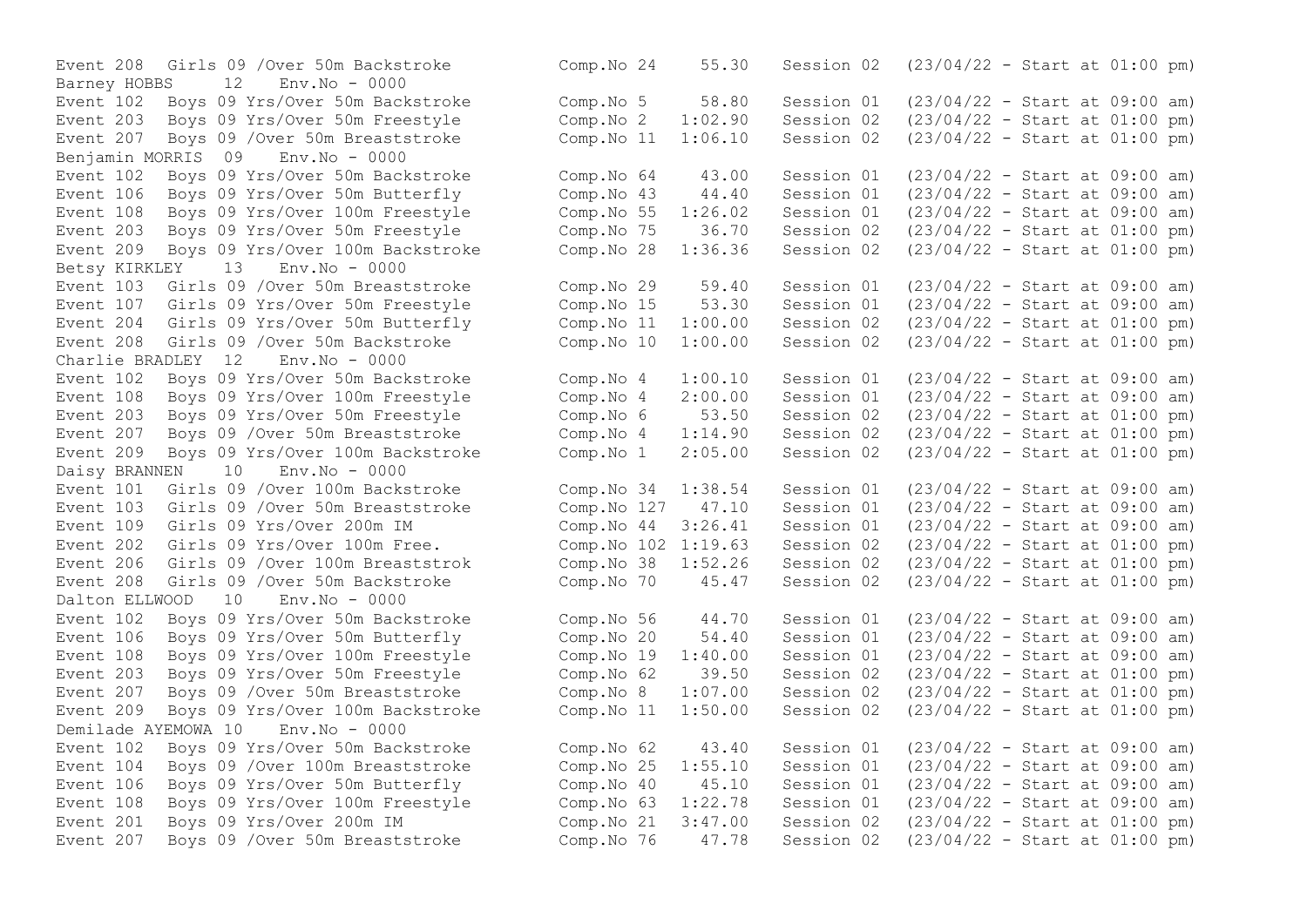Event 208 Girls 09 /Over 50m Backstroke Comp.No 24 55.30 Session 02 (23/04/22 - Start at 01:00 pm)

Barney HOBBS 12 Env.No - 0000

Event 102 Boys 09 Yrs/Over 50m Backstroke Comp.No 5 58.80 Session 01 (23/04/22 - Start at 09:00 am)
Event 203 Boys 09 Yrs/Over 50m Freestyle Comp.No 2 1:02.90 Session 02 (23/04/22 - Start at 01:00 pm)
Event 207 Boys 09 /Over 50m Breaststroke Comp.No 11 1:06.10 Session 02 (23/04/22 - Start at 01:00 pm)

Benjamin MORRIS 09 Env.No - 0000

Event 102 Boys 09 Yrs/Over 50m Backstroke Comp.No 64 43.00 Session 01 (23/04/22 - Start at 09:00 am)
Event 106 Boys 09 Yrs/Over 50m Butterfly Comp.No 43 44.40 Session 01 (23/04/22 - Start at 09:00 am)
Event 108 Boys 09 Yrs/Over 100m Freestyle Comp.No 55 1:26.02 Session 01 (23/04/22 - Start at 09:00 am)
Event 203 Boys 09 Yrs/Over 50m Freestyle Comp.No 75 36.70 Session 02 (23/04/22 - Start at 01:00 pm)
Event 209 Boys 09 Yrs/Over 100m Backstroke Comp.No 28 1:36.36 Session 02 (23/04/22 - Start at 01:00 pm)

Betsy KIRKLEY 13 Env.No - 0000

Event 103 Girls 09 /Over 50m Breaststroke Comp.No 29 59.40 Session 01 (23/04/22 - Start at 09:00 am)
Event 107 Girls 09 Yrs/Over 50m Freestyle Comp.No 15 53.30 Session 01 (23/04/22 - Start at 09:00 am)
Event 204 Girls 09 Yrs/Over 50m Butterfly Comp.No 11 1:00.00 Session 02 (23/04/22 - Start at 01:00 pm)
Event 208 Girls 09 /Over 50m Backstroke Comp.No 10 1:00.00 Session 02 (23/04/22 - Start at 01:00 pm)

Charlie BRADLEY 12 Env.No - 0000

Event 102 Boys 09 Yrs/Over 50m Backstroke Comp.No 4 1:00.10 Session 01 (23/04/22 - Start at 09:00 am)
Event 108 Boys 09 Yrs/Over 100m Freestyle Comp.No 4 2:00.00 Session 01 (23/04/22 - Start at 09:00 am)
Event 203 Boys 09 Yrs/Over 50m Freestyle Comp.No 6 53.50 Session 02 (23/04/22 - Start at 01:00 pm)
Event 207 Boys 09 /Over 50m Breaststroke Comp.No 4 1:14.90 Session 02 (23/04/22 - Start at 01:00 pm)
Event 209 Boys 09 Yrs/Over 100m Backstroke Comp.No 1 2:05.00 Session 02 (23/04/22 - Start at 01:00 pm)

Daisy BRANNEN 10 Env.No - 0000

Event 101 Girls 09 /Over 100m Backstroke Comp.No 34 1:38.54 Session 01 (23/04/22 - Start at 09:00 am)
Event 103 Girls 09 /Over 50m Breaststroke Comp.No 127 47.10 Session 01 (23/04/22 - Start at 09:00 am)
Event 109 Girls 09 Yrs/Over 200m IM Comp.No 44 3:26.41 Session 01 (23/04/22 - Start at 09:00 am)
Event 202 Girls 09 Yrs/Over 100m Free. Comp.No 102 1:19.63 Session 02 (23/04/22 - Start at 01:00 pm)
Event 206 Girls 09 /Over 100m Breaststrok Comp.No 38 1:52.26 Session 02 (23/04/22 - Start at 01:00 pm)
Event 208 Girls 09 /Over 50m Backstroke Comp.No 70 45.47 Session 02 (23/04/22 - Start at 01:00 pm)

Dalton ELLWOOD 10 Env.No - 0000

Event 102 Boys 09 Yrs/Over 50m Backstroke Comp.No 56 44.70 Session 01 (23/04/22 - Start at 09:00 am)
Event 106 Boys 09 Yrs/Over 50m Butterfly Comp.No 20 54.40 Session 01 (23/04/22 - Start at 09:00 am)
Event 108 Boys 09 Yrs/Over 100m Freestyle Comp.No 19 1:40.00 Session 01 (23/04/22 - Start at 09:00 am)
Event 203 Boys 09 Yrs/Over 50m Freestyle Comp.No 62 39.50 Session 02 (23/04/22 - Start at 01:00 pm)
Event 207 Boys 09 /Over 50m Breaststroke Comp.No 8 1:07.00 Session 02 (23/04/22 - Start at 01:00 pm)
Event 209 Boys 09 Yrs/Over 100m Backstroke Comp.No 11 1:50.00 Session 02 (23/04/22 - Start at 01:00 pm)

Demilade AYEMOWA 10 Env.No - 0000

Event 102 Boys 09 Yrs/Over 50m Backstroke Comp.No 62 43.40 Session 01 (23/04/22 - Start at 09:00 am)
Event 104 Boys 09 /Over 100m Breaststroke Comp.No 25 1:55.10 Session 01 (23/04/22 - Start at 09:00 am)
Event 106 Boys 09 Yrs/Over 50m Butterfly Comp.No 40 45.10 Session 01 (23/04/22 - Start at 09:00 am)
Event 108 Boys 09 Yrs/Over 100m Freestyle Comp.No 63 1:22.78 Session 01 (23/04/22 - Start at 09:00 am)
Event 201 Boys 09 Yrs/Over 200m IM Comp.No 21 3:47.00 Session 02 (23/04/22 - Start at 01:00 pm)
Event 207 Boys 09 /Over 50m Breaststroke Comp.No 76 47.78 Session 02 (23/04/22 - Start at 01:00 pm)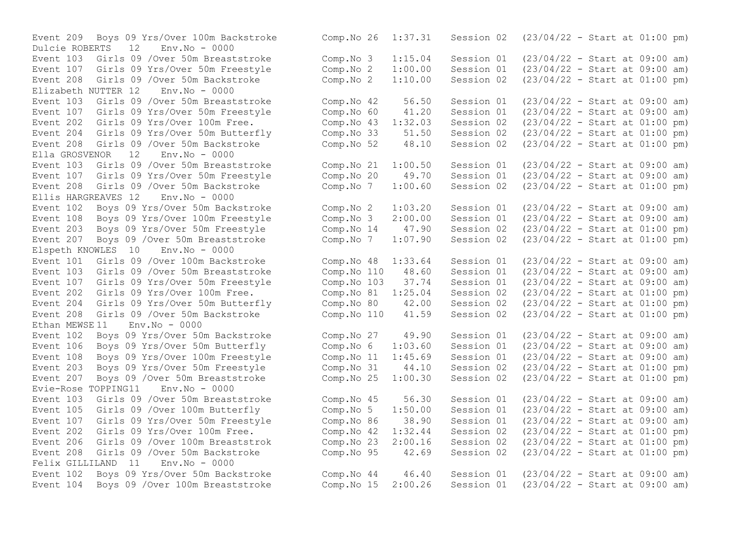```
Event 209  Boys 09 Yrs/Over 100m Backstroke       Comp.No 26  1:37.31   Session 02  (23/04/22 - Start at 01:00 pm)
Dulcie ROBERTS   12   Env.No - 0000
Event 103  Girls 09 /Over 50m Breaststroke        Comp.No 3   1:15.04   Session 01  (23/04/22 - Start at 09:00 am)
Event 107  Girls 09 Yrs/Over 50m Freestyle        Comp.No 2   1:00.00   Session 01  (23/04/22 - Start at 09:00 am)
Event 208  Girls 09 /Over 50m Backstroke          Comp.No 2   1:10.00   Session 02  (23/04/22 - Start at 01:00 pm)
Elizabeth NUTTER 12   Env.No - 0000
Event 103  Girls 09 /Over 50m Breaststroke        Comp.No 42    56.50   Session 01  (23/04/22 - Start at 09:00 am)
Event 107  Girls 09 Yrs/Over 50m Freestyle        Comp.No 60    41.20   Session 01  (23/04/22 - Start at 09:00 am)
Event 202  Girls 09 Yrs/Over 100m Free.           Comp.No 43  1:32.03   Session 02  (23/04/22 - Start at 01:00 pm)
Event 204  Girls 09 Yrs/Over 50m Butterfly        Comp.No 33    51.50   Session 02  (23/04/22 - Start at 01:00 pm)
Event 208  Girls 09 /Over 50m Backstroke          Comp.No 52    48.10   Session 02  (23/04/22 - Start at 01:00 pm)
Ella GROSVENOR   12   Env.No - 0000
Event 103  Girls 09 /Over 50m Breaststroke        Comp.No 21  1:00.50   Session 01  (23/04/22 - Start at 09:00 am)
Event 107  Girls 09 Yrs/Over 50m Freestyle        Comp.No 20    49.70   Session 01  (23/04/22 - Start at 09:00 am)
Event 208  Girls 09 /Over 50m Backstroke          Comp.No 7   1:00.60   Session 02  (23/04/22 - Start at 01:00 pm)
Ellis HARGREAVES 12   Env.No - 0000
Event 102  Boys 09 Yrs/Over 50m Backstroke        Comp.No 2   1:03.20   Session 01  (23/04/22 - Start at 09:00 am)
Event 108  Boys 09 Yrs/Over 100m Freestyle        Comp.No 3   2:00.00   Session 01  (23/04/22 - Start at 09:00 am)
Event 203  Boys 09 Yrs/Over 50m Freestyle         Comp.No 14    47.90   Session 02  (23/04/22 - Start at 01:00 pm)
Event 207  Boys 09 /Over 50m Breaststroke         Comp.No 7   1:07.90   Session 02  (23/04/22 - Start at 01:00 pm)
Elspeth KNOWLES  10   Env.No - 0000
Event 101  Girls 09 /Over 100m Backstroke         Comp.No 48  1:33.64   Session 01  (23/04/22 - Start at 09:00 am)
Event 103  Girls 09 /Over 50m Breaststroke        Comp.No 110   48.60   Session 01  (23/04/22 - Start at 09:00 am)
Event 107  Girls 09 Yrs/Over 50m Freestyle        Comp.No 103   37.74   Session 01  (23/04/22 - Start at 09:00 am)
Event 202  Girls 09 Yrs/Over 100m Free.           Comp.No 81  1:25.04   Session 02  (23/04/22 - Start at 01:00 pm)
Event 204  Girls 09 Yrs/Over 50m Butterfly        Comp.No 80    42.00   Session 02  (23/04/22 - Start at 01:00 pm)
Event 208  Girls 09 /Over 50m Backstroke          Comp.No 110   41.59   Session 02  (23/04/22 - Start at 01:00 pm)
Ethan MEWSE 11   Env.No - 0000
Event 102  Boys 09 Yrs/Over 50m Backstroke        Comp.No 27    49.90   Session 01  (23/04/22 - Start at 09:00 am)
Event 106  Boys 09 Yrs/Over 50m Butterfly         Comp.No 6   1:03.60   Session 01  (23/04/22 - Start at 09:00 am)
Event 108  Boys 09 Yrs/Over 100m Freestyle        Comp.No 11  1:45.69   Session 01  (23/04/22 - Start at 09:00 am)
Event 203  Boys 09 Yrs/Over 50m Freestyle         Comp.No 31    44.10   Session 02  (23/04/22 - Start at 01:00 pm)
Event 207  Boys 09 /Over 50m Breaststroke         Comp.No 25  1:00.30   Session 02  (23/04/22 - Start at 01:00 pm)
Evie-Rose TOPPING11   Env.No - 0000
Event 103  Girls 09 /Over 50m Breaststroke        Comp.No 45    56.30   Session 01  (23/04/22 - Start at 09:00 am)
Event 105  Girls 09 /Over 100m Butterfly          Comp.No 5   1:50.00   Session 01  (23/04/22 - Start at 09:00 am)
Event 107  Girls 09 Yrs/Over 50m Freestyle        Comp.No 86    38.90   Session 01  (23/04/22 - Start at 09:00 am)
Event 202  Girls 09 Yrs/Over 100m Free.           Comp.No 42  1:32.44   Session 02  (23/04/22 - Start at 01:00 pm)
Event 206  Girls 09 /Over 100m Breaststrok        Comp.No 23  2:00.16   Session 02  (23/04/22 - Start at 01:00 pm)
Event 208  Girls 09 /Over 50m Backstroke          Comp.No 95    42.69   Session 02  (23/04/22 - Start at 01:00 pm)
Felix GILLILAND  11   Env.No - 0000
Event 102  Boys 09 Yrs/Over 50m Backstroke        Comp.No 44    46.40   Session 01  (23/04/22 - Start at 09:00 am)
Event 104  Boys 09 /Over 100m Breaststroke        Comp.No 15  2:00.26   Session 01  (23/04/22 - Start at 09:00 am)
```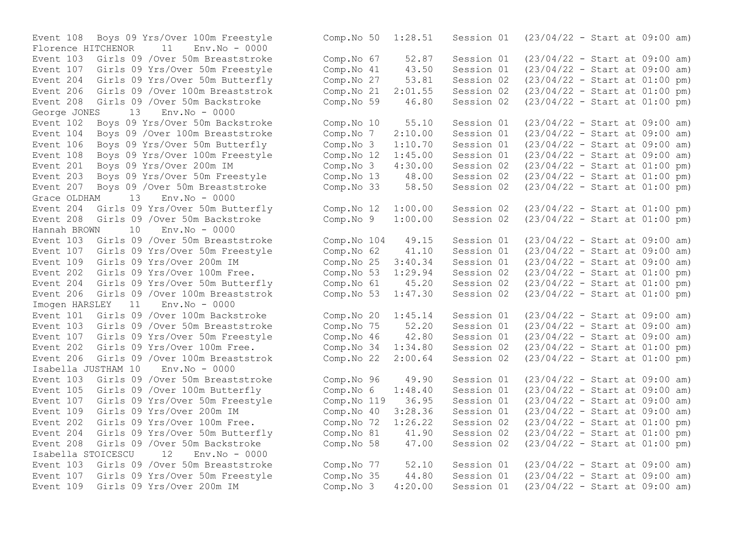Event 108 Boys 09 Yrs/Over 100m Freestyle Comp.No 50 1:28.51 Session 01 (23/04/22 - Start at 09:00 am)

Florence HITCHENOR 11 Env.No - 0000

Event 103 Girls 09 /Over 50m Breaststroke Comp.No 67 52.87 Session 01 (23/04/22 - Start at 09:00 am)
Event 107 Girls 09 Yrs/Over 50m Freestyle Comp.No 41 43.50 Session 01 (23/04/22 - Start at 09:00 am)
Event 204 Girls 09 Yrs/Over 50m Butterfly Comp.No 27 53.81 Session 02 (23/04/22 - Start at 01:00 pm)
Event 206 Girls 09 /Over 100m Breaststrok Comp.No 21 2:01.55 Session 02 (23/04/22 - Start at 01:00 pm)
Event 208 Girls 09 /Over 50m Backstroke Comp.No 59 46.80 Session 02 (23/04/22 - Start at 01:00 pm)

George JONES 13 Env.No - 0000

Event 102 Boys 09 Yrs/Over 50m Backstroke Comp.No 10 55.10 Session 01 (23/04/22 - Start at 09:00 am)
Event 104 Boys 09 /Over 100m Breaststroke Comp.No 7 2:10.00 Session 01 (23/04/22 - Start at 09:00 am)
Event 106 Boys 09 Yrs/Over 50m Butterfly Comp.No 3 1:10.70 Session 01 (23/04/22 - Start at 09:00 am)
Event 108 Boys 09 Yrs/Over 100m Freestyle Comp.No 12 1:45.00 Session 01 (23/04/22 - Start at 09:00 am)
Event 201 Boys 09 Yrs/Over 200m IM Comp.No 3 4:30.00 Session 02 (23/04/22 - Start at 01:00 pm)
Event 203 Boys 09 Yrs/Over 50m Freestyle Comp.No 13 48.00 Session 02 (23/04/22 - Start at 01:00 pm)
Event 207 Boys 09 /Over 50m Breaststroke Comp.No 33 58.50 Session 02 (23/04/22 - Start at 01:00 pm)

Grace OLDHAM 13 Env.No - 0000

Event 204 Girls 09 Yrs/Over 50m Butterfly Comp.No 12 1:00.00 Session 02 (23/04/22 - Start at 01:00 pm)
Event 208 Girls 09 /Over 50m Backstroke Comp.No 9 1:00.00 Session 02 (23/04/22 - Start at 01:00 pm)

Hannah BROWN 10 Env.No - 0000

Event 103 Girls 09 /Over 50m Breaststroke Comp.No 104 49.15 Session 01 (23/04/22 - Start at 09:00 am)
Event 107 Girls 09 Yrs/Over 50m Freestyle Comp.No 62 41.10 Session 01 (23/04/22 - Start at 09:00 am)
Event 109 Girls 09 Yrs/Over 200m IM Comp.No 25 3:40.34 Session 01 (23/04/22 - Start at 09:00 am)
Event 202 Girls 09 Yrs/Over 100m Free. Comp.No 53 1:29.94 Session 02 (23/04/22 - Start at 01:00 pm)
Event 204 Girls 09 Yrs/Over 50m Butterfly Comp.No 61 45.20 Session 02 (23/04/22 - Start at 01:00 pm)
Event 206 Girls 09 /Over 100m Breaststrok Comp.No 53 1:47.30 Session 02 (23/04/22 - Start at 01:00 pm)

Imogen HARSLEY 11 Env.No - 0000

Event 101 Girls 09 /Over 100m Backstroke Comp.No 20 1:45.14 Session 01 (23/04/22 - Start at 09:00 am)
Event 103 Girls 09 /Over 50m Breaststroke Comp.No 75 52.20 Session 01 (23/04/22 - Start at 09:00 am)
Event 107 Girls 09 Yrs/Over 50m Freestyle Comp.No 46 42.80 Session 01 (23/04/22 - Start at 09:00 am)
Event 202 Girls 09 Yrs/Over 100m Free. Comp.No 34 1:34.80 Session 02 (23/04/22 - Start at 01:00 pm)
Event 206 Girls 09 /Over 100m Breaststrok Comp.No 22 2:00.64 Session 02 (23/04/22 - Start at 01:00 pm)

Isabella JUSTHAM 10 Env.No - 0000

Event 103 Girls 09 /Over 50m Breaststroke Comp.No 96 49.90 Session 01 (23/04/22 - Start at 09:00 am)
Event 105 Girls 09 /Over 100m Butterfly Comp.No 6 1:48.40 Session 01 (23/04/22 - Start at 09:00 am)
Event 107 Girls 09 Yrs/Over 50m Freestyle Comp.No 119 36.95 Session 01 (23/04/22 - Start at 09:00 am)
Event 109 Girls 09 Yrs/Over 200m IM Comp.No 40 3:28.36 Session 01 (23/04/22 - Start at 09:00 am)
Event 202 Girls 09 Yrs/Over 100m Free. Comp.No 72 1:26.22 Session 02 (23/04/22 - Start at 01:00 pm)
Event 204 Girls 09 Yrs/Over 50m Butterfly Comp.No 81 41.90 Session 02 (23/04/22 - Start at 01:00 pm)
Event 208 Girls 09 /Over 50m Backstroke Comp.No 58 47.00 Session 02 (23/04/22 - Start at 01:00 pm)

Isabella STOICESCU 12 Env.No - 0000

Event 103 Girls 09 /Over 50m Breaststroke Comp.No 77 52.10 Session 01 (23/04/22 - Start at 09:00 am)
Event 107 Girls 09 Yrs/Over 50m Freestyle Comp.No 35 44.80 Session 01 (23/04/22 - Start at 09:00 am)
Event 109 Girls 09 Yrs/Over 200m IM Comp.No 3 4:20.00 Session 01 (23/04/22 - Start at 09:00 am)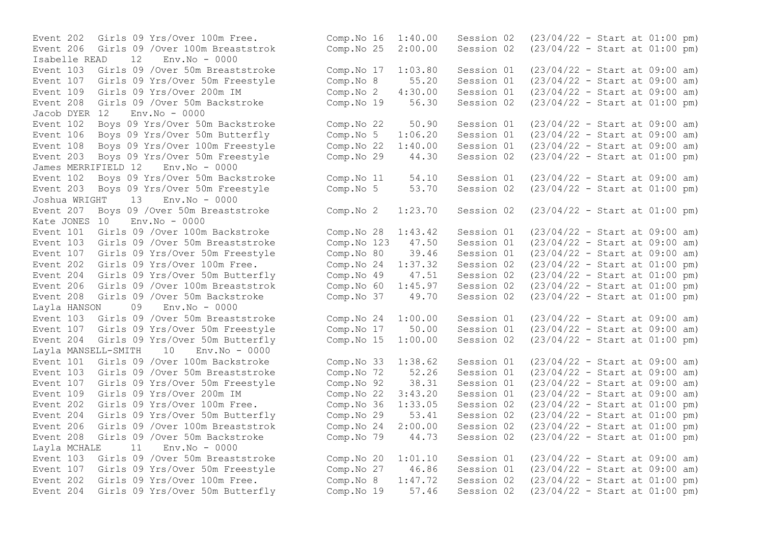```
Event 202  Girls 09 Yrs/Over 100m Free.          Comp.No 16  1:40.00   Session 02  (23/04/22 - Start at 01:00 pm)
Event 206  Girls 09 /Over 100m Breaststrok       Comp.No 25  2:00.00   Session 02  (23/04/22 - Start at 01:00 pm)
Isabelle READ    12   Env.No - 0000
Event 103  Girls 09 /Over 50m Breaststroke       Comp.No 17  1:03.80   Session 01  (23/04/22 - Start at 09:00 am)
Event 107  Girls 09 Yrs/Over 50m Freestyle       Comp.No 8     55.20   Session 01  (23/04/22 - Start at 09:00 am)
Event 109  Girls 09 Yrs/Over 200m IM             Comp.No 2   4:30.00   Session 01  (23/04/22 - Start at 09:00 am)
Event 208  Girls 09 /Over 50m Backstroke         Comp.No 19    56.30   Session 02  (23/04/22 - Start at 01:00 pm)
Jacob DYER 12   Env.No - 0000
Event 102  Boys 09 Yrs/Over 50m Backstroke       Comp.No 22    50.90   Session 01  (23/04/22 - Start at 09:00 am)
Event 106  Boys 09 Yrs/Over 50m Butterfly        Comp.No 5   1:06.20   Session 01  (23/04/22 - Start at 09:00 am)
Event 108  Boys 09 Yrs/Over 100m Freestyle       Comp.No 22  1:40.00   Session 01  (23/04/22 - Start at 09:00 am)
Event 203  Boys 09 Yrs/Over 50m Freestyle        Comp.No 29    44.30   Session 02  (23/04/22 - Start at 01:00 pm)
James MERRIFIELD 12   Env.No - 0000
Event 102  Boys 09 Yrs/Over 50m Backstroke       Comp.No 11    54.10   Session 01  (23/04/22 - Start at 09:00 am)
Event 203  Boys 09 Yrs/Over 50m Freestyle        Comp.No 5     53.70   Session 02  (23/04/22 - Start at 01:00 pm)
Joshua WRIGHT    13   Env.No - 0000
Event 207  Boys 09 /Over 50m Breaststroke        Comp.No 2   1:23.70   Session 02  (23/04/22 - Start at 01:00 pm)
Kate JONES 10   Env.No - 0000
Event 101  Girls 09 /Over 100m Backstroke        Comp.No 28  1:43.42   Session 01  (23/04/22 - Start at 09:00 am)
Event 103  Girls 09 /Over 50m Breaststroke       Comp.No 123   47.50   Session 01  (23/04/22 - Start at 09:00 am)
Event 107  Girls 09 Yrs/Over 50m Freestyle       Comp.No 80    39.46   Session 01  (23/04/22 - Start at 09:00 am)
Event 202  Girls 09 Yrs/Over 100m Free.          Comp.No 24  1:37.32   Session 02  (23/04/22 - Start at 01:00 pm)
Event 204  Girls 09 Yrs/Over 50m Butterfly       Comp.No 49    47.51   Session 02  (23/04/22 - Start at 01:00 pm)
Event 206  Girls 09 /Over 100m Breaststrok       Comp.No 60  1:45.97   Session 02  (23/04/22 - Start at 01:00 pm)
Event 208  Girls 09 /Over 50m Backstroke         Comp.No 37    49.70   Session 02  (23/04/22 - Start at 01:00 pm)
Layla HANSON     09   Env.No - 0000
Event 103  Girls 09 /Over 50m Breaststroke       Comp.No 24  1:00.00   Session 01  (23/04/22 - Start at 09:00 am)
Event 107  Girls 09 Yrs/Over 50m Freestyle       Comp.No 17    50.00   Session 01  (23/04/22 - Start at 09:00 am)
Event 204  Girls 09 Yrs/Over 50m Butterfly       Comp.No 15  1:00.00   Session 02  (23/04/22 - Start at 01:00 pm)
Layla MANSELL-SMITH    10   Env.No - 0000
Event 101  Girls 09 /Over 100m Backstroke        Comp.No 33  1:38.62   Session 01  (23/04/22 - Start at 09:00 am)
Event 103  Girls 09 /Over 50m Breaststroke       Comp.No 72    52.26   Session 01  (23/04/22 - Start at 09:00 am)
Event 107  Girls 09 Yrs/Over 50m Freestyle       Comp.No 92    38.31   Session 01  (23/04/22 - Start at 09:00 am)
Event 109  Girls 09 Yrs/Over 200m IM             Comp.No 22  3:43.20   Session 01  (23/04/22 - Start at 09:00 am)
Event 202  Girls 09 Yrs/Over 100m Free.          Comp.No 36  1:33.05   Session 02  (23/04/22 - Start at 01:00 pm)
Event 204  Girls 09 Yrs/Over 50m Butterfly       Comp.No 29    53.41   Session 02  (23/04/22 - Start at 01:00 pm)
Event 206  Girls 09 /Over 100m Breaststrok       Comp.No 24  2:00.00   Session 02  (23/04/22 - Start at 01:00 pm)
Event 208  Girls 09 /Over 50m Backstroke         Comp.No 79    44.73   Session 02  (23/04/22 - Start at 01:00 pm)
Layla MCHALE     11   Env.No - 0000
Event 103  Girls 09 /Over 50m Breaststroke       Comp.No 20  1:01.10   Session 01  (23/04/22 - Start at 09:00 am)
Event 107  Girls 09 Yrs/Over 50m Freestyle       Comp.No 27    46.86   Session 01  (23/04/22 - Start at 09:00 am)
Event 202  Girls 09 Yrs/Over 100m Free.          Comp.No 8   1:47.72   Session 02  (23/04/22 - Start at 01:00 pm)
Event 204  Girls 09 Yrs/Over 50m Butterfly       Comp.No 19    57.46   Session 02  (23/04/22 - Start at 01:00 pm)
```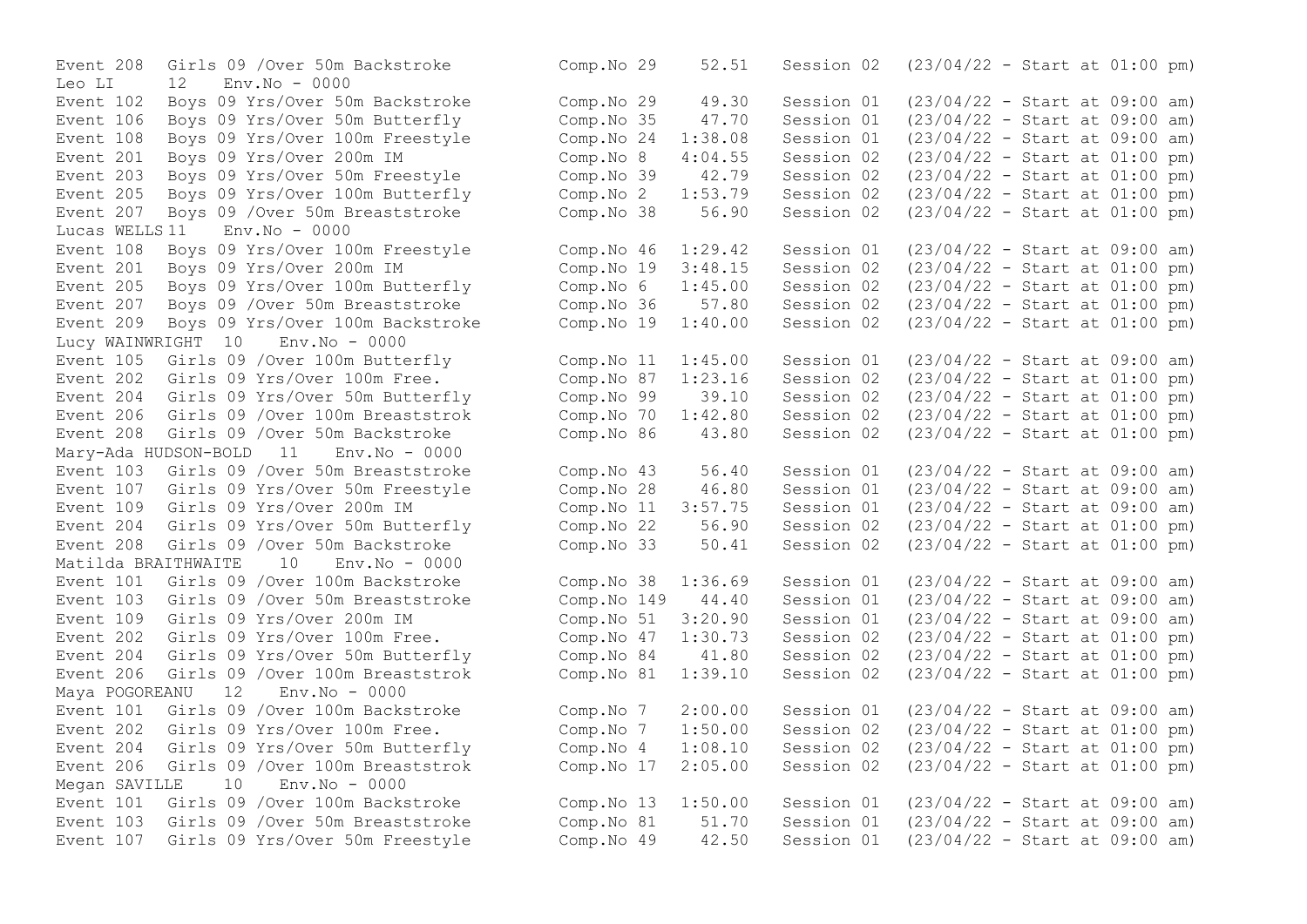Event 208 Girls 09 /Over 50m Backstroke Comp.No 29 52.51 Session 02 (23/04/22 - Start at 01:00 pm)

Leo LI 12 Env.No - 0000

Event 102 Boys 09 Yrs/Over 50m Backstroke Comp.No 29 49.30 Session 01 (23/04/22 - Start at 09:00 am)
Event 106 Boys 09 Yrs/Over 50m Butterfly Comp.No 35 47.70 Session 01 (23/04/22 - Start at 09:00 am)
Event 108 Boys 09 Yrs/Over 100m Freestyle Comp.No 24 1:38.08 Session 01 (23/04/22 - Start at 09:00 am)
Event 201 Boys 09 Yrs/Over 200m IM Comp.No 8 4:04.55 Session 02 (23/04/22 - Start at 01:00 pm)
Event 203 Boys 09 Yrs/Over 50m Freestyle Comp.No 39 42.79 Session 02 (23/04/22 - Start at 01:00 pm)
Event 205 Boys 09 Yrs/Over 100m Butterfly Comp.No 2 1:53.79 Session 02 (23/04/22 - Start at 01:00 pm)
Event 207 Boys 09 /Over 50m Breaststroke Comp.No 38 56.90 Session 02 (23/04/22 - Start at 01:00 pm)

Lucas WELLS 11 Env.No - 0000

Event 108 Boys 09 Yrs/Over 100m Freestyle Comp.No 46 1:29.42 Session 01 (23/04/22 - Start at 09:00 am)
Event 201 Boys 09 Yrs/Over 200m IM Comp.No 19 3:48.15 Session 02 (23/04/22 - Start at 01:00 pm)
Event 205 Boys 09 Yrs/Over 100m Butterfly Comp.No 6 1:45.00 Session 02 (23/04/22 - Start at 01:00 pm)
Event 207 Boys 09 /Over 50m Breaststroke Comp.No 36 57.80 Session 02 (23/04/22 - Start at 01:00 pm)
Event 209 Boys 09 Yrs/Over 100m Backstroke Comp.No 19 1:40.00 Session 02 (23/04/22 - Start at 01:00 pm)

Lucy WAINWRIGHT 10 Env.No - 0000

Event 105 Girls 09 /Over 100m Butterfly Comp.No 11 1:45.00 Session 01 (23/04/22 - Start at 09:00 am)
Event 202 Girls 09 Yrs/Over 100m Free. Comp.No 87 1:23.16 Session 02 (23/04/22 - Start at 01:00 pm)
Event 204 Girls 09 Yrs/Over 50m Butterfly Comp.No 99 39.10 Session 02 (23/04/22 - Start at 01:00 pm)
Event 206 Girls 09 /Over 100m Breaststrok Comp.No 70 1:42.80 Session 02 (23/04/22 - Start at 01:00 pm)
Event 208 Girls 09 /Over 50m Backstroke Comp.No 86 43.80 Session 02 (23/04/22 - Start at 01:00 pm)

Mary-Ada HUDSON-BOLD 11 Env.No - 0000

Event 103 Girls 09 /Over 50m Breaststroke Comp.No 43 56.40 Session 01 (23/04/22 - Start at 09:00 am)
Event 107 Girls 09 Yrs/Over 50m Freestyle Comp.No 28 46.80 Session 01 (23/04/22 - Start at 09:00 am)
Event 109 Girls 09 Yrs/Over 200m IM Comp.No 11 3:57.75 Session 01 (23/04/22 - Start at 09:00 am)
Event 204 Girls 09 Yrs/Over 50m Butterfly Comp.No 22 56.90 Session 02 (23/04/22 - Start at 01:00 pm)
Event 208 Girls 09 /Over 50m Backstroke Comp.No 33 50.41 Session 02 (23/04/22 - Start at 01:00 pm)

Matilda BRAITHWAITE 10 Env.No - 0000

Event 101 Girls 09 /Over 100m Backstroke Comp.No 38 1:36.69 Session 01 (23/04/22 - Start at 09:00 am)
Event 103 Girls 09 /Over 50m Breaststroke Comp.No 149 44.40 Session 01 (23/04/22 - Start at 09:00 am)
Event 109 Girls 09 Yrs/Over 200m IM Comp.No 51 3:20.90 Session 01 (23/04/22 - Start at 09:00 am)
Event 202 Girls 09 Yrs/Over 100m Free. Comp.No 47 1:30.73 Session 02 (23/04/22 - Start at 01:00 pm)
Event 204 Girls 09 Yrs/Over 50m Butterfly Comp.No 84 41.80 Session 02 (23/04/22 - Start at 01:00 pm)
Event 206 Girls 09 /Over 100m Breaststrok Comp.No 81 1:39.10 Session 02 (23/04/22 - Start at 01:00 pm)

Maya POGOREANU 12 Env.No - 0000

Event 101 Girls 09 /Over 100m Backstroke Comp.No 7 2:00.00 Session 01 (23/04/22 - Start at 09:00 am)
Event 202 Girls 09 Yrs/Over 100m Free. Comp.No 7 1:50.00 Session 02 (23/04/22 - Start at 01:00 pm)
Event 204 Girls 09 Yrs/Over 50m Butterfly Comp.No 4 1:08.10 Session 02 (23/04/22 - Start at 01:00 pm)
Event 206 Girls 09 /Over 100m Breaststrok Comp.No 17 2:05.00 Session 02 (23/04/22 - Start at 01:00 pm)

Megan SAVILLE 10 Env.No - 0000

Event 101 Girls 09 /Over 100m Backstroke Comp.No 13 1:50.00 Session 01 (23/04/22 - Start at 09:00 am)
Event 103 Girls 09 /Over 50m Breaststroke Comp.No 81 51.70 Session 01 (23/04/22 - Start at 09:00 am)
Event 107 Girls 09 Yrs/Over 50m Freestyle Comp.No 49 42.50 Session 01 (23/04/22 - Start at 09:00 am)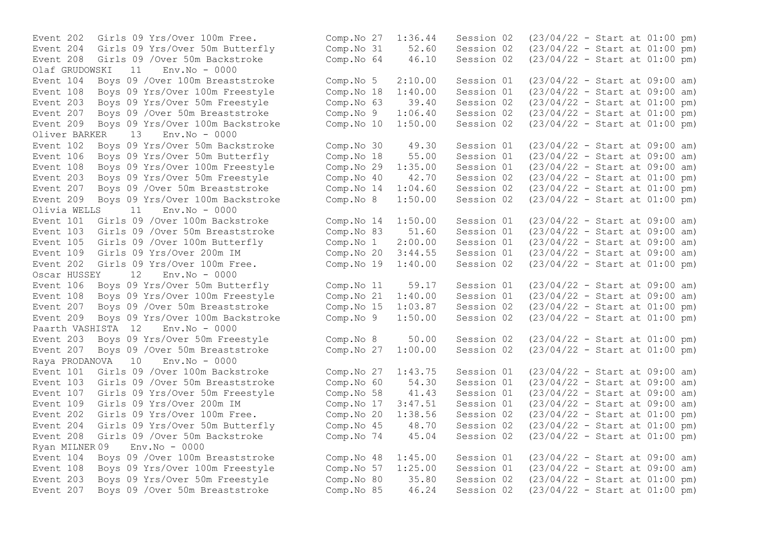Event 202 Girls 09 Yrs/Over 100m Free. Comp.No 27 1:36.44 Session 02 (23/04/22 - Start at 01:00 pm)
Event 204 Girls 09 Yrs/Over 50m Butterfly Comp.No 31 52.60 Session 02 (23/04/22 - Start at 01:00 pm)
Event 208 Girls 09 /Over 50m Backstroke Comp.No 64 46.10 Session 02 (23/04/22 - Start at 01:00 pm)

Olaf GRUDOWSKI 11 Env.No - 0000

Event 104 Boys 09 /Over 100m Breaststroke Comp.No 5 2:10.00 Session 01 (23/04/22 - Start at 09:00 am)
Event 108 Boys 09 Yrs/Over 100m Freestyle Comp.No 18 1:40.00 Session 01 (23/04/22 - Start at 09:00 am)
Event 203 Boys 09 Yrs/Over 50m Freestyle Comp.No 63 39.40 Session 02 (23/04/22 - Start at 01:00 pm)
Event 207 Boys 09 /Over 50m Breaststroke Comp.No 9 1:06.40 Session 02 (23/04/22 - Start at 01:00 pm)
Event 209 Boys 09 Yrs/Over 100m Backstroke Comp.No 10 1:50.00 Session 02 (23/04/22 - Start at 01:00 pm)

Oliver BARKER 13 Env.No - 0000

Event 102 Boys 09 Yrs/Over 50m Backstroke Comp.No 30 49.30 Session 01 (23/04/22 - Start at 09:00 am)
Event 106 Boys 09 Yrs/Over 50m Butterfly Comp.No 18 55.00 Session 01 (23/04/22 - Start at 09:00 am)
Event 108 Boys 09 Yrs/Over 100m Freestyle Comp.No 29 1:35.00 Session 01 (23/04/22 - Start at 09:00 am)
Event 203 Boys 09 Yrs/Over 50m Freestyle Comp.No 40 42.70 Session 02 (23/04/22 - Start at 01:00 pm)
Event 207 Boys 09 /Over 50m Breaststroke Comp.No 14 1:04.60 Session 02 (23/04/22 - Start at 01:00 pm)
Event 209 Boys 09 Yrs/Over 100m Backstroke Comp.No 8 1:50.00 Session 02 (23/04/22 - Start at 01:00 pm)

Olivia WELLS 11 Env.No - 0000

Event 101 Girls 09 /Over 100m Backstroke Comp.No 14 1:50.00 Session 01 (23/04/22 - Start at 09:00 am)
Event 103 Girls 09 /Over 50m Breaststroke Comp.No 83 51.60 Session 01 (23/04/22 - Start at 09:00 am)
Event 105 Girls 09 /Over 100m Butterfly Comp.No 1 2:00.00 Session 01 (23/04/22 - Start at 09:00 am)
Event 109 Girls 09 Yrs/Over 200m IM Comp.No 20 3:44.55 Session 01 (23/04/22 - Start at 09:00 am)
Event 202 Girls 09 Yrs/Over 100m Free. Comp.No 19 1:40.00 Session 02 (23/04/22 - Start at 01:00 pm)

Oscar HUSSEY 12 Env.No - 0000

Event 106 Boys 09 Yrs/Over 50m Butterfly Comp.No 11 59.17 Session 01 (23/04/22 - Start at 09:00 am)
Event 108 Boys 09 Yrs/Over 100m Freestyle Comp.No 21 1:40.00 Session 01 (23/04/22 - Start at 09:00 am)
Event 207 Boys 09 /Over 50m Breaststroke Comp.No 15 1:03.87 Session 02 (23/04/22 - Start at 01:00 pm)
Event 209 Boys 09 Yrs/Over 100m Backstroke Comp.No 9 1:50.00 Session 02 (23/04/22 - Start at 01:00 pm)

Paarth VASHISTA 12 Env.No - 0000

Event 203 Boys 09 Yrs/Over 50m Freestyle Comp.No 8 50.00 Session 02 (23/04/22 - Start at 01:00 pm)
Event 207 Boys 09 /Over 50m Breaststroke Comp.No 27 1:00.00 Session 02 (23/04/22 - Start at 01:00 pm)

Raya PRODANOVA 10 Env.No - 0000

Event 101 Girls 09 /Over 100m Backstroke Comp.No 27 1:43.75 Session 01 (23/04/22 - Start at 09:00 am)
Event 103 Girls 09 /Over 50m Breaststroke Comp.No 60 54.30 Session 01 (23/04/22 - Start at 09:00 am)
Event 107 Girls 09 Yrs/Over 50m Freestyle Comp.No 58 41.43 Session 01 (23/04/22 - Start at 09:00 am)
Event 109 Girls 09 Yrs/Over 200m IM Comp.No 17 3:47.51 Session 01 (23/04/22 - Start at 09:00 am)
Event 202 Girls 09 Yrs/Over 100m Free. Comp.No 20 1:38.56 Session 02 (23/04/22 - Start at 01:00 pm)
Event 204 Girls 09 Yrs/Over 50m Butterfly Comp.No 45 48.70 Session 02 (23/04/22 - Start at 01:00 pm)
Event 208 Girls 09 /Over 50m Backstroke Comp.No 74 45.04 Session 02 (23/04/22 - Start at 01:00 pm)

Ryan MILNER 09 Env.No - 0000

Event 104 Boys 09 /Over 100m Breaststroke Comp.No 48 1:45.00 Session 01 (23/04/22 - Start at 09:00 am)
Event 108 Boys 09 Yrs/Over 100m Freestyle Comp.No 57 1:25.00 Session 01 (23/04/22 - Start at 09:00 am)
Event 203 Boys 09 Yrs/Over 50m Freestyle Comp.No 80 35.80 Session 02 (23/04/22 - Start at 01:00 pm)
Event 207 Boys 09 /Over 50m Breaststroke Comp.No 85 46.24 Session 02 (23/04/22 - Start at 01:00 pm)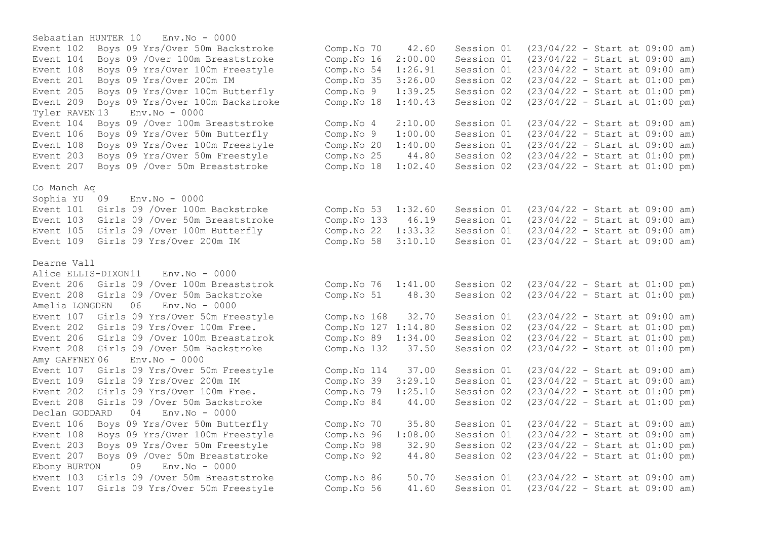Sebastian HUNTER 10 Env.No - 0000

| | | | | | |
|---|---|---|---|---|---|
| Event 102 | Boys 09 Yrs/Over 50m Backstroke | Comp.No 70 | 42.60 | Session 01 | (23/04/22 - Start at 09:00 am) |
| Event 104 | Boys 09 /Over 100m Breaststroke | Comp.No 16 | 2:00.00 | Session 01 | (23/04/22 - Start at 09:00 am) |
| Event 108 | Boys 09 Yrs/Over 100m Freestyle | Comp.No 54 | 1:26.91 | Session 01 | (23/04/22 - Start at 09:00 am) |
| Event 201 | Boys 09 Yrs/Over 200m IM | Comp.No 35 | 3:26.00 | Session 02 | (23/04/22 - Start at 01:00 pm) |
| Event 205 | Boys 09 Yrs/Over 100m Butterfly | Comp.No 9 | 1:39.25 | Session 02 | (23/04/22 - Start at 01:00 pm) |
| Event 209 | Boys 09 Yrs/Over 100m Backstroke | Comp.No 18 | 1:40.43 | Session 02 | (23/04/22 - Start at 01:00 pm) |

Tyler RAVEN 13 Env.No - 0000

| | | | | | |
|---|---|---|---|---|---|
| Event 104 | Boys 09 /Over 100m Breaststroke | Comp.No 4 | 2:10.00 | Session 01 | (23/04/22 - Start at 09:00 am) |
| Event 106 | Boys 09 Yrs/Over 50m Butterfly | Comp.No 9 | 1:00.00 | Session 01 | (23/04/22 - Start at 09:00 am) |
| Event 108 | Boys 09 Yrs/Over 100m Freestyle | Comp.No 20 | 1:40.00 | Session 01 | (23/04/22 - Start at 09:00 am) |
| Event 203 | Boys 09 Yrs/Over 50m Freestyle | Comp.No 25 | 44.80 | Session 02 | (23/04/22 - Start at 01:00 pm) |
| Event 207 | Boys 09 /Over 50m Breaststroke | Comp.No 18 | 1:02.40 | Session 02 | (23/04/22 - Start at 01:00 pm) |

Co Manch Aq

Sophia YU 09 Env.No - 0000

| | | | | | |
|---|---|---|---|---|---|
| Event 101 | Girls 09 /Over 100m Backstroke | Comp.No 53 | 1:32.60 | Session 01 | (23/04/22 - Start at 09:00 am) |
| Event 103 | Girls 09 /Over 50m Breaststroke | Comp.No 133 | 46.19 | Session 01 | (23/04/22 - Start at 09:00 am) |
| Event 105 | Girls 09 /Over 100m Butterfly | Comp.No 22 | 1:33.32 | Session 01 | (23/04/22 - Start at 09:00 am) |
| Event 109 | Girls 09 Yrs/Over 200m IM | Comp.No 58 | 3:10.10 | Session 01 | (23/04/22 - Start at 09:00 am) |

Dearne Vall

Alice ELLIS-DIXON11 Env.No - 0000

| | | | | | |
|---|---|---|---|---|---|
| Event 206 | Girls 09 /Over 100m Breaststrok | Comp.No 76 | 1:41.00 | Session 02 | (23/04/22 - Start at 01:00 pm) |
| Event 208 | Girls 09 /Over 50m Backstroke | Comp.No 51 | 48.30 | Session 02 | (23/04/22 - Start at 01:00 pm) |

Amelia LONGDEN 06 Env.No - 0000

| | | | | | |
|---|---|---|---|---|---|
| Event 107 | Girls 09 Yrs/Over 50m Freestyle | Comp.No 168 | 32.70 | Session 01 | (23/04/22 - Start at 09:00 am) |
| Event 202 | Girls 09 Yrs/Over 100m Free. | Comp.No 127 | 1:14.80 | Session 02 | (23/04/22 - Start at 01:00 pm) |
| Event 206 | Girls 09 /Over 100m Breaststrok | Comp.No 89 | 1:34.00 | Session 02 | (23/04/22 - Start at 01:00 pm) |
| Event 208 | Girls 09 /Over 50m Backstroke | Comp.No 132 | 37.50 | Session 02 | (23/04/22 - Start at 01:00 pm) |

Amy GAFFNEY 06 Env.No - 0000

| | | | | | |
|---|---|---|---|---|---|
| Event 107 | Girls 09 Yrs/Over 50m Freestyle | Comp.No 114 | 37.00 | Session 01 | (23/04/22 - Start at 09:00 am) |
| Event 109 | Girls 09 Yrs/Over 200m IM | Comp.No 39 | 3:29.10 | Session 01 | (23/04/22 - Start at 09:00 am) |
| Event 202 | Girls 09 Yrs/Over 100m Free. | Comp.No 79 | 1:25.10 | Session 02 | (23/04/22 - Start at 01:00 pm) |
| Event 208 | Girls 09 /Over 50m Backstroke | Comp.No 84 | 44.00 | Session 02 | (23/04/22 - Start at 01:00 pm) |

Declan GODDARD 04 Env.No - 0000

| | | | | | |
|---|---|---|---|---|---|
| Event 106 | Boys 09 Yrs/Over 50m Butterfly | Comp.No 70 | 35.80 | Session 01 | (23/04/22 - Start at 09:00 am) |
| Event 108 | Boys 09 Yrs/Over 100m Freestyle | Comp.No 96 | 1:08.00 | Session 01 | (23/04/22 - Start at 09:00 am) |
| Event 203 | Boys 09 Yrs/Over 50m Freestyle | Comp.No 98 | 32.90 | Session 02 | (23/04/22 - Start at 01:00 pm) |
| Event 207 | Boys 09 /Over 50m Breaststroke | Comp.No 92 | 44.80 | Session 02 | (23/04/22 - Start at 01:00 pm) |

Ebony BURTON 09 Env.No - 0000

| | | | | | |
|---|---|---|---|---|---|
| Event 103 | Girls 09 /Over 50m Breaststroke | Comp.No 86 | 50.70 | Session 01 | (23/04/22 - Start at 09:00 am) |
| Event 107 | Girls 09 Yrs/Over 50m Freestyle | Comp.No 56 | 41.60 | Session 01 | (23/04/22 - Start at 09:00 am) |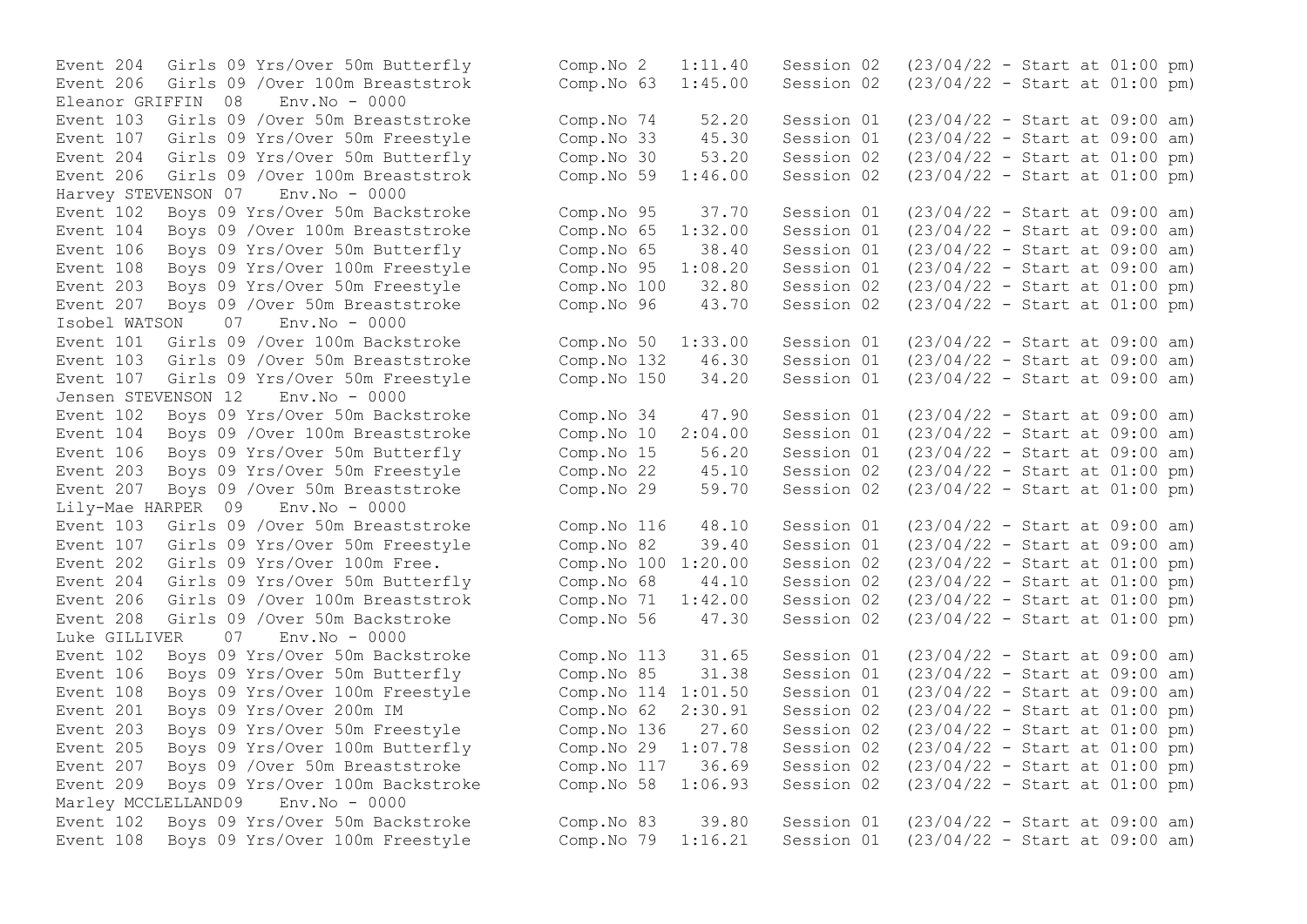Event 204 Girls 09 Yrs/Over 50m Butterfly Comp.No 2 1:11.40 Session 02 (23/04/22 - Start at 01:00 pm)
Event 206 Girls 09 /Over 100m Breaststrok Comp.No 63 1:45.00 Session 02 (23/04/22 - Start at 01:00 pm)

Eleanor GRIFFIN 08 Env.No - 0000
Event 103 Girls 09 /Over 50m Breaststroke Comp.No 74 52.20 Session 01 (23/04/22 - Start at 09:00 am)
Event 107 Girls 09 Yrs/Over 50m Freestyle Comp.No 33 45.30 Session 01 (23/04/22 - Start at 09:00 am)
Event 204 Girls 09 Yrs/Over 50m Butterfly Comp.No 30 53.20 Session 02 (23/04/22 - Start at 01:00 pm)
Event 206 Girls 09 /Over 100m Breaststrok Comp.No 59 1:46.00 Session 02 (23/04/22 - Start at 01:00 pm)

Harvey STEVENSON 07 Env.No - 0000
Event 102 Boys 09 Yrs/Over 50m Backstroke Comp.No 95 37.70 Session 01 (23/04/22 - Start at 09:00 am)
Event 104 Boys 09 /Over 100m Breaststroke Comp.No 65 1:32.00 Session 01 (23/04/22 - Start at 09:00 am)
Event 106 Boys 09 Yrs/Over 50m Butterfly Comp.No 65 38.40 Session 01 (23/04/22 - Start at 09:00 am)
Event 108 Boys 09 Yrs/Over 100m Freestyle Comp.No 95 1:08.20 Session 01 (23/04/22 - Start at 09:00 am)
Event 203 Boys 09 Yrs/Over 50m Freestyle Comp.No 100 32.80 Session 02 (23/04/22 - Start at 01:00 pm)
Event 207 Boys 09 /Over 50m Breaststroke Comp.No 96 43.70 Session 02 (23/04/22 - Start at 01:00 pm)

Isobel WATSON 07 Env.No - 0000
Event 101 Girls 09 /Over 100m Backstroke Comp.No 50 1:33.00 Session 01 (23/04/22 - Start at 09:00 am)
Event 103 Girls 09 /Over 50m Breaststroke Comp.No 132 46.30 Session 01 (23/04/22 - Start at 09:00 am)
Event 107 Girls 09 Yrs/Over 50m Freestyle Comp.No 150 34.20 Session 01 (23/04/22 - Start at 09:00 am)

Jensen STEVENSON 12 Env.No - 0000
Event 102 Boys 09 Yrs/Over 50m Backstroke Comp.No 34 47.90 Session 01 (23/04/22 - Start at 09:00 am)
Event 104 Boys 09 /Over 100m Breaststroke Comp.No 10 2:04.00 Session 01 (23/04/22 - Start at 09:00 am)
Event 106 Boys 09 Yrs/Over 50m Butterfly Comp.No 15 56.20 Session 01 (23/04/22 - Start at 09:00 am)
Event 203 Boys 09 Yrs/Over 50m Freestyle Comp.No 22 45.10 Session 02 (23/04/22 - Start at 01:00 pm)
Event 207 Boys 09 /Over 50m Breaststroke Comp.No 29 59.70 Session 02 (23/04/22 - Start at 01:00 pm)

Lily-Mae HARPER 09 Env.No - 0000
Event 103 Girls 09 /Over 50m Breaststroke Comp.No 116 48.10 Session 01 (23/04/22 - Start at 09:00 am)
Event 107 Girls 09 Yrs/Over 50m Freestyle Comp.No 82 39.40 Session 01 (23/04/22 - Start at 09:00 am)
Event 202 Girls 09 Yrs/Over 100m Free. Comp.No 100 1:20.00 Session 02 (23/04/22 - Start at 01:00 pm)
Event 204 Girls 09 Yrs/Over 50m Butterfly Comp.No 68 44.10 Session 02 (23/04/22 - Start at 01:00 pm)
Event 206 Girls 09 /Over 100m Breaststrok Comp.No 71 1:42.00 Session 02 (23/04/22 - Start at 01:00 pm)
Event 208 Girls 09 /Over 50m Backstroke Comp.No 56 47.30 Session 02 (23/04/22 - Start at 01:00 pm)

Luke GILLIVER 07 Env.No - 0000
Event 102 Boys 09 Yrs/Over 50m Backstroke Comp.No 113 31.65 Session 01 (23/04/22 - Start at 09:00 am)
Event 106 Boys 09 Yrs/Over 50m Butterfly Comp.No 85 31.38 Session 01 (23/04/22 - Start at 09:00 am)
Event 108 Boys 09 Yrs/Over 100m Freestyle Comp.No 114 1:01.50 Session 01 (23/04/22 - Start at 09:00 am)
Event 201 Boys 09 Yrs/Over 200m IM Comp.No 62 2:30.91 Session 02 (23/04/22 - Start at 01:00 pm)
Event 203 Boys 09 Yrs/Over 50m Freestyle Comp.No 136 27.60 Session 02 (23/04/22 - Start at 01:00 pm)
Event 205 Boys 09 Yrs/Over 100m Butterfly Comp.No 29 1:07.78 Session 02 (23/04/22 - Start at 01:00 pm)
Event 207 Boys 09 /Over 50m Breaststroke Comp.No 117 36.69 Session 02 (23/04/22 - Start at 01:00 pm)
Event 209 Boys 09 Yrs/Over 100m Backstroke Comp.No 58 1:06.93 Session 02 (23/04/22 - Start at 01:00 pm)

Marley MCCLELLAND09 Env.No - 0000
Event 102 Boys 09 Yrs/Over 50m Backstroke Comp.No 83 39.80 Session 01 (23/04/22 - Start at 09:00 am)
Event 108 Boys 09 Yrs/Over 100m Freestyle Comp.No 79 1:16.21 Session 01 (23/04/22 - Start at 09:00 am)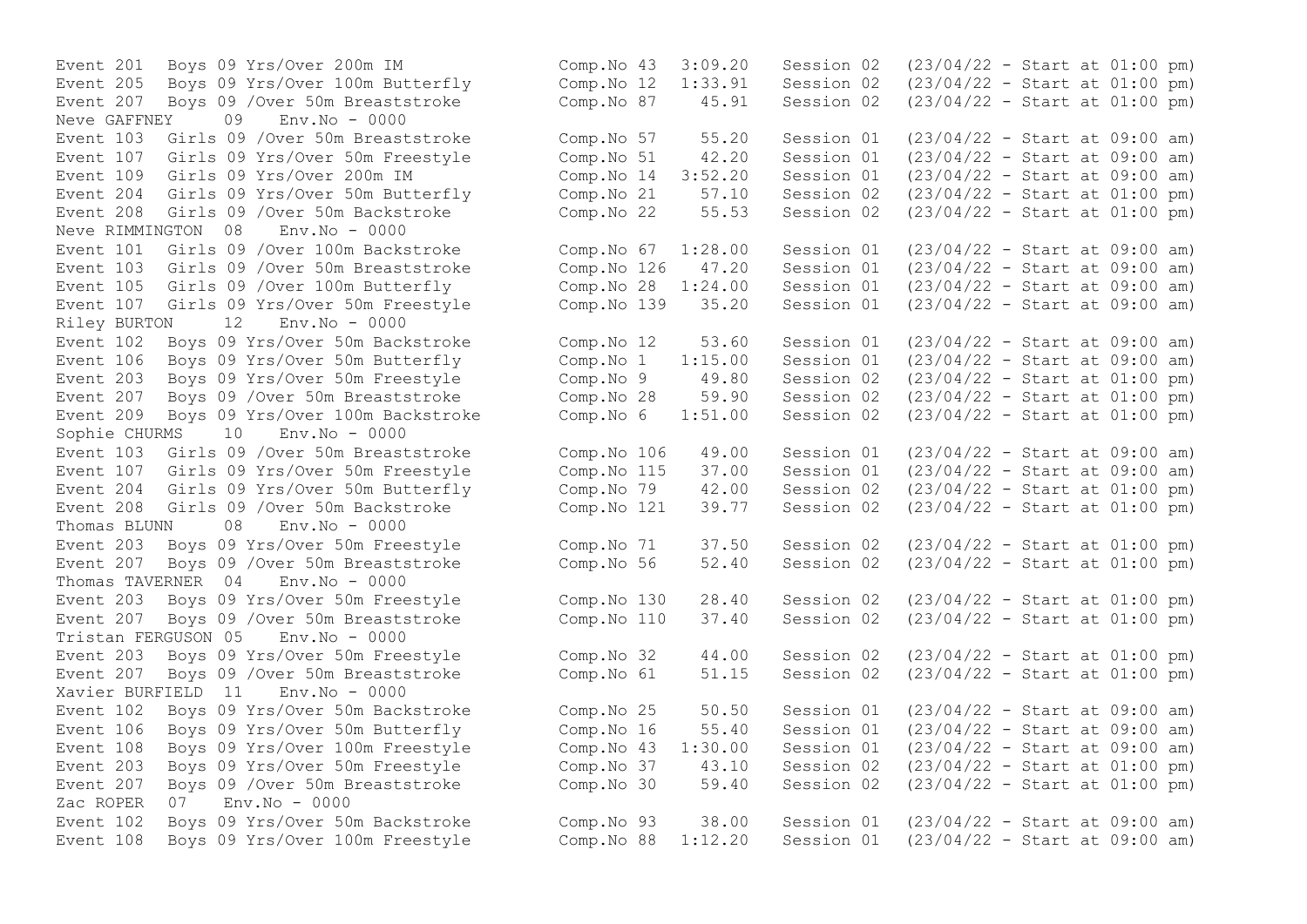Event 201 Boys 09 Yrs/Over 200m IM Comp.No 43 3:09.20 Session 02 (23/04/22 - Start at 01:00 pm)
Event 205 Boys 09 Yrs/Over 100m Butterfly Comp.No 12 1:33.91 Session 02 (23/04/22 - Start at 01:00 pm)
Event 207 Boys 09 /Over 50m Breaststroke Comp.No 87 45.91 Session 02 (23/04/22 - Start at 01:00 pm)

Neve GAFFNEY 09 Env.No - 0000

Event 103 Girls 09 /Over 50m Breaststroke Comp.No 57 55.20 Session 01 (23/04/22 - Start at 09:00 am)
Event 107 Girls 09 Yrs/Over 50m Freestyle Comp.No 51 42.20 Session 01 (23/04/22 - Start at 09:00 am)
Event 109 Girls 09 Yrs/Over 200m IM Comp.No 14 3:52.20 Session 01 (23/04/22 - Start at 09:00 am)
Event 204 Girls 09 Yrs/Over 50m Butterfly Comp.No 21 57.10 Session 02 (23/04/22 - Start at 01:00 pm)
Event 208 Girls 09 /Over 50m Backstroke Comp.No 22 55.53 Session 02 (23/04/22 - Start at 01:00 pm)

Neve RIMMINGTON 08 Env.No - 0000

Event 101 Girls 09 /Over 100m Backstroke Comp.No 67 1:28.00 Session 01 (23/04/22 - Start at 09:00 am)
Event 103 Girls 09 /Over 50m Breaststroke Comp.No 126 47.20 Session 01 (23/04/22 - Start at 09:00 am)
Event 105 Girls 09 /Over 100m Butterfly Comp.No 28 1:24.00 Session 01 (23/04/22 - Start at 09:00 am)
Event 107 Girls 09 Yrs/Over 50m Freestyle Comp.No 139 35.20 Session 01 (23/04/22 - Start at 09:00 am)

Riley BURTON 12 Env.No - 0000

Event 102 Boys 09 Yrs/Over 50m Backstroke Comp.No 12 53.60 Session 01 (23/04/22 - Start at 09:00 am)
Event 106 Boys 09 Yrs/Over 50m Butterfly Comp.No 1 1:15.00 Session 01 (23/04/22 - Start at 09:00 am)
Event 203 Boys 09 Yrs/Over 50m Freestyle Comp.No 9 49.80 Session 02 (23/04/22 - Start at 01:00 pm)
Event 207 Boys 09 /Over 50m Breaststroke Comp.No 28 59.90 Session 02 (23/04/22 - Start at 01:00 pm)
Event 209 Boys 09 Yrs/Over 100m Backstroke Comp.No 6 1:51.00 Session 02 (23/04/22 - Start at 01:00 pm)

Sophie CHURMS 10 Env.No - 0000

Event 103 Girls 09 /Over 50m Breaststroke Comp.No 106 49.00 Session 01 (23/04/22 - Start at 09:00 am)
Event 107 Girls 09 Yrs/Over 50m Freestyle Comp.No 115 37.00 Session 01 (23/04/22 - Start at 09:00 am)
Event 204 Girls 09 Yrs/Over 50m Butterfly Comp.No 79 42.00 Session 02 (23/04/22 - Start at 01:00 pm)
Event 208 Girls 09 /Over 50m Backstroke Comp.No 121 39.77 Session 02 (23/04/22 - Start at 01:00 pm)

Thomas BLUNN 08 Env.No - 0000

Event 203 Boys 09 Yrs/Over 50m Freestyle Comp.No 71 37.50 Session 02 (23/04/22 - Start at 01:00 pm)
Event 207 Boys 09 /Over 50m Breaststroke Comp.No 56 52.40 Session 02 (23/04/22 - Start at 01:00 pm)

Thomas TAVERNER 04 Env.No - 0000

Event 203 Boys 09 Yrs/Over 50m Freestyle Comp.No 130 28.40 Session 02 (23/04/22 - Start at 01:00 pm)
Event 207 Boys 09 /Over 50m Breaststroke Comp.No 110 37.40 Session 02 (23/04/22 - Start at 01:00 pm)

Tristan FERGUSON 05 Env.No - 0000

Event 203 Boys 09 Yrs/Over 50m Freestyle Comp.No 32 44.00 Session 02 (23/04/22 - Start at 01:00 pm)
Event 207 Boys 09 /Over 50m Breaststroke Comp.No 61 51.15 Session 02 (23/04/22 - Start at 01:00 pm)

Xavier BURFIELD 11 Env.No - 0000

Event 102 Boys 09 Yrs/Over 50m Backstroke Comp.No 25 50.50 Session 01 (23/04/22 - Start at 09:00 am)
Event 106 Boys 09 Yrs/Over 50m Butterfly Comp.No 16 55.40 Session 01 (23/04/22 - Start at 09:00 am)
Event 108 Boys 09 Yrs/Over 100m Freestyle Comp.No 43 1:30.00 Session 01 (23/04/22 - Start at 09:00 am)
Event 203 Boys 09 Yrs/Over 50m Freestyle Comp.No 37 43.10 Session 02 (23/04/22 - Start at 01:00 pm)
Event 207 Boys 09 /Over 50m Breaststroke Comp.No 30 59.40 Session 02 (23/04/22 - Start at 01:00 pm)

Zac ROPER 07 Env.No - 0000

Event 102 Boys 09 Yrs/Over 50m Backstroke Comp.No 93 38.00 Session 01 (23/04/22 - Start at 09:00 am)
Event 108 Boys 09 Yrs/Over 100m Freestyle Comp.No 88 1:12.20 Session 01 (23/04/22 - Start at 09:00 am)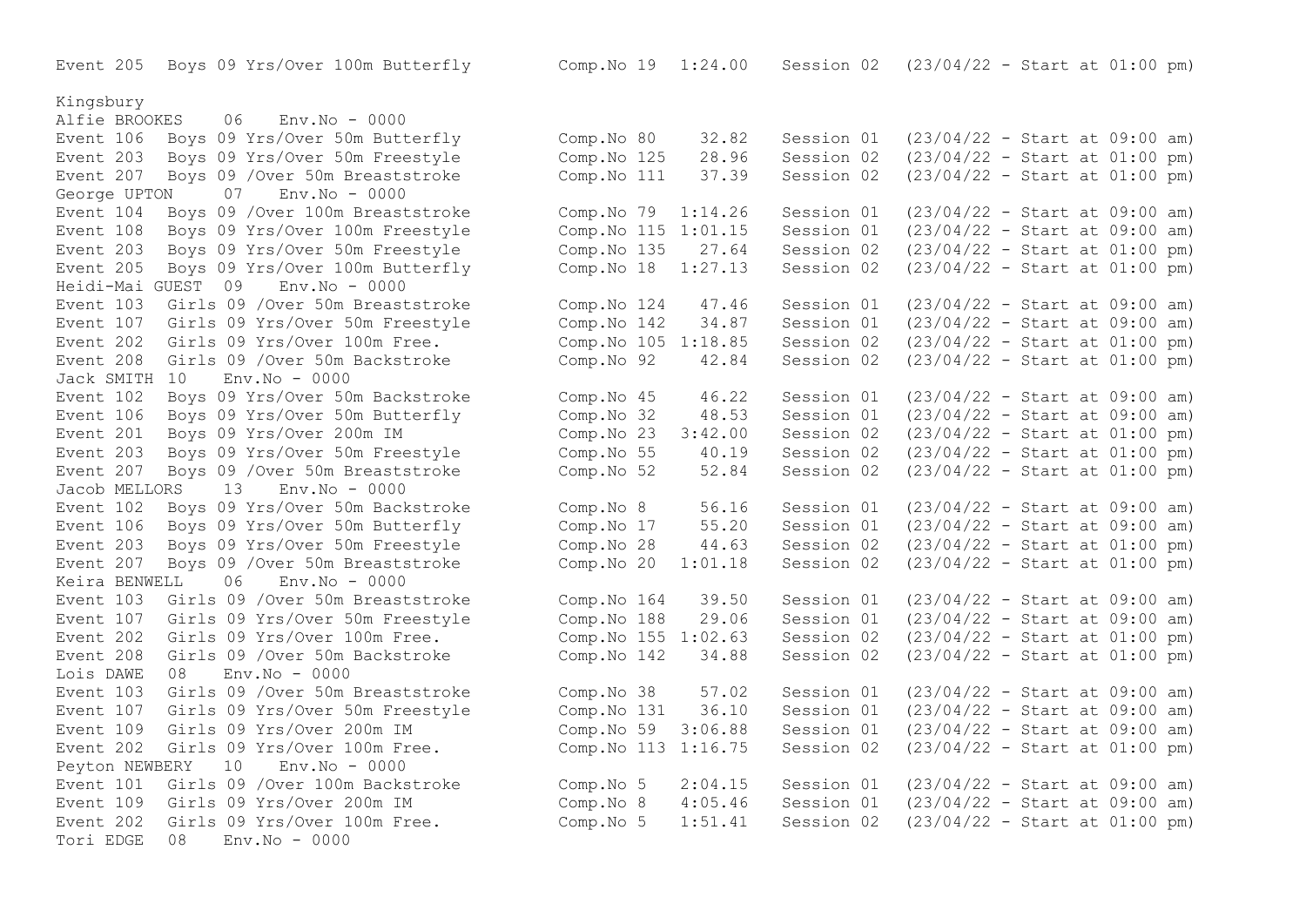```
Event 205  Boys 09 Yrs/Over 100m Butterfly         Comp.No 19  1:24.00   Session 02  (23/04/22 - Start at 01:00 pm)

Kingsbury
Alfie BROOKES    06   Env.No - 0000
Event 106  Boys 09 Yrs/Over 50m Butterfly          Comp.No 80    32.82   Session 01  (23/04/22 - Start at 09:00 am)
Event 203  Boys 09 Yrs/Over 50m Freestyle          Comp.No 125   28.96   Session 02  (23/04/22 - Start at 01:00 pm)
Event 207  Boys 09 /Over 50m Breaststroke          Comp.No 111   37.39   Session 02  (23/04/22 - Start at 01:00 pm)
George UPTON     07   Env.No - 0000
Event 104  Boys 09 /Over 100m Breaststroke         Comp.No 79  1:14.26   Session 01  (23/04/22 - Start at 09:00 am)
Event 108  Boys 09 Yrs/Over 100m Freestyle         Comp.No 115 1:01.15   Session 01  (23/04/22 - Start at 09:00 am)
Event 203  Boys 09 Yrs/Over 50m Freestyle          Comp.No 135   27.64   Session 02  (23/04/22 - Start at 01:00 pm)
Event 205  Boys 09 Yrs/Over 100m Butterfly         Comp.No 18  1:27.13   Session 02  (23/04/22 - Start at 01:00 pm)
Heidi-Mai GUEST  09   Env.No - 0000
Event 103  Girls 09 /Over 50m Breaststroke         Comp.No 124   47.46   Session 01  (23/04/22 - Start at 09:00 am)
Event 107  Girls 09 Yrs/Over 50m Freestyle         Comp.No 142   34.87   Session 01  (23/04/22 - Start at 09:00 am)
Event 202  Girls 09 Yrs/Over 100m Free.            Comp.No 105 1:18.85   Session 02  (23/04/22 - Start at 01:00 pm)
Event 208  Girls 09 /Over 50m Backstroke           Comp.No 92    42.84   Session 02  (23/04/22 - Start at 01:00 pm)
Jack SMITH  10   Env.No - 0000
Event 102  Boys 09 Yrs/Over 50m Backstroke         Comp.No 45    46.22   Session 01  (23/04/22 - Start at 09:00 am)
Event 106  Boys 09 Yrs/Over 50m Butterfly          Comp.No 32    48.53   Session 01  (23/04/22 - Start at 09:00 am)
Event 201  Boys 09 Yrs/Over 200m IM                Comp.No 23  3:42.00   Session 02  (23/04/22 - Start at 01:00 pm)
Event 203  Boys 09 Yrs/Over 50m Freestyle          Comp.No 55    40.19   Session 02  (23/04/22 - Start at 01:00 pm)
Event 207  Boys 09 /Over 50m Breaststroke          Comp.No 52    52.84   Session 02  (23/04/22 - Start at 01:00 pm)
Jacob MELLORS    13   Env.No - 0000
Event 102  Boys 09 Yrs/Over 50m Backstroke         Comp.No 8     56.16   Session 01  (23/04/22 - Start at 09:00 am)
Event 106  Boys 09 Yrs/Over 50m Butterfly          Comp.No 17    55.20   Session 01  (23/04/22 - Start at 09:00 am)
Event 203  Boys 09 Yrs/Over 50m Freestyle          Comp.No 28    44.63   Session 02  (23/04/22 - Start at 01:00 pm)
Event 207  Boys 09 /Over 50m Breaststroke          Comp.No 20  1:01.18   Session 02  (23/04/22 - Start at 01:00 pm)
Keira BENWELL    06   Env.No - 0000
Event 103  Girls 09 /Over 50m Breaststroke         Comp.No 164   39.50   Session 01  (23/04/22 - Start at 09:00 am)
Event 107  Girls 09 Yrs/Over 50m Freestyle         Comp.No 188   29.06   Session 01  (23/04/22 - Start at 09:00 am)
Event 202  Girls 09 Yrs/Over 100m Free.            Comp.No 155 1:02.63   Session 02  (23/04/22 - Start at 01:00 pm)
Event 208  Girls 09 /Over 50m Backstroke           Comp.No 142   34.88   Session 02  (23/04/22 - Start at 01:00 pm)
Lois DAWE   08   Env.No - 0000
Event 103  Girls 09 /Over 50m Breaststroke         Comp.No 38    57.02   Session 01  (23/04/22 - Start at 09:00 am)
Event 107  Girls 09 Yrs/Over 50m Freestyle         Comp.No 131   36.10   Session 01  (23/04/22 - Start at 09:00 am)
Event 109  Girls 09 Yrs/Over 200m IM               Comp.No 59  3:06.88   Session 01  (23/04/22 - Start at 09:00 am)
Event 202  Girls 09 Yrs/Over 100m Free.            Comp.No 113 1:16.75   Session 02  (23/04/22 - Start at 01:00 pm)
Peyton NEWBERY   10   Env.No - 0000
Event 101  Girls 09 /Over 100m Backstroke          Comp.No 5   2:04.15   Session 01  (23/04/22 - Start at 09:00 am)
Event 109  Girls 09 Yrs/Over 200m IM               Comp.No 8   4:05.46   Session 01  (23/04/22 - Start at 09:00 am)
Event 202  Girls 09 Yrs/Over 100m Free.            Comp.No 5   1:51.41   Session 02  (23/04/22 - Start at 01:00 pm)
Tori EDGE   08   Env.No - 0000
```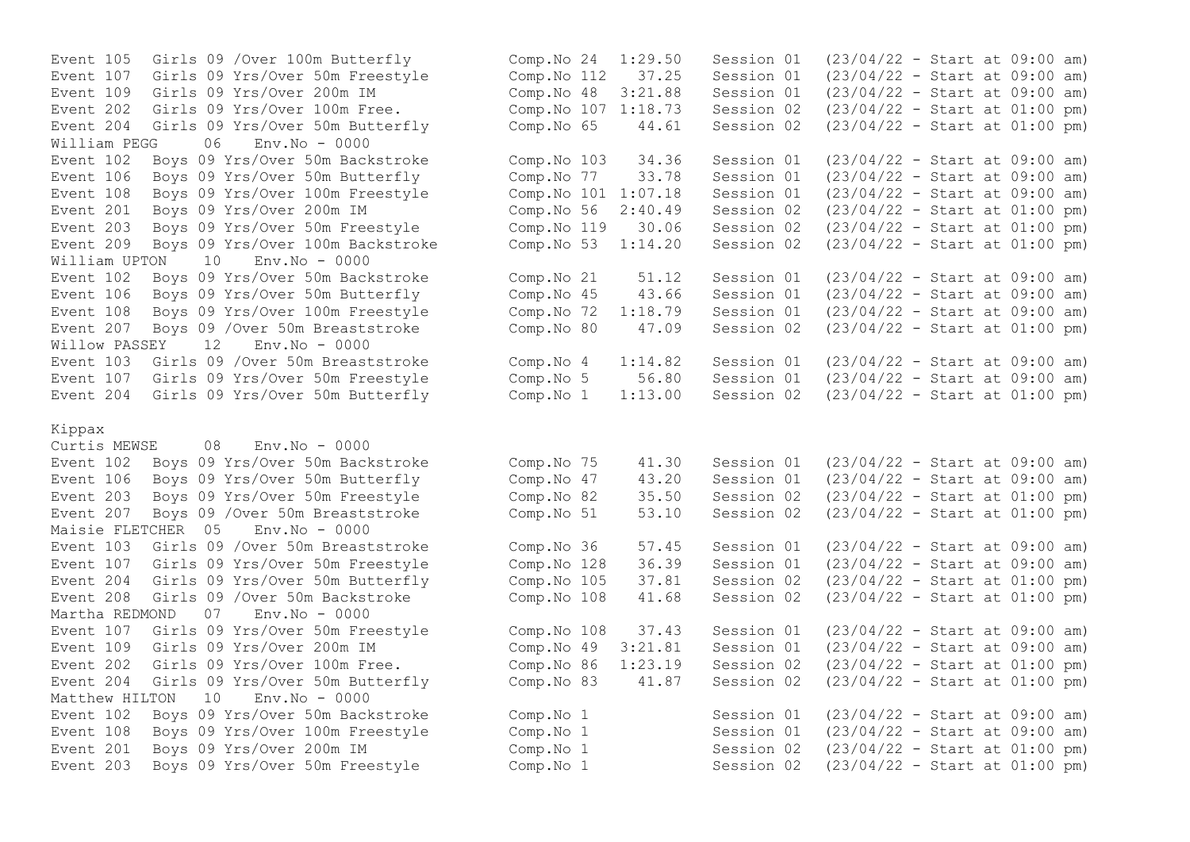```
Event 105  Girls 09 /Over 100m Butterfly         Comp.No 24  1:29.50   Session 01  (23/04/22 - Start at 09:00 am)
Event 107  Girls 09 Yrs/Over 50m Freestyle       Comp.No 112   37.25   Session 01  (23/04/22 - Start at 09:00 am)
Event 109  Girls 09 Yrs/Over 200m IM             Comp.No 48  3:21.88   Session 01  (23/04/22 - Start at 09:00 am)
Event 202  Girls 09 Yrs/Over 100m Free.          Comp.No 107 1:18.73   Session 02  (23/04/22 - Start at 01:00 pm)
Event 204  Girls 09 Yrs/Over 50m Butterfly       Comp.No 65    44.61   Session 02  (23/04/22 - Start at 01:00 pm)
William PEGG     06    Env.No - 0000
Event 102  Boys 09 Yrs/Over 50m Backstroke       Comp.No 103   34.36   Session 01  (23/04/22 - Start at 09:00 am)
Event 106  Boys 09 Yrs/Over 50m Butterfly        Comp.No 77    33.78   Session 01  (23/04/22 - Start at 09:00 am)
Event 108  Boys 09 Yrs/Over 100m Freestyle       Comp.No 101 1:07.18   Session 01  (23/04/22 - Start at 09:00 am)
Event 201  Boys 09 Yrs/Over 200m IM              Comp.No 56  2:40.49   Session 02  (23/04/22 - Start at 01:00 pm)
Event 203  Boys 09 Yrs/Over 50m Freestyle        Comp.No 119   30.06   Session 02  (23/04/22 - Start at 01:00 pm)
Event 209  Boys 09 Yrs/Over 100m Backstroke      Comp.No 53  1:14.20   Session 02  (23/04/22 - Start at 01:00 pm)
William UPTON    10    Env.No - 0000
Event 102  Boys 09 Yrs/Over 50m Backstroke       Comp.No 21    51.12   Session 01  (23/04/22 - Start at 09:00 am)
Event 106  Boys 09 Yrs/Over 50m Butterfly        Comp.No 45    43.66   Session 01  (23/04/22 - Start at 09:00 am)
Event 108  Boys 09 Yrs/Over 100m Freestyle       Comp.No 72  1:18.79   Session 01  (23/04/22 - Start at 09:00 am)
Event 207  Boys 09 /Over 50m Breaststroke        Comp.No 80    47.09   Session 02  (23/04/22 - Start at 01:00 pm)
Willow PASSEY    12    Env.No - 0000
Event 103  Girls 09 /Over 50m Breaststroke       Comp.No 4   1:14.82   Session 01  (23/04/22 - Start at 09:00 am)
Event 107  Girls 09 Yrs/Over 50m Freestyle       Comp.No 5     56.80   Session 01  (23/04/22 - Start at 09:00 am)
Event 204  Girls 09 Yrs/Over 50m Butterfly       Comp.No 1   1:13.00   Session 02  (23/04/22 - Start at 01:00 pm)

Kippax
Curtis MEWSE     08    Env.No - 0000
Event 102  Boys 09 Yrs/Over 50m Backstroke       Comp.No 75    41.30   Session 01  (23/04/22 - Start at 09:00 am)
Event 106  Boys 09 Yrs/Over 50m Butterfly        Comp.No 47    43.20   Session 01  (23/04/22 - Start at 09:00 am)
Event 203  Boys 09 Yrs/Over 50m Freestyle        Comp.No 82    35.50   Session 02  (23/04/22 - Start at 01:00 pm)
Event 207  Boys 09 /Over 50m Breaststroke        Comp.No 51    53.10   Session 02  (23/04/22 - Start at 01:00 pm)
Maisie FLETCHER  05    Env.No - 0000
Event 103  Girls 09 /Over 50m Breaststroke       Comp.No 36    57.45   Session 01  (23/04/22 - Start at 09:00 am)
Event 107  Girls 09 Yrs/Over 50m Freestyle       Comp.No 128   36.39   Session 01  (23/04/22 - Start at 09:00 am)
Event 204  Girls 09 Yrs/Over 50m Butterfly       Comp.No 105   37.81   Session 02  (23/04/22 - Start at 01:00 pm)
Event 208  Girls 09 /Over 50m Backstroke         Comp.No 108   41.68   Session 02  (23/04/22 - Start at 01:00 pm)
Martha REDMOND   07    Env.No - 0000
Event 107  Girls 09 Yrs/Over 50m Freestyle       Comp.No 108   37.43   Session 01  (23/04/22 - Start at 09:00 am)
Event 109  Girls 09 Yrs/Over 200m IM             Comp.No 49  3:21.81   Session 01  (23/04/22 - Start at 09:00 am)
Event 202  Girls 09 Yrs/Over 100m Free.          Comp.No 86  1:23.19   Session 02  (23/04/22 - Start at 01:00 pm)
Event 204  Girls 09 Yrs/Over 50m Butterfly       Comp.No 83    41.87   Session 02  (23/04/22 - Start at 01:00 pm)
Matthew HILTON   10    Env.No - 0000
Event 102  Boys 09 Yrs/Over 50m Backstroke       Comp.No 1             Session 01  (23/04/22 - Start at 09:00 am)
Event 108  Boys 09 Yrs/Over 100m Freestyle       Comp.No 1             Session 01  (23/04/22 - Start at 09:00 am)
Event 201  Boys 09 Yrs/Over 200m IM              Comp.No 1             Session 02  (23/04/22 - Start at 01:00 pm)
Event 203  Boys 09 Yrs/Over 50m Freestyle        Comp.No 1             Session 02  (23/04/22 - Start at 01:00 pm)
```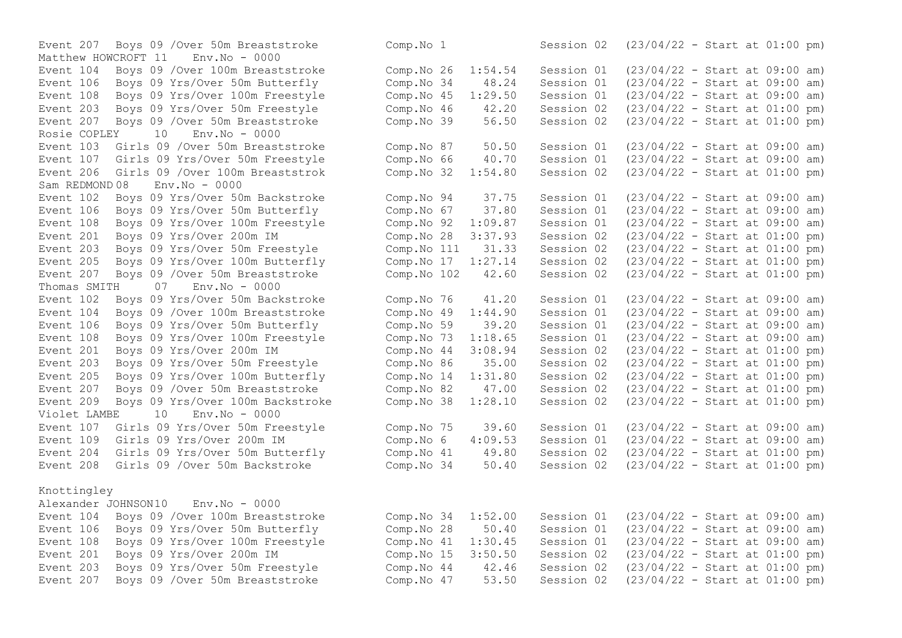Event 207 Boys 09 /Over 50m Breaststroke Comp.No 1 Session 02 (23/04/22 - Start at 01:00 pm)

Matthew HOWCROFT 11 Env.No - 0000

| Event | Description | Comp.No | Time | Session | Date/Start |
|---|---|---|---|---|---|
| Event 104 | Boys 09 /Over 100m Breaststroke | Comp.No 26 | 1:54.54 | Session 01 | (23/04/22 - Start at 09:00 am) |
| Event 106 | Boys 09 Yrs/Over 50m Butterfly | Comp.No 34 | 48.24 | Session 01 | (23/04/22 - Start at 09:00 am) |
| Event 108 | Boys 09 Yrs/Over 100m Freestyle | Comp.No 45 | 1:29.50 | Session 01 | (23/04/22 - Start at 09:00 am) |
| Event 203 | Boys 09 Yrs/Over 50m Freestyle | Comp.No 46 | 42.20 | Session 02 | (23/04/22 - Start at 01:00 pm) |
| Event 207 | Boys 09 /Over 50m Breaststroke | Comp.No 39 | 56.50 | Session 02 | (23/04/22 - Start at 01:00 pm) |

Rosie COPLEY 10 Env.No - 0000

| Event | Description | Comp.No | Time | Session | Date/Start |
|---|---|---|---|---|---|
| Event 103 | Girls 09 /Over 50m Breaststroke | Comp.No 87 | 50.50 | Session 01 | (23/04/22 - Start at 09:00 am) |
| Event 107 | Girls 09 Yrs/Over 50m Freestyle | Comp.No 66 | 40.70 | Session 01 | (23/04/22 - Start at 09:00 am) |
| Event 206 | Girls 09 /Over 100m Breaststrok | Comp.No 32 | 1:54.80 | Session 02 | (23/04/22 - Start at 01:00 pm) |

Sam REDMOND 08 Env.No - 0000

| Event | Description | Comp.No | Time | Session | Date/Start |
|---|---|---|---|---|---|
| Event 102 | Boys 09 Yrs/Over 50m Backstroke | Comp.No 94 | 37.75 | Session 01 | (23/04/22 - Start at 09:00 am) |
| Event 106 | Boys 09 Yrs/Over 50m Butterfly | Comp.No 67 | 37.80 | Session 01 | (23/04/22 - Start at 09:00 am) |
| Event 108 | Boys 09 Yrs/Over 100m Freestyle | Comp.No 92 | 1:09.87 | Session 01 | (23/04/22 - Start at 09:00 am) |
| Event 201 | Boys 09 Yrs/Over 200m IM | Comp.No 28 | 3:37.93 | Session 02 | (23/04/22 - Start at 01:00 pm) |
| Event 203 | Boys 09 Yrs/Over 50m Freestyle | Comp.No 111 | 31.33 | Session 02 | (23/04/22 - Start at 01:00 pm) |
| Event 205 | Boys 09 Yrs/Over 100m Butterfly | Comp.No 17 | 1:27.14 | Session 02 | (23/04/22 - Start at 01:00 pm) |
| Event 207 | Boys 09 /Over 50m Breaststroke | Comp.No 102 | 42.60 | Session 02 | (23/04/22 - Start at 01:00 pm) |

Thomas SMITH 07 Env.No - 0000

| Event | Description | Comp.No | Time | Session | Date/Start |
|---|---|---|---|---|---|
| Event 102 | Boys 09 Yrs/Over 50m Backstroke | Comp.No 76 | 41.20 | Session 01 | (23/04/22 - Start at 09:00 am) |
| Event 104 | Boys 09 /Over 100m Breaststroke | Comp.No 49 | 1:44.90 | Session 01 | (23/04/22 - Start at 09:00 am) |
| Event 106 | Boys 09 Yrs/Over 50m Butterfly | Comp.No 59 | 39.20 | Session 01 | (23/04/22 - Start at 09:00 am) |
| Event 108 | Boys 09 Yrs/Over 100m Freestyle | Comp.No 73 | 1:18.65 | Session 01 | (23/04/22 - Start at 09:00 am) |
| Event 201 | Boys 09 Yrs/Over 200m IM | Comp.No 44 | 3:08.94 | Session 02 | (23/04/22 - Start at 01:00 pm) |
| Event 203 | Boys 09 Yrs/Over 50m Freestyle | Comp.No 86 | 35.00 | Session 02 | (23/04/22 - Start at 01:00 pm) |
| Event 205 | Boys 09 Yrs/Over 100m Butterfly | Comp.No 14 | 1:31.80 | Session 02 | (23/04/22 - Start at 01:00 pm) |
| Event 207 | Boys 09 /Over 50m Breaststroke | Comp.No 82 | 47.00 | Session 02 | (23/04/22 - Start at 01:00 pm) |
| Event 209 | Boys 09 Yrs/Over 100m Backstroke | Comp.No 38 | 1:28.10 | Session 02 | (23/04/22 - Start at 01:00 pm) |

Violet LAMBE 10 Env.No - 0000

| Event | Description | Comp.No | Time | Session | Date/Start |
|---|---|---|---|---|---|
| Event 107 | Girls 09 Yrs/Over 50m Freestyle | Comp.No 75 | 39.60 | Session 01 | (23/04/22 - Start at 09:00 am) |
| Event 109 | Girls 09 Yrs/Over 200m IM | Comp.No 6 | 4:09.53 | Session 01 | (23/04/22 - Start at 09:00 am) |
| Event 204 | Girls 09 Yrs/Over 50m Butterfly | Comp.No 41 | 49.80 | Session 02 | (23/04/22 - Start at 01:00 pm) |
| Event 208 | Girls 09 /Over 50m Backstroke | Comp.No 34 | 50.40 | Session 02 | (23/04/22 - Start at 01:00 pm) |

## Knottingley

Alexander JOHNSON 10 Env.No - 0000

| Event | Description | Comp.No | Time | Session | Date/Start |
|---|---|---|---|---|---|
| Event 104 | Boys 09 /Over 100m Breaststroke | Comp.No 34 | 1:52.00 | Session 01 | (23/04/22 - Start at 09:00 am) |
| Event 106 | Boys 09 Yrs/Over 50m Butterfly | Comp.No 28 | 50.40 | Session 01 | (23/04/22 - Start at 09:00 am) |
| Event 108 | Boys 09 Yrs/Over 100m Freestyle | Comp.No 41 | 1:30.45 | Session 01 | (23/04/22 - Start at 09:00 am) |
| Event 201 | Boys 09 Yrs/Over 200m IM | Comp.No 15 | 3:50.50 | Session 02 | (23/04/22 - Start at 01:00 pm) |
| Event 203 | Boys 09 Yrs/Over 50m Freestyle | Comp.No 44 | 42.46 | Session 02 | (23/04/22 - Start at 01:00 pm) |
| Event 207 | Boys 09 /Over 50m Breaststroke | Comp.No 47 | 53.50 | Session 02 | (23/04/22 - Start at 01:00 pm) |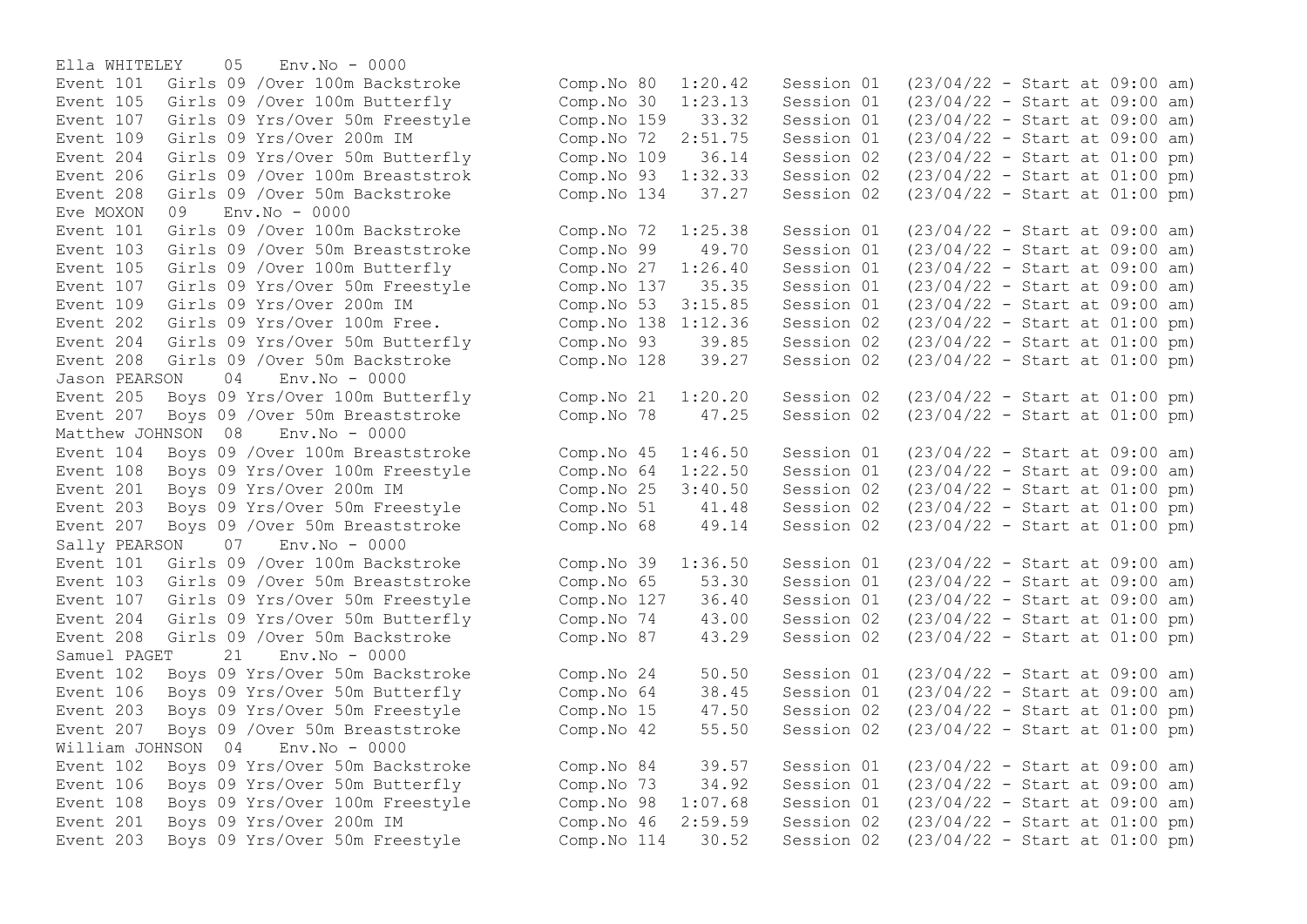Ella WHITELEY 05 Env.No - 0000

| Event | Description | Comp.No | Time | Session | Start |
|---|---|---|---|---|---|
| Event 101 | Girls 09 /Over 100m Backstroke | Comp.No 80 | 1:20.42 | Session 01 | (23/04/22 - Start at 09:00 am) |
| Event 105 | Girls 09 /Over 100m Butterfly | Comp.No 30 | 1:23.13 | Session 01 | (23/04/22 - Start at 09:00 am) |
| Event 107 | Girls 09 Yrs/Over 50m Freestyle | Comp.No 159 | 33.32 | Session 01 | (23/04/22 - Start at 09:00 am) |
| Event 109 | Girls 09 Yrs/Over 200m IM | Comp.No 72 | 2:51.75 | Session 01 | (23/04/22 - Start at 09:00 am) |
| Event 204 | Girls 09 Yrs/Over 50m Butterfly | Comp.No 109 | 36.14 | Session 02 | (23/04/22 - Start at 01:00 pm) |
| Event 206 | Girls 09 /Over 100m Breaststrok | Comp.No 93 | 1:32.33 | Session 02 | (23/04/22 - Start at 01:00 pm) |
| Event 208 | Girls 09 /Over 50m Backstroke | Comp.No 134 | 37.27 | Session 02 | (23/04/22 - Start at 01:00 pm) |

Eve MOXON 09 Env.No - 0000

| Event | Description | Comp.No | Time | Session | Start |
|---|---|---|---|---|---|
| Event 101 | Girls 09 /Over 100m Backstroke | Comp.No 72 | 1:25.38 | Session 01 | (23/04/22 - Start at 09:00 am) |
| Event 103 | Girls 09 /Over 50m Breaststroke | Comp.No 99 | 49.70 | Session 01 | (23/04/22 - Start at 09:00 am) |
| Event 105 | Girls 09 /Over 100m Butterfly | Comp.No 27 | 1:26.40 | Session 01 | (23/04/22 - Start at 09:00 am) |
| Event 107 | Girls 09 Yrs/Over 50m Freestyle | Comp.No 137 | 35.35 | Session 01 | (23/04/22 - Start at 09:00 am) |
| Event 109 | Girls 09 Yrs/Over 200m IM | Comp.No 53 | 3:15.85 | Session 01 | (23/04/22 - Start at 09:00 am) |
| Event 202 | Girls 09 Yrs/Over 100m Free. | Comp.No 138 | 1:12.36 | Session 02 | (23/04/22 - Start at 01:00 pm) |
| Event 204 | Girls 09 Yrs/Over 50m Butterfly | Comp.No 93 | 39.85 | Session 02 | (23/04/22 - Start at 01:00 pm) |
| Event 208 | Girls 09 /Over 50m Backstroke | Comp.No 128 | 39.27 | Session 02 | (23/04/22 - Start at 01:00 pm) |

Jason PEARSON 04 Env.No - 0000

| Event | Description | Comp.No | Time | Session | Start |
|---|---|---|---|---|---|
| Event 205 | Boys 09 Yrs/Over 100m Butterfly | Comp.No 21 | 1:20.20 | Session 02 | (23/04/22 - Start at 01:00 pm) |
| Event 207 | Boys 09 /Over 50m Breaststroke | Comp.No 78 | 47.25 | Session 02 | (23/04/22 - Start at 01:00 pm) |

Matthew JOHNSON 08 Env.No - 0000

| Event | Description | Comp.No | Time | Session | Start |
|---|---|---|---|---|---|
| Event 104 | Boys 09 /Over 100m Breaststroke | Comp.No 45 | 1:46.50 | Session 01 | (23/04/22 - Start at 09:00 am) |
| Event 108 | Boys 09 Yrs/Over 100m Freestyle | Comp.No 64 | 1:22.50 | Session 01 | (23/04/22 - Start at 09:00 am) |
| Event 201 | Boys 09 Yrs/Over 200m IM | Comp.No 25 | 3:40.50 | Session 02 | (23/04/22 - Start at 01:00 pm) |
| Event 203 | Boys 09 Yrs/Over 50m Freestyle | Comp.No 51 | 41.48 | Session 02 | (23/04/22 - Start at 01:00 pm) |
| Event 207 | Boys 09 /Over 50m Breaststroke | Comp.No 68 | 49.14 | Session 02 | (23/04/22 - Start at 01:00 pm) |

Sally PEARSON 07 Env.No - 0000

| Event | Description | Comp.No | Time | Session | Start |
|---|---|---|---|---|---|
| Event 101 | Girls 09 /Over 100m Backstroke | Comp.No 39 | 1:36.50 | Session 01 | (23/04/22 - Start at 09:00 am) |
| Event 103 | Girls 09 /Over 50m Breaststroke | Comp.No 65 | 53.30 | Session 01 | (23/04/22 - Start at 09:00 am) |
| Event 107 | Girls 09 Yrs/Over 50m Freestyle | Comp.No 127 | 36.40 | Session 01 | (23/04/22 - Start at 09:00 am) |
| Event 204 | Girls 09 Yrs/Over 50m Butterfly | Comp.No 74 | 43.00 | Session 02 | (23/04/22 - Start at 01:00 pm) |
| Event 208 | Girls 09 /Over 50m Backstroke | Comp.No 87 | 43.29 | Session 02 | (23/04/22 - Start at 01:00 pm) |

Samuel PAGET 21 Env.No - 0000

| Event | Description | Comp.No | Time | Session | Start |
|---|---|---|---|---|---|
| Event 102 | Boys 09 Yrs/Over 50m Backstroke | Comp.No 24 | 50.50 | Session 01 | (23/04/22 - Start at 09:00 am) |
| Event 106 | Boys 09 Yrs/Over 50m Butterfly | Comp.No 64 | 38.45 | Session 01 | (23/04/22 - Start at 09:00 am) |
| Event 203 | Boys 09 Yrs/Over 50m Freestyle | Comp.No 15 | 47.50 | Session 02 | (23/04/22 - Start at 01:00 pm) |
| Event 207 | Boys 09 /Over 50m Breaststroke | Comp.No 42 | 55.50 | Session 02 | (23/04/22 - Start at 01:00 pm) |

William JOHNSON 04 Env.No - 0000

| Event | Description | Comp.No | Time | Session | Start |
|---|---|---|---|---|---|
| Event 102 | Boys 09 Yrs/Over 50m Backstroke | Comp.No 84 | 39.57 | Session 01 | (23/04/22 - Start at 09:00 am) |
| Event 106 | Boys 09 Yrs/Over 50m Butterfly | Comp.No 73 | 34.92 | Session 01 | (23/04/22 - Start at 09:00 am) |
| Event 108 | Boys 09 Yrs/Over 100m Freestyle | Comp.No 98 | 1:07.68 | Session 01 | (23/04/22 - Start at 09:00 am) |
| Event 201 | Boys 09 Yrs/Over 200m IM | Comp.No 46 | 2:59.59 | Session 02 | (23/04/22 - Start at 01:00 pm) |
| Event 203 | Boys 09 Yrs/Over 50m Freestyle | Comp.No 114 | 30.52 | Session 02 | (23/04/22 - Start at 01:00 pm) |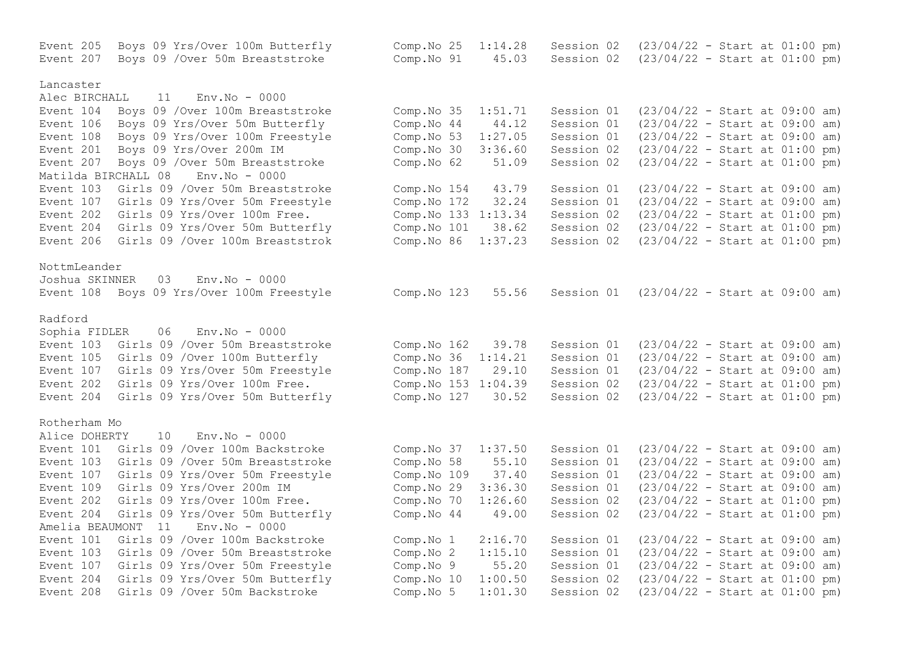```
Event 205  Boys 09 Yrs/Over 100m Butterfly        Comp.No 25  1:14.28   Session 02  (23/04/22 - Start at 01:00 pm)
Event 207  Boys 09 /Over 50m Breaststroke         Comp.No 91    45.03   Session 02  (23/04/22 - Start at 01:00 pm)

Lancaster
Alec BIRCHALL    11   Env.No - 0000
Event 104  Boys 09 /Over 100m Breaststroke        Comp.No 35  1:51.71   Session 01  (23/04/22 - Start at 09:00 am)
Event 106  Boys 09 Yrs/Over 50m Butterfly         Comp.No 44    44.12   Session 01  (23/04/22 - Start at 09:00 am)
Event 108  Boys 09 Yrs/Over 100m Freestyle        Comp.No 53  1:27.05   Session 01  (23/04/22 - Start at 09:00 am)
Event 201  Boys 09 Yrs/Over 200m IM               Comp.No 30  3:36.60   Session 02  (23/04/22 - Start at 01:00 pm)
Event 207  Boys 09 /Over 50m Breaststroke         Comp.No 62    51.09   Session 02  (23/04/22 - Start at 01:00 pm)
Matilda BIRCHALL 08   Env.No - 0000
Event 103  Girls 09 /Over 50m Breaststroke        Comp.No 154   43.79   Session 01  (23/04/22 - Start at 09:00 am)
Event 107  Girls 09 Yrs/Over 50m Freestyle        Comp.No 172   32.24   Session 01  (23/04/22 - Start at 09:00 am)
Event 202  Girls 09 Yrs/Over 100m Free.           Comp.No 133 1:13.34   Session 02  (23/04/22 - Start at 01:00 pm)
Event 204  Girls 09 Yrs/Over 50m Butterfly        Comp.No 101   38.62   Session 02  (23/04/22 - Start at 01:00 pm)
Event 206  Girls 09 /Over 100m Breaststrok        Comp.No 86  1:37.23   Session 02  (23/04/22 - Start at 01:00 pm)

NottmLeander
Joshua SKINNER   03   Env.No - 0000
Event 108  Boys 09 Yrs/Over 100m Freestyle        Comp.No 123   55.56   Session 01  (23/04/22 - Start at 09:00 am)

Radford
Sophia FIDLER    06   Env.No - 0000
Event 103  Girls 09 /Over 50m Breaststroke        Comp.No 162   39.78   Session 01  (23/04/22 - Start at 09:00 am)
Event 105  Girls 09 /Over 100m Butterfly          Comp.No 36  1:14.21   Session 01  (23/04/22 - Start at 09:00 am)
Event 107  Girls 09 Yrs/Over 50m Freestyle        Comp.No 187   29.10   Session 01  (23/04/22 - Start at 09:00 am)
Event 202  Girls 09 Yrs/Over 100m Free.           Comp.No 153 1:04.39   Session 02  (23/04/22 - Start at 01:00 pm)
Event 204  Girls 09 Yrs/Over 50m Butterfly        Comp.No 127   30.52   Session 02  (23/04/22 - Start at 01:00 pm)

Rotherham Mo
Alice DOHERTY    10   Env.No - 0000
Event 101  Girls 09 /Over 100m Backstroke         Comp.No 37  1:37.50   Session 01  (23/04/22 - Start at 09:00 am)
Event 103  Girls 09 /Over 50m Breaststroke        Comp.No 58    55.10   Session 01  (23/04/22 - Start at 09:00 am)
Event 107  Girls 09 Yrs/Over 50m Freestyle        Comp.No 109   37.40   Session 01  (23/04/22 - Start at 09:00 am)
Event 109  Girls 09 Yrs/Over 200m IM              Comp.No 29  3:36.30   Session 01  (23/04/22 - Start at 09:00 am)
Event 202  Girls 09 Yrs/Over 100m Free.           Comp.No 70  1:26.60   Session 02  (23/04/22 - Start at 01:00 pm)
Event 204  Girls 09 Yrs/Over 50m Butterfly        Comp.No 44    49.00   Session 02  (23/04/22 - Start at 01:00 pm)
Amelia BEAUMONT  11   Env.No - 0000
Event 101  Girls 09 /Over 100m Backstroke         Comp.No 1   2:16.70   Session 01  (23/04/22 - Start at 09:00 am)
Event 103  Girls 09 /Over 50m Breaststroke        Comp.No 2   1:15.10   Session 01  (23/04/22 - Start at 09:00 am)
Event 107  Girls 09 Yrs/Over 50m Freestyle        Comp.No 9     55.20   Session 01  (23/04/22 - Start at 09:00 am)
Event 204  Girls 09 Yrs/Over 50m Butterfly        Comp.No 10  1:00.50   Session 02  (23/04/22 - Start at 01:00 pm)
Event 208  Girls 09 /Over 50m Backstroke          Comp.No 5   1:01.30   Session 02  (23/04/22 - Start at 01:00 pm)
```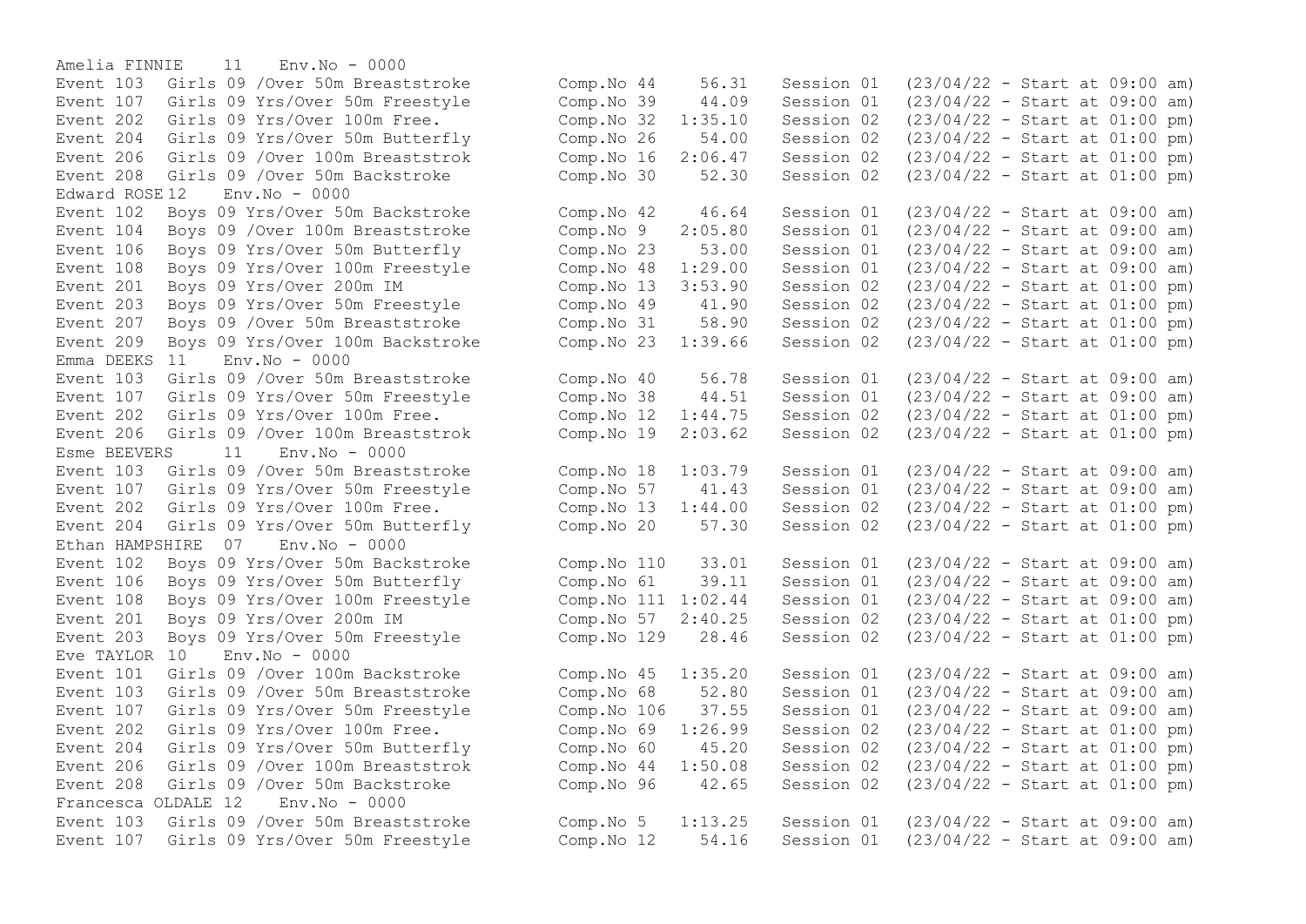```
Amelia FINNIE    11   Env.No - 0000
Event 103  Girls 09 /Over 50m Breaststroke       Comp.No 44    56.31   Session 01  (23/04/22 - Start at 09:00 am)
Event 107  Girls 09 Yrs/Over 50m Freestyle       Comp.No 39    44.09   Session 01  (23/04/22 - Start at 09:00 am)
Event 202  Girls 09 Yrs/Over 100m Free.          Comp.No 32  1:35.10   Session 02  (23/04/22 - Start at 01:00 pm)
Event 204  Girls 09 Yrs/Over 50m Butterfly       Comp.No 26    54.00   Session 02  (23/04/22 - Start at 01:00 pm)
Event 206  Girls 09 /Over 100m Breaststrok       Comp.No 16  2:06.47   Session 02  (23/04/22 - Start at 01:00 pm)
Event 208  Girls 09 /Over 50m Backstroke         Comp.No 30    52.30   Session 02  (23/04/22 - Start at 01:00 pm)
Edward ROSE 12   Env.No - 0000
Event 102  Boys 09 Yrs/Over 50m Backstroke       Comp.No 42    46.64   Session 01  (23/04/22 - Start at 09:00 am)
Event 104  Boys 09 /Over 100m Breaststroke       Comp.No 9   2:05.80   Session 01  (23/04/22 - Start at 09:00 am)
Event 106  Boys 09 Yrs/Over 50m Butterfly        Comp.No 23    53.00   Session 01  (23/04/22 - Start at 09:00 am)
Event 108  Boys 09 Yrs/Over 100m Freestyle       Comp.No 48  1:29.00   Session 01  (23/04/22 - Start at 09:00 am)
Event 201  Boys 09 Yrs/Over 200m IM              Comp.No 13  3:53.90   Session 02  (23/04/22 - Start at 01:00 pm)
Event 203  Boys 09 Yrs/Over 50m Freestyle        Comp.No 49    41.90   Session 02  (23/04/22 - Start at 01:00 pm)
Event 207  Boys 09 /Over 50m Breaststroke        Comp.No 31    58.90   Session 02  (23/04/22 - Start at 01:00 pm)
Event 209  Boys 09 Yrs/Over 100m Backstroke      Comp.No 23  1:39.66   Session 02  (23/04/22 - Start at 01:00 pm)
Emma DEEKS  11   Env.No - 0000
Event 103  Girls 09 /Over 50m Breaststroke       Comp.No 40    56.78   Session 01  (23/04/22 - Start at 09:00 am)
Event 107  Girls 09 Yrs/Over 50m Freestyle       Comp.No 38    44.51   Session 01  (23/04/22 - Start at 09:00 am)
Event 202  Girls 09 Yrs/Over 100m Free.          Comp.No 12  1:44.75   Session 02  (23/04/22 - Start at 01:00 pm)
Event 206  Girls 09 /Over 100m Breaststrok       Comp.No 19  2:03.62   Session 02  (23/04/22 - Start at 01:00 pm)
Esme BEEVERS     11   Env.No - 0000
Event 103  Girls 09 /Over 50m Breaststroke       Comp.No 18  1:03.79   Session 01  (23/04/22 - Start at 09:00 am)
Event 107  Girls 09 Yrs/Over 50m Freestyle       Comp.No 57    41.43   Session 01  (23/04/22 - Start at 09:00 am)
Event 202  Girls 09 Yrs/Over 100m Free.          Comp.No 13  1:44.00   Session 02  (23/04/22 - Start at 01:00 pm)
Event 204  Girls 09 Yrs/Over 50m Butterfly       Comp.No 20    57.30   Session 02  (23/04/22 - Start at 01:00 pm)
Ethan HAMPSHIRE  07   Env.No - 0000
Event 102  Boys 09 Yrs/Over 50m Backstroke       Comp.No 110   33.01   Session 01  (23/04/22 - Start at 09:00 am)
Event 106  Boys 09 Yrs/Over 50m Butterfly        Comp.No 61    39.11   Session 01  (23/04/22 - Start at 09:00 am)
Event 108  Boys 09 Yrs/Over 100m Freestyle       Comp.No 111 1:02.44   Session 01  (23/04/22 - Start at 09:00 am)
Event 201  Boys 09 Yrs/Over 200m IM              Comp.No 57  2:40.25   Session 02  (23/04/22 - Start at 01:00 pm)
Event 203  Boys 09 Yrs/Over 50m Freestyle        Comp.No 129   28.46   Session 02  (23/04/22 - Start at 01:00 pm)
Eve TAYLOR  10   Env.No - 0000
Event 101  Girls 09 /Over 100m Backstroke        Comp.No 45  1:35.20   Session 01  (23/04/22 - Start at 09:00 am)
Event 103  Girls 09 /Over 50m Breaststroke       Comp.No 68    52.80   Session 01  (23/04/22 - Start at 09:00 am)
Event 107  Girls 09 Yrs/Over 50m Freestyle       Comp.No 106   37.55   Session 01  (23/04/22 - Start at 09:00 am)
Event 202  Girls 09 Yrs/Over 100m Free.          Comp.No 69  1:26.99   Session 02  (23/04/22 - Start at 01:00 pm)
Event 204  Girls 09 Yrs/Over 50m Butterfly       Comp.No 60    45.20   Session 02  (23/04/22 - Start at 01:00 pm)
Event 206  Girls 09 /Over 100m Breaststrok       Comp.No 44  1:50.08   Session 02  (23/04/22 - Start at 01:00 pm)
Event 208  Girls 09 /Over 50m Backstroke         Comp.No 96    42.65   Session 02  (23/04/22 - Start at 01:00 pm)
Francesca OLDALE 12   Env.No - 0000
Event 103  Girls 09 /Over 50m Breaststroke       Comp.No 5   1:13.25   Session 01  (23/04/22 - Start at 09:00 am)
Event 107  Girls 09 Yrs/Over 50m Freestyle       Comp.No 12    54.16   Session 01  (23/04/22 - Start at 09:00 am)
```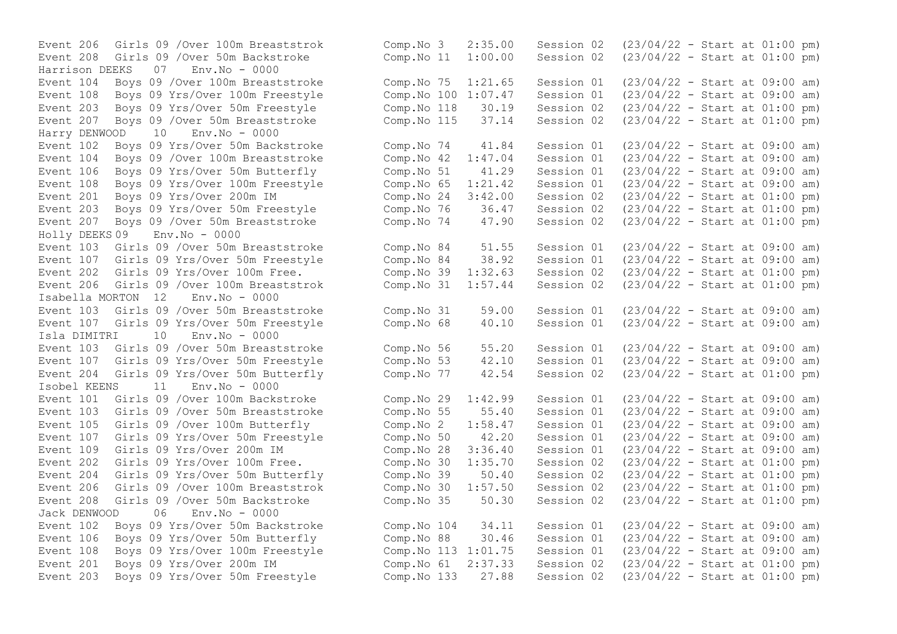```
Event 206  Girls 09 /Over 100m Breaststrok        Comp.No 3   2:35.00    Session 02  (23/04/22 - Start at 01:00 pm)
Event 208  Girls 09 /Over 50m Backstroke          Comp.No 11  1:00.00    Session 02  (23/04/22 - Start at 01:00 pm)
Harrison DEEKS   07    Env.No - 0000
Event 104  Boys 09 /Over 100m Breaststroke        Comp.No 75  1:21.65    Session 01  (23/04/22 - Start at 09:00 am)
Event 108  Boys 09 Yrs/Over 100m Freestyle        Comp.No 100 1:07.47    Session 01  (23/04/22 - Start at 09:00 am)
Event 203  Boys 09 Yrs/Over 50m Freestyle         Comp.No 118   30.19    Session 02  (23/04/22 - Start at 01:00 pm)
Event 207  Boys 09 /Over 50m Breaststroke         Comp.No 115   37.14    Session 02  (23/04/22 - Start at 01:00 pm)
Harry DENWOOD    10    Env.No - 0000
Event 102  Boys 09 Yrs/Over 50m Backstroke        Comp.No 74    41.84    Session 01  (23/04/22 - Start at 09:00 am)
Event 104  Boys 09 /Over 100m Breaststroke        Comp.No 42  1:47.04    Session 01  (23/04/22 - Start at 09:00 am)
Event 106  Boys 09 Yrs/Over 50m Butterfly         Comp.No 51    41.29    Session 01  (23/04/22 - Start at 09:00 am)
Event 108  Boys 09 Yrs/Over 100m Freestyle        Comp.No 65  1:21.42    Session 01  (23/04/22 - Start at 09:00 am)
Event 201  Boys 09 Yrs/Over 200m IM               Comp.No 24  3:42.00    Session 02  (23/04/22 - Start at 01:00 pm)
Event 203  Boys 09 Yrs/Over 50m Freestyle         Comp.No 76    36.47    Session 02  (23/04/22 - Start at 01:00 pm)
Event 207  Boys 09 /Over 50m Breaststroke         Comp.No 74    47.90    Session 02  (23/04/22 - Start at 01:00 pm)
Holly DEEKS 09    Env.No - 0000
Event 103  Girls 09 /Over 50m Breaststroke        Comp.No 84    51.55    Session 01  (23/04/22 - Start at 09:00 am)
Event 107  Girls 09 Yrs/Over 50m Freestyle        Comp.No 84    38.92    Session 01  (23/04/22 - Start at 09:00 am)
Event 202  Girls 09 Yrs/Over 100m Free.           Comp.No 39  1:32.63    Session 02  (23/04/22 - Start at 01:00 pm)
Event 206  Girls 09 /Over 100m Breaststrok        Comp.No 31  1:57.44    Session 02  (23/04/22 - Start at 01:00 pm)
Isabella MORTON  12    Env.No - 0000
Event 103  Girls 09 /Over 50m Breaststroke        Comp.No 31    59.00    Session 01  (23/04/22 - Start at 09:00 am)
Event 107  Girls 09 Yrs/Over 50m Freestyle        Comp.No 68    40.10    Session 01  (23/04/22 - Start at 09:00 am)
Isla DIMITRI     10    Env.No - 0000
Event 103  Girls 09 /Over 50m Breaststroke        Comp.No 56    55.20    Session 01  (23/04/22 - Start at 09:00 am)
Event 107  Girls 09 Yrs/Over 50m Freestyle        Comp.No 53    42.10    Session 01  (23/04/22 - Start at 09:00 am)
Event 204  Girls 09 Yrs/Over 50m Butterfly        Comp.No 77    42.54    Session 02  (23/04/22 - Start at 01:00 pm)
Isobel KEENS     11    Env.No - 0000
Event 101  Girls 09 /Over 100m Backstroke         Comp.No 29  1:42.99    Session 01  (23/04/22 - Start at 09:00 am)
Event 103  Girls 09 /Over 50m Breaststroke        Comp.No 55    55.40    Session 01  (23/04/22 - Start at 09:00 am)
Event 105  Girls 09 /Over 100m Butterfly          Comp.No 2   1:58.47    Session 01  (23/04/22 - Start at 09:00 am)
Event 107  Girls 09 Yrs/Over 50m Freestyle        Comp.No 50    42.20    Session 01  (23/04/22 - Start at 09:00 am)
Event 109  Girls 09 Yrs/Over 200m IM              Comp.No 28  3:36.40    Session 01  (23/04/22 - Start at 09:00 am)
Event 202  Girls 09 Yrs/Over 100m Free.           Comp.No 30  1:35.70    Session 02  (23/04/22 - Start at 01:00 pm)
Event 204  Girls 09 Yrs/Over 50m Butterfly        Comp.No 39    50.40    Session 02  (23/04/22 - Start at 01:00 pm)
Event 206  Girls 09 /Over 100m Breaststrok        Comp.No 30  1:57.50    Session 02  (23/04/22 - Start at 01:00 pm)
Event 208  Girls 09 /Over 50m Backstroke          Comp.No 35    50.30    Session 02  (23/04/22 - Start at 01:00 pm)
Jack DENWOOD     06    Env.No - 0000
Event 102  Boys 09 Yrs/Over 50m Backstroke        Comp.No 104   34.11    Session 01  (23/04/22 - Start at 09:00 am)
Event 106  Boys 09 Yrs/Over 50m Butterfly         Comp.No 88    30.46    Session 01  (23/04/22 - Start at 09:00 am)
Event 108  Boys 09 Yrs/Over 100m Freestyle        Comp.No 113 1:01.75    Session 01  (23/04/22 - Start at 09:00 am)
Event 201  Boys 09 Yrs/Over 200m IM               Comp.No 61  2:37.33    Session 02  (23/04/22 - Start at 01:00 pm)
Event 203  Boys 09 Yrs/Over 50m Freestyle         Comp.No 133   27.88    Session 02  (23/04/22 - Start at 01:00 pm)
```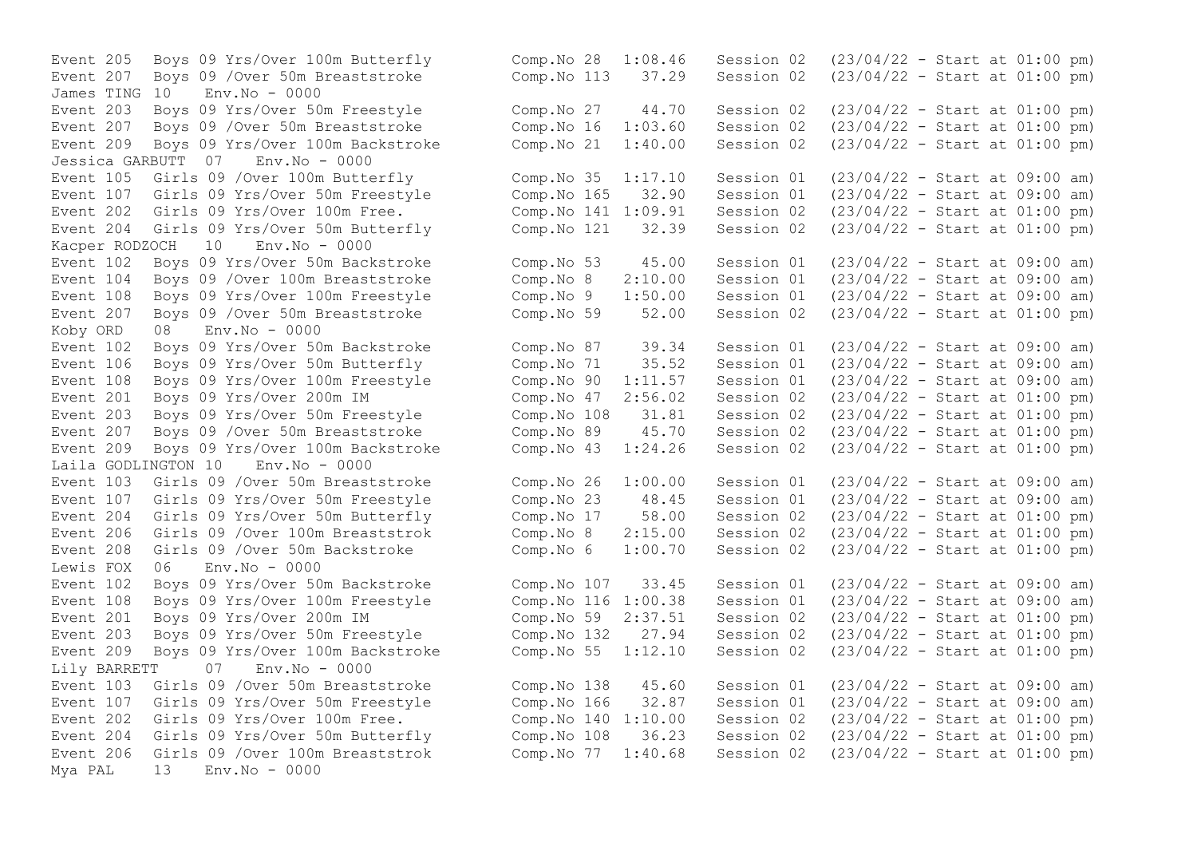```
Event 205   Boys 09 Yrs/Over 100m Butterfly        Comp.No 28  1:08.46    Session 02   (23/04/22 - Start at 01:00 pm)
Event 207   Boys 09 /Over 50m Breaststroke         Comp.No 113   37.29    Session 02   (23/04/22 - Start at 01:00 pm)
James TING  10    Env.No - 0000
Event 203   Boys 09 Yrs/Over 50m Freestyle         Comp.No 27    44.70    Session 02   (23/04/22 - Start at 01:00 pm)
Event 207   Boys 09 /Over 50m Breaststroke         Comp.No 16  1:03.60    Session 02   (23/04/22 - Start at 01:00 pm)
Event 209   Boys 09 Yrs/Over 100m Backstroke       Comp.No 21  1:40.00    Session 02   (23/04/22 - Start at 01:00 pm)
Jessica GARBUTT  07    Env.No - 0000
Event 105   Girls 09 /Over 100m Butterfly          Comp.No 35  1:17.10    Session 01   (23/04/22 - Start at 09:00 am)
Event 107   Girls 09 Yrs/Over 50m Freestyle        Comp.No 165   32.90    Session 01   (23/04/22 - Start at 09:00 am)
Event 202   Girls 09 Yrs/Over 100m Free.           Comp.No 141 1:09.91    Session 02   (23/04/22 - Start at 01:00 pm)
Event 204   Girls 09 Yrs/Over 50m Butterfly        Comp.No 121   32.39    Session 02   (23/04/22 - Start at 01:00 pm)
Kacper RODZOCH   10    Env.No - 0000
Event 102   Boys 09 Yrs/Over 50m Backstroke        Comp.No 53    45.00    Session 01   (23/04/22 - Start at 09:00 am)
Event 104   Boys 09 /Over 100m Breaststroke        Comp.No 8   2:10.00    Session 01   (23/04/22 - Start at 09:00 am)
Event 108   Boys 09 Yrs/Over 100m Freestyle        Comp.No 9   1:50.00    Session 01   (23/04/22 - Start at 09:00 am)
Event 207   Boys 09 /Over 50m Breaststroke         Comp.No 59    52.00    Session 02   (23/04/22 - Start at 01:00 pm)
Koby ORD    08    Env.No - 0000
Event 102   Boys 09 Yrs/Over 50m Backstroke        Comp.No 87    39.34    Session 01   (23/04/22 - Start at 09:00 am)
Event 106   Boys 09 Yrs/Over 50m Butterfly         Comp.No 71    35.52    Session 01   (23/04/22 - Start at 09:00 am)
Event 108   Boys 09 Yrs/Over 100m Freestyle        Comp.No 90  1:11.57    Session 01   (23/04/22 - Start at 09:00 am)
Event 201   Boys 09 Yrs/Over 200m IM               Comp.No 47  2:56.02    Session 02   (23/04/22 - Start at 01:00 pm)
Event 203   Boys 09 Yrs/Over 50m Freestyle         Comp.No 108   31.81    Session 02   (23/04/22 - Start at 01:00 pm)
Event 207   Boys 09 /Over 50m Breaststroke         Comp.No 89    45.70    Session 02   (23/04/22 - Start at 01:00 pm)
Event 209   Boys 09 Yrs/Over 100m Backstroke       Comp.No 43  1:24.26    Session 02   (23/04/22 - Start at 01:00 pm)
Laila GODLINGTON 10    Env.No - 0000
Event 103   Girls 09 /Over 50m Breaststroke        Comp.No 26  1:00.00    Session 01   (23/04/22 - Start at 09:00 am)
Event 107   Girls 09 Yrs/Over 50m Freestyle        Comp.No 23    48.45    Session 01   (23/04/22 - Start at 09:00 am)
Event 204   Girls 09 Yrs/Over 50m Butterfly        Comp.No 17    58.00    Session 02   (23/04/22 - Start at 01:00 pm)
Event 206   Girls 09 /Over 100m Breaststrok        Comp.No 8   2:15.00    Session 02   (23/04/22 - Start at 01:00 pm)
Event 208   Girls 09 /Over 50m Backstroke          Comp.No 6   1:00.70    Session 02   (23/04/22 - Start at 01:00 pm)
Lewis FOX   06    Env.No - 0000
Event 102   Boys 09 Yrs/Over 50m Backstroke        Comp.No 107   33.45    Session 01   (23/04/22 - Start at 09:00 am)
Event 108   Boys 09 Yrs/Over 100m Freestyle        Comp.No 116 1:00.38    Session 01   (23/04/22 - Start at 09:00 am)
Event 201   Boys 09 Yrs/Over 200m IM               Comp.No 59  2:37.51    Session 02   (23/04/22 - Start at 01:00 pm)
Event 203   Boys 09 Yrs/Over 50m Freestyle         Comp.No 132   27.94    Session 02   (23/04/22 - Start at 01:00 pm)
Event 209   Boys 09 Yrs/Over 100m Backstroke       Comp.No 55  1:12.10    Session 02   (23/04/22 - Start at 01:00 pm)
Lily BARRETT     07    Env.No - 0000
Event 103   Girls 09 /Over 50m Breaststroke        Comp.No 138   45.60    Session 01   (23/04/22 - Start at 09:00 am)
Event 107   Girls 09 Yrs/Over 50m Freestyle        Comp.No 166   32.87    Session 01   (23/04/22 - Start at 09:00 am)
Event 202   Girls 09 Yrs/Over 100m Free.           Comp.No 140 1:10.00    Session 02   (23/04/22 - Start at 01:00 pm)
Event 204   Girls 09 Yrs/Over 50m Butterfly        Comp.No 108   36.23    Session 02   (23/04/22 - Start at 01:00 pm)
Event 206   Girls 09 /Over 100m Breaststrok        Comp.No 77  1:40.68    Session 02   (23/04/22 - Start at 01:00 pm)
Mya PAL     13    Env.No - 0000
```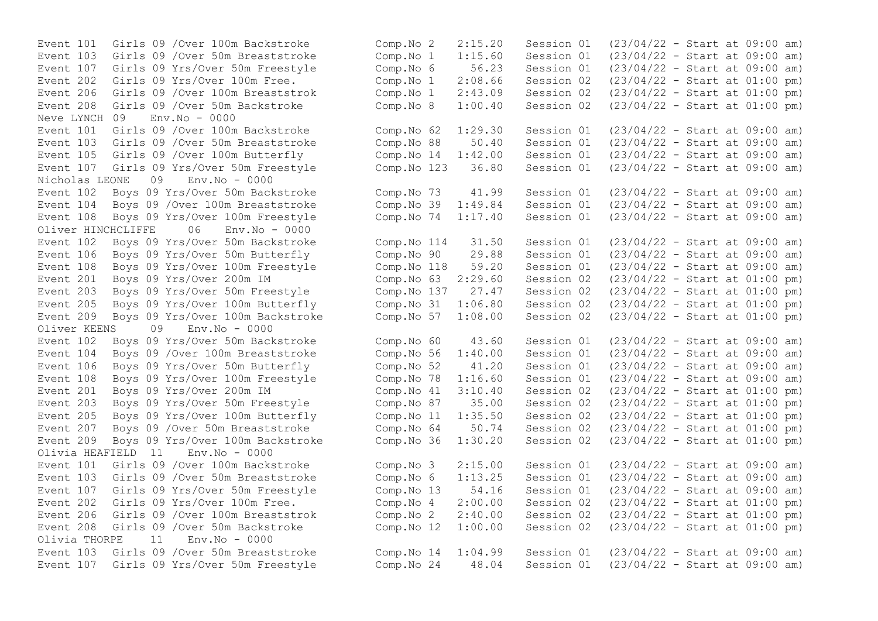```
Event 101  Girls 09 /Over 100m Backstroke        Comp.No 2    2:15.20   Session 01  (23/04/22 - Start at 09:00 am)
Event 103  Girls 09 /Over 50m Breaststroke       Comp.No 1    1:15.60   Session 01  (23/04/22 - Start at 09:00 am)
Event 107  Girls 09 Yrs/Over 50m Freestyle       Comp.No 6      56.23   Session 01  (23/04/22 - Start at 09:00 am)
Event 202  Girls 09 Yrs/Over 100m Free.          Comp.No 1    2:08.66   Session 02  (23/04/22 - Start at 01:00 pm)
Event 206  Girls 09 /Over 100m Breaststrok       Comp.No 1    2:43.09   Session 02  (23/04/22 - Start at 01:00 pm)
Event 208  Girls 09 /Over 50m Backstroke         Comp.No 8    1:00.40   Session 02  (23/04/22 - Start at 01:00 pm)
Neve LYNCH  09   Env.No - 0000
Event 101  Girls 09 /Over 100m Backstroke        Comp.No 62   1:29.30   Session 01  (23/04/22 - Start at 09:00 am)
Event 103  Girls 09 /Over 50m Breaststroke       Comp.No 88     50.40   Session 01  (23/04/22 - Start at 09:00 am)
Event 105  Girls 09 /Over 100m Butterfly         Comp.No 14   1:42.00   Session 01  (23/04/22 - Start at 09:00 am)
Event 107  Girls 09 Yrs/Over 50m Freestyle       Comp.No 123    36.80   Session 01  (23/04/22 - Start at 09:00 am)
Nicholas LEONE   09   Env.No - 0000
Event 102  Boys 09 Yrs/Over 50m Backstroke       Comp.No 73     41.99   Session 01  (23/04/22 - Start at 09:00 am)
Event 104  Boys 09 /Over 100m Breaststroke       Comp.No 39   1:49.84   Session 01  (23/04/22 - Start at 09:00 am)
Event 108  Boys 09 Yrs/Over 100m Freestyle       Comp.No 74   1:17.40   Session 01  (23/04/22 - Start at 09:00 am)
Oliver HINCHCLIFFE     06   Env.No - 0000
Event 102  Boys 09 Yrs/Over 50m Backstroke       Comp.No 114    31.50   Session 01  (23/04/22 - Start at 09:00 am)
Event 106  Boys 09 Yrs/Over 50m Butterfly        Comp.No 90     29.88   Session 01  (23/04/22 - Start at 09:00 am)
Event 108  Boys 09 Yrs/Over 100m Freestyle       Comp.No 118    59.20   Session 01  (23/04/22 - Start at 09:00 am)
Event 201  Boys 09 Yrs/Over 200m IM              Comp.No 63   2:29.60   Session 02  (23/04/22 - Start at 01:00 pm)
Event 203  Boys 09 Yrs/Over 50m Freestyle        Comp.No 137    27.47   Session 02  (23/04/22 - Start at 01:00 pm)
Event 205  Boys 09 Yrs/Over 100m Butterfly       Comp.No 31   1:06.80   Session 02  (23/04/22 - Start at 01:00 pm)
Event 209  Boys 09 Yrs/Over 100m Backstroke      Comp.No 57   1:08.00   Session 02  (23/04/22 - Start at 01:00 pm)
Oliver KEENS     09   Env.No - 0000
Event 102  Boys 09 Yrs/Over 50m Backstroke       Comp.No 60     43.60   Session 01  (23/04/22 - Start at 09:00 am)
Event 104  Boys 09 /Over 100m Breaststroke       Comp.No 56   1:40.00   Session 01  (23/04/22 - Start at 09:00 am)
Event 106  Boys 09 Yrs/Over 50m Butterfly        Comp.No 52     41.20   Session 01  (23/04/22 - Start at 09:00 am)
Event 108  Boys 09 Yrs/Over 100m Freestyle       Comp.No 78   1:16.60   Session 01  (23/04/22 - Start at 09:00 am)
Event 201  Boys 09 Yrs/Over 200m IM              Comp.No 41   3:10.40   Session 02  (23/04/22 - Start at 01:00 pm)
Event 203  Boys 09 Yrs/Over 50m Freestyle        Comp.No 87     35.00   Session 02  (23/04/22 - Start at 01:00 pm)
Event 205  Boys 09 Yrs/Over 100m Butterfly       Comp.No 11   1:35.50   Session 02  (23/04/22 - Start at 01:00 pm)
Event 207  Boys 09 /Over 50m Breaststroke        Comp.No 64     50.74   Session 02  (23/04/22 - Start at 01:00 pm)
Event 209  Boys 09 Yrs/Over 100m Backstroke      Comp.No 36   1:30.20   Session 02  (23/04/22 - Start at 01:00 pm)
Olivia HEAFIELD  11   Env.No - 0000
Event 101  Girls 09 /Over 100m Backstroke        Comp.No 3    2:15.00   Session 01  (23/04/22 - Start at 09:00 am)
Event 103  Girls 09 /Over 50m Breaststroke       Comp.No 6    1:13.25   Session 01  (23/04/22 - Start at 09:00 am)
Event 107  Girls 09 Yrs/Over 50m Freestyle       Comp.No 13     54.16   Session 01  (23/04/22 - Start at 09:00 am)
Event 202  Girls 09 Yrs/Over 100m Free.          Comp.No 4    2:00.00   Session 02  (23/04/22 - Start at 01:00 pm)
Event 206  Girls 09 /Over 100m Breaststrok       Comp.No 2    2:40.00   Session 02  (23/04/22 - Start at 01:00 pm)
Event 208  Girls 09 /Over 50m Backstroke         Comp.No 12   1:00.00   Session 02  (23/04/22 - Start at 01:00 pm)
Olivia THORPE    11   Env.No - 0000
Event 103  Girls 09 /Over 50m Breaststroke       Comp.No 14   1:04.99   Session 01  (23/04/22 - Start at 09:00 am)
Event 107  Girls 09 Yrs/Over 50m Freestyle       Comp.No 24     48.04   Session 01  (23/04/22 - Start at 09:00 am)
```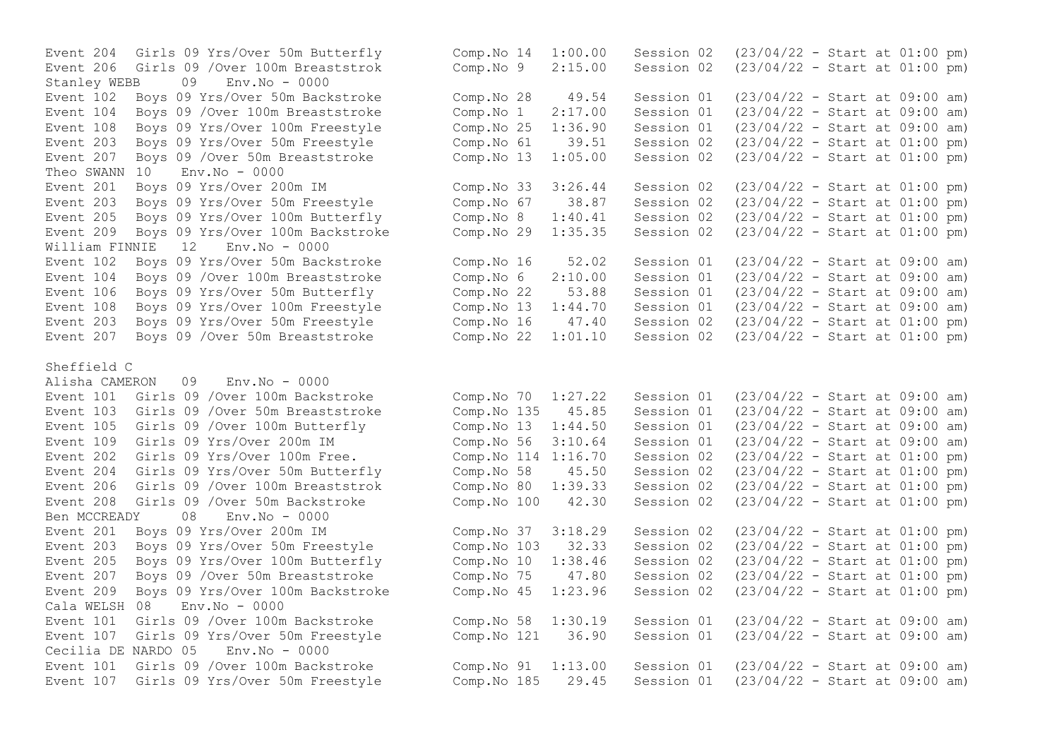```
Event 204  Girls 09 Yrs/Over 50m Butterfly      Comp.No 14  1:00.00   Session 02  (23/04/22 - Start at 01:00 pm)
Event 206  Girls 09 /Over 100m Breaststrok      Comp.No 9   2:15.00   Session 02  (23/04/22 - Start at 01:00 pm)
Stanley WEBB     09   Env.No - 0000
Event 102  Boys 09 Yrs/Over 50m Backstroke      Comp.No 28    49.54   Session 01  (23/04/22 - Start at 09:00 am)
Event 104  Boys 09 /Over 100m Breaststroke      Comp.No 1   2:17.00   Session 01  (23/04/22 - Start at 09:00 am)
Event 108  Boys 09 Yrs/Over 100m Freestyle      Comp.No 25  1:36.90   Session 01  (23/04/22 - Start at 09:00 am)
Event 203  Boys 09 Yrs/Over 50m Freestyle       Comp.No 61    39.51   Session 02  (23/04/22 - Start at 01:00 pm)
Event 207  Boys 09 /Over 50m Breaststroke       Comp.No 13  1:05.00   Session 02  (23/04/22 - Start at 01:00 pm)
Theo SWANN  10    Env.No - 0000
Event 201  Boys 09 Yrs/Over 200m IM             Comp.No 33  3:26.44   Session 02  (23/04/22 - Start at 01:00 pm)
Event 203  Boys 09 Yrs/Over 50m Freestyle       Comp.No 67    38.87   Session 02  (23/04/22 - Start at 01:00 pm)
Event 205  Boys 09 Yrs/Over 100m Butterfly      Comp.No 8   1:40.41   Session 02  (23/04/22 - Start at 01:00 pm)
Event 209  Boys 09 Yrs/Over 100m Backstroke     Comp.No 29  1:35.35   Session 02  (23/04/22 - Start at 01:00 pm)
William FINNIE   12    Env.No - 0000
Event 102  Boys 09 Yrs/Over 50m Backstroke      Comp.No 16    52.02   Session 01  (23/04/22 - Start at 09:00 am)
Event 104  Boys 09 /Over 100m Breaststroke      Comp.No 6   2:10.00   Session 01  (23/04/22 - Start at 09:00 am)
Event 106  Boys 09 Yrs/Over 50m Butterfly       Comp.No 22    53.88   Session 01  (23/04/22 - Start at 09:00 am)
Event 108  Boys 09 Yrs/Over 100m Freestyle      Comp.No 13  1:44.70   Session 01  (23/04/22 - Start at 09:00 am)
Event 203  Boys 09 Yrs/Over 50m Freestyle       Comp.No 16    47.40   Session 02  (23/04/22 - Start at 01:00 pm)
Event 207  Boys 09 /Over 50m Breaststroke       Comp.No 22  1:01.10   Session 02  (23/04/22 - Start at 01:00 pm)

Sheffield C
Alisha CAMERON   09    Env.No - 0000
Event 101  Girls 09 /Over 100m Backstroke       Comp.No 70  1:27.22   Session 01  (23/04/22 - Start at 09:00 am)
Event 103  Girls 09 /Over 50m Breaststroke      Comp.No 135   45.85   Session 01  (23/04/22 - Start at 09:00 am)
Event 105  Girls 09 /Over 100m Butterfly        Comp.No 13  1:44.50   Session 01  (23/04/22 - Start at 09:00 am)
Event 109  Girls 09 Yrs/Over 200m IM            Comp.No 56  3:10.64   Session 01  (23/04/22 - Start at 09:00 am)
Event 202  Girls 09 Yrs/Over 100m Free.         Comp.No 114 1:16.70   Session 02  (23/04/22 - Start at 01:00 pm)
Event 204  Girls 09 Yrs/Over 50m Butterfly      Comp.No 58    45.50   Session 02  (23/04/22 - Start at 01:00 pm)
Event 206  Girls 09 /Over 100m Breaststrok      Comp.No 80  1:39.33   Session 02  (23/04/22 - Start at 01:00 pm)
Event 208  Girls 09 /Over 50m Backstroke        Comp.No 100   42.30   Session 02  (23/04/22 - Start at 01:00 pm)
Ben MCCREADY     08    Env.No - 0000
Event 201  Boys 09 Yrs/Over 200m IM             Comp.No 37  3:18.29   Session 02  (23/04/22 - Start at 01:00 pm)
Event 203  Boys 09 Yrs/Over 50m Freestyle       Comp.No 103   32.33   Session 02  (23/04/22 - Start at 01:00 pm)
Event 205  Boys 09 Yrs/Over 100m Butterfly      Comp.No 10  1:38.46   Session 02  (23/04/22 - Start at 01:00 pm)
Event 207  Boys 09 /Over 50m Breaststroke       Comp.No 75    47.80   Session 02  (23/04/22 - Start at 01:00 pm)
Event 209  Boys 09 Yrs/Over 100m Backstroke     Comp.No 45  1:23.96   Session 02  (23/04/22 - Start at 01:00 pm)
Cala WELSH  08    Env.No - 0000
Event 101  Girls 09 /Over 100m Backstroke       Comp.No 58  1:30.19   Session 01  (23/04/22 - Start at 09:00 am)
Event 107  Girls 09 Yrs/Over 50m Freestyle      Comp.No 121   36.90   Session 01  (23/04/22 - Start at 09:00 am)
Cecilia DE NARDO 05    Env.No - 0000
Event 101  Girls 09 /Over 100m Backstroke       Comp.No 91  1:13.00   Session 01  (23/04/22 - Start at 09:00 am)
Event 107  Girls 09 Yrs/Over 50m Freestyle      Comp.No 185   29.45   Session 01  (23/04/22 - Start at 09:00 am)
```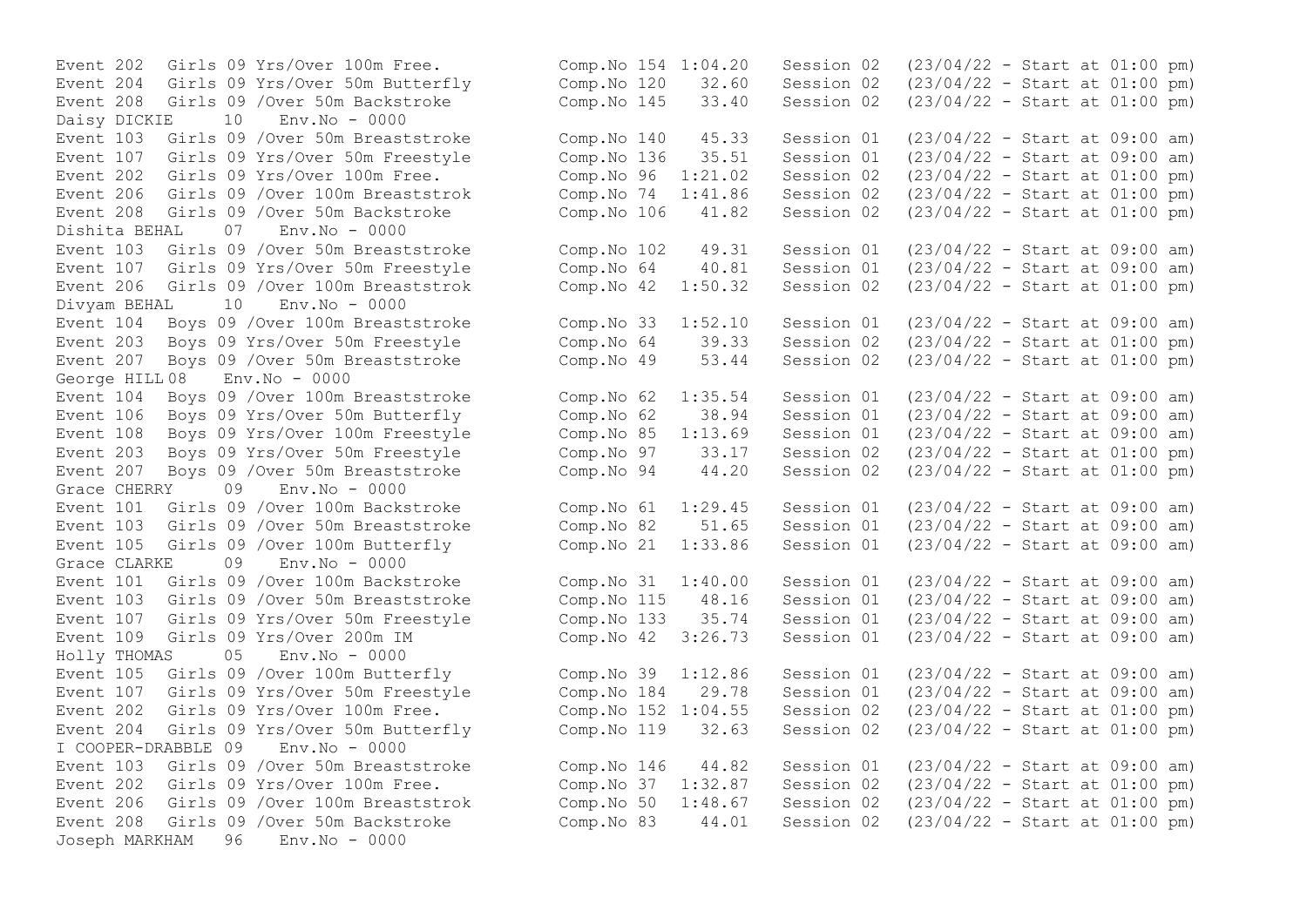```
Event 202  Girls 09 Yrs/Over 100m Free.        Comp.No 154 1:04.20   Session 02  (23/04/22 - Start at 01:00 pm)
Event 204  Girls 09 Yrs/Over 50m Butterfly     Comp.No 120   32.60   Session 02  (23/04/22 - Start at 01:00 pm)
Event 208  Girls 09 /Over 50m Backstroke       Comp.No 145   33.40   Session 02  (23/04/22 - Start at 01:00 pm)
Daisy DICKIE     10   Env.No - 0000
Event 103  Girls 09 /Over 50m Breaststroke     Comp.No 140   45.33   Session 01  (23/04/22 - Start at 09:00 am)
Event 107  Girls 09 Yrs/Over 50m Freestyle     Comp.No 136   35.51   Session 01  (23/04/22 - Start at 09:00 am)
Event 202  Girls 09 Yrs/Over 100m Free.        Comp.No 96  1:21.02   Session 02  (23/04/22 - Start at 01:00 pm)
Event 206  Girls 09 /Over 100m Breaststrok     Comp.No 74  1:41.86   Session 02  (23/04/22 - Start at 01:00 pm)
Event 208  Girls 09 /Over 50m Backstroke       Comp.No 106   41.82   Session 02  (23/04/22 - Start at 01:00 pm)
Dishita BEHAL    07   Env.No - 0000
Event 103  Girls 09 /Over 50m Breaststroke     Comp.No 102   49.31   Session 01  (23/04/22 - Start at 09:00 am)
Event 107  Girls 09 Yrs/Over 50m Freestyle     Comp.No 64    40.81   Session 01  (23/04/22 - Start at 09:00 am)
Event 206  Girls 09 /Over 100m Breaststrok     Comp.No 42  1:50.32   Session 02  (23/04/22 - Start at 01:00 pm)
Divyam BEHAL     10   Env.No - 0000
Event 104  Boys 09 /Over 100m Breaststroke     Comp.No 33  1:52.10   Session 01  (23/04/22 - Start at 09:00 am)
Event 203  Boys 09 Yrs/Over 50m Freestyle      Comp.No 64    39.33   Session 02  (23/04/22 - Start at 01:00 pm)
Event 207  Boys 09 /Over 50m Breaststroke      Comp.No 49    53.44   Session 02  (23/04/22 - Start at 01:00 pm)
George HILL 08   Env.No - 0000
Event 104  Boys 09 /Over 100m Breaststroke     Comp.No 62  1:35.54   Session 01  (23/04/22 - Start at 09:00 am)
Event 106  Boys 09 Yrs/Over 50m Butterfly      Comp.No 62    38.94   Session 01  (23/04/22 - Start at 09:00 am)
Event 108  Boys 09 Yrs/Over 100m Freestyle     Comp.No 85  1:13.69   Session 01  (23/04/22 - Start at 09:00 am)
Event 203  Boys 09 Yrs/Over 50m Freestyle      Comp.No 97    33.17   Session 02  (23/04/22 - Start at 01:00 pm)
Event 207  Boys 09 /Over 50m Breaststroke      Comp.No 94    44.20   Session 02  (23/04/22 - Start at 01:00 pm)
Grace CHERRY     09   Env.No - 0000
Event 101  Girls 09 /Over 100m Backstroke      Comp.No 61  1:29.45   Session 01  (23/04/22 - Start at 09:00 am)
Event 103  Girls 09 /Over 50m Breaststroke     Comp.No 82    51.65   Session 01  (23/04/22 - Start at 09:00 am)
Event 105  Girls 09 /Over 100m Butterfly       Comp.No 21  1:33.86   Session 01  (23/04/22 - Start at 09:00 am)
Grace CLARKE     09   Env.No - 0000
Event 101  Girls 09 /Over 100m Backstroke      Comp.No 31  1:40.00   Session 01  (23/04/22 - Start at 09:00 am)
Event 103  Girls 09 /Over 50m Breaststroke     Comp.No 115   48.16   Session 01  (23/04/22 - Start at 09:00 am)
Event 107  Girls 09 Yrs/Over 50m Freestyle     Comp.No 133   35.74   Session 01  (23/04/22 - Start at 09:00 am)
Event 109  Girls 09 Yrs/Over 200m IM           Comp.No 42  3:26.73   Session 01  (23/04/22 - Start at 09:00 am)
Holly THOMAS     05   Env.No - 0000
Event 105  Girls 09 /Over 100m Butterfly       Comp.No 39  1:12.86   Session 01  (23/04/22 - Start at 09:00 am)
Event 107  Girls 09 Yrs/Over 50m Freestyle     Comp.No 184   29.78   Session 01  (23/04/22 - Start at 09:00 am)
Event 202  Girls 09 Yrs/Over 100m Free.        Comp.No 152 1:04.55   Session 02  (23/04/22 - Start at 01:00 pm)
Event 204  Girls 09 Yrs/Over 50m Butterfly     Comp.No 119   32.63   Session 02  (23/04/22 - Start at 01:00 pm)
I COOPER-DRABBLE 09   Env.No - 0000
Event 103  Girls 09 /Over 50m Breaststroke     Comp.No 146   44.82   Session 01  (23/04/22 - Start at 09:00 am)
Event 202  Girls 09 Yrs/Over 100m Free.        Comp.No 37  1:32.87   Session 02  (23/04/22 - Start at 01:00 pm)
Event 206  Girls 09 /Over 100m Breaststrok     Comp.No 50  1:48.67   Session 02  (23/04/22 - Start at 01:00 pm)
Event 208  Girls 09 /Over 50m Backstroke       Comp.No 83    44.01   Session 02  (23/04/22 - Start at 01:00 pm)
Joseph MARKHAM   96   Env.No - 0000
```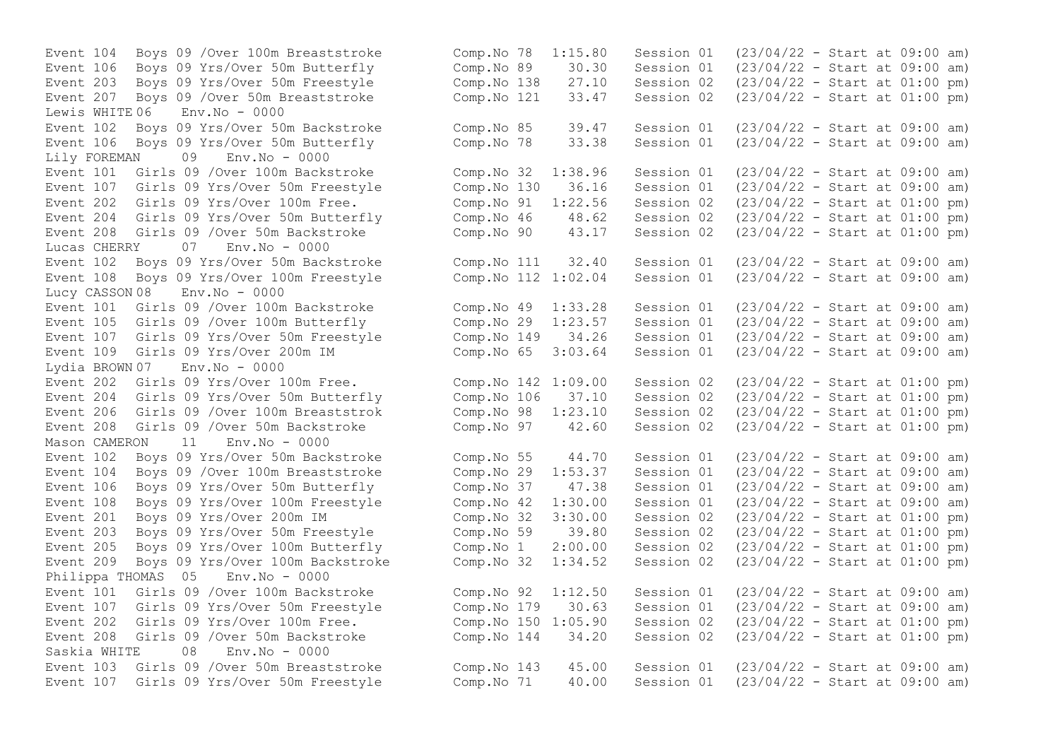```
Event 104  Boys 09 /Over 100m Breaststroke        Comp.No 78  1:15.80   Session 01  (23/04/22 - Start at 09:00 am)
Event 106  Boys 09 Yrs/Over 50m Butterfly         Comp.No 89    30.30   Session 01  (23/04/22 - Start at 09:00 am)
Event 203  Boys 09 Yrs/Over 50m Freestyle         Comp.No 138   27.10   Session 02  (23/04/22 - Start at 01:00 pm)
Event 207  Boys 09 /Over 50m Breaststroke         Comp.No 121   33.47   Session 02  (23/04/22 - Start at 01:00 pm)
Lewis WHITE 06   Env.No - 0000
Event 102  Boys 09 Yrs/Over 50m Backstroke        Comp.No 85    39.47   Session 01  (23/04/22 - Start at 09:00 am)
Event 106  Boys 09 Yrs/Over 50m Butterfly         Comp.No 78    33.38   Session 01  (23/04/22 - Start at 09:00 am)
Lily FOREMAN     09   Env.No - 0000
Event 101  Girls 09 /Over 100m Backstroke         Comp.No 32  1:38.96   Session 01  (23/04/22 - Start at 09:00 am)
Event 107  Girls 09 Yrs/Over 50m Freestyle        Comp.No 130   36.16   Session 01  (23/04/22 - Start at 09:00 am)
Event 202  Girls 09 Yrs/Over 100m Free.           Comp.No 91  1:22.56   Session 02  (23/04/22 - Start at 01:00 pm)
Event 204  Girls 09 Yrs/Over 50m Butterfly        Comp.No 46    48.62   Session 02  (23/04/22 - Start at 01:00 pm)
Event 208  Girls 09 /Over 50m Backstroke          Comp.No 90    43.17   Session 02  (23/04/22 - Start at 01:00 pm)
Lucas CHERRY     07   Env.No - 0000
Event 102  Boys 09 Yrs/Over 50m Backstroke        Comp.No 111   32.40   Session 01  (23/04/22 - Start at 09:00 am)
Event 108  Boys 09 Yrs/Over 100m Freestyle        Comp.No 112 1:02.04   Session 01  (23/04/22 - Start at 09:00 am)
Lucy CASSON 08   Env.No - 0000
Event 101  Girls 09 /Over 100m Backstroke         Comp.No 49  1:33.28   Session 01  (23/04/22 - Start at 09:00 am)
Event 105  Girls 09 /Over 100m Butterfly          Comp.No 29  1:23.57   Session 01  (23/04/22 - Start at 09:00 am)
Event 107  Girls 09 Yrs/Over 50m Freestyle        Comp.No 149   34.26   Session 01  (23/04/22 - Start at 09:00 am)
Event 109  Girls 09 Yrs/Over 200m IM              Comp.No 65  3:03.64   Session 01  (23/04/22 - Start at 09:00 am)
Lydia BROWN 07   Env.No - 0000
Event 202  Girls 09 Yrs/Over 100m Free.           Comp.No 142 1:09.00   Session 02  (23/04/22 - Start at 01:00 pm)
Event 204  Girls 09 Yrs/Over 50m Butterfly        Comp.No 106   37.10   Session 02  (23/04/22 - Start at 01:00 pm)
Event 206  Girls 09 /Over 100m Breaststrok        Comp.No 98  1:23.10   Session 02  (23/04/22 - Start at 01:00 pm)
Event 208  Girls 09 /Over 50m Backstroke          Comp.No 97    42.60   Session 02  (23/04/22 - Start at 01:00 pm)
Mason CAMERON    11   Env.No - 0000
Event 102  Boys 09 Yrs/Over 50m Backstroke        Comp.No 55    44.70   Session 01  (23/04/22 - Start at 09:00 am)
Event 104  Boys 09 /Over 100m Breaststroke        Comp.No 29  1:53.37   Session 01  (23/04/22 - Start at 09:00 am)
Event 106  Boys 09 Yrs/Over 50m Butterfly         Comp.No 37    47.38   Session 01  (23/04/22 - Start at 09:00 am)
Event 108  Boys 09 Yrs/Over 100m Freestyle        Comp.No 42  1:30.00   Session 01  (23/04/22 - Start at 09:00 am)
Event 201  Boys 09 Yrs/Over 200m IM               Comp.No 32  3:30.00   Session 02  (23/04/22 - Start at 01:00 pm)
Event 203  Boys 09 Yrs/Over 50m Freestyle         Comp.No 59    39.80   Session 02  (23/04/22 - Start at 01:00 pm)
Event 205  Boys 09 Yrs/Over 100m Butterfly        Comp.No 1   2:00.00   Session 02  (23/04/22 - Start at 01:00 pm)
Event 209  Boys 09 Yrs/Over 100m Backstroke       Comp.No 32  1:34.52   Session 02  (23/04/22 - Start at 01:00 pm)
Philippa THOMAS  05   Env.No - 0000
Event 101  Girls 09 /Over 100m Backstroke         Comp.No 92  1:12.50   Session 01  (23/04/22 - Start at 09:00 am)
Event 107  Girls 09 Yrs/Over 50m Freestyle        Comp.No 179   30.63   Session 01  (23/04/22 - Start at 09:00 am)
Event 202  Girls 09 Yrs/Over 100m Free.           Comp.No 150 1:05.90   Session 02  (23/04/22 - Start at 01:00 pm)
Event 208  Girls 09 /Over 50m Backstroke          Comp.No 144   34.20   Session 02  (23/04/22 - Start at 01:00 pm)
Saskia WHITE     08   Env.No - 0000
Event 103  Girls 09 /Over 50m Breaststroke        Comp.No 143   45.00   Session 01  (23/04/22 - Start at 09:00 am)
Event 107  Girls 09 Yrs/Over 50m Freestyle        Comp.No 71    40.00   Session 01  (23/04/22 - Start at 09:00 am)
```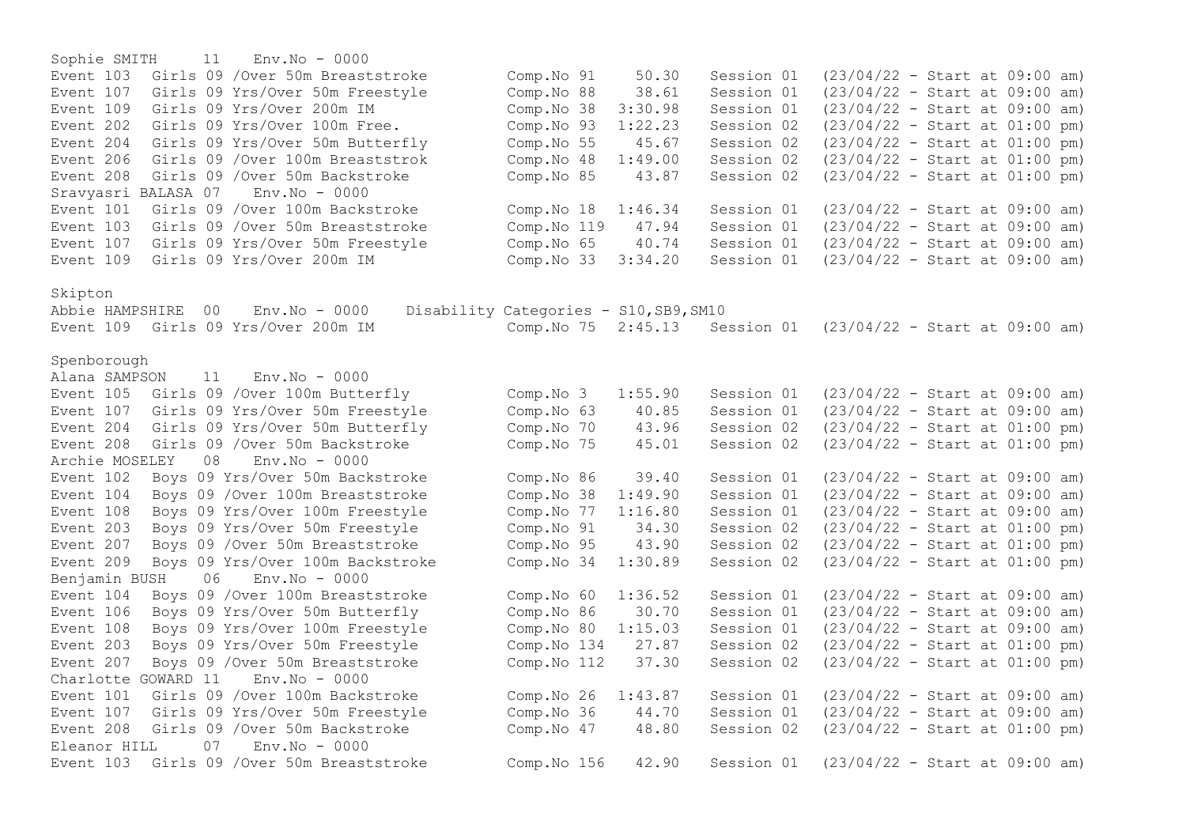Sophie SMITH 11 Env.No - 0000

| Event | Description | Comp.No | Time | Session | Start |
|---|---|---|---|---|---|
| Event 103 | Girls 09 /Over 50m Breaststroke | Comp.No 91 | 50.30 | Session 01 | (23/04/22 - Start at 09:00 am) |
| Event 107 | Girls 09 Yrs/Over 50m Freestyle | Comp.No 88 | 38.61 | Session 01 | (23/04/22 - Start at 09:00 am) |
| Event 109 | Girls 09 Yrs/Over 200m IM | Comp.No 38 | 3:30.98 | Session 01 | (23/04/22 - Start at 09:00 am) |
| Event 202 | Girls 09 Yrs/Over 100m Free. | Comp.No 93 | 1:22.23 | Session 02 | (23/04/22 - Start at 01:00 pm) |
| Event 204 | Girls 09 Yrs/Over 50m Butterfly | Comp.No 55 | 45.67 | Session 02 | (23/04/22 - Start at 01:00 pm) |
| Event 206 | Girls 09 /Over 100m Breaststrok | Comp.No 48 | 1:49.00 | Session 02 | (23/04/22 - Start at 01:00 pm) |
| Event 208 | Girls 09 /Over 50m Backstroke | Comp.No 85 | 43.87 | Session 02 | (23/04/22 - Start at 01:00 pm) |

Sravyasri BALASA 07 Env.No - 0000

| Event | Description | Comp.No | Time | Session | Start |
|---|---|---|---|---|---|
| Event 101 | Girls 09 /Over 100m Backstroke | Comp.No 18 | 1:46.34 | Session 01 | (23/04/22 - Start at 09:00 am) |
| Event 103 | Girls 09 /Over 50m Breaststroke | Comp.No 119 | 47.94 | Session 01 | (23/04/22 - Start at 09:00 am) |
| Event 107 | Girls 09 Yrs/Over 50m Freestyle | Comp.No 65 | 40.74 | Session 01 | (23/04/22 - Start at 09:00 am) |
| Event 109 | Girls 09 Yrs/Over 200m IM | Comp.No 33 | 3:34.20 | Session 01 | (23/04/22 - Start at 09:00 am) |

## Skipton

Abbie HAMPSHIRE 00 Env.No - 0000 Disability Categories - S10,SB9,SM10

| Event | Description | Comp.No | Time | Session | Start |
|---|---|---|---|---|---|
| Event 109 | Girls 09 Yrs/Over 200m IM | Comp.No 75 | 2:45.13 | Session 01 | (23/04/22 - Start at 09:00 am) |

## Spenborough

Alana SAMPSON 11 Env.No - 0000

| Event | Description | Comp.No | Time | Session | Start |
|---|---|---|---|---|---|
| Event 105 | Girls 09 /Over 100m Butterfly | Comp.No 3 | 1:55.90 | Session 01 | (23/04/22 - Start at 09:00 am) |
| Event 107 | Girls 09 Yrs/Over 50m Freestyle | Comp.No 63 | 40.85 | Session 01 | (23/04/22 - Start at 09:00 am) |
| Event 204 | Girls 09 Yrs/Over 50m Butterfly | Comp.No 70 | 43.96 | Session 02 | (23/04/22 - Start at 01:00 pm) |
| Event 208 | Girls 09 /Over 50m Backstroke | Comp.No 75 | 45.01 | Session 02 | (23/04/22 - Start at 01:00 pm) |

Archie MOSELEY 08 Env.No - 0000

| Event | Description | Comp.No | Time | Session | Start |
|---|---|---|---|---|---|
| Event 102 | Boys 09 Yrs/Over 50m Backstroke | Comp.No 86 | 39.40 | Session 01 | (23/04/22 - Start at 09:00 am) |
| Event 104 | Boys 09 /Over 100m Breaststroke | Comp.No 38 | 1:49.90 | Session 01 | (23/04/22 - Start at 09:00 am) |
| Event 108 | Boys 09 Yrs/Over 100m Freestyle | Comp.No 77 | 1:16.80 | Session 01 | (23/04/22 - Start at 09:00 am) |
| Event 203 | Boys 09 Yrs/Over 50m Freestyle | Comp.No 91 | 34.30 | Session 02 | (23/04/22 - Start at 01:00 pm) |
| Event 207 | Boys 09 /Over 50m Breaststroke | Comp.No 95 | 43.90 | Session 02 | (23/04/22 - Start at 01:00 pm) |
| Event 209 | Boys 09 Yrs/Over 100m Backstroke | Comp.No 34 | 1:30.89 | Session 02 | (23/04/22 - Start at 01:00 pm) |

Benjamin BUSH 06 Env.No - 0000

| Event | Description | Comp.No | Time | Session | Start |
|---|---|---|---|---|---|
| Event 104 | Boys 09 /Over 100m Breaststroke | Comp.No 60 | 1:36.52 | Session 01 | (23/04/22 - Start at 09:00 am) |
| Event 106 | Boys 09 Yrs/Over 50m Butterfly | Comp.No 86 | 30.70 | Session 01 | (23/04/22 - Start at 09:00 am) |
| Event 108 | Boys 09 Yrs/Over 100m Freestyle | Comp.No 80 | 1:15.03 | Session 01 | (23/04/22 - Start at 09:00 am) |
| Event 203 | Boys 09 Yrs/Over 50m Freestyle | Comp.No 134 | 27.87 | Session 02 | (23/04/22 - Start at 01:00 pm) |
| Event 207 | Boys 09 /Over 50m Breaststroke | Comp.No 112 | 37.30 | Session 02 | (23/04/22 - Start at 01:00 pm) |

Charlotte GOWARD 11 Env.No - 0000

| Event | Description | Comp.No | Time | Session | Start |
|---|---|---|---|---|---|
| Event 101 | Girls 09 /Over 100m Backstroke | Comp.No 26 | 1:43.87 | Session 01 | (23/04/22 - Start at 09:00 am) |
| Event 107 | Girls 09 Yrs/Over 50m Freestyle | Comp.No 36 | 44.70 | Session 01 | (23/04/22 - Start at 09:00 am) |
| Event 208 | Girls 09 /Over 50m Backstroke | Comp.No 47 | 48.80 | Session 02 | (23/04/22 - Start at 01:00 pm) |

Eleanor HILL 07 Env.No - 0000

| Event | Description | Comp.No | Time | Session | Start |
|---|---|---|---|---|---|
| Event 103 | Girls 09 /Over 50m Breaststroke | Comp.No 156 | 42.90 | Session 01 | (23/04/22 - Start at 09:00 am) |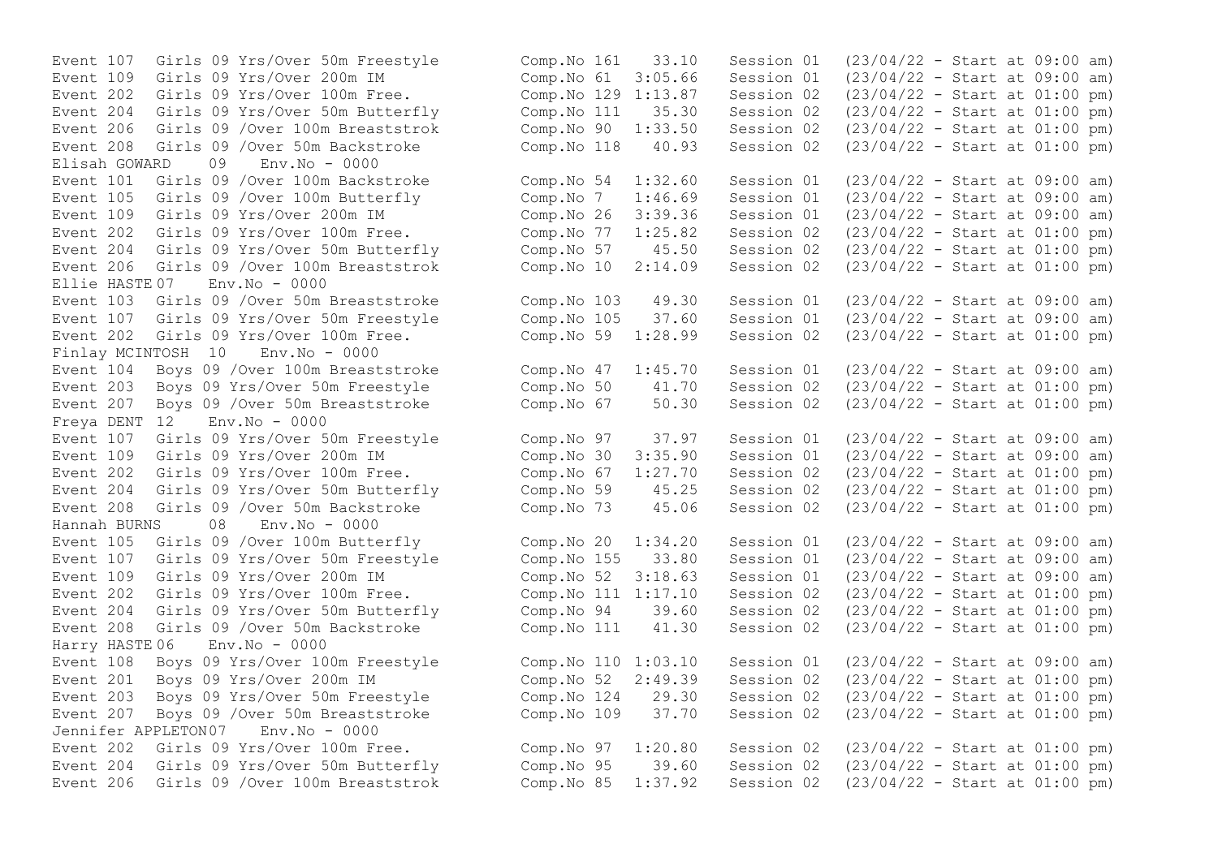```
Event 107   Girls 09 Yrs/Over 50m Freestyle        Comp.No 161   33.10    Session 01   (23/04/22 - Start at 09:00 am)
Event 109   Girls 09 Yrs/Over 200m IM              Comp.No 61  3:05.66    Session 01   (23/04/22 - Start at 09:00 am)
Event 202   Girls 09 Yrs/Over 100m Free.           Comp.No 129 1:13.87    Session 02   (23/04/22 - Start at 01:00 pm)
Event 204   Girls 09 Yrs/Over 50m Butterfly        Comp.No 111   35.30    Session 02   (23/04/22 - Start at 01:00 pm)
Event 206   Girls 09 /Over 100m Breaststrok        Comp.No 90  1:33.50    Session 02   (23/04/22 - Start at 01:00 pm)
Event 208   Girls 09 /Over 50m Backstroke          Comp.No 118   40.93    Session 02   (23/04/22 - Start at 01:00 pm)
Elisah GOWARD    09   Env.No - 0000
Event 101   Girls 09 /Over 100m Backstroke         Comp.No 54  1:32.60    Session 01   (23/04/22 - Start at 09:00 am)
Event 105   Girls 09 /Over 100m Butterfly          Comp.No 7   1:46.69    Session 01   (23/04/22 - Start at 09:00 am)
Event 109   Girls 09 Yrs/Over 200m IM              Comp.No 26  3:39.36    Session 01   (23/04/22 - Start at 09:00 am)
Event 202   Girls 09 Yrs/Over 100m Free.           Comp.No 77  1:25.82    Session 02   (23/04/22 - Start at 01:00 pm)
Event 204   Girls 09 Yrs/Over 50m Butterfly        Comp.No 57    45.50    Session 02   (23/04/22 - Start at 01:00 pm)
Event 206   Girls 09 /Over 100m Breaststrok        Comp.No 10  2:14.09    Session 02   (23/04/22 - Start at 01:00 pm)
Ellie HASTE 07   Env.No - 0000
Event 103   Girls 09 /Over 50m Breaststroke        Comp.No 103   49.30    Session 01   (23/04/22 - Start at 09:00 am)
Event 107   Girls 09 Yrs/Over 50m Freestyle        Comp.No 105   37.60    Session 01   (23/04/22 - Start at 09:00 am)
Event 202   Girls 09 Yrs/Over 100m Free.           Comp.No 59  1:28.99    Session 02   (23/04/22 - Start at 01:00 pm)
Finlay MCINTOSH  10   Env.No - 0000
Event 104   Boys 09 /Over 100m Breaststroke        Comp.No 47  1:45.70    Session 01   (23/04/22 - Start at 09:00 am)
Event 203   Boys 09 Yrs/Over 50m Freestyle         Comp.No 50    41.70    Session 02   (23/04/22 - Start at 01:00 pm)
Event 207   Boys 09 /Over 50m Breaststroke         Comp.No 67    50.30    Session 02   (23/04/22 - Start at 01:00 pm)
Freya DENT  12   Env.No - 0000
Event 107   Girls 09 Yrs/Over 50m Freestyle        Comp.No 97    37.97    Session 01   (23/04/22 - Start at 09:00 am)
Event 109   Girls 09 Yrs/Over 200m IM              Comp.No 30  3:35.90    Session 01   (23/04/22 - Start at 09:00 am)
Event 202   Girls 09 Yrs/Over 100m Free.           Comp.No 67  1:27.70    Session 02   (23/04/22 - Start at 01:00 pm)
Event 204   Girls 09 Yrs/Over 50m Butterfly        Comp.No 59    45.25    Session 02   (23/04/22 - Start at 01:00 pm)
Event 208   Girls 09 /Over 50m Backstroke          Comp.No 73    45.06    Session 02   (23/04/22 - Start at 01:00 pm)
Hannah BURNS     08   Env.No - 0000
Event 105   Girls 09 /Over 100m Butterfly          Comp.No 20  1:34.20    Session 01   (23/04/22 - Start at 09:00 am)
Event 107   Girls 09 Yrs/Over 50m Freestyle        Comp.No 155   33.80    Session 01   (23/04/22 - Start at 09:00 am)
Event 109   Girls 09 Yrs/Over 200m IM              Comp.No 52  3:18.63    Session 01   (23/04/22 - Start at 09:00 am)
Event 202   Girls 09 Yrs/Over 100m Free.           Comp.No 111 1:17.10    Session 02   (23/04/22 - Start at 01:00 pm)
Event 204   Girls 09 Yrs/Over 50m Butterfly        Comp.No 94    39.60    Session 02   (23/04/22 - Start at 01:00 pm)
Event 208   Girls 09 /Over 50m Backstroke          Comp.No 111   41.30    Session 02   (23/04/22 - Start at 01:00 pm)
Harry HASTE 06   Env.No - 0000
Event 108   Boys 09 Yrs/Over 100m Freestyle        Comp.No 110 1:03.10    Session 01   (23/04/22 - Start at 09:00 am)
Event 201   Boys 09 Yrs/Over 200m IM               Comp.No 52  2:49.39    Session 02   (23/04/22 - Start at 01:00 pm)
Event 203   Boys 09 Yrs/Over 50m Freestyle         Comp.No 124   29.30    Session 02   (23/04/22 - Start at 01:00 pm)
Event 207   Boys 09 /Over 50m Breaststroke         Comp.No 109   37.70    Session 02   (23/04/22 - Start at 01:00 pm)
Jennifer APPLETON07   Env.No - 0000
Event 202   Girls 09 Yrs/Over 100m Free.           Comp.No 97  1:20.80    Session 02   (23/04/22 - Start at 01:00 pm)
Event 204   Girls 09 Yrs/Over 50m Butterfly        Comp.No 95    39.60    Session 02   (23/04/22 - Start at 01:00 pm)
Event 206   Girls 09 /Over 100m Breaststrok        Comp.No 85  1:37.92    Session 02   (23/04/22 - Start at 01:00 pm)
```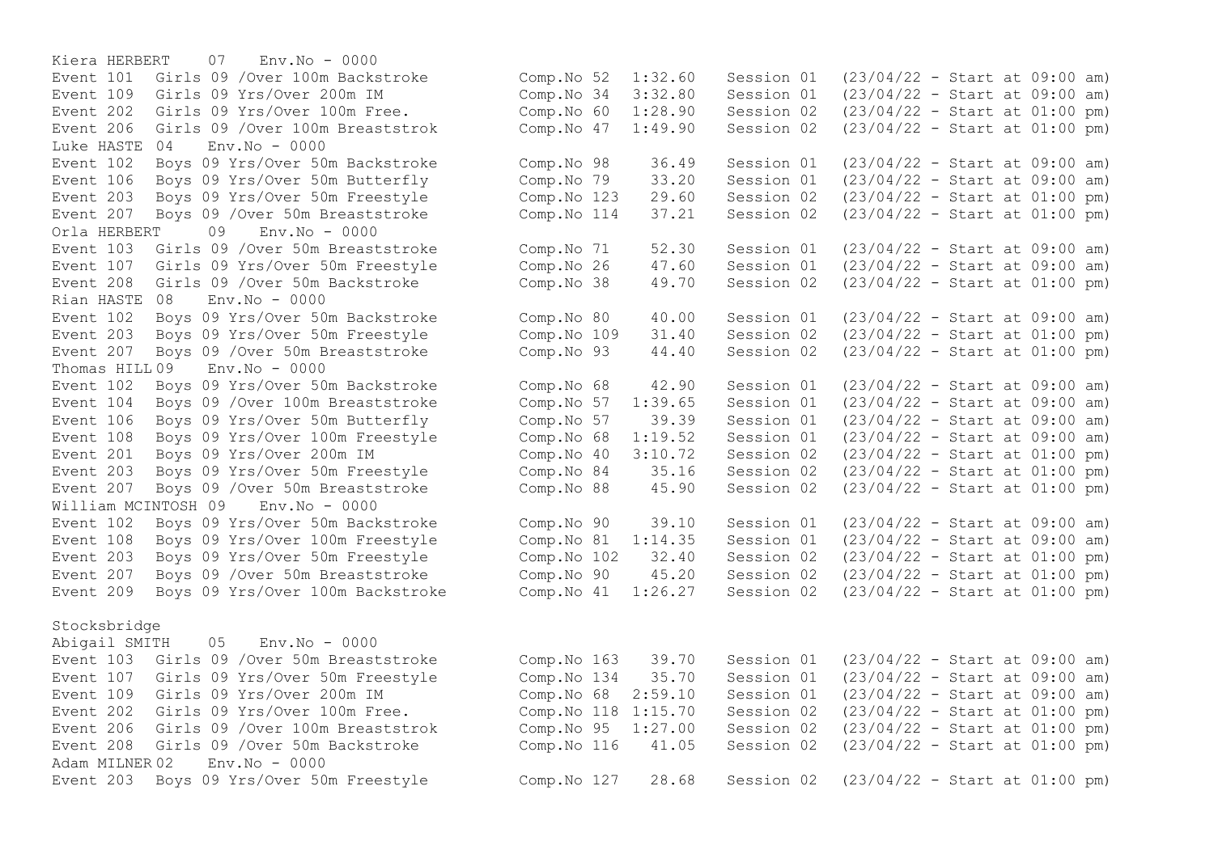Kiera HERBERT 07 Env.No - 0000

| Event | Description | Comp.No | Time | Session | Date/Start |
|---|---|---|---|---|---|
| Event 101 | Girls 09 /Over 100m Backstroke | Comp.No 52 | 1:32.60 | Session 01 | (23/04/22 - Start at 09:00 am) |
| Event 109 | Girls 09 Yrs/Over 200m IM | Comp.No 34 | 3:32.80 | Session 01 | (23/04/22 - Start at 09:00 am) |
| Event 202 | Girls 09 Yrs/Over 100m Free. | Comp.No 60 | 1:28.90 | Session 02 | (23/04/22 - Start at 01:00 pm) |
| Event 206 | Girls 09 /Over 100m Breaststrok | Comp.No 47 | 1:49.90 | Session 02 | (23/04/22 - Start at 01:00 pm) |

Luke HASTE 04 Env.No - 0000

| Event | Description | Comp.No | Time | Session | Date/Start |
|---|---|---|---|---|---|
| Event 102 | Boys 09 Yrs/Over 50m Backstroke | Comp.No 98 | 36.49 | Session 01 | (23/04/22 - Start at 09:00 am) |
| Event 106 | Boys 09 Yrs/Over 50m Butterfly | Comp.No 79 | 33.20 | Session 01 | (23/04/22 - Start at 09:00 am) |
| Event 203 | Boys 09 Yrs/Over 50m Freestyle | Comp.No 123 | 29.60 | Session 02 | (23/04/22 - Start at 01:00 pm) |
| Event 207 | Boys 09 /Over 50m Breaststroke | Comp.No 114 | 37.21 | Session 02 | (23/04/22 - Start at 01:00 pm) |

Orla HERBERT 09 Env.No - 0000

| Event | Description | Comp.No | Time | Session | Date/Start |
|---|---|---|---|---|---|
| Event 103 | Girls 09 /Over 50m Breaststroke | Comp.No 71 | 52.30 | Session 01 | (23/04/22 - Start at 09:00 am) |
| Event 107 | Girls 09 Yrs/Over 50m Freestyle | Comp.No 26 | 47.60 | Session 01 | (23/04/22 - Start at 09:00 am) |
| Event 208 | Girls 09 /Over 50m Backstroke | Comp.No 38 | 49.70 | Session 02 | (23/04/22 - Start at 01:00 pm) |

Rian HASTE 08 Env.No - 0000

| Event | Description | Comp.No | Time | Session | Date/Start |
|---|---|---|---|---|---|
| Event 102 | Boys 09 Yrs/Over 50m Backstroke | Comp.No 80 | 40.00 | Session 01 | (23/04/22 - Start at 09:00 am) |
| Event 203 | Boys 09 Yrs/Over 50m Freestyle | Comp.No 109 | 31.40 | Session 02 | (23/04/22 - Start at 01:00 pm) |
| Event 207 | Boys 09 /Over 50m Breaststroke | Comp.No 93 | 44.40 | Session 02 | (23/04/22 - Start at 01:00 pm) |

Thomas HILL 09 Env.No - 0000

| Event | Description | Comp.No | Time | Session | Date/Start |
|---|---|---|---|---|---|
| Event 102 | Boys 09 Yrs/Over 50m Backstroke | Comp.No 68 | 42.90 | Session 01 | (23/04/22 - Start at 09:00 am) |
| Event 104 | Boys 09 /Over 100m Breaststroke | Comp.No 57 | 1:39.65 | Session 01 | (23/04/22 - Start at 09:00 am) |
| Event 106 | Boys 09 Yrs/Over 50m Butterfly | Comp.No 57 | 39.39 | Session 01 | (23/04/22 - Start at 09:00 am) |
| Event 108 | Boys 09 Yrs/Over 100m Freestyle | Comp.No 68 | 1:19.52 | Session 01 | (23/04/22 - Start at 09:00 am) |
| Event 201 | Boys 09 Yrs/Over 200m IM | Comp.No 40 | 3:10.72 | Session 02 | (23/04/22 - Start at 01:00 pm) |
| Event 203 | Boys 09 Yrs/Over 50m Freestyle | Comp.No 84 | 35.16 | Session 02 | (23/04/22 - Start at 01:00 pm) |
| Event 207 | Boys 09 /Over 50m Breaststroke | Comp.No 88 | 45.90 | Session 02 | (23/04/22 - Start at 01:00 pm) |

William MCINTOSH 09 Env.No - 0000

| Event | Description | Comp.No | Time | Session | Date/Start |
|---|---|---|---|---|---|
| Event 102 | Boys 09 Yrs/Over 50m Backstroke | Comp.No 90 | 39.10 | Session 01 | (23/04/22 - Start at 09:00 am) |
| Event 108 | Boys 09 Yrs/Over 100m Freestyle | Comp.No 81 | 1:14.35 | Session 01 | (23/04/22 - Start at 09:00 am) |
| Event 203 | Boys 09 Yrs/Over 50m Freestyle | Comp.No 102 | 32.40 | Session 02 | (23/04/22 - Start at 01:00 pm) |
| Event 207 | Boys 09 /Over 50m Breaststroke | Comp.No 90 | 45.20 | Session 02 | (23/04/22 - Start at 01:00 pm) |
| Event 209 | Boys 09 Yrs/Over 100m Backstroke | Comp.No 41 | 1:26.27 | Session 02 | (23/04/22 - Start at 01:00 pm) |

## Stocksbridge

Abigail SMITH 05 Env.No - 0000

| Event | Description | Comp.No | Time | Session | Date/Start |
|---|---|---|---|---|---|
| Event 103 | Girls 09 /Over 50m Breaststroke | Comp.No 163 | 39.70 | Session 01 | (23/04/22 - Start at 09:00 am) |
| Event 107 | Girls 09 Yrs/Over 50m Freestyle | Comp.No 134 | 35.70 | Session 01 | (23/04/22 - Start at 09:00 am) |
| Event 109 | Girls 09 Yrs/Over 200m IM | Comp.No 68 | 2:59.10 | Session 01 | (23/04/22 - Start at 09:00 am) |
| Event 202 | Girls 09 Yrs/Over 100m Free. | Comp.No 118 | 1:15.70 | Session 02 | (23/04/22 - Start at 01:00 pm) |
| Event 206 | Girls 09 /Over 100m Breaststrok | Comp.No 95 | 1:27.00 | Session 02 | (23/04/22 - Start at 01:00 pm) |
| Event 208 | Girls 09 /Over 50m Backstroke | Comp.No 116 | 41.05 | Session 02 | (23/04/22 - Start at 01:00 pm) |

Adam MILNER 02 Env.No - 0000

| Event | Description | Comp.No | Time | Session | Date/Start |
|---|---|---|---|---|---|
| Event 203 | Boys 09 Yrs/Over 50m Freestyle | Comp.No 127 | 28.68 | Session 02 | (23/04/22 - Start at 01:00 pm) |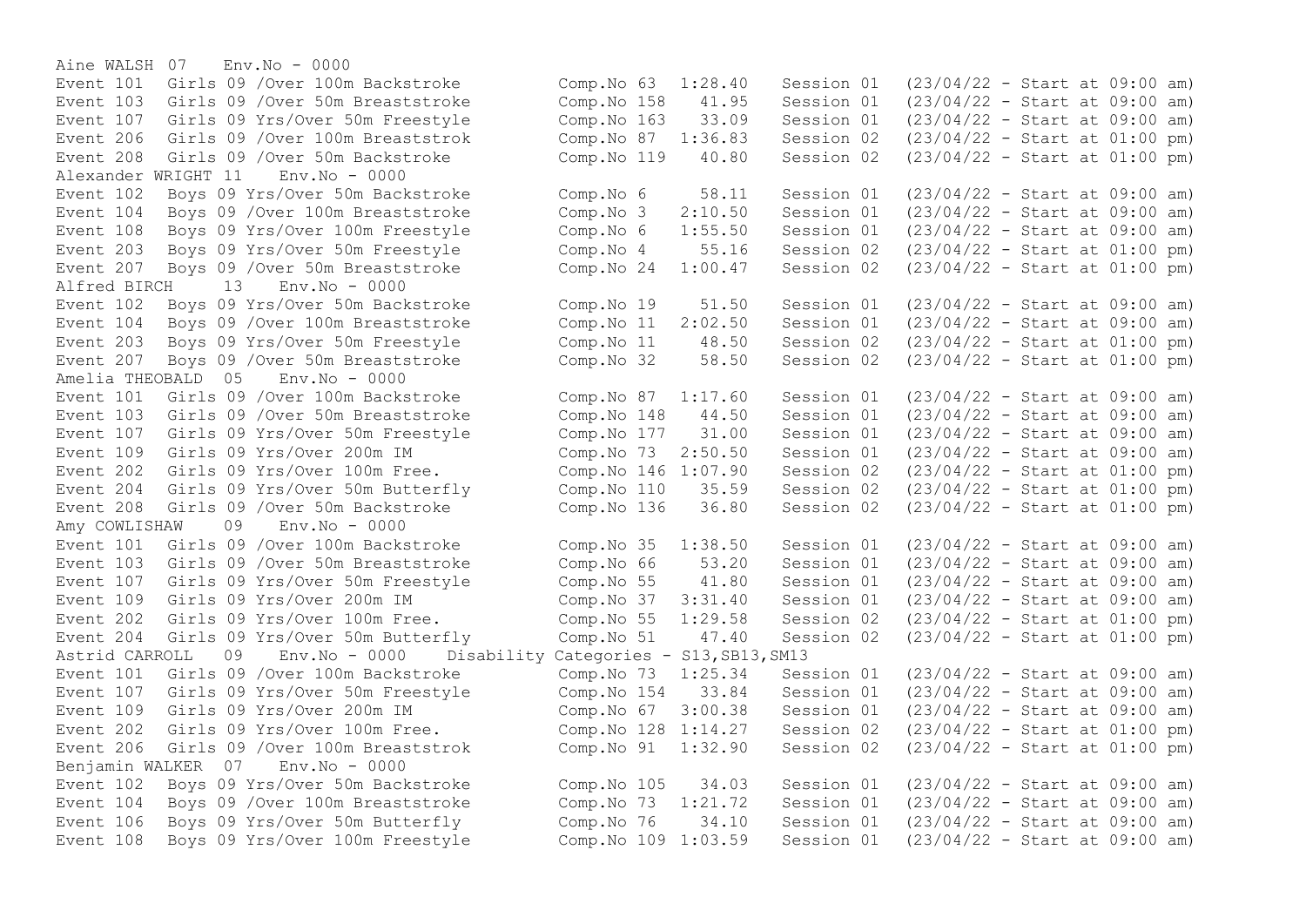```
Aine WALSH 07    Env.No - 0000
Event 101  Girls 09 /Over 100m Backstroke         Comp.No 63  1:28.40   Session 01  (23/04/22 - Start at 09:00 am)
Event 103  Girls 09 /Over 50m Breaststroke        Comp.No 158   41.95   Session 01  (23/04/22 - Start at 09:00 am)
Event 107  Girls 09 Yrs/Over 50m Freestyle        Comp.No 163   33.09   Session 01  (23/04/22 - Start at 09:00 am)
Event 206  Girls 09 /Over 100m Breaststrok        Comp.No 87  1:36.83   Session 02  (23/04/22 - Start at 01:00 pm)
Event 208  Girls 09 /Over 50m Backstroke          Comp.No 119   40.80   Session 02  (23/04/22 - Start at 01:00 pm)
Alexander WRIGHT 11    Env.No - 0000
Event 102  Boys 09 Yrs/Over 50m Backstroke        Comp.No 6     58.11   Session 01  (23/04/22 - Start at 09:00 am)
Event 104  Boys 09 /Over 100m Breaststroke        Comp.No 3   2:10.50   Session 01  (23/04/22 - Start at 09:00 am)
Event 108  Boys 09 Yrs/Over 100m Freestyle        Comp.No 6   1:55.50   Session 01  (23/04/22 - Start at 09:00 am)
Event 203  Boys 09 Yrs/Over 50m Freestyle         Comp.No 4     55.16   Session 02  (23/04/22 - Start at 01:00 pm)
Event 207  Boys 09 /Over 50m Breaststroke         Comp.No 24  1:00.47   Session 02  (23/04/22 - Start at 01:00 pm)
Alfred BIRCH     13    Env.No - 0000
Event 102  Boys 09 Yrs/Over 50m Backstroke        Comp.No 19    51.50   Session 01  (23/04/22 - Start at 09:00 am)
Event 104  Boys 09 /Over 100m Breaststroke        Comp.No 11  2:02.50   Session 01  (23/04/22 - Start at 09:00 am)
Event 203  Boys 09 Yrs/Over 50m Freestyle         Comp.No 11    48.50   Session 02  (23/04/22 - Start at 01:00 pm)
Event 207  Boys 09 /Over 50m Breaststroke         Comp.No 32    58.50   Session 02  (23/04/22 - Start at 01:00 pm)
Amelia THEOBALD  05    Env.No - 0000
Event 101  Girls 09 /Over 100m Backstroke         Comp.No 87  1:17.60   Session 01  (23/04/22 - Start at 09:00 am)
Event 103  Girls 09 /Over 50m Breaststroke        Comp.No 148   44.50   Session 01  (23/04/22 - Start at 09:00 am)
Event 107  Girls 09 Yrs/Over 50m Freestyle        Comp.No 177   31.00   Session 01  (23/04/22 - Start at 09:00 am)
Event 109  Girls 09 Yrs/Over 200m IM              Comp.No 73  2:50.50   Session 01  (23/04/22 - Start at 09:00 am)
Event 202  Girls 09 Yrs/Over 100m Free.           Comp.No 146 1:07.90   Session 02  (23/04/22 - Start at 01:00 pm)
Event 204  Girls 09 Yrs/Over 50m Butterfly        Comp.No 110   35.59   Session 02  (23/04/22 - Start at 01:00 pm)
Event 208  Girls 09 /Over 50m Backstroke          Comp.No 136   36.80   Session 02  (23/04/22 - Start at 01:00 pm)
Amy COWLISHAW    09    Env.No - 0000
Event 101  Girls 09 /Over 100m Backstroke         Comp.No 35  1:38.50   Session 01  (23/04/22 - Start at 09:00 am)
Event 103  Girls 09 /Over 50m Breaststroke        Comp.No 66    53.20   Session 01  (23/04/22 - Start at 09:00 am)
Event 107  Girls 09 Yrs/Over 50m Freestyle        Comp.No 55    41.80   Session 01  (23/04/22 - Start at 09:00 am)
Event 109  Girls 09 Yrs/Over 200m IM              Comp.No 37  3:31.40   Session 01  (23/04/22 - Start at 09:00 am)
Event 202  Girls 09 Yrs/Over 100m Free.           Comp.No 55  1:29.58   Session 02  (23/04/22 - Start at 01:00 pm)
Event 204  Girls 09 Yrs/Over 50m Butterfly        Comp.No 51    47.40   Session 02  (23/04/22 - Start at 01:00 pm)
Astrid CARROLL   09    Env.No - 0000    Disability Categories - S13,SB13,SM13
Event 101  Girls 09 /Over 100m Backstroke         Comp.No 73  1:25.34   Session 01  (23/04/22 - Start at 09:00 am)
Event 107  Girls 09 Yrs/Over 50m Freestyle        Comp.No 154   33.84   Session 01  (23/04/22 - Start at 09:00 am)
Event 109  Girls 09 Yrs/Over 200m IM              Comp.No 67  3:00.38   Session 01  (23/04/22 - Start at 09:00 am)
Event 202  Girls 09 Yrs/Over 100m Free.           Comp.No 128 1:14.27   Session 02  (23/04/22 - Start at 01:00 pm)
Event 206  Girls 09 /Over 100m Breaststrok        Comp.No 91  1:32.90   Session 02  (23/04/22 - Start at 01:00 pm)
Benjamin WALKER  07    Env.No - 0000
Event 102  Boys 09 Yrs/Over 50m Backstroke        Comp.No 105   34.03   Session 01  (23/04/22 - Start at 09:00 am)
Event 104  Boys 09 /Over 100m Breaststroke        Comp.No 73  1:21.72   Session 01  (23/04/22 - Start at 09:00 am)
Event 106  Boys 09 Yrs/Over 50m Butterfly         Comp.No 76    34.10   Session 01  (23/04/22 - Start at 09:00 am)
Event 108  Boys 09 Yrs/Over 100m Freestyle        Comp.No 109 1:03.59   Session 01  (23/04/22 - Start at 09:00 am)
```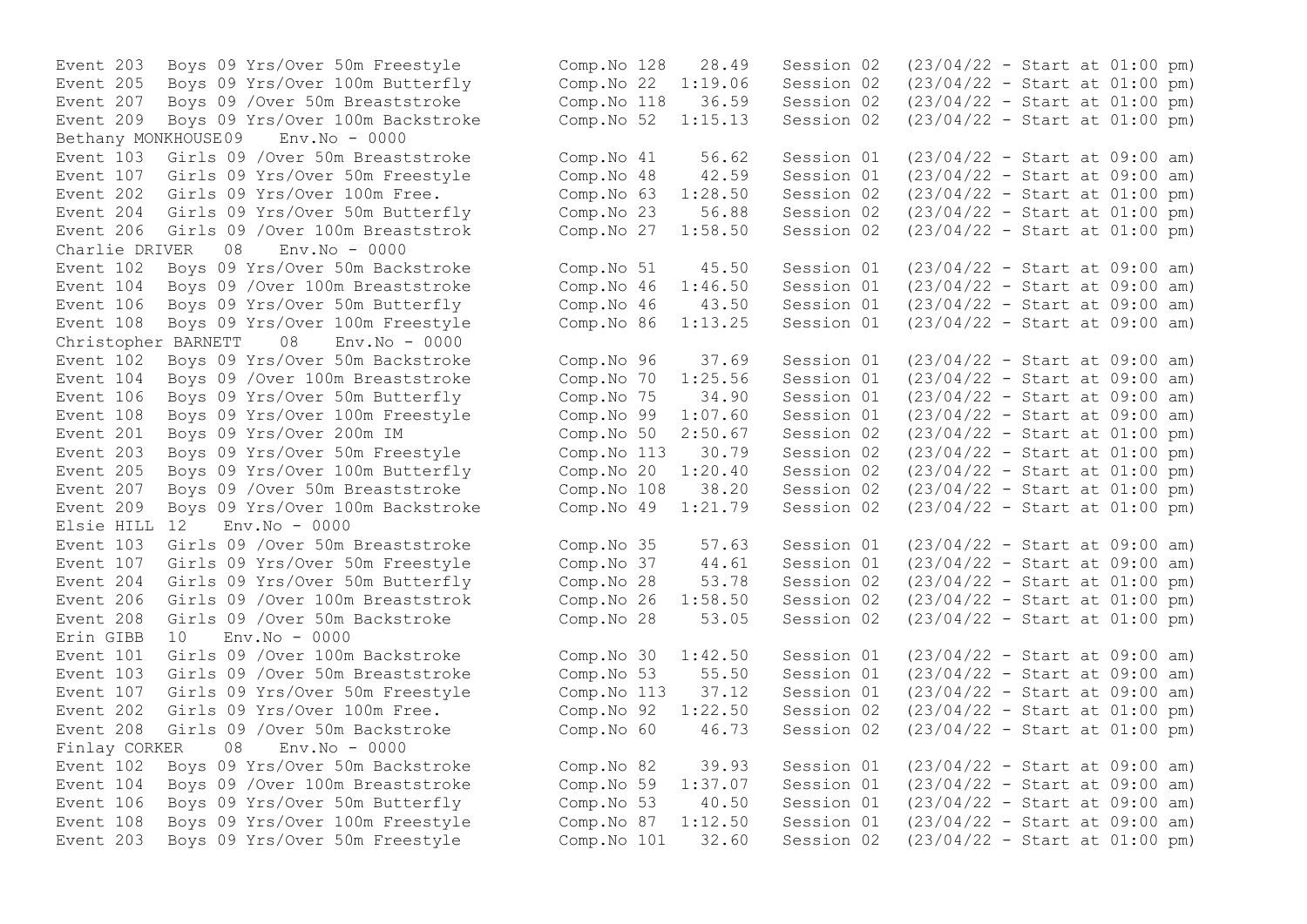```
Event 203  Boys 09 Yrs/Over 50m Freestyle        Comp.No 128   28.49   Session 02  (23/04/22 - Start at 01:00 pm)
Event 205  Boys 09 Yrs/Over 100m Butterfly       Comp.No 22  1:19.06   Session 02  (23/04/22 - Start at 01:00 pm)
Event 207  Boys 09 /Over 50m Breaststroke        Comp.No 118   36.59   Session 02  (23/04/22 - Start at 01:00 pm)
Event 209  Boys 09 Yrs/Over 100m Backstroke      Comp.No 52  1:15.13   Session 02  (23/04/22 - Start at 01:00 pm)
Bethany MONKHOUSE09   Env.No - 0000
Event 103  Girls 09 /Over 50m Breaststroke       Comp.No 41    56.62   Session 01  (23/04/22 - Start at 09:00 am)
Event 107  Girls 09 Yrs/Over 50m Freestyle       Comp.No 48    42.59   Session 01  (23/04/22 - Start at 09:00 am)
Event 202  Girls 09 Yrs/Over 100m Free.          Comp.No 63  1:28.50   Session 02  (23/04/22 - Start at 01:00 pm)
Event 204  Girls 09 Yrs/Over 50m Butterfly       Comp.No 23    56.88   Session 02  (23/04/22 - Start at 01:00 pm)
Event 206  Girls 09 /Over 100m Breaststrok       Comp.No 27  1:58.50   Session 02  (23/04/22 - Start at 01:00 pm)
Charlie DRIVER   08   Env.No - 0000
Event 102  Boys 09 Yrs/Over 50m Backstroke       Comp.No 51    45.50   Session 01  (23/04/22 - Start at 09:00 am)
Event 104  Boys 09 /Over 100m Breaststroke       Comp.No 46  1:46.50   Session 01  (23/04/22 - Start at 09:00 am)
Event 106  Boys 09 Yrs/Over 50m Butterfly        Comp.No 46    43.50   Session 01  (23/04/22 - Start at 09:00 am)
Event 108  Boys 09 Yrs/Over 100m Freestyle       Comp.No 86  1:13.25   Session 01  (23/04/22 - Start at 09:00 am)
Christopher BARNETT   08   Env.No - 0000
Event 102  Boys 09 Yrs/Over 50m Backstroke       Comp.No 96    37.69   Session 01  (23/04/22 - Start at 09:00 am)
Event 104  Boys 09 /Over 100m Breaststroke       Comp.No 70  1:25.56   Session 01  (23/04/22 - Start at 09:00 am)
Event 106  Boys 09 Yrs/Over 50m Butterfly        Comp.No 75    34.90   Session 01  (23/04/22 - Start at 09:00 am)
Event 108  Boys 09 Yrs/Over 100m Freestyle       Comp.No 99  1:07.60   Session 01  (23/04/22 - Start at 09:00 am)
Event 201  Boys 09 Yrs/Over 200m IM              Comp.No 50  2:50.67   Session 02  (23/04/22 - Start at 01:00 pm)
Event 203  Boys 09 Yrs/Over 50m Freestyle        Comp.No 113   30.79   Session 02  (23/04/22 - Start at 01:00 pm)
Event 205  Boys 09 Yrs/Over 100m Butterfly       Comp.No 20  1:20.40   Session 02  (23/04/22 - Start at 01:00 pm)
Event 207  Boys 09 /Over 50m Breaststroke        Comp.No 108   38.20   Session 02  (23/04/22 - Start at 01:00 pm)
Event 209  Boys 09 Yrs/Over 100m Backstroke      Comp.No 49  1:21.79   Session 02  (23/04/22 - Start at 01:00 pm)
Elsie HILL 12   Env.No - 0000
Event 103  Girls 09 /Over 50m Breaststroke       Comp.No 35    57.63   Session 01  (23/04/22 - Start at 09:00 am)
Event 107  Girls 09 Yrs/Over 50m Freestyle       Comp.No 37    44.61   Session 01  (23/04/22 - Start at 09:00 am)
Event 204  Girls 09 Yrs/Over 50m Butterfly       Comp.No 28    53.78   Session 02  (23/04/22 - Start at 01:00 pm)
Event 206  Girls 09 /Over 100m Breaststrok       Comp.No 26  1:58.50   Session 02  (23/04/22 - Start at 01:00 pm)
Event 208  Girls 09 /Over 50m Backstroke         Comp.No 28    53.05   Session 02  (23/04/22 - Start at 01:00 pm)
Erin GIBB  10   Env.No - 0000
Event 101  Girls 09 /Over 100m Backstroke        Comp.No 30  1:42.50   Session 01  (23/04/22 - Start at 09:00 am)
Event 103  Girls 09 /Over 50m Breaststroke       Comp.No 53    55.50   Session 01  (23/04/22 - Start at 09:00 am)
Event 107  Girls 09 Yrs/Over 50m Freestyle       Comp.No 113   37.12   Session 01  (23/04/22 - Start at 09:00 am)
Event 202  Girls 09 Yrs/Over 100m Free.          Comp.No 92  1:22.50   Session 02  (23/04/22 - Start at 01:00 pm)
Event 208  Girls 09 /Over 50m Backstroke         Comp.No 60    46.73   Session 02  (23/04/22 - Start at 01:00 pm)
Finlay CORKER   08   Env.No - 0000
Event 102  Boys 09 Yrs/Over 50m Backstroke       Comp.No 82    39.93   Session 01  (23/04/22 - Start at 09:00 am)
Event 104  Boys 09 /Over 100m Breaststroke       Comp.No 59  1:37.07   Session 01  (23/04/22 - Start at 09:00 am)
Event 106  Boys 09 Yrs/Over 50m Butterfly        Comp.No 53    40.50   Session 01  (23/04/22 - Start at 09:00 am)
Event 108  Boys 09 Yrs/Over 100m Freestyle       Comp.No 87  1:12.50   Session 01  (23/04/22 - Start at 09:00 am)
Event 203  Boys 09 Yrs/Over 50m Freestyle        Comp.No 101   32.60   Session 02  (23/04/22 - Start at 01:00 pm)
```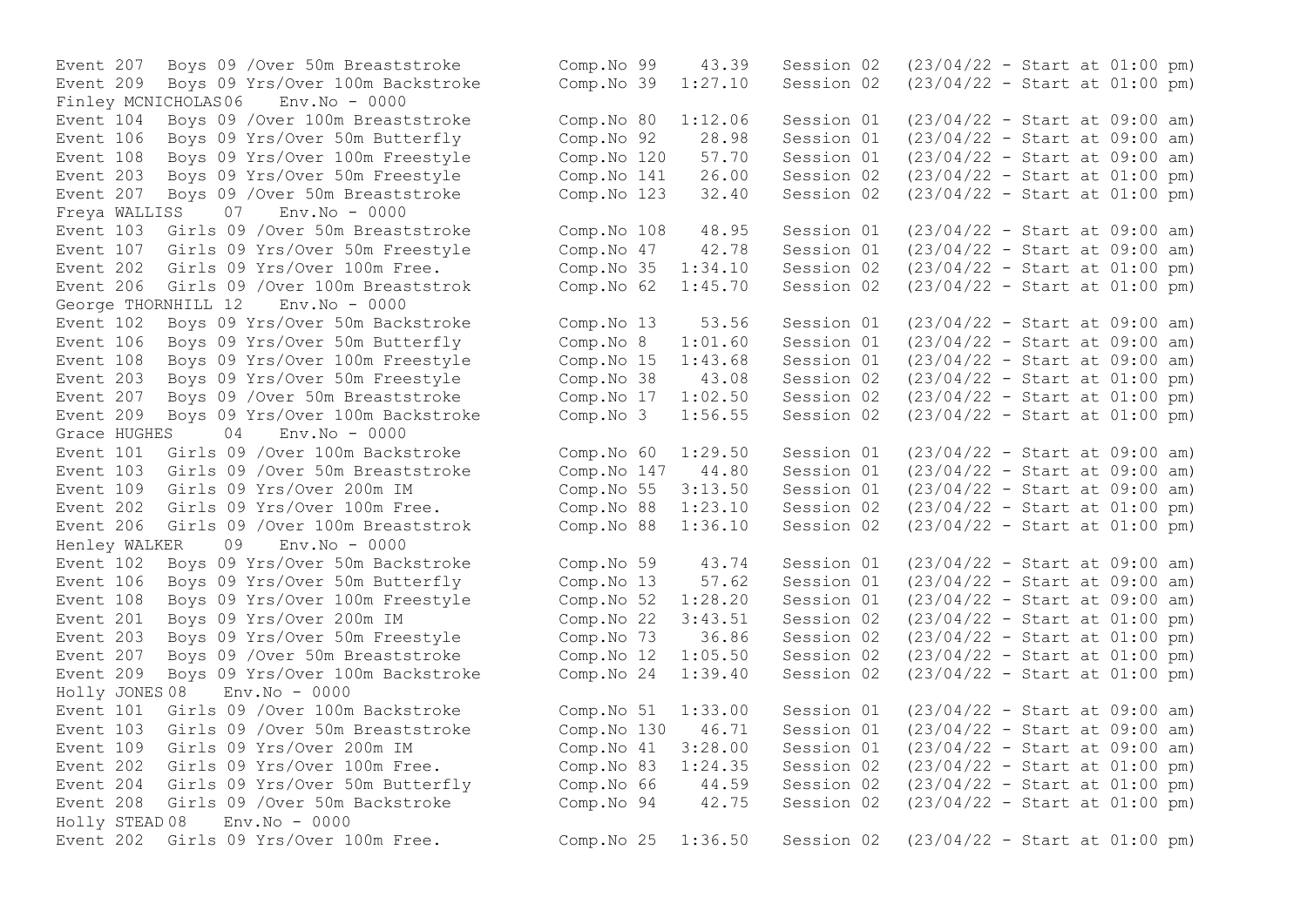```
Event 207  Boys 09 /Over 50m Breaststroke         Comp.No 99    43.39   Session 02  (23/04/22 - Start at 01:00 pm)
Event 209  Boys 09 Yrs/Over 100m Backstroke       Comp.No 39  1:27.10   Session 02  (23/04/22 - Start at 01:00 pm)
Finley MCNICHOLAS06   Env.No - 0000
Event 104  Boys 09 /Over 100m Breaststroke        Comp.No 80  1:12.06   Session 01  (23/04/22 - Start at 09:00 am)
Event 106  Boys 09 Yrs/Over 50m Butterfly         Comp.No 92    28.98   Session 01  (23/04/22 - Start at 09:00 am)
Event 108  Boys 09 Yrs/Over 100m Freestyle        Comp.No 120   57.70   Session 01  (23/04/22 - Start at 09:00 am)
Event 203  Boys 09 Yrs/Over 50m Freestyle         Comp.No 141   26.00   Session 02  (23/04/22 - Start at 01:00 pm)
Event 207  Boys 09 /Over 50m Breaststroke         Comp.No 123   32.40   Session 02  (23/04/22 - Start at 01:00 pm)
Freya WALLISS    07   Env.No - 0000
Event 103  Girls 09 /Over 50m Breaststroke        Comp.No 108   48.95   Session 01  (23/04/22 - Start at 09:00 am)
Event 107  Girls 09 Yrs/Over 50m Freestyle        Comp.No 47    42.78   Session 01  (23/04/22 - Start at 09:00 am)
Event 202  Girls 09 Yrs/Over 100m Free.           Comp.No 35  1:34.10   Session 02  (23/04/22 - Start at 01:00 pm)
Event 206  Girls 09 /Over 100m Breaststrok        Comp.No 62  1:45.70   Session 02  (23/04/22 - Start at 01:00 pm)
George THORNHILL 12   Env.No - 0000
Event 102  Boys 09 Yrs/Over 50m Backstroke        Comp.No 13    53.56   Session 01  (23/04/22 - Start at 09:00 am)
Event 106  Boys 09 Yrs/Over 50m Butterfly         Comp.No 8   1:01.60   Session 01  (23/04/22 - Start at 09:00 am)
Event 108  Boys 09 Yrs/Over 100m Freestyle        Comp.No 15  1:43.68   Session 01  (23/04/22 - Start at 09:00 am)
Event 203  Boys 09 Yrs/Over 50m Freestyle         Comp.No 38    43.08   Session 02  (23/04/22 - Start at 01:00 pm)
Event 207  Boys 09 /Over 50m Breaststroke         Comp.No 17  1:02.50   Session 02  (23/04/22 - Start at 01:00 pm)
Event 209  Boys 09 Yrs/Over 100m Backstroke       Comp.No 3   1:56.55   Session 02  (23/04/22 - Start at 01:00 pm)
Grace HUGHES     04   Env.No - 0000
Event 101  Girls 09 /Over 100m Backstroke         Comp.No 60  1:29.50   Session 01  (23/04/22 - Start at 09:00 am)
Event 103  Girls 09 /Over 50m Breaststroke        Comp.No 147   44.80   Session 01  (23/04/22 - Start at 09:00 am)
Event 109  Girls 09 Yrs/Over 200m IM              Comp.No 55  3:13.50   Session 01  (23/04/22 - Start at 09:00 am)
Event 202  Girls 09 Yrs/Over 100m Free.           Comp.No 88  1:23.10   Session 02  (23/04/22 - Start at 01:00 pm)
Event 206  Girls 09 /Over 100m Breaststrok        Comp.No 88  1:36.10   Session 02  (23/04/22 - Start at 01:00 pm)
Henley WALKER    09   Env.No - 0000
Event 102  Boys 09 Yrs/Over 50m Backstroke        Comp.No 59    43.74   Session 01  (23/04/22 - Start at 09:00 am)
Event 106  Boys 09 Yrs/Over 50m Butterfly         Comp.No 13    57.62   Session 01  (23/04/22 - Start at 09:00 am)
Event 108  Boys 09 Yrs/Over 100m Freestyle        Comp.No 52  1:28.20   Session 01  (23/04/22 - Start at 09:00 am)
Event 201  Boys 09 Yrs/Over 200m IM               Comp.No 22  3:43.51   Session 02  (23/04/22 - Start at 01:00 pm)
Event 203  Boys 09 Yrs/Over 50m Freestyle         Comp.No 73    36.86   Session 02  (23/04/22 - Start at 01:00 pm)
Event 207  Boys 09 /Over 50m Breaststroke         Comp.No 12  1:05.50   Session 02  (23/04/22 - Start at 01:00 pm)
Event 209  Boys 09 Yrs/Over 100m Backstroke       Comp.No 24  1:39.40   Session 02  (23/04/22 - Start at 01:00 pm)
Holly JONES 08    Env.No - 0000
Event 101  Girls 09 /Over 100m Backstroke         Comp.No 51  1:33.00   Session 01  (23/04/22 - Start at 09:00 am)
Event 103  Girls 09 /Over 50m Breaststroke        Comp.No 130   46.71   Session 01  (23/04/22 - Start at 09:00 am)
Event 109  Girls 09 Yrs/Over 200m IM              Comp.No 41  3:28.00   Session 01  (23/04/22 - Start at 09:00 am)
Event 202  Girls 09 Yrs/Over 100m Free.           Comp.No 83  1:24.35   Session 02  (23/04/22 - Start at 01:00 pm)
Event 204  Girls 09 Yrs/Over 50m Butterfly        Comp.No 66    44.59   Session 02  (23/04/22 - Start at 01:00 pm)
Event 208  Girls 09 /Over 50m Backstroke          Comp.No 94    42.75   Session 02  (23/04/22 - Start at 01:00 pm)
Holly STEAD 08    Env.No - 0000
Event 202  Girls 09 Yrs/Over 100m Free.           Comp.No 25  1:36.50   Session 02  (23/04/22 - Start at 01:00 pm)
```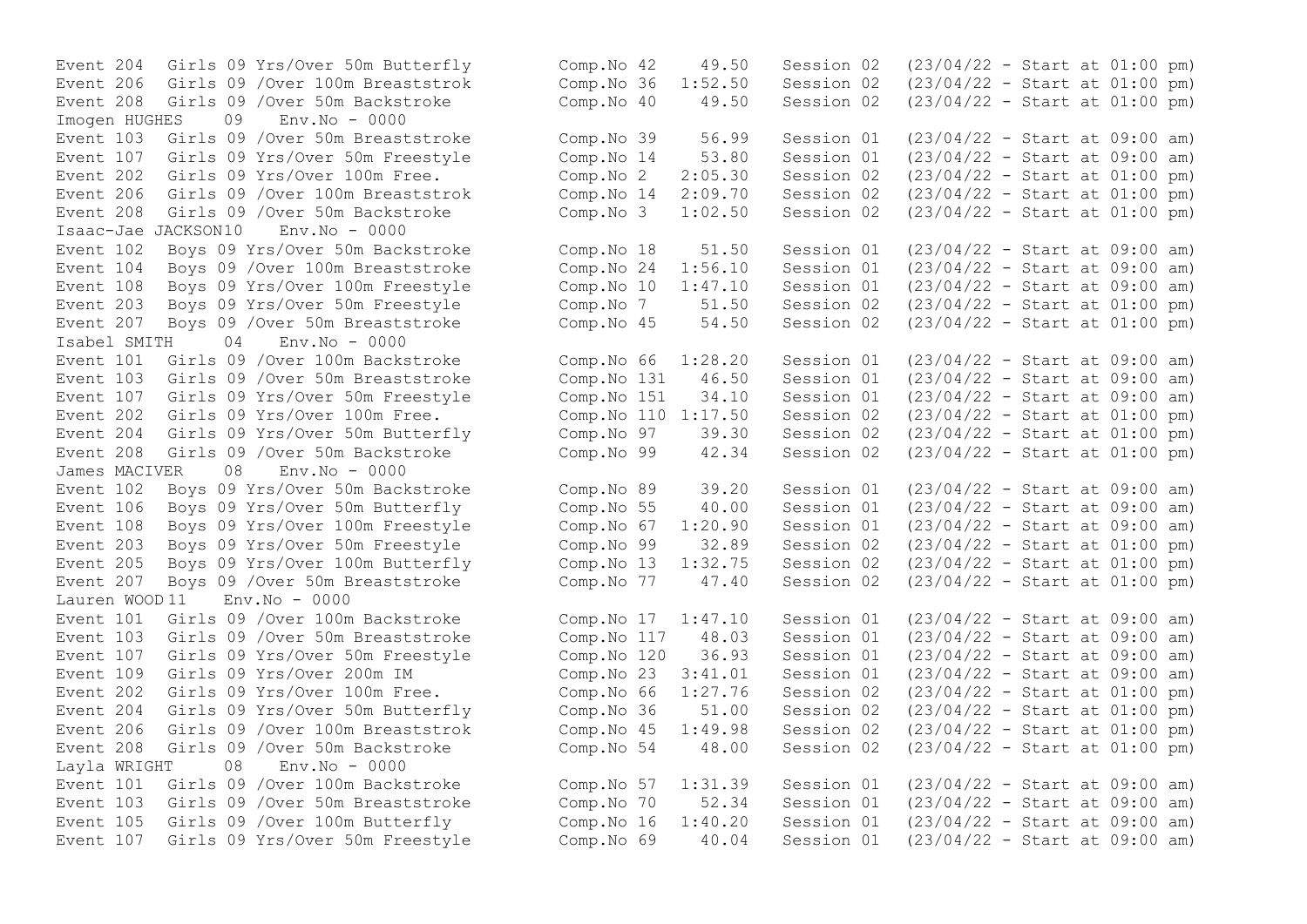```
Event 204  Girls 09 Yrs/Over 50m Butterfly         Comp.No 42    49.50   Session 02  (23/04/22 - Start at 01:00 pm)
Event 206  Girls 09 /Over 100m Breaststrok         Comp.No 36  1:52.50   Session 02  (23/04/22 - Start at 01:00 pm)
Event 208  Girls 09 /Over 50m Backstroke           Comp.No 40    49.50   Session 02  (23/04/22 - Start at 01:00 pm)
Imogen HUGHES    09   Env.No - 0000
Event 103  Girls 09 /Over 50m Breaststroke         Comp.No 39    56.99   Session 01  (23/04/22 - Start at 09:00 am)
Event 107  Girls 09 Yrs/Over 50m Freestyle         Comp.No 14    53.80   Session 01  (23/04/22 - Start at 09:00 am)
Event 202  Girls 09 Yrs/Over 100m Free.            Comp.No 2   2:05.30   Session 02  (23/04/22 - Start at 01:00 pm)
Event 206  Girls 09 /Over 100m Breaststrok         Comp.No 14  2:09.70   Session 02  (23/04/22 - Start at 01:00 pm)
Event 208  Girls 09 /Over 50m Backstroke           Comp.No 3   1:02.50   Session 02  (23/04/22 - Start at 01:00 pm)
Isaac-Jae JACKSON10   Env.No - 0000
Event 102  Boys 09 Yrs/Over 50m Backstroke         Comp.No 18    51.50   Session 01  (23/04/22 - Start at 09:00 am)
Event 104  Boys 09 /Over 100m Breaststroke         Comp.No 24  1:56.10   Session 01  (23/04/22 - Start at 09:00 am)
Event 108  Boys 09 Yrs/Over 100m Freestyle         Comp.No 10  1:47.10   Session 01  (23/04/22 - Start at 09:00 am)
Event 203  Boys 09 Yrs/Over 50m Freestyle          Comp.No 7     51.50   Session 02  (23/04/22 - Start at 01:00 pm)
Event 207  Boys 09 /Over 50m Breaststroke          Comp.No 45    54.50   Session 02  (23/04/22 - Start at 01:00 pm)
Isabel SMITH     04   Env.No - 0000
Event 101  Girls 09 /Over 100m Backstroke          Comp.No 66  1:28.20   Session 01  (23/04/22 - Start at 09:00 am)
Event 103  Girls 09 /Over 50m Breaststroke         Comp.No 131   46.50   Session 01  (23/04/22 - Start at 09:00 am)
Event 107  Girls 09 Yrs/Over 50m Freestyle         Comp.No 151   34.10   Session 01  (23/04/22 - Start at 09:00 am)
Event 202  Girls 09 Yrs/Over 100m Free.            Comp.No 110 1:17.50   Session 02  (23/04/22 - Start at 01:00 pm)
Event 204  Girls 09 Yrs/Over 50m Butterfly         Comp.No 97    39.30   Session 02  (23/04/22 - Start at 01:00 pm)
Event 208  Girls 09 /Over 50m Backstroke           Comp.No 99    42.34   Session 02  (23/04/22 - Start at 01:00 pm)
James MACIVER    08   Env.No - 0000
Event 102  Boys 09 Yrs/Over 50m Backstroke         Comp.No 89    39.20   Session 01  (23/04/22 - Start at 09:00 am)
Event 106  Boys 09 Yrs/Over 50m Butterfly          Comp.No 55    40.00   Session 01  (23/04/22 - Start at 09:00 am)
Event 108  Boys 09 Yrs/Over 100m Freestyle         Comp.No 67  1:20.90   Session 01  (23/04/22 - Start at 09:00 am)
Event 203  Boys 09 Yrs/Over 50m Freestyle          Comp.No 99    32.89   Session 02  (23/04/22 - Start at 01:00 pm)
Event 205  Boys 09 Yrs/Over 100m Butterfly         Comp.No 13  1:32.75   Session 02  (23/04/22 - Start at 01:00 pm)
Event 207  Boys 09 /Over 50m Breaststroke          Comp.No 77    47.40   Session 02  (23/04/22 - Start at 01:00 pm)
Lauren WOOD 11   Env.No - 0000
Event 101  Girls 09 /Over 100m Backstroke          Comp.No 17  1:47.10   Session 01  (23/04/22 - Start at 09:00 am)
Event 103  Girls 09 /Over 50m Breaststroke         Comp.No 117   48.03   Session 01  (23/04/22 - Start at 09:00 am)
Event 107  Girls 09 Yrs/Over 50m Freestyle         Comp.No 120   36.93   Session 01  (23/04/22 - Start at 09:00 am)
Event 109  Girls 09 Yrs/Over 200m IM               Comp.No 23  3:41.01   Session 01  (23/04/22 - Start at 09:00 am)
Event 202  Girls 09 Yrs/Over 100m Free.            Comp.No 66  1:27.76   Session 02  (23/04/22 - Start at 01:00 pm)
Event 204  Girls 09 Yrs/Over 50m Butterfly         Comp.No 36    51.00   Session 02  (23/04/22 - Start at 01:00 pm)
Event 206  Girls 09 /Over 100m Breaststrok         Comp.No 45  1:49.98   Session 02  (23/04/22 - Start at 01:00 pm)
Event 208  Girls 09 /Over 50m Backstroke           Comp.No 54    48.00   Session 02  (23/04/22 - Start at 01:00 pm)
Layla WRIGHT     08   Env.No - 0000
Event 101  Girls 09 /Over 100m Backstroke          Comp.No 57  1:31.39   Session 01  (23/04/22 - Start at 09:00 am)
Event 103  Girls 09 /Over 50m Breaststroke         Comp.No 70    52.34   Session 01  (23/04/22 - Start at 09:00 am)
Event 105  Girls 09 /Over 100m Butterfly           Comp.No 16  1:40.20   Session 01  (23/04/22 - Start at 09:00 am)
Event 107  Girls 09 Yrs/Over 50m Freestyle         Comp.No 69    40.04   Session 01  (23/04/22 - Start at 09:00 am)
```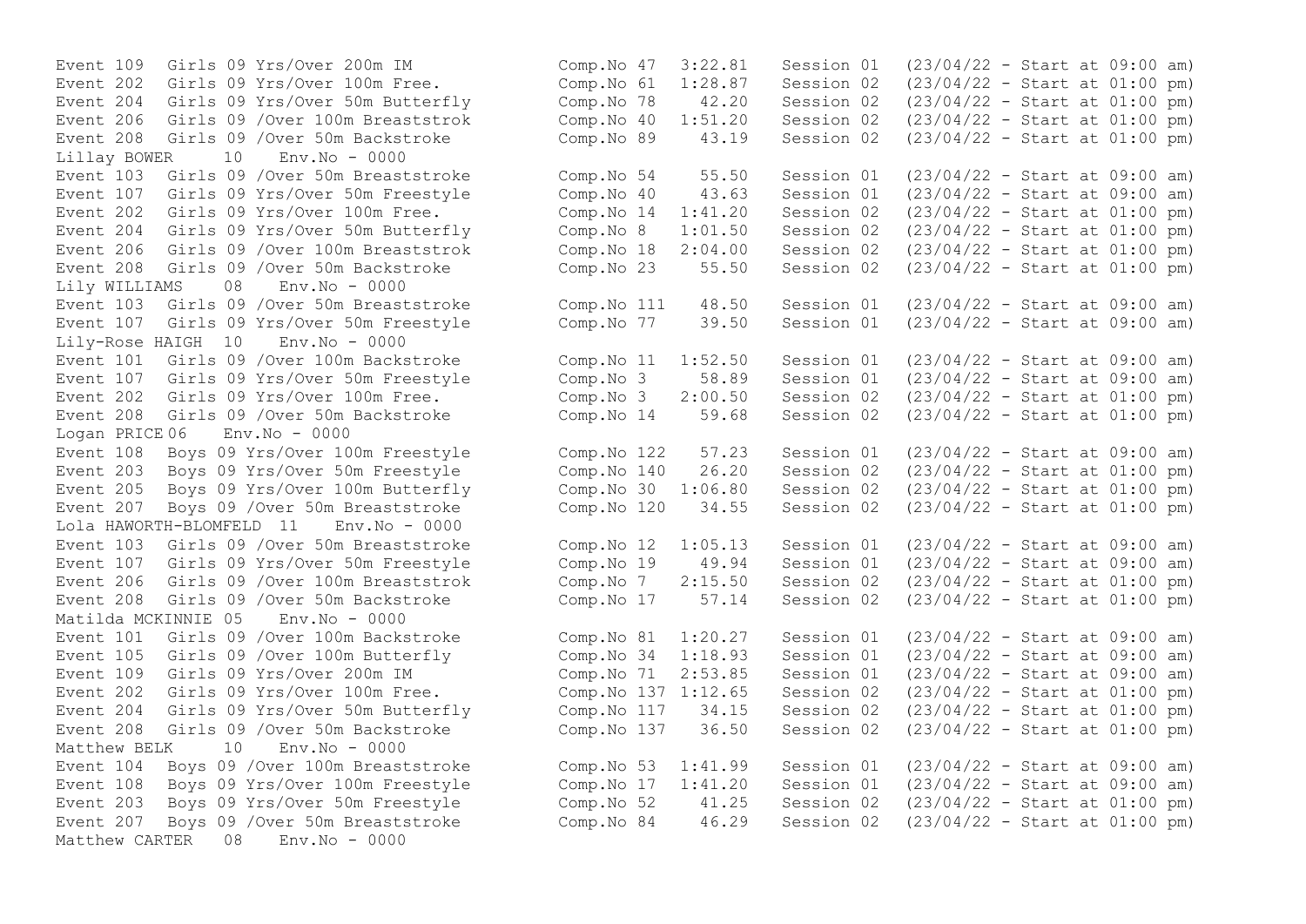```
Event 109  Girls 09 Yrs/Over 200m IM             Comp.No 47  3:22.81   Session 01  (23/04/22 - Start at 09:00 am)
Event 202  Girls 09 Yrs/Over 100m Free.          Comp.No 61  1:28.87   Session 02  (23/04/22 - Start at 01:00 pm)
Event 204  Girls 09 Yrs/Over 50m Butterfly       Comp.No 78    42.20   Session 02  (23/04/22 - Start at 01:00 pm)
Event 206  Girls 09 /Over 100m Breaststrok       Comp.No 40  1:51.20   Session 02  (23/04/22 - Start at 01:00 pm)
Event 208  Girls 09 /Over 50m Backstroke         Comp.No 89    43.19   Session 02  (23/04/22 - Start at 01:00 pm)
Lillay BOWER     10   Env.No - 0000
Event 103  Girls 09 /Over 50m Breaststroke       Comp.No 54    55.50   Session 01  (23/04/22 - Start at 09:00 am)
Event 107  Girls 09 Yrs/Over 50m Freestyle       Comp.No 40    43.63   Session 01  (23/04/22 - Start at 09:00 am)
Event 202  Girls 09 Yrs/Over 100m Free.          Comp.No 14  1:41.20   Session 02  (23/04/22 - Start at 01:00 pm)
Event 204  Girls 09 Yrs/Over 50m Butterfly       Comp.No 8   1:01.50   Session 02  (23/04/22 - Start at 01:00 pm)
Event 206  Girls 09 /Over 100m Breaststrok       Comp.No 18  2:04.00   Session 02  (23/04/22 - Start at 01:00 pm)
Event 208  Girls 09 /Over 50m Backstroke         Comp.No 23    55.50   Session 02  (23/04/22 - Start at 01:00 pm)
Lily WILLIAMS    08   Env.No - 0000
Event 103  Girls 09 /Over 50m Breaststroke       Comp.No 111   48.50   Session 01  (23/04/22 - Start at 09:00 am)
Event 107  Girls 09 Yrs/Over 50m Freestyle       Comp.No 77    39.50   Session 01  (23/04/22 - Start at 09:00 am)
Lily-Rose HAIGH  10   Env.No - 0000
Event 101  Girls 09 /Over 100m Backstroke        Comp.No 11  1:52.50   Session 01  (23/04/22 - Start at 09:00 am)
Event 107  Girls 09 Yrs/Over 50m Freestyle       Comp.No 3     58.89   Session 01  (23/04/22 - Start at 09:00 am)
Event 202  Girls 09 Yrs/Over 100m Free.          Comp.No 3   2:00.50   Session 02  (23/04/22 - Start at 01:00 pm)
Event 208  Girls 09 /Over 50m Backstroke         Comp.No 14    59.68   Session 02  (23/04/22 - Start at 01:00 pm)
Logan PRICE 06    Env.No - 0000
Event 108  Boys 09 Yrs/Over 100m Freestyle       Comp.No 122   57.23   Session 01  (23/04/22 - Start at 09:00 am)
Event 203  Boys 09 Yrs/Over 50m Freestyle        Comp.No 140   26.20   Session 02  (23/04/22 - Start at 01:00 pm)
Event 205  Boys 09 Yrs/Over 100m Butterfly       Comp.No 30  1:06.80   Session 02  (23/04/22 - Start at 01:00 pm)
Event 207  Boys 09 /Over 50m Breaststroke        Comp.No 120   34.55   Session 02  (23/04/22 - Start at 01:00 pm)
Lola HAWORTH-BLOMFELD 11   Env.No - 0000
Event 103  Girls 09 /Over 50m Breaststroke       Comp.No 12  1:05.13   Session 01  (23/04/22 - Start at 09:00 am)
Event 107  Girls 09 Yrs/Over 50m Freestyle       Comp.No 19    49.94   Session 01  (23/04/22 - Start at 09:00 am)
Event 206  Girls 09 /Over 100m Breaststrok       Comp.No 7   2:15.50   Session 02  (23/04/22 - Start at 01:00 pm)
Event 208  Girls 09 /Over 50m Backstroke         Comp.No 17    57.14   Session 02  (23/04/22 - Start at 01:00 pm)
Matilda MCKINNIE 05   Env.No - 0000
Event 101  Girls 09 /Over 100m Backstroke        Comp.No 81  1:20.27   Session 01  (23/04/22 - Start at 09:00 am)
Event 105  Girls 09 /Over 100m Butterfly         Comp.No 34  1:18.93   Session 01  (23/04/22 - Start at 09:00 am)
Event 109  Girls 09 Yrs/Over 200m IM             Comp.No 71  2:53.85   Session 01  (23/04/22 - Start at 09:00 am)
Event 202  Girls 09 Yrs/Over 100m Free.          Comp.No 137 1:12.65   Session 02  (23/04/22 - Start at 01:00 pm)
Event 204  Girls 09 Yrs/Over 50m Butterfly       Comp.No 117   34.15   Session 02  (23/04/22 - Start at 01:00 pm)
Event 208  Girls 09 /Over 50m Backstroke         Comp.No 137   36.50   Session 02  (23/04/22 - Start at 01:00 pm)
Matthew BELK     10   Env.No - 0000
Event 104  Boys 09 /Over 100m Breaststroke       Comp.No 53  1:41.99   Session 01  (23/04/22 - Start at 09:00 am)
Event 108  Boys 09 Yrs/Over 100m Freestyle       Comp.No 17  1:41.20   Session 01  (23/04/22 - Start at 09:00 am)
Event 203  Boys 09 Yrs/Over 50m Freestyle        Comp.No 52    41.25   Session 02  (23/04/22 - Start at 01:00 pm)
Event 207  Boys 09 /Over 50m Breaststroke        Comp.No 84    46.29   Session 02  (23/04/22 - Start at 01:00 pm)
Matthew CARTER   08   Env.No - 0000
```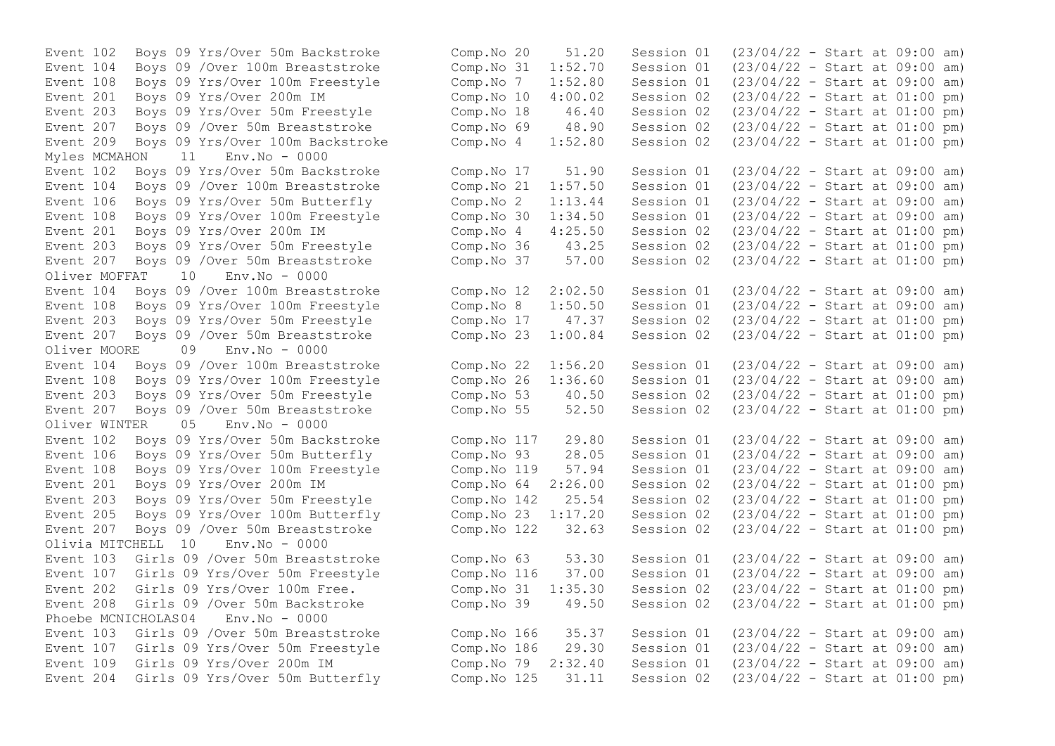```
Event 102  Boys 09 Yrs/Over 50m Backstroke      Comp.No 20    51.20   Session 01  (23/04/22 - Start at 09:00 am)
Event 104  Boys 09 /Over 100m Breaststroke      Comp.No 31  1:52.70   Session 01  (23/04/22 - Start at 09:00 am)
Event 108  Boys 09 Yrs/Over 100m Freestyle      Comp.No 7   1:52.80   Session 01  (23/04/22 - Start at 09:00 am)
Event 201  Boys 09 Yrs/Over 200m IM             Comp.No 10  4:00.02   Session 02  (23/04/22 - Start at 01:00 pm)
Event 203  Boys 09 Yrs/Over 50m Freestyle       Comp.No 18    46.40   Session 02  (23/04/22 - Start at 01:00 pm)
Event 207  Boys 09 /Over 50m Breaststroke       Comp.No 69    48.90   Session 02  (23/04/22 - Start at 01:00 pm)
Event 209  Boys 09 Yrs/Over 100m Backstroke     Comp.No 4   1:52.80   Session 02  (23/04/22 - Start at 01:00 pm)
Myles MCMAHON    11   Env.No - 0000
Event 102  Boys 09 Yrs/Over 50m Backstroke      Comp.No 17    51.90   Session 01  (23/04/22 - Start at 09:00 am)
Event 104  Boys 09 /Over 100m Breaststroke      Comp.No 21  1:57.50   Session 01  (23/04/22 - Start at 09:00 am)
Event 106  Boys 09 Yrs/Over 50m Butterfly       Comp.No 2   1:13.44   Session 01  (23/04/22 - Start at 09:00 am)
Event 108  Boys 09 Yrs/Over 100m Freestyle      Comp.No 30  1:34.50   Session 01  (23/04/22 - Start at 09:00 am)
Event 201  Boys 09 Yrs/Over 200m IM             Comp.No 4   4:25.50   Session 02  (23/04/22 - Start at 01:00 pm)
Event 203  Boys 09 Yrs/Over 50m Freestyle       Comp.No 36    43.25   Session 02  (23/04/22 - Start at 01:00 pm)
Event 207  Boys 09 /Over 50m Breaststroke       Comp.No 37    57.00   Session 02  (23/04/22 - Start at 01:00 pm)
Oliver MOFFAT    10   Env.No - 0000
Event 104  Boys 09 /Over 100m Breaststroke      Comp.No 12  2:02.50   Session 01  (23/04/22 - Start at 09:00 am)
Event 108  Boys 09 Yrs/Over 100m Freestyle      Comp.No 8   1:50.50   Session 01  (23/04/22 - Start at 09:00 am)
Event 203  Boys 09 Yrs/Over 50m Freestyle       Comp.No 17    47.37   Session 02  (23/04/22 - Start at 01:00 pm)
Event 207  Boys 09 /Over 50m Breaststroke       Comp.No 23  1:00.84   Session 02  (23/04/22 - Start at 01:00 pm)
Oliver MOORE     09   Env.No - 0000
Event 104  Boys 09 /Over 100m Breaststroke      Comp.No 22  1:56.20   Session 01  (23/04/22 - Start at 09:00 am)
Event 108  Boys 09 Yrs/Over 100m Freestyle      Comp.No 26  1:36.60   Session 01  (23/04/22 - Start at 09:00 am)
Event 203  Boys 09 Yrs/Over 50m Freestyle       Comp.No 53    40.50   Session 02  (23/04/22 - Start at 01:00 pm)
Event 207  Boys 09 /Over 50m Breaststroke       Comp.No 55    52.50   Session 02  (23/04/22 - Start at 01:00 pm)
Oliver WINTER    05   Env.No - 0000
Event 102  Boys 09 Yrs/Over 50m Backstroke      Comp.No 117   29.80   Session 01  (23/04/22 - Start at 09:00 am)
Event 106  Boys 09 Yrs/Over 50m Butterfly       Comp.No 93    28.05   Session 01  (23/04/22 - Start at 09:00 am)
Event 108  Boys 09 Yrs/Over 100m Freestyle      Comp.No 119   57.94   Session 01  (23/04/22 - Start at 09:00 am)
Event 201  Boys 09 Yrs/Over 200m IM             Comp.No 64  2:26.00   Session 02  (23/04/22 - Start at 01:00 pm)
Event 203  Boys 09 Yrs/Over 50m Freestyle       Comp.No 142   25.54   Session 02  (23/04/22 - Start at 01:00 pm)
Event 205  Boys 09 Yrs/Over 100m Butterfly      Comp.No 23  1:17.20   Session 02  (23/04/22 - Start at 01:00 pm)
Event 207  Boys 09 /Over 50m Breaststroke       Comp.No 122   32.63   Session 02  (23/04/22 - Start at 01:00 pm)
Olivia MITCHELL  10   Env.No - 0000
Event 103  Girls 09 /Over 50m Breaststroke      Comp.No 63    53.30   Session 01  (23/04/22 - Start at 09:00 am)
Event 107  Girls 09 Yrs/Over 50m Freestyle      Comp.No 116   37.00   Session 01  (23/04/22 - Start at 09:00 am)
Event 202  Girls 09 Yrs/Over 100m Free.         Comp.No 31  1:35.30   Session 02  (23/04/22 - Start at 01:00 pm)
Event 208  Girls 09 /Over 50m Backstroke        Comp.No 39    49.50   Session 02  (23/04/22 - Start at 01:00 pm)
Phoebe MCNICHOLAS04   Env.No - 0000
Event 103  Girls 09 /Over 50m Breaststroke      Comp.No 166   35.37   Session 01  (23/04/22 - Start at 09:00 am)
Event 107  Girls 09 Yrs/Over 50m Freestyle      Comp.No 186   29.30   Session 01  (23/04/22 - Start at 09:00 am)
Event 109  Girls 09 Yrs/Over 200m IM            Comp.No 79  2:32.40   Session 01  (23/04/22 - Start at 09:00 am)
Event 204  Girls 09 Yrs/Over 50m Butterfly      Comp.No 125   31.11   Session 02  (23/04/22 - Start at 01:00 pm)
```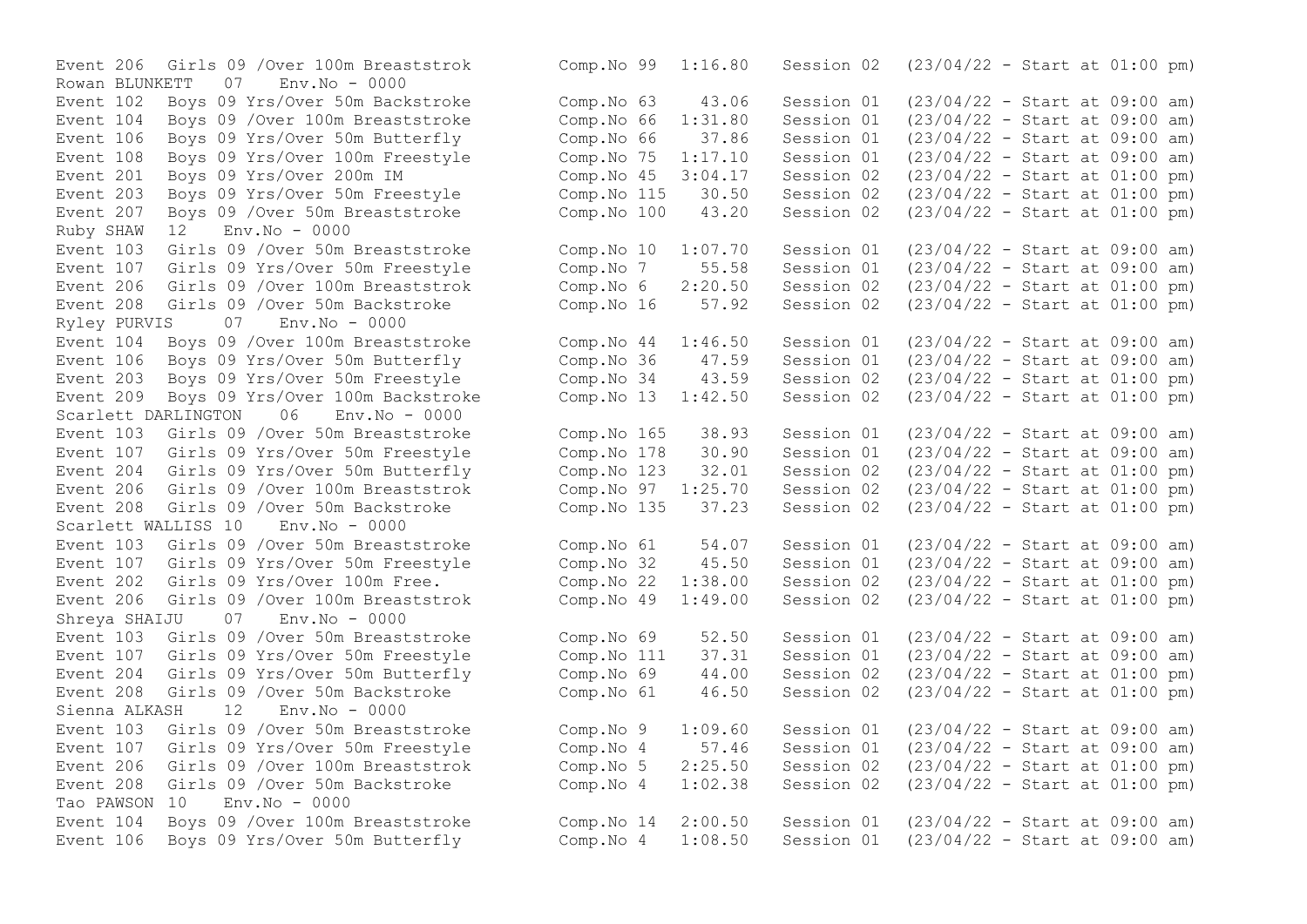```
Event 206  Girls 09 /Over 100m Breaststrok        Comp.No 99  1:16.80    Session 02  (23/04/22 - Start at 01:00 pm)
Rowan BLUNKETT   07    Env.No - 0000
Event 102  Boys 09 Yrs/Over 50m Backstroke        Comp.No 63    43.06    Session 01  (23/04/22 - Start at 09:00 am)
Event 104  Boys 09 /Over 100m Breaststroke        Comp.No 66  1:31.80    Session 01  (23/04/22 - Start at 09:00 am)
Event 106  Boys 09 Yrs/Over 50m Butterfly         Comp.No 66    37.86    Session 01  (23/04/22 - Start at 09:00 am)
Event 108  Boys 09 Yrs/Over 100m Freestyle        Comp.No 75  1:17.10    Session 01  (23/04/22 - Start at 09:00 am)
Event 201  Boys 09 Yrs/Over 200m IM               Comp.No 45  3:04.17    Session 02  (23/04/22 - Start at 01:00 pm)
Event 203  Boys 09 Yrs/Over 50m Freestyle         Comp.No 115   30.50    Session 02  (23/04/22 - Start at 01:00 pm)
Event 207  Boys 09 /Over 50m Breaststroke         Comp.No 100   43.20    Session 02  (23/04/22 - Start at 01:00 pm)
Ruby SHAW  12    Env.No - 0000
Event 103  Girls 09 /Over 50m Breaststroke        Comp.No 10  1:07.70    Session 01  (23/04/22 - Start at 09:00 am)
Event 107  Girls 09 Yrs/Over 50m Freestyle        Comp.No 7     55.58    Session 01  (23/04/22 - Start at 09:00 am)
Event 206  Girls 09 /Over 100m Breaststrok        Comp.No 6   2:20.50    Session 02  (23/04/22 - Start at 01:00 pm)
Event 208  Girls 09 /Over 50m Backstroke          Comp.No 16    57.92    Session 02  (23/04/22 - Start at 01:00 pm)
Ryley PURVIS     07    Env.No - 0000
Event 104  Boys 09 /Over 100m Breaststroke        Comp.No 44  1:46.50    Session 01  (23/04/22 - Start at 09:00 am)
Event 106  Boys 09 Yrs/Over 50m Butterfly         Comp.No 36    47.59    Session 01  (23/04/22 - Start at 09:00 am)
Event 203  Boys 09 Yrs/Over 50m Freestyle         Comp.No 34    43.59    Session 02  (23/04/22 - Start at 01:00 pm)
Event 209  Boys 09 Yrs/Over 100m Backstroke       Comp.No 13  1:42.50    Session 02  (23/04/22 - Start at 01:00 pm)
Scarlett DARLINGTON    06    Env.No - 0000
Event 103  Girls 09 /Over 50m Breaststroke        Comp.No 165   38.93    Session 01  (23/04/22 - Start at 09:00 am)
Event 107  Girls 09 Yrs/Over 50m Freestyle        Comp.No 178   30.90    Session 01  (23/04/22 - Start at 09:00 am)
Event 204  Girls 09 Yrs/Over 50m Butterfly        Comp.No 123   32.01    Session 02  (23/04/22 - Start at 01:00 pm)
Event 206  Girls 09 /Over 100m Breaststroke       Comp.No 97  1:25.70    Session 02  (23/04/22 - Start at 01:00 pm)
Event 208  Girls 09 /Over 50m Backstroke          Comp.No 135   37.23    Session 02  (23/04/22 - Start at 01:00 pm)
Scarlett WALLISS 10    Env.No - 0000
Event 103  Girls 09 /Over 50m Breaststroke        Comp.No 61    54.07    Session 01  (23/04/22 - Start at 09:00 am)
Event 107  Girls 09 Yrs/Over 50m Freestyle        Comp.No 32    45.50    Session 01  (23/04/22 - Start at 09:00 am)
Event 202  Girls 09 Yrs/Over 100m Free.           Comp.No 22  1:38.00    Session 02  (23/04/22 - Start at 01:00 pm)
Event 206  Girls 09 /Over 100m Breaststrok        Comp.No 49  1:49.00    Session 02  (23/04/22 - Start at 01:00 pm)
Shreya SHAIJU    07    Env.No - 0000
Event 103  Girls 09 /Over 50m Breaststroke        Comp.No 69    52.50    Session 01  (23/04/22 - Start at 09:00 am)
Event 107  Girls 09 Yrs/Over 50m Freestyle        Comp.No 111   37.31    Session 01  (23/04/22 - Start at 09:00 am)
Event 204  Girls 09 Yrs/Over 50m Butterfly        Comp.No 69    44.00    Session 02  (23/04/22 - Start at 01:00 pm)
Event 208  Girls 09 /Over 50m Backstroke          Comp.No 61    46.50    Session 02  (23/04/22 - Start at 01:00 pm)
Sienna ALKASH    12    Env.No - 0000
Event 103  Girls 09 /Over 50m Breaststroke        Comp.No 9   1:09.60    Session 01  (23/04/22 - Start at 09:00 am)
Event 107  Girls 09 Yrs/Over 50m Freestyle        Comp.No 4     57.46    Session 01  (23/04/22 - Start at 09:00 am)
Event 206  Girls 09 /Over 100m Breaststrok        Comp.No 5   2:25.50    Session 02  (23/04/22 - Start at 01:00 pm)
Event 208  Girls 09 /Over 50m Backstroke          Comp.No 4   1:02.38    Session 02  (23/04/22 - Start at 01:00 pm)
Tao PAWSON  10    Env.No - 0000
Event 104  Boys 09 /Over 100m Breaststroke        Comp.No 14  2:00.50    Session 01  (23/04/22 - Start at 09:00 am)
Event 106  Boys 09 Yrs/Over 50m Butterfly         Comp.No 4   1:08.50    Session 01  (23/04/22 - Start at 09:00 am)
```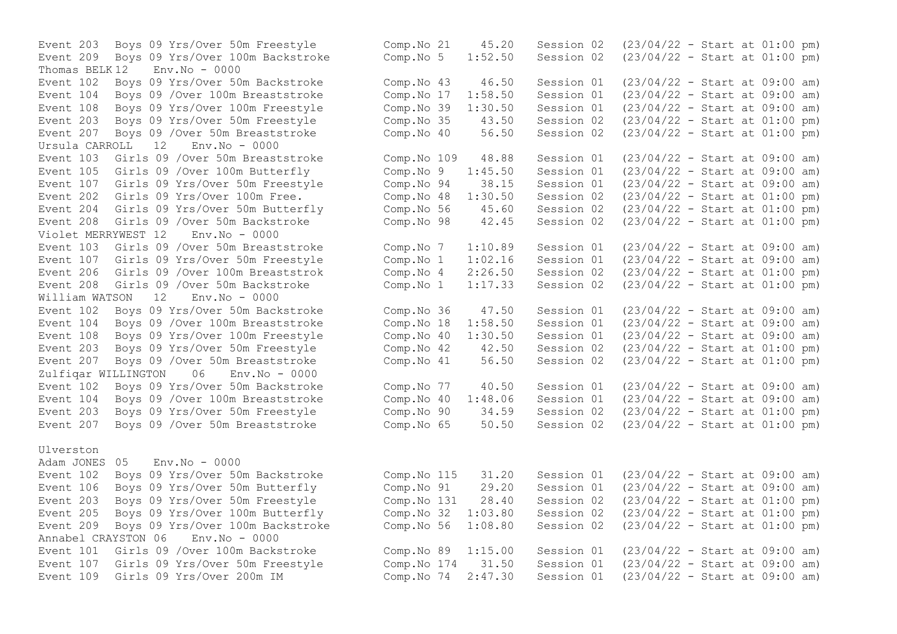```
Event 203  Boys 09 Yrs/Over 50m Freestyle        Comp.No 21    45.20   Session 02  (23/04/22 - Start at 01:00 pm)
Event 209  Boys 09 Yrs/Over 100m Backstroke      Comp.No 5   1:52.50   Session 02  (23/04/22 - Start at 01:00 pm)
Thomas BELK 12   Env.No - 0000
Event 102  Boys 09 Yrs/Over 50m Backstroke       Comp.No 43    46.50   Session 01  (23/04/22 - Start at 09:00 am)
Event 104  Boys 09 /Over 100m Breaststroke       Comp.No 17  1:58.50   Session 01  (23/04/22 - Start at 09:00 am)
Event 108  Boys 09 Yrs/Over 100m Freestyle       Comp.No 39  1:30.50   Session 01  (23/04/22 - Start at 09:00 am)
Event 203  Boys 09 Yrs/Over 50m Freestyle        Comp.No 35    43.50   Session 02  (23/04/22 - Start at 01:00 pm)
Event 207  Boys 09 /Over 50m Breaststroke        Comp.No 40    56.50   Session 02  (23/04/22 - Start at 01:00 pm)
Ursula CARROLL   12   Env.No - 0000
Event 103  Girls 09 /Over 50m Breaststroke       Comp.No 109   48.88   Session 01  (23/04/22 - Start at 09:00 am)
Event 105  Girls 09 /Over 100m Butterfly         Comp.No 9   1:45.50   Session 01  (23/04/22 - Start at 09:00 am)
Event 107  Girls 09 Yrs/Over 50m Freestyle       Comp.No 94    38.15   Session 01  (23/04/22 - Start at 09:00 am)
Event 202  Girls 09 Yrs/Over 100m Free.          Comp.No 48  1:30.50   Session 02  (23/04/22 - Start at 01:00 pm)
Event 204  Girls 09 Yrs/Over 50m Butterfly       Comp.No 56    45.60   Session 02  (23/04/22 - Start at 01:00 pm)
Event 208  Girls 09 /Over 50m Backstroke         Comp.No 98    42.45   Session 02  (23/04/22 - Start at 01:00 pm)
Violet MERRYWEST 12   Env.No - 0000
Event 103  Girls 09 /Over 50m Breaststroke       Comp.No 7   1:10.89   Session 01  (23/04/22 - Start at 09:00 am)
Event 107  Girls 09 Yrs/Over 50m Freestyle       Comp.No 1   1:02.16   Session 01  (23/04/22 - Start at 09:00 am)
Event 206  Girls 09 /Over 100m Breaststrok       Comp.No 4   2:26.50   Session 02  (23/04/22 - Start at 01:00 pm)
Event 208  Girls 09 /Over 50m Backstroke         Comp.No 1   1:17.33   Session 02  (23/04/22 - Start at 01:00 pm)
William WATSON   12   Env.No - 0000
Event 102  Boys 09 Yrs/Over 50m Backstroke       Comp.No 36    47.50   Session 01  (23/04/22 - Start at 09:00 am)
Event 104  Boys 09 /Over 100m Breaststroke       Comp.No 18  1:58.50   Session 01  (23/04/22 - Start at 09:00 am)
Event 108  Boys 09 Yrs/Over 100m Freestyle       Comp.No 40  1:30.50   Session 01  (23/04/22 - Start at 09:00 am)
Event 203  Boys 09 Yrs/Over 50m Freestyle        Comp.No 42    42.50   Session 02  (23/04/22 - Start at 01:00 pm)
Event 207  Boys 09 /Over 50m Breaststroke        Comp.No 41    56.50   Session 02  (23/04/22 - Start at 01:00 pm)
Zulfiqar WILLINGTON   06   Env.No - 0000
Event 102  Boys 09 Yrs/Over 50m Backstroke       Comp.No 77    40.50   Session 01  (23/04/22 - Start at 09:00 am)
Event 104  Boys 09 /Over 100m Breaststroke       Comp.No 40  1:48.06   Session 01  (23/04/22 - Start at 09:00 am)
Event 203  Boys 09 Yrs/Over 50m Freestyle        Comp.No 90    34.59   Session 02  (23/04/22 - Start at 01:00 pm)
Event 207  Boys 09 /Over 50m Breaststroke        Comp.No 65    50.50   Session 02  (23/04/22 - Start at 01:00 pm)

Ulverston
Adam JONES 05   Env.No - 0000
Event 102  Boys 09 Yrs/Over 50m Backstroke       Comp.No 115   31.20   Session 01  (23/04/22 - Start at 09:00 am)
Event 106  Boys 09 Yrs/Over 50m Butterfly        Comp.No 91    29.20   Session 01  (23/04/22 - Start at 09:00 am)
Event 203  Boys 09 Yrs/Over 50m Freestyle        Comp.No 131   28.40   Session 02  (23/04/22 - Start at 01:00 pm)
Event 205  Boys 09 Yrs/Over 100m Butterfly       Comp.No 32  1:03.80   Session 02  (23/04/22 - Start at 01:00 pm)
Event 209  Boys 09 Yrs/Over 100m Backstroke      Comp.No 56  1:08.80   Session 02  (23/04/22 - Start at 01:00 pm)
Annabel CRAYSTON 06   Env.No - 0000
Event 101  Girls 09 /Over 100m Backstroke        Comp.No 89  1:15.00   Session 01  (23/04/22 - Start at 09:00 am)
Event 107  Girls 09 Yrs/Over 50m Freestyle       Comp.No 174   31.50   Session 01  (23/04/22 - Start at 09:00 am)
Event 109  Girls 09 Yrs/Over 200m IM             Comp.No 74  2:47.30   Session 01  (23/04/22 - Start at 09:00 am)
```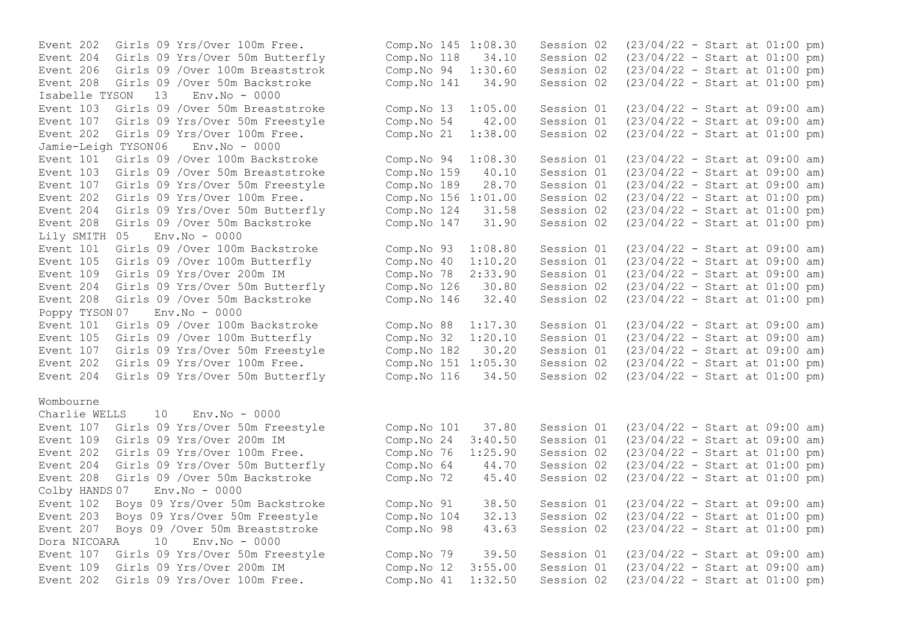```
Event 202  Girls 09 Yrs/Over 100m Free.        Comp.No 145 1:08.30   Session 02  (23/04/22 - Start at 01:00 pm)
Event 204  Girls 09 Yrs/Over 50m Butterfly     Comp.No 118   34.10   Session 02  (23/04/22 - Start at 01:00 pm)
Event 206  Girls 09 /Over 100m Breaststrok     Comp.No 94  1:30.60   Session 02  (23/04/22 - Start at 01:00 pm)
Event 208  Girls 09 /Over 50m Backstroke       Comp.No 141   34.90   Session 02  (23/04/22 - Start at 01:00 pm)
Isabelle TYSON   13   Env.No - 0000
Event 103  Girls 09 /Over 50m Breaststroke     Comp.No 13  1:05.00   Session 01  (23/04/22 - Start at 09:00 am)
Event 107  Girls 09 Yrs/Over 50m Freestyle     Comp.No 54    42.00   Session 01  (23/04/22 - Start at 09:00 am)
Event 202  Girls 09 Yrs/Over 100m Free.        Comp.No 21  1:38.00   Session 02  (23/04/22 - Start at 01:00 pm)
Jamie-Leigh TYSON06   Env.No - 0000
Event 101  Girls 09 /Over 100m Backstroke      Comp.No 94  1:08.30   Session 01  (23/04/22 - Start at 09:00 am)
Event 103  Girls 09 /Over 50m Breaststroke     Comp.No 159   40.10   Session 01  (23/04/22 - Start at 09:00 am)
Event 107  Girls 09 Yrs/Over 50m Freestyle     Comp.No 189   28.70   Session 01  (23/04/22 - Start at 09:00 am)
Event 202  Girls 09 Yrs/Over 100m Free.        Comp.No 156 1:01.00   Session 02  (23/04/22 - Start at 01:00 pm)
Event 204  Girls 09 Yrs/Over 50m Butterfly     Comp.No 124   31.58   Session 02  (23/04/22 - Start at 01:00 pm)
Event 208  Girls 09 /Over 50m Backstroke       Comp.No 147   31.90   Session 02  (23/04/22 - Start at 01:00 pm)
Lily SMITH 05   Env.No - 0000
Event 101  Girls 09 /Over 100m Backstroke      Comp.No 93  1:08.80   Session 01  (23/04/22 - Start at 09:00 am)
Event 105  Girls 09 /Over 100m Butterfly       Comp.No 40  1:10.20   Session 01  (23/04/22 - Start at 09:00 am)
Event 109  Girls 09 Yrs/Over 200m IM           Comp.No 78  2:33.90   Session 01  (23/04/22 - Start at 09:00 am)
Event 204  Girls 09 Yrs/Over 50m Butterfly     Comp.No 126   30.80   Session 02  (23/04/22 - Start at 01:00 pm)
Event 208  Girls 09 /Over 50m Backstroke       Comp.No 146   32.40   Session 02  (23/04/22 - Start at 01:00 pm)
Poppy TYSON 07   Env.No - 0000
Event 101  Girls 09 /Over 100m Backstroke      Comp.No 88  1:17.30   Session 01  (23/04/22 - Start at 09:00 am)
Event 105  Girls 09 /Over 100m Butterfly       Comp.No 32  1:20.10   Session 01  (23/04/22 - Start at 09:00 am)
Event 107  Girls 09 Yrs/Over 50m Freestyle     Comp.No 182   30.20   Session 01  (23/04/22 - Start at 09:00 am)
Event 202  Girls 09 Yrs/Over 100m Free.        Comp.No 151 1:05.30   Session 02  (23/04/22 - Start at 01:00 pm)
Event 204  Girls 09 Yrs/Over 50m Butterfly     Comp.No 116   34.50   Session 02  (23/04/22 - Start at 01:00 pm)

Wombourne
Charlie WELLS    10   Env.No - 0000
Event 107  Girls 09 Yrs/Over 50m Freestyle     Comp.No 101   37.80   Session 01  (23/04/22 - Start at 09:00 am)
Event 109  Girls 09 Yrs/Over 200m IM           Comp.No 24  3:40.50   Session 01  (23/04/22 - Start at 09:00 am)
Event 202  Girls 09 Yrs/Over 100m Free.        Comp.No 76  1:25.90   Session 02  (23/04/22 - Start at 01:00 pm)
Event 204  Girls 09 Yrs/Over 50m Butterfly     Comp.No 64    44.70   Session 02  (23/04/22 - Start at 01:00 pm)
Event 208  Girls 09 /Over 50m Backstroke       Comp.No 72    45.40   Session 02  (23/04/22 - Start at 01:00 pm)
Colby HANDS 07   Env.No - 0000
Event 102  Boys 09 Yrs/Over 50m Backstroke     Comp.No 91    38.50   Session 01  (23/04/22 - Start at 09:00 am)
Event 203  Boys 09 Yrs/Over 50m Freestyle      Comp.No 104   32.13   Session 02  (23/04/22 - Start at 01:00 pm)
Event 207  Boys 09 /Over 50m Breaststroke      Comp.No 98    43.63   Session 02  (23/04/22 - Start at 01:00 pm)
Dora NICOARA     10   Env.No - 0000
Event 107  Girls 09 Yrs/Over 50m Freestyle     Comp.No 79    39.50   Session 01  (23/04/22 - Start at 09:00 am)
Event 109  Girls 09 Yrs/Over 200m IM           Comp.No 12  3:55.00   Session 01  (23/04/22 - Start at 09:00 am)
Event 202  Girls 09 Yrs/Over 100m Free.        Comp.No 41  1:32.50   Session 02  (23/04/22 - Start at 01:00 pm)
```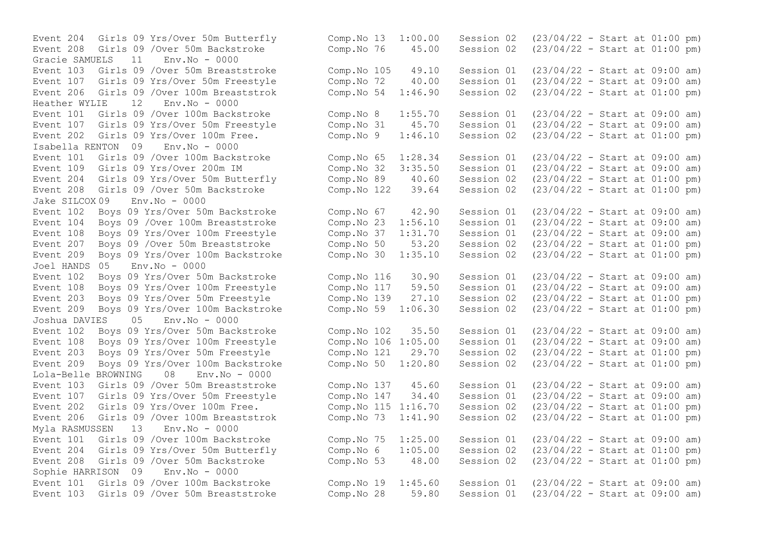```
Event 204  Girls 09 Yrs/Over 50m Butterfly       Comp.No 13  1:00.00   Session 02  (23/04/22 - Start at 01:00 pm)
Event 208  Girls 09 /Over 50m Backstroke         Comp.No 76    45.00   Session 02  (23/04/22 - Start at 01:00 pm)
Gracie SAMUELS   11   Env.No - 0000
Event 103  Girls 09 /Over 50m Breaststroke       Comp.No 105   49.10   Session 01  (23/04/22 - Start at 09:00 am)
Event 107  Girls 09 Yrs/Over 50m Freestyle       Comp.No 72    40.00   Session 01  (23/04/22 - Start at 09:00 am)
Event 206  Girls 09 /Over 100m Breaststrok       Comp.No 54  1:46.90   Session 02  (23/04/22 - Start at 01:00 pm)
Heather WYLIE    12   Env.No - 0000
Event 101  Girls 09 /Over 100m Backstroke        Comp.No 8   1:55.70   Session 01  (23/04/22 - Start at 09:00 am)
Event 107  Girls 09 Yrs/Over 50m Freestyle       Comp.No 31    45.70   Session 01  (23/04/22 - Start at 09:00 am)
Event 202  Girls 09 Yrs/Over 100m Free.          Comp.No 9   1:46.10   Session 02  (23/04/22 - Start at 01:00 pm)
Isabella RENTON  09   Env.No - 0000
Event 101  Girls 09 /Over 100m Backstroke        Comp.No 65  1:28.34   Session 01  (23/04/22 - Start at 09:00 am)
Event 109  Girls 09 Yrs/Over 200m IM             Comp.No 32  3:35.50   Session 01  (23/04/22 - Start at 09:00 am)
Event 204  Girls 09 Yrs/Over 50m Butterfly       Comp.No 89    40.60   Session 02  (23/04/22 - Start at 01:00 pm)
Event 208  Girls 09 /Over 50m Backstroke         Comp.No 122   39.64   Session 02  (23/04/22 - Start at 01:00 pm)
Jake SILCOX 09   Env.No - 0000
Event 102  Boys 09 Yrs/Over 50m Backstroke       Comp.No 67    42.90   Session 01  (23/04/22 - Start at 09:00 am)
Event 104  Boys 09 /Over 100m Breaststroke       Comp.No 23  1:56.10   Session 01  (23/04/22 - Start at 09:00 am)
Event 108  Boys 09 Yrs/Over 100m Freestyle       Comp.No 37  1:31.70   Session 01  (23/04/22 - Start at 09:00 am)
Event 207  Boys 09 /Over 50m Breaststroke        Comp.No 50    53.20   Session 02  (23/04/22 - Start at 01:00 pm)
Event 209  Boys 09 Yrs/Over 100m Backstroke      Comp.No 30  1:35.10   Session 02  (23/04/22 - Start at 01:00 pm)
Joel HANDS  05   Env.No - 0000
Event 102  Boys 09 Yrs/Over 50m Backstroke       Comp.No 116   30.90   Session 01  (23/04/22 - Start at 09:00 am)
Event 108  Boys 09 Yrs/Over 100m Freestyle       Comp.No 117   59.50   Session 01  (23/04/22 - Start at 09:00 am)
Event 203  Boys 09 Yrs/Over 50m Freestyle        Comp.No 139   27.10   Session 02  (23/04/22 - Start at 01:00 pm)
Event 209  Boys 09 Yrs/Over 100m Backstroke      Comp.No 59  1:06.30   Session 02  (23/04/22 - Start at 01:00 pm)
Joshua DAVIES    05   Env.No - 0000
Event 102  Boys 09 Yrs/Over 50m Backstroke       Comp.No 102   35.50   Session 01  (23/04/22 - Start at 09:00 am)
Event 108  Boys 09 Yrs/Over 100m Freestyle       Comp.No 106 1:05.00   Session 01  (23/04/22 - Start at 09:00 am)
Event 203  Boys 09 Yrs/Over 50m Freestyle        Comp.No 121   29.70   Session 02  (23/04/22 - Start at 01:00 pm)
Event 209  Boys 09 Yrs/Over 100m Backstroke      Comp.No 50  1:20.80   Session 02  (23/04/22 - Start at 01:00 pm)
Lola-Belle BROWNING   08   Env.No - 0000
Event 103  Girls 09 /Over 50m Breaststroke       Comp.No 137   45.60   Session 01  (23/04/22 - Start at 09:00 am)
Event 107  Girls 09 Yrs/Over 50m Freestyle       Comp.No 147   34.40   Session 01  (23/04/22 - Start at 09:00 am)
Event 202  Girls 09 Yrs/Over 100m Free.          Comp.No 115 1:16.70   Session 02  (23/04/22 - Start at 01:00 pm)
Event 206  Girls 09 /Over 100m Breaststrok       Comp.No 73  1:41.90   Session 02  (23/04/22 - Start at 01:00 pm)
Myla RASMUSSEN   13   Env.No - 0000
Event 101  Girls 09 /Over 100m Backstroke        Comp.No 75  1:25.00   Session 01  (23/04/22 - Start at 09:00 am)
Event 204  Girls 09 Yrs/Over 50m Butterfly       Comp.No 6   1:05.00   Session 02  (23/04/22 - Start at 01:00 pm)
Event 208  Girls 09 /Over 50m Backstroke         Comp.No 53    48.00   Session 02  (23/04/22 - Start at 01:00 pm)
Sophie HARRISON  09   Env.No - 0000
Event 101  Girls 09 /Over 100m Backstroke        Comp.No 19  1:45.60   Session 01  (23/04/22 - Start at 09:00 am)
Event 103  Girls 09 /Over 50m Breaststroke       Comp.No 28    59.80   Session 01  (23/04/22 - Start at 09:00 am)
```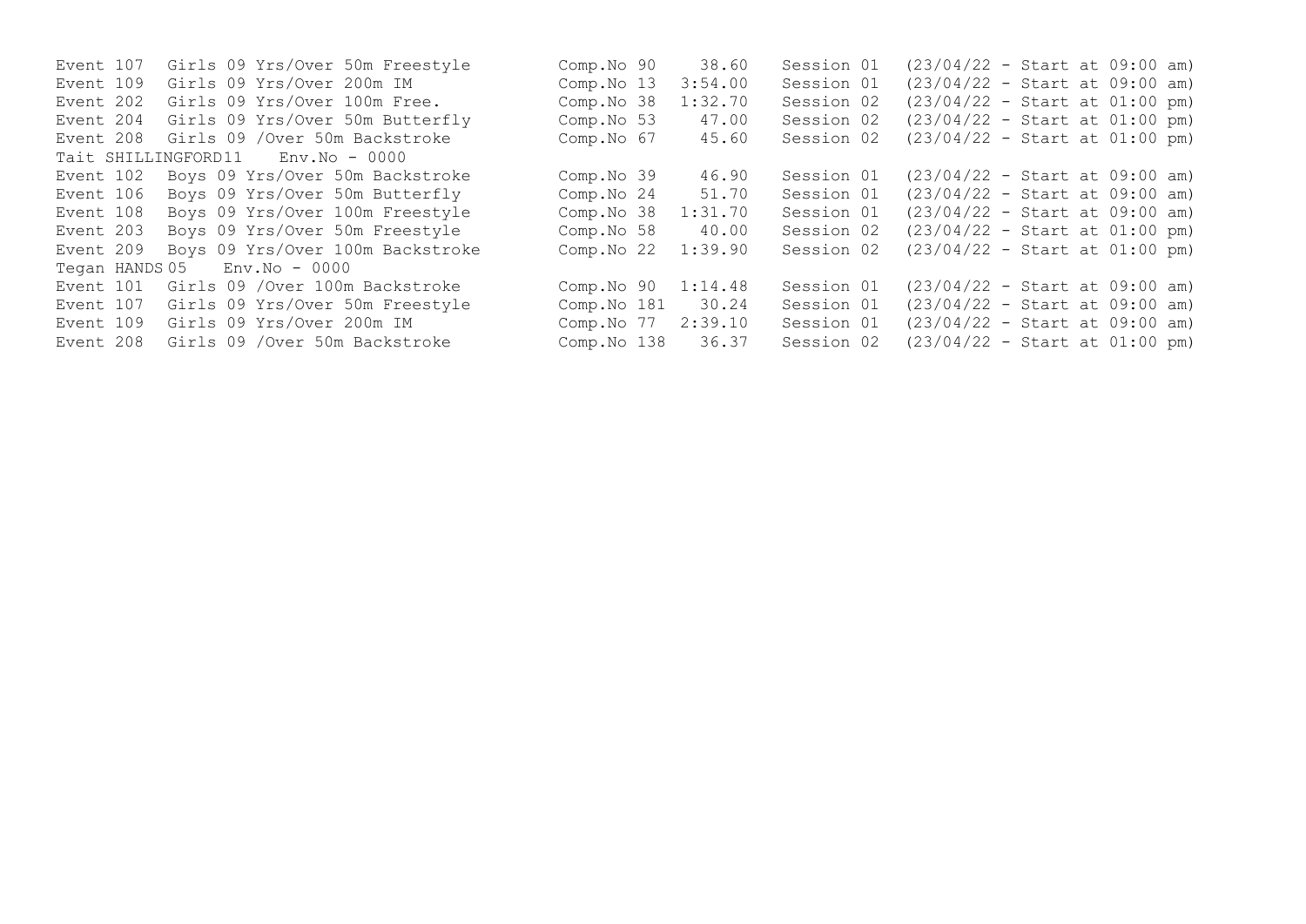| | | | | | |
|---|---|---|---|---|---|
| Event 107 | Girls 09 Yrs/Over 50m Freestyle | Comp.No 90 | 38.60 | Session 01 | (23/04/22 - Start at 09:00 am) |
| Event 109 | Girls 09 Yrs/Over 200m IM | Comp.No 13 | 3:54.00 | Session 01 | (23/04/22 - Start at 09:00 am) |
| Event 202 | Girls 09 Yrs/Over 100m Free. | Comp.No 38 | 1:32.70 | Session 02 | (23/04/22 - Start at 01:00 pm) |
| Event 204 | Girls 09 Yrs/Over 50m Butterfly | Comp.No 53 | 47.00 | Session 02 | (23/04/22 - Start at 01:00 pm) |
| Event 208 | Girls 09 /Over 50m Backstroke | Comp.No 67 | 45.60 | Session 02 | (23/04/22 - Start at 01:00 pm) |
| Tait SHILLINGFORD11 | Env.No - 0000 | | | | |
| Event 102 | Boys 09 Yrs/Over 50m Backstroke | Comp.No 39 | 46.90 | Session 01 | (23/04/22 - Start at 09:00 am) |
| Event 106 | Boys 09 Yrs/Over 50m Butterfly | Comp.No 24 | 51.70 | Session 01 | (23/04/22 - Start at 09:00 am) |
| Event 108 | Boys 09 Yrs/Over 100m Freestyle | Comp.No 38 | 1:31.70 | Session 01 | (23/04/22 - Start at 09:00 am) |
| Event 203 | Boys 09 Yrs/Over 50m Freestyle | Comp.No 58 | 40.00 | Session 02 | (23/04/22 - Start at 01:00 pm) |
| Event 209 | Boys 09 Yrs/Over 100m Backstroke | Comp.No 22 | 1:39.90 | Session 02 | (23/04/22 - Start at 01:00 pm) |
| Tegan HANDS 05 | Env.No - 0000 | | | | |
| Event 101 | Girls 09 /Over 100m Backstroke | Comp.No 90 | 1:14.48 | Session 01 | (23/04/22 - Start at 09:00 am) |
| Event 107 | Girls 09 Yrs/Over 50m Freestyle | Comp.No 181 | 30.24 | Session 01 | (23/04/22 - Start at 09:00 am) |
| Event 109 | Girls 09 Yrs/Over 200m IM | Comp.No 77 | 2:39.10 | Session 01 | (23/04/22 - Start at 09:00 am) |
| Event 208 | Girls 09 /Over 50m Backstroke | Comp.No 138 | 36.37 | Session 02 | (23/04/22 - Start at 01:00 pm) |